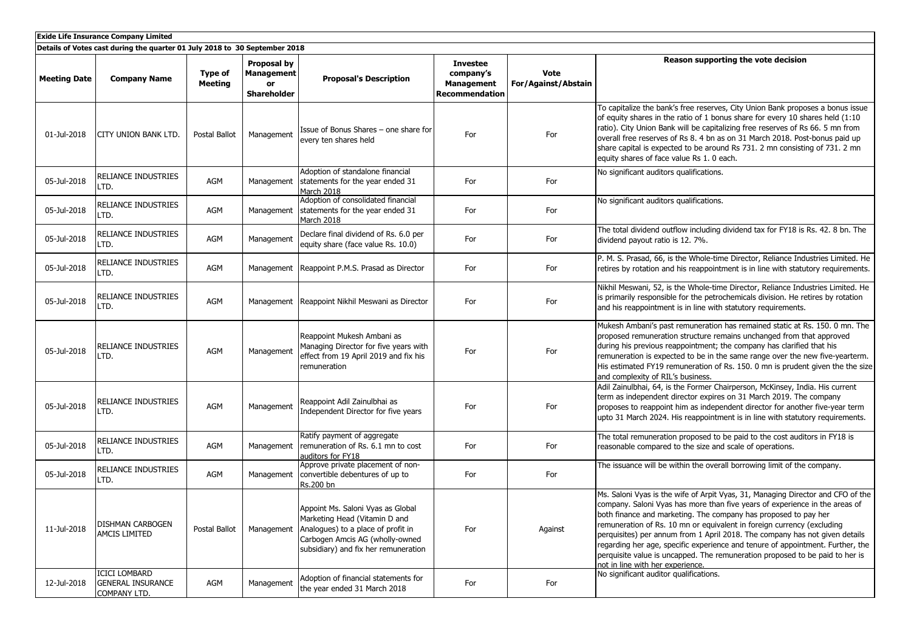**Exide Life Insurance Company Limited**

**Details of Votes cast during the quarter 01 July 2018 to 30 September 2018**

| Meeting Date | Company Name | Type of Meeting | Proposal by Management or Shareholder | Proposal's Description | Investee company's Management Recommendation | Vote For/Against/Abstain | Reason supporting the vote decision |
|---|---|---|---|---|---|---|---|
| 01-Jul-2018 | CITY UNION BANK LTD. | Postal Ballot | Management | Issue of Bonus Shares – one share for every ten shares held | For | For | To capitalize the bank's free reserves, City Union Bank proposes a bonus issue of equity shares in the ratio of 1 bonus share for every 10 shares held (1:10 ratio). City Union Bank will be capitalizing free reserves of Rs 66. 5 mn from overall free reserves of Rs 8. 4 bn as on 31 March 2018. Post-bonus paid up share capital is expected to be around Rs 731. 2 mn consisting of 731. 2 mn equity shares of face value Rs 1. 0 each. |
| 05-Jul-2018 | RELIANCE INDUSTRIES LTD. | AGM | Management | Adoption of standalone financial statements for the year ended 31 March 2018 | For | For | No significant auditors qualifications. |
| 05-Jul-2018 | RELIANCE INDUSTRIES LTD. | AGM | Management | Adoption of consolidated financial statements for the year ended 31 March 2018 | For | For | No significant auditors qualifications. |
| 05-Jul-2018 | RELIANCE INDUSTRIES LTD. | AGM | Management | Declare final dividend of Rs. 6.0 per equity share (face value Rs. 10.0) | For | For | The total dividend outflow including dividend tax for FY18 is Rs. 42. 8 bn. The dividend payout ratio is 12. 7%. |
| 05-Jul-2018 | RELIANCE INDUSTRIES LTD. | AGM | Management | Reappoint P.M.S. Prasad as Director | For | For | P. M. S. Prasad, 66, is the Whole-time Director, Reliance Industries Limited. He retires by rotation and his reappointment is in line with statutory requirements. |
| 05-Jul-2018 | RELIANCE INDUSTRIES LTD. | AGM | Management | Reappoint Nikhil Meswani as Director | For | For | Nikhil Meswani, 52, is the Whole-time Director, Reliance Industries Limited. He is primarily responsible for the petrochemicals division. He retires by rotation and his reappointment is in line with statutory requirements. |
| 05-Jul-2018 | RELIANCE INDUSTRIES LTD. | AGM | Management | Reappoint Mukesh Ambani as Managing Director for five years with effect from 19 April 2019 and fix his remuneration | For | For | Mukesh Ambani's past remuneration has remained static at Rs. 150. 0 mn. The proposed remuneration structure remains unchanged from that approved during his previous reappointment; the company has clarified that his remuneration is expected to be in the same range over the new five-yearterm. His estimated FY19 remuneration of Rs. 150. 0 mn is prudent given the the size and complexity of RIL's business. |
| 05-Jul-2018 | RELIANCE INDUSTRIES LTD. | AGM | Management | Reappoint Adil Zainulbhai as Independent Director for five years | For | For | Adil Zainulbhai, 64, is the Former Chairperson, McKinsey, India. His current term as independent director expires on 31 March 2019. The company proposes to reappoint him as independent director for another five-year term upto 31 March 2024. His reappointment is in line with statutory requirements. |
| 05-Jul-2018 | RELIANCE INDUSTRIES LTD. | AGM | Management | Ratify payment of aggregate remuneration of Rs. 6.1 mn to cost auditors for FY18 | For | For | The total remuneration proposed to be paid to the cost auditors in FY18 is reasonable compared to the size and scale of operations. |
| 05-Jul-2018 | RELIANCE INDUSTRIES LTD. | AGM | Management | Approve private placement of non-convertible debentures of up to Rs.200 bn | For | For | The issuance will be within the overall borrowing limit of the company. |
| 11-Jul-2018 | DISHMAN CARBOGEN AMCIS LIMITED | Postal Ballot | Management | Appoint Ms. Saloni Vyas as Global Marketing Head (Vitamin D and Analogues) to a place of profit in Carbogen Amcis AG (wholly-owned subsidiary) and fix her remuneration | For | Against | Ms. Saloni Vyas is the wife of Arpit Vyas, 31, Managing Director and CFO of the company. Saloni Vyas has more than five years of experience in the areas of both finance and marketing. The company has proposed to pay her remuneration of Rs. 10 mn or equivalent in foreign currency (excluding perquisites) per annum from 1 April 2018. The company has not given details regarding her age, specific experience and tenure of appointment. Further, the perquisite value is uncapped. The remuneration proposed to be paid to her is not in line with her experience. |
| 12-Jul-2018 | ICICI LOMBARD GENERAL INSURANCE COMPANY LTD. | AGM | Management | Adoption of financial statements for the year ended 31 March 2018 | For | For | No significant auditor qualifications. |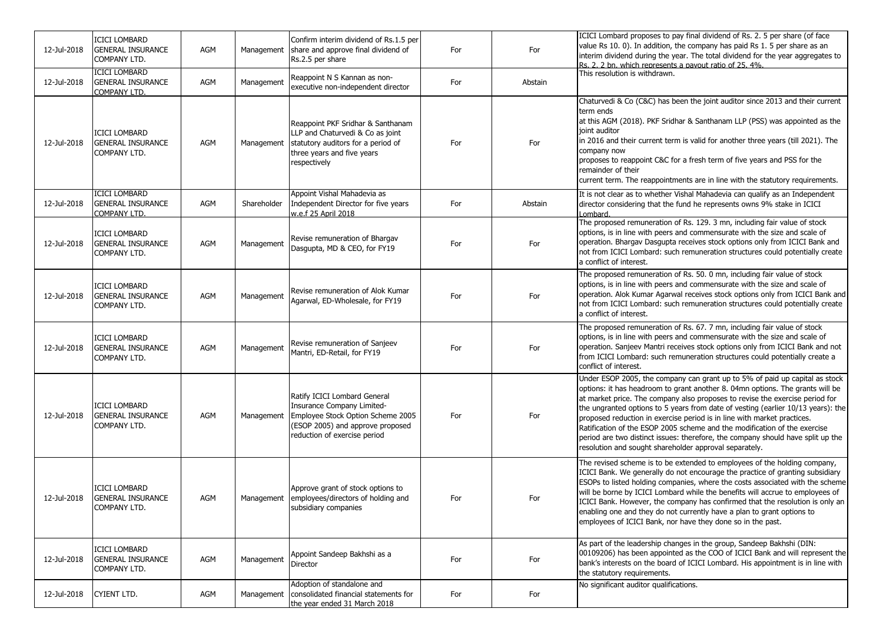| 12-Jul-2018 | ICICI LOMBARD GENERAL INSURANCE COMPANY LTD. | AGM | Management | Confirm interim dividend of Rs.1.5 per share and approve final dividend of Rs.2.5 per share | For | For | ICICI Lombard proposes to pay final dividend of Rs. 2. 5 per share (of face value Rs 10. 0). In addition, the company has paid Rs 1. 5 per share as an interim dividend during the year. The total dividend for the year aggregates to Rs. 2. 2 bn, which represents a payout ratio of 25. 4%. |
|---|---|---|---|---|---|---|---|
| 12-Jul-2018 | ICICI LOMBARD GENERAL INSURANCE COMPANY LTD. | AGM | Management | Reappoint N S Kannan as non-executive non-independent director | For | Abstain | This resolution is withdrawn. |
| 12-Jul-2018 | ICICI LOMBARD GENERAL INSURANCE COMPANY LTD. | AGM | Management | Reappoint PKF Sridhar & Santhanam LLP and Chaturvedi & Co as joint statutory auditors for a period of three years and five years respectively | For | For | Chaturvedi & Co (C&C) has been the joint auditor since 2013 and their current term ends at this AGM (2018). PKF Sridhar & Santhanam LLP (PSS) was appointed as the joint auditor in 2016 and their current term is valid for another three years (till 2021). The company now proposes to reappoint C&C for a fresh term of five years and PSS for the remainder of their current term. The reappointments are in line with the statutory requirements. |
| 12-Jul-2018 | ICICI LOMBARD GENERAL INSURANCE COMPANY LTD. | AGM | Shareholder | Appoint Vishal Mahadevia as Independent Director for five years w.e.f 25 April 2018 | For | Abstain | It is not clear as to whether Vishal Mahadevia can qualify as an Independent director considering that the fund he represents owns 9% stake in ICICI Lombard. |
| 12-Jul-2018 | ICICI LOMBARD GENERAL INSURANCE COMPANY LTD. | AGM | Management | Revise remuneration of Bhargav Dasgupta, MD & CEO, for FY19 | For | For | The proposed remuneration of Rs. 129. 3 mn, including fair value of stock options, is in line with peers and commensurate with the size and scale of operation. Bhargav Dasgupta receives stock options only from ICICI Bank and not from ICICI Lombard: such remuneration structures could potentially create a conflict of interest. |
| 12-Jul-2018 | ICICI LOMBARD GENERAL INSURANCE COMPANY LTD. | AGM | Management | Revise remuneration of Alok Kumar Agarwal, ED-Wholesale, for FY19 | For | For | The proposed remuneration of Rs. 50. 0 mn, including fair value of stock options, is in line with peers and commensurate with the size and scale of operation. Alok Kumar Agarwal receives stock options only from ICICI Bank and not from ICICI Lombard: such remuneration structures could potentially create a conflict of interest. |
| 12-Jul-2018 | ICICI LOMBARD GENERAL INSURANCE COMPANY LTD. | AGM | Management | Revise remuneration of Sanjeev Mantri, ED-Retail, for FY19 | For | For | The proposed remuneration of Rs. 67. 7 mn, including fair value of stock options, is in line with peers and commensurate with the size and scale of operation. Sanjeev Mantri receives stock options only from ICICI Bank and not from ICICI Lombard: such remuneration structures could potentially create a conflict of interest. |
| 12-Jul-2018 | ICICI LOMBARD GENERAL INSURANCE COMPANY LTD. | AGM | Management | Ratify ICICI Lombard General Insurance Company Limited-Employee Stock Option Scheme 2005 (ESOP 2005) and approve proposed reduction of exercise period | For | For | Under ESOP 2005, the company can grant up to 5% of paid up capital as stock options: it has headroom to grant another 8. 04mn options. The grants will be at market price. The company also proposes to revise the exercise period for the ungranted options to 5 years from date of vesting (earlier 10/13 years): the proposed reduction in exercise period is in line with market practices. Ratification of the ESOP 2005 scheme and the modification of the exercise period are two distinct issues: therefore, the company should have split up the resolution and sought shareholder approval separately. |
| 12-Jul-2018 | ICICI LOMBARD GENERAL INSURANCE COMPANY LTD. | AGM | Management | Approve grant of stock options to employees/directors of holding and subsidiary companies | For | For | The revised scheme is to be extended to employees of the holding company, ICICI Bank. We generally do not encourage the practice of granting subsidiary ESOPs to listed holding companies, where the costs associated with the scheme will be borne by ICICI Lombard while the benefits will accrue to employees of ICICI Bank. However, the company has confirmed that the resolution is only an enabling one and they do not currently have a plan to grant options to employees of ICICI Bank, nor have they done so in the past. |
| 12-Jul-2018 | ICICI LOMBARD GENERAL INSURANCE COMPANY LTD. | AGM | Management | Appoint Sandeep Bakhshi as a Director | For | For | As part of the leadership changes in the group, Sandeep Bakhshi (DIN: 00109206) has been appointed as the COO of ICICI Bank and will represent the bank's interests on the board of ICICI Lombard. His appointment is in line with the statutory requirements. |
| 12-Jul-2018 | CYIENT LTD. | AGM | Management | Adoption of standalone and consolidated financial statements for the year ended 31 March 2018 | For | For | No significant auditor qualifications. |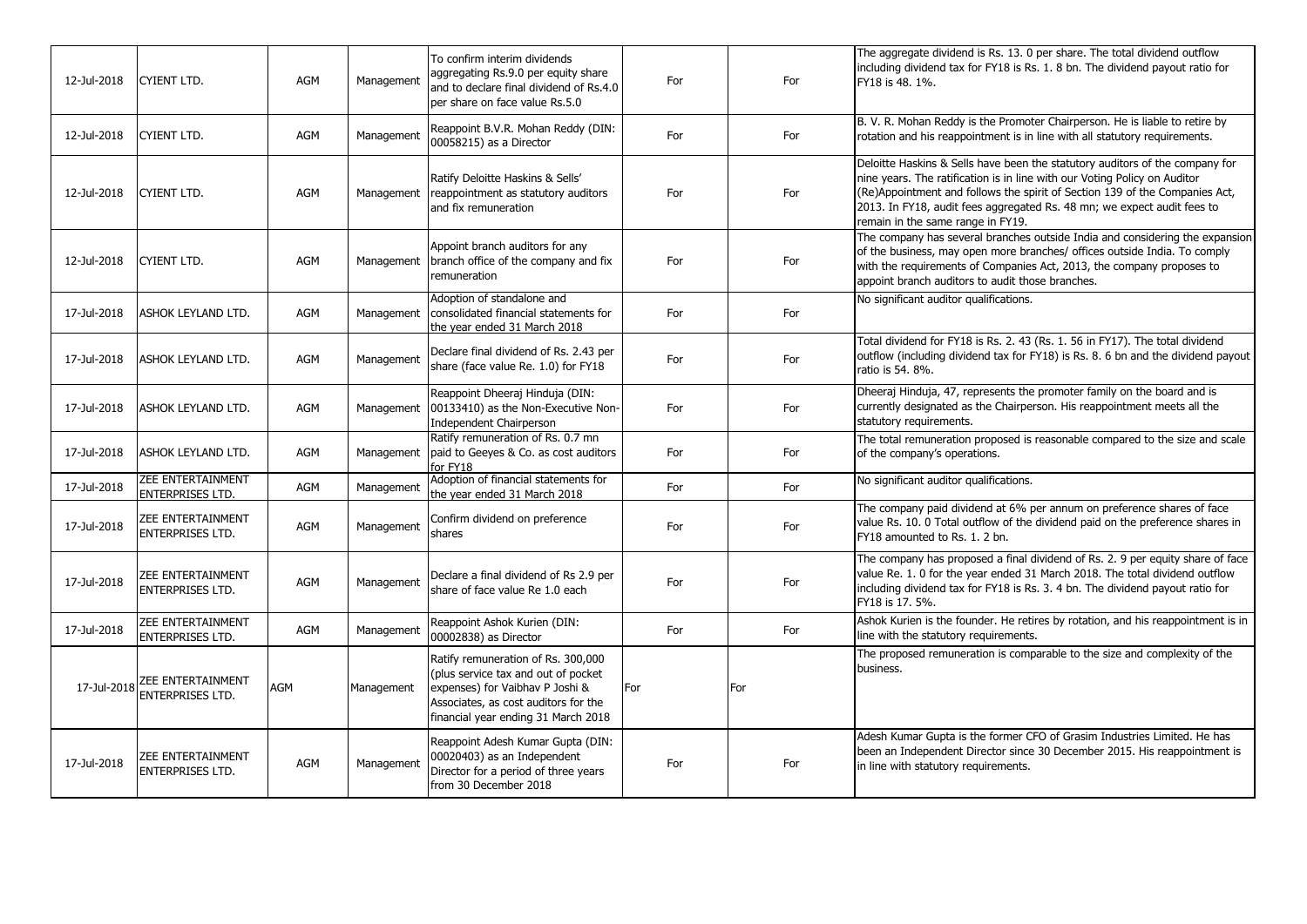| 12-Jul-2018 | CYIENT LTD. | AGM | Management | To confirm interim dividends aggregating Rs.9.0 per equity share and to declare final dividend of Rs.4.0 per share on face value Rs.5.0 | For | For | The aggregate dividend is Rs. 13. 0 per share. The total dividend outflow including dividend tax for FY18 is Rs. 1. 8 bn. The dividend payout ratio for FY18 is 48. 1%. |
|---|---|---|---|---|---|---|---|
| 12-Jul-2018 | CYIENT LTD. | AGM | Management | Reappoint B.V.R. Mohan Reddy (DIN: 00058215) as a Director | For | For | B. V. R. Mohan Reddy is the Promoter Chairperson. He is liable to retire by rotation and his reappointment is in line with all statutory requirements. |
| 12-Jul-2018 | CYIENT LTD. | AGM | Management | Ratify Deloitte Haskins & Sells' reappointment as statutory auditors and fix remuneration | For | For | Deloitte Haskins & Sells have been the statutory auditors of the company for nine years. The ratification is in line with our Voting Policy on Auditor (Re)Appointment and follows the spirit of Section 139 of the Companies Act, 2013. In FY18, audit fees aggregated Rs. 48 mn; we expect audit fees to remain in the same range in FY19. |
| 12-Jul-2018 | CYIENT LTD. | AGM | Management | Appoint branch auditors for any branch office of the company and fix remuneration | For | For | The company has several branches outside India and considering the expansion of the business, may open more branches/ offices outside India. To comply with the requirements of Companies Act, 2013, the company proposes to appoint branch auditors to audit those branches. |
| 17-Jul-2018 | ASHOK LEYLAND LTD. | AGM | Management | Adoption of standalone and consolidated financial statements for the year ended 31 March 2018 | For | For | No significant auditor qualifications. |
| 17-Jul-2018 | ASHOK LEYLAND LTD. | AGM | Management | Declare final dividend of Rs. 2.43 per share (face value Re. 1.0) for FY18 | For | For | Total dividend for FY18 is Rs. 2. 43 (Rs. 1. 56 in FY17). The total dividend outflow (including dividend tax for FY18) is Rs. 8. 6 bn and the dividend payout ratio is 54. 8%. |
| 17-Jul-2018 | ASHOK LEYLAND LTD. | AGM | Management | Reappoint Dheeraj Hinduja (DIN: 00133410) as the Non-Executive Non-Independent Chairperson | For | For | Dheeraj Hinduja, 47, represents the promoter family on the board and is currently designated as the Chairperson. His reappointment meets all the statutory requirements. |
| 17-Jul-2018 | ASHOK LEYLAND LTD. | AGM | Management | Ratify remuneration of Rs. 0.7 mn paid to Geeyes & Co. as cost auditors for FY18 | For | For | The total remuneration proposed is reasonable compared to the size and scale of the company's operations. |
| 17-Jul-2018 | ZEE ENTERTAINMENT ENTERPRISES LTD. | AGM | Management | Adoption of financial statements for the year ended 31 March 2018 | For | For | No significant auditor qualifications. |
| 17-Jul-2018 | ZEE ENTERTAINMENT ENTERPRISES LTD. | AGM | Management | Confirm dividend on preference shares | For | For | The company paid dividend at 6% per annum on preference shares of face value Rs. 10. 0 Total outflow of the dividend paid on the preference shares in FY18 amounted to Rs. 1. 2 bn. |
| 17-Jul-2018 | ZEE ENTERTAINMENT ENTERPRISES LTD. | AGM | Management | Declare a final dividend of Rs 2.9 per share of face value Re 1.0 each | For | For | The company has proposed a final dividend of Rs. 2. 9 per equity share of face value Re. 1. 0 for the year ended 31 March 2018. The total dividend outflow including dividend tax for FY18 is Rs. 3. 4 bn. The dividend payout ratio for FY18 is 17. 5%. |
| 17-Jul-2018 | ZEE ENTERTAINMENT ENTERPRISES LTD. | AGM | Management | Reappoint Ashok Kurien (DIN: 00002838) as Director | For | For | Ashok Kurien is the founder. He retires by rotation, and his reappointment is in line with the statutory requirements. |
| 17-Jul-2018 | ZEE ENTERTAINMENT ENTERPRISES LTD. | AGM | Management | Ratify remuneration of Rs. 300,000 (plus service tax and out of pocket expenses) for Vaibhav P Joshi & Associates, as cost auditors for the financial year ending 31 March 2018 | For | For | The proposed remuneration is comparable to the size and complexity of the business. |
| 17-Jul-2018 | ZEE ENTERTAINMENT ENTERPRISES LTD. | AGM | Management | Reappoint Adesh Kumar Gupta (DIN: 00020403) as an Independent Director for a period of three years from 30 December 2018 | For | For | Adesh Kumar Gupta is the former CFO of Grasim Industries Limited. He has been an Independent Director since 30 December 2015. His reappointment is in line with statutory requirements. |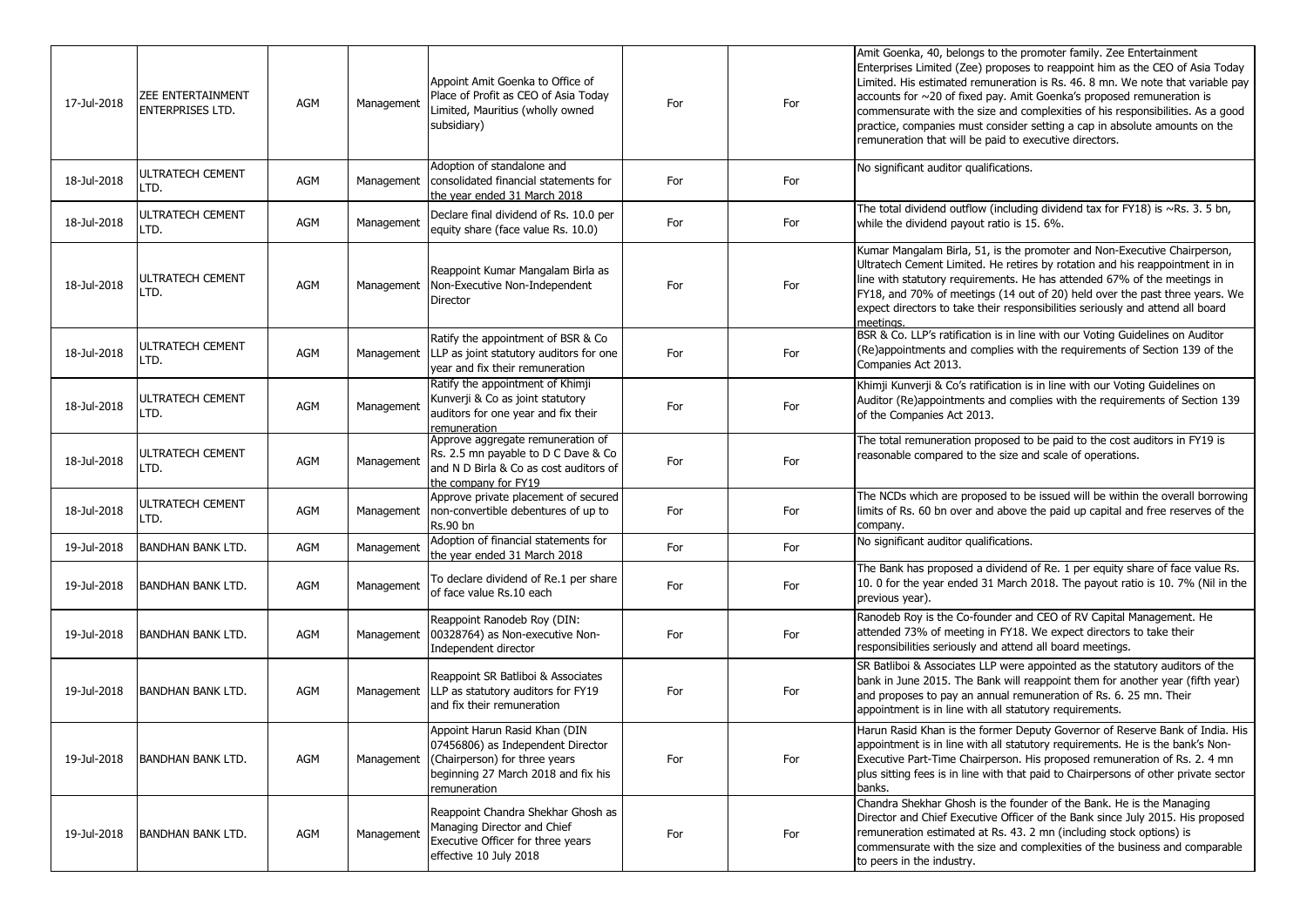| 17-Jul-2018 | ZEE ENTERTAINMENT ENTERPRISES LTD. | AGM | Management | Appoint Amit Goenka to Office of Place of Profit as CEO of Asia Today Limited, Mauritius (wholly owned subsidiary) | For | For | Amit Goenka, 40, belongs to the promoter family. Zee Entertainment Enterprises Limited (Zee) proposes to reappoint him as the CEO of Asia Today Limited. His estimated remuneration is Rs. 46. 8 mn. We note that variable pay accounts for ~20 of fixed pay. Amit Goenka's proposed remuneration is commensurate with the size and complexities of his responsibilities. As a good practice, companies must consider setting a cap in absolute amounts on the remuneration that will be paid to executive directors. |
|---|---|---|---|---|---|---|---|
| 18-Jul-2018 | ULTRATECH CEMENT LTD. | AGM | Management | Adoption of standalone and consolidated financial statements for the year ended 31 March 2018 | For | For | No significant auditor qualifications. |
| 18-Jul-2018 | ULTRATECH CEMENT LTD. | AGM | Management | Declare final dividend of Rs. 10.0 per equity share (face value Rs. 10.0) | For | For | The total dividend outflow (including dividend tax for FY18) is ~Rs. 3. 5 bn, while the dividend payout ratio is 15. 6%. |
| 18-Jul-2018 | ULTRATECH CEMENT LTD. | AGM | Management | Reappoint Kumar Mangalam Birla as Non-Executive Non-Independent Director | For | For | Kumar Mangalam Birla, 51, is the promoter and Non-Executive Chairperson, Ultratech Cement Limited. He retires by rotation and his reappointment in in line with statutory requirements. He has attended 67% of the meetings in FY18, and 70% of meetings (14 out of 20) held over the past three years. We expect directors to take their responsibilities seriously and attend all board meetings. |
| 18-Jul-2018 | ULTRATECH CEMENT LTD. | AGM | Management | Ratify the appointment of BSR & Co LLP as joint statutory auditors for one year and fix their remuneration | For | For | BSR & Co. LLP's ratification is in line with our Voting Guidelines on Auditor (Re)appointments and complies with the requirements of Section 139 of the Companies Act 2013. |
| 18-Jul-2018 | ULTRATECH CEMENT LTD. | AGM | Management | Ratify the appointment of Khimji Kunverji & Co as joint statutory auditors for one year and fix their remuneration | For | For | Khimji Kunverji & Co's ratification is in line with our Voting Guidelines on Auditor (Re)appointments and complies with the requirements of Section 139 of the Companies Act 2013. |
| 18-Jul-2018 | ULTRATECH CEMENT LTD. | AGM | Management | Approve aggregate remuneration of Rs. 2.5 mn payable to D C Dave & Co and N D Birla & Co as cost auditors of the company for FY19 | For | For | The total remuneration proposed to be paid to the cost auditors in FY19 is reasonable compared to the size and scale of operations. |
| 18-Jul-2018 | ULTRATECH CEMENT LTD. | AGM | Management | Approve private placement of secured non-convertible debentures of up to Rs.90 bn | For | For | The NCDs which are proposed to be issued will be within the overall borrowing limits of Rs. 60 bn over and above the paid up capital and free reserves of the company. |
| 19-Jul-2018 | BANDHAN BANK LTD. | AGM | Management | Adoption of financial statements for the year ended 31 March 2018 | For | For | No significant auditor qualifications. |
| 19-Jul-2018 | BANDHAN BANK LTD. | AGM | Management | To declare dividend of Re.1 per share of face value Rs.10 each | For | For | The Bank has proposed a dividend of Re. 1 per equity share of face value Rs. 10. 0 for the year ended 31 March 2018. The payout ratio is 10. 7% (Nil in the previous year). |
| 19-Jul-2018 | BANDHAN BANK LTD. | AGM | Management | Reappoint Ranodeb Roy (DIN: 00328764) as Non-executive Non-Independent director | For | For | Ranodeb Roy is the Co-founder and CEO of RV Capital Management. He attended 73% of meeting in FY18. We expect directors to take their responsibilities seriously and attend all board meetings. |
| 19-Jul-2018 | BANDHAN BANK LTD. | AGM | Management | Reappoint SR Batliboi & Associates LLP as statutory auditors for FY19 and fix their remuneration | For | For | SR Batliboi & Associates LLP were appointed as the statutory auditors of the bank in June 2015. The Bank will reappoint them for another year (fifth year) and proposes to pay an annual remuneration of Rs. 6. 25 mn. Their appointment is in line with all statutory requirements. |
| 19-Jul-2018 | BANDHAN BANK LTD. | AGM | Management | Appoint Harun Rasid Khan (DIN 07456806) as Independent Director (Chairperson) for three years beginning 27 March 2018 and fix his remuneration | For | For | Harun Rasid Khan is the former Deputy Governor of Reserve Bank of India. His appointment is in line with all statutory requirements. He is the bank's Non-Executive Part-Time Chairperson. His proposed remuneration of Rs. 2. 4 mn plus sitting fees is in line with that paid to Chairpersons of other private sector banks. |
| 19-Jul-2018 | BANDHAN BANK LTD. | AGM | Management | Reappoint Chandra Shekhar Ghosh as Managing Director and Chief Executive Officer for three years effective 10 July 2018 | For | For | Chandra Shekhar Ghosh is the founder of the Bank. He is the Managing Director and Chief Executive Officer of the Bank since July 2015. His proposed remuneration estimated at Rs. 43. 2 mn (including stock options) is commensurate with the size and complexities of the business and comparable to peers in the industry. |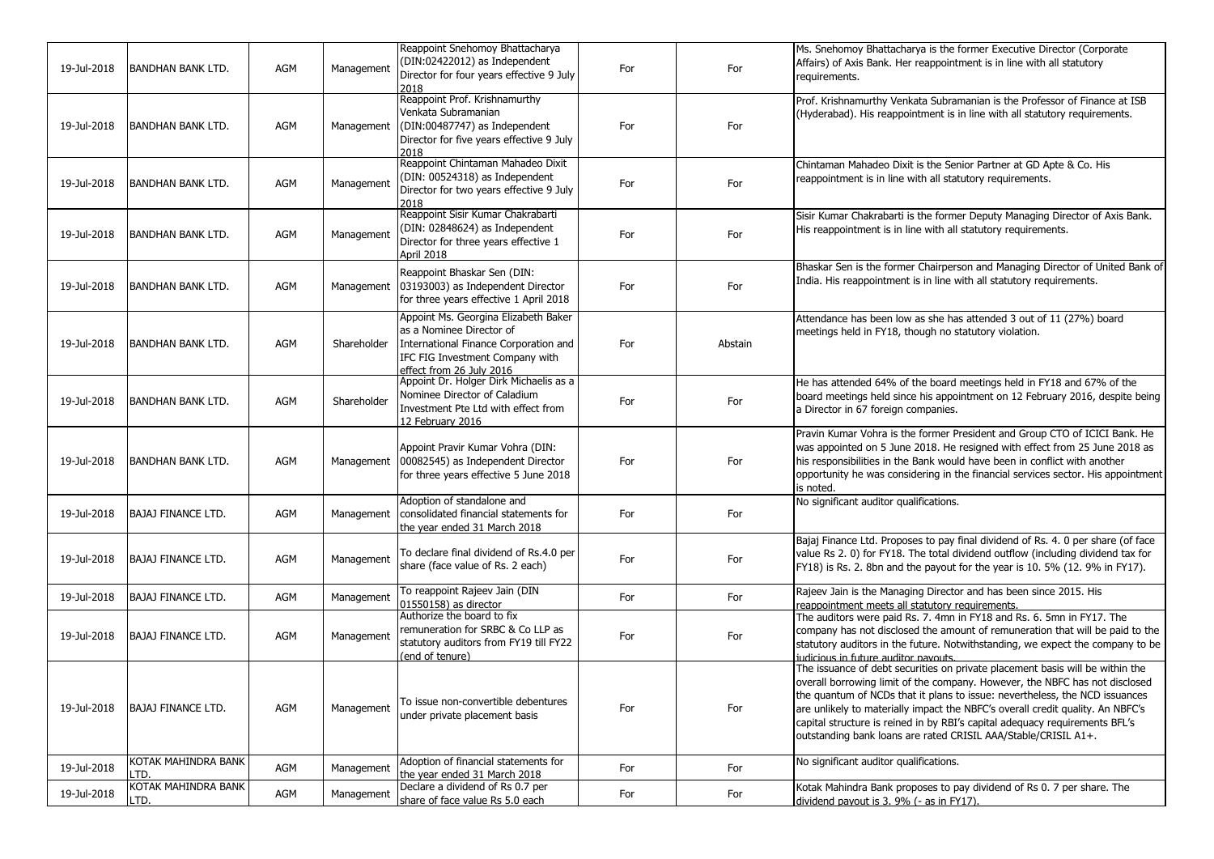| 19-Jul-2018 | BANDHAN BANK LTD. | AGM | Management | Reappoint Snehomoy Bhattacharya (DIN:02422012) as Independent Director for four years effective 9 July 2018 | For | For | Ms. Snehomoy Bhattacharya is the former Executive Director (Corporate Affairs) of Axis Bank. Her reappointment is in line with all statutory requirements. |
|---|---|---|---|---|---|---|---|
| 19-Jul-2018 | BANDHAN BANK LTD. | AGM | Management | Reappoint Prof. Krishnamurthy Venkata Subramanian (DIN:00487747) as Independent Director for five years effective 9 July 2018 | For | For | Prof. Krishnamurthy Venkata Subramanian is the Professor of Finance at ISB (Hyderabad). His reappointment is in line with all statutory requirements. |
| 19-Jul-2018 | BANDHAN BANK LTD. | AGM | Management | Reappoint Chintaman Mahadeo Dixit (DIN: 00524318) as Independent Director for two years effective 9 July 2018 | For | For | Chintaman Mahadeo Dixit is the Senior Partner at GD Apte & Co. His reappointment is in line with all statutory requirements. |
| 19-Jul-2018 | BANDHAN BANK LTD. | AGM | Management | Reappoint Sisir Kumar Chakrabarti (DIN: 02848624) as Independent Director for three years effective 1 April 2018 | For | For | Sisir Kumar Chakrabarti is the former Deputy Managing Director of Axis Bank. His reappointment is in line with all statutory requirements. |
| 19-Jul-2018 | BANDHAN BANK LTD. | AGM | Management | Reappoint Bhaskar Sen (DIN: 03193003) as Independent Director for three years effective 1 April 2018 | For | For | Bhaskar Sen is the former Chairperson and Managing Director of United Bank of India. His reappointment is in line with all statutory requirements. |
| 19-Jul-2018 | BANDHAN BANK LTD. | AGM | Shareholder | Appoint Ms. Georgina Elizabeth Baker as a Nominee Director of International Finance Corporation and IFC FIG Investment Company with effect from 26 July 2016 | For | Abstain | Attendance has been low as she has attended 3 out of 11 (27%) board meetings held in FY18, though no statutory violation. |
| 19-Jul-2018 | BANDHAN BANK LTD. | AGM | Shareholder | Appoint Dr. Holger Dirk Michaelis as a Nominee Director of Caladium Investment Pte Ltd with effect from 12 February 2016 | For | For | He has attended 64% of the board meetings held in FY18 and 67% of the board meetings held since his appointment on 12 February 2016, despite being a Director in 67 foreign companies. |
| 19-Jul-2018 | BANDHAN BANK LTD. | AGM | Management | Appoint Pravir Kumar Vohra (DIN: 00082545) as Independent Director for three years effective 5 June 2018 | For | For | Pravin Kumar Vohra is the former President and Group CTO of ICICI Bank. He was appointed on 5 June 2018. He resigned with effect from 25 June 2018 as his responsibilities in the Bank would have been in conflict with another opportunity he was considering in the financial services sector. His appointment is noted. |
| 19-Jul-2018 | BAJAJ FINANCE LTD. | AGM | Management | Adoption of standalone and consolidated financial statements for the year ended 31 March 2018 | For | For | No significant auditor qualifications. |
| 19-Jul-2018 | BAJAJ FINANCE LTD. | AGM | Management | To declare final dividend of Rs.4.0 per share (face value of Rs. 2 each) | For | For | Bajaj Finance Ltd. Proposes to pay final dividend of Rs. 4. 0 per share (of face value Rs 2. 0) for FY18. The total dividend outflow (including dividend tax for FY18) is Rs. 2. 8bn and the payout for the year is 10. 5% (12. 9% in FY17). |
| 19-Jul-2018 | BAJAJ FINANCE LTD. | AGM | Management | To reappoint Rajeev Jain (DIN 01550158) as director | For | For | Rajeev Jain is the Managing Director and has been since 2015. His reappointment meets all statutory requirements. |
| 19-Jul-2018 | BAJAJ FINANCE LTD. | AGM | Management | Authorize the board to fix remuneration for SRBC & Co LLP as statutory auditors from FY19 till FY22 (end of tenure) | For | For | The auditors were paid Rs. 7. 4mn in FY18 and Rs. 6. 5mn in FY17. The company has not disclosed the amount of remuneration that will be paid to the statutory auditors in the future. Notwithstanding, we expect the company to be judicious in future auditor payouts. |
| 19-Jul-2018 | BAJAJ FINANCE LTD. | AGM | Management | To issue non-convertible debentures under private placement basis | For | For | The issuance of debt securities on private placement basis will be within the overall borrowing limit of the company. However, the NBFC has not disclosed the quantum of NCDs that it plans to issue: nevertheless, the NCD issuances are unlikely to materially impact the NBFC's overall credit quality. An NBFC's capital structure is reined in by RBI's capital adequacy requirements BFL's outstanding bank loans are rated CRISIL AAA/Stable/CRISIL A1+. |
| 19-Jul-2018 | KOTAK MAHINDRA BANK LTD. | AGM | Management | Adoption of financial statements for the year ended 31 March 2018 | For | For | No significant auditor qualifications. |
| 19-Jul-2018 | KOTAK MAHINDRA BANK LTD. | AGM | Management | Declare a dividend of Rs 0.7 per share of face value Rs 5.0 each | For | For | Kotak Mahindra Bank proposes to pay dividend of Rs 0. 7 per share. The dividend payout is 3. 9% (- as in FY17). |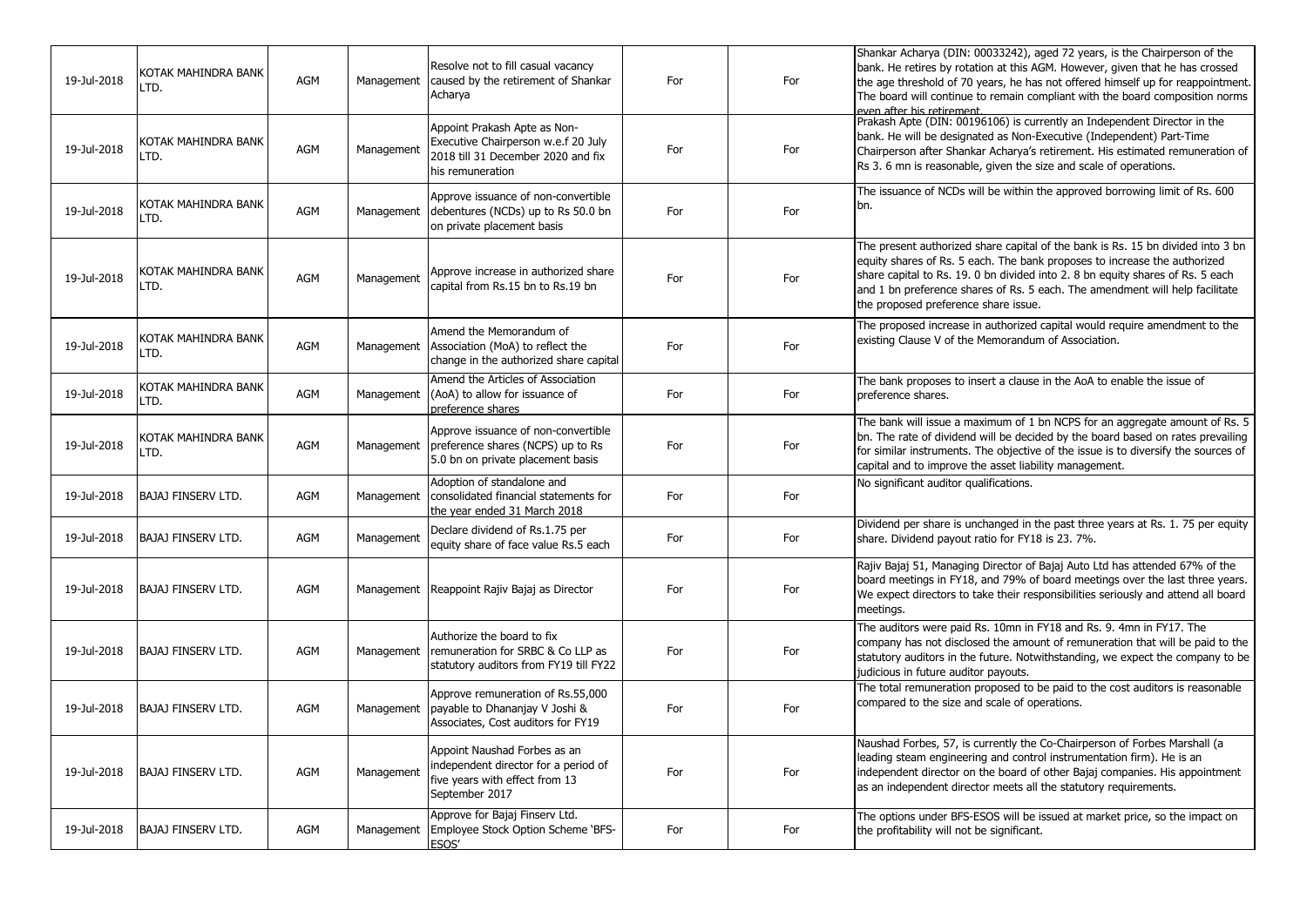| 19-Jul-2018 | KOTAK MAHINDRA BANK LTD. | AGM | Management | Resolve not to fill casual vacancy caused by the retirement of Shankar Acharya | For | For | Shankar Acharya (DIN: 00033242), aged 72 years, is the Chairperson of the bank. He retires by rotation at this AGM. However, given that he has crossed the age threshold of 70 years, he has not offered himself up for reappointment. The board will continue to remain compliant with the board composition norms even after his retirement. |
|---|---|---|---|---|---|---|---|
| 19-Jul-2018 | KOTAK MAHINDRA BANK LTD. | AGM | Management | Appoint Prakash Apte as Non-Executive Chairperson w.e.f 20 July 2018 till 31 December 2020 and fix his remuneration | For | For | Prakash Apte (DIN: 00196106) is currently an Independent Director in the bank. He will be designated as Non-Executive (Independent) Part-Time Chairperson after Shankar Acharya's retirement. His estimated remuneration of Rs 3. 6 mn is reasonable, given the size and scale of operations. |
| 19-Jul-2018 | KOTAK MAHINDRA BANK LTD. | AGM | Management | Approve issuance of non-convertible debentures (NCDs) up to Rs 50.0 bn on private placement basis | For | For | The issuance of NCDs will be within the approved borrowing limit of Rs. 600 bn. |
| 19-Jul-2018 | KOTAK MAHINDRA BANK LTD. | AGM | Management | Approve increase in authorized share capital from Rs.15 bn to Rs.19 bn | For | For | The present authorized share capital of the bank is Rs. 15 bn divided into 3 bn equity shares of Rs. 5 each. The bank proposes to increase the authorized share capital to Rs. 19. 0 bn divided into 2. 8 bn equity shares of Rs. 5 each and 1 bn preference shares of Rs. 5 each. The amendment will help facilitate the proposed preference share issue. |
| 19-Jul-2018 | KOTAK MAHINDRA BANK LTD. | AGM | Management | Amend the Memorandum of Association (MoA) to reflect the change in the authorized share capital | For | For | The proposed increase in authorized capital would require amendment to the existing Clause V of the Memorandum of Association. |
| 19-Jul-2018 | KOTAK MAHINDRA BANK LTD. | AGM | Management | Amend the Articles of Association (AoA) to allow for issuance of preference shares | For | For | The bank proposes to insert a clause in the AoA to enable the issue of preference shares. |
| 19-Jul-2018 | KOTAK MAHINDRA BANK LTD. | AGM | Management | Approve issuance of non-convertible preference shares (NCPS) up to Rs 5.0 bn on private placement basis | For | For | The bank will issue a maximum of 1 bn NCPS for an aggregate amount of Rs. 5 bn. The rate of dividend will be decided by the board based on rates prevailing for similar instruments. The objective of the issue is to diversify the sources of capital and to improve the asset liability management. |
| 19-Jul-2018 | BAJAJ FINSERV LTD. | AGM | Management | Adoption of standalone and consolidated financial statements for the year ended 31 March 2018 | For | For | No significant auditor qualifications. |
| 19-Jul-2018 | BAJAJ FINSERV LTD. | AGM | Management | Declare dividend of Rs.1.75 per equity share of face value Rs.5 each | For | For | Dividend per share is unchanged in the past three years at Rs. 1. 75 per equity share. Dividend payout ratio for FY18 is 23. 7%. |
| 19-Jul-2018 | BAJAJ FINSERV LTD. | AGM | Management | Reappoint Rajiv Bajaj as Director | For | For | Rajiv Bajaj 51, Managing Director of Bajaj Auto Ltd has attended 67% of the board meetings in FY18, and 79% of board meetings over the last three years. We expect directors to take their responsibilities seriously and attend all board meetings. |
| 19-Jul-2018 | BAJAJ FINSERV LTD. | AGM | Management | Authorize the board to fix remuneration for SRBC & Co LLP as statutory auditors from FY19 till FY22 | For | For | The auditors were paid Rs. 10mn in FY18 and Rs. 9. 4mn in FY17. The company has not disclosed the amount of remuneration that will be paid to the statutory auditors in the future. Notwithstanding, we expect the company to be judicious in future auditor payouts. |
| 19-Jul-2018 | BAJAJ FINSERV LTD. | AGM | Management | Approve remuneration of Rs.55,000 payable to Dhananjay V Joshi & Associates, Cost auditors for FY19 | For | For | The total remuneration proposed to be paid to the cost auditors is reasonable compared to the size and scale of operations. |
| 19-Jul-2018 | BAJAJ FINSERV LTD. | AGM | Management | Appoint Naushad Forbes as an independent director for a period of five years with effect from 13 September 2017 | For | For | Naushad Forbes, 57, is currently the Co-Chairperson of Forbes Marshall (a leading steam engineering and control instrumentation firm). He is an independent director on the board of other Bajaj companies. His appointment as an independent director meets all the statutory requirements. |
| 19-Jul-2018 | BAJAJ FINSERV LTD. | AGM | Management | Approve for Bajaj Finserv Ltd. Employee Stock Option Scheme 'BFS-ESOS' | For | For | The options under BFS-ESOS will be issued at market price, so the impact on the profitability will not be significant. |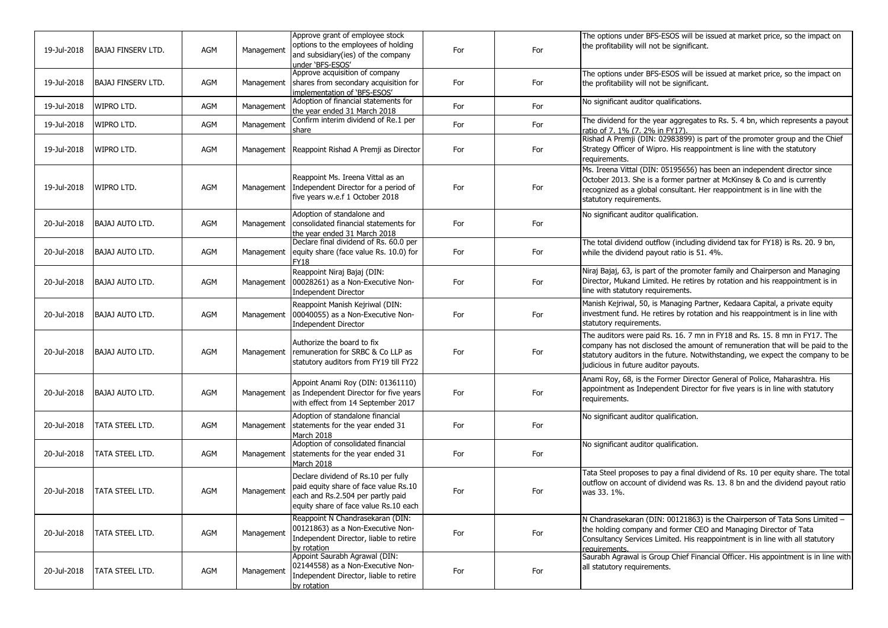| | | | | | | | |
|---|---|---|---|---|---|---|---|
| 19-Jul-2018 | BAJAJ FINSERV LTD. | AGM | Management | Approve grant of employee stock options to the employees of holding and subsidiary(ies) of the company under 'BFS-ESOS' | For | For | The options under BFS-ESOS will be issued at market price, so the impact on the profitability will not be significant. |
| 19-Jul-2018 | BAJAJ FINSERV LTD. | AGM | Management | Approve acquisition of company shares from secondary acquisition for implementation of 'BFS-ESOS' | For | For | The options under BFS-ESOS will be issued at market price, so the impact on the profitability will not be significant. |
| 19-Jul-2018 | WIPRO LTD. | AGM | Management | Adoption of financial statements for the year ended 31 March 2018 | For | For | No significant auditor qualifications. |
| 19-Jul-2018 | WIPRO LTD. | AGM | Management | Confirm interim dividend of Re.1 per share | For | For | The dividend for the year aggregates to Rs. 5. 4 bn, which represents a payout ratio of 7. 1% (7. 2% in FY17). |
| 19-Jul-2018 | WIPRO LTD. | AGM | Management | Reappoint Rishad A Premji as Director | For | For | Rishad A Premji (DIN: 02983899) is part of the promoter group and the Chief Strategy Officer of Wipro. His reappointment is line with the statutory requirements. |
| 19-Jul-2018 | WIPRO LTD. | AGM | Management | Reappoint Ms. Ireena Vittal as an Independent Director for a period of five years w.e.f 1 October 2018 | For | For | Ms. Ireena Vittal (DIN: 05195656) has been an independent director since October 2013. She is a former partner at McKinsey & Co and is currently recognized as a global consultant. Her reappointment is in line with the statutory requirements. |
| 20-Jul-2018 | BAJAJ AUTO LTD. | AGM | Management | Adoption of standalone and consolidated financial statements for the year ended 31 March 2018 | For | For | No significant auditor qualification. |
| 20-Jul-2018 | BAJAJ AUTO LTD. | AGM | Management | Declare final dividend of Rs. 60.0 per equity share (face value Rs. 10.0) for FY18 | For | For | The total dividend outflow (including dividend tax for FY18) is Rs. 20. 9 bn, while the dividend payout ratio is 51. 4%. |
| 20-Jul-2018 | BAJAJ AUTO LTD. | AGM | Management | Reappoint Niraj Bajaj (DIN: 00028261) as a Non-Executive Non-Independent Director | For | For | Niraj Bajaj, 63, is part of the promoter family and Chairperson and Managing Director, Mukand Limited. He retires by rotation and his reappointment is in line with statutory requirements. |
| 20-Jul-2018 | BAJAJ AUTO LTD. | AGM | Management | Reappoint Manish Kejriwal (DIN: 00040055) as a Non-Executive Non-Independent Director | For | For | Manish Kejriwal, 50, is Managing Partner, Kedaara Capital, a private equity investment fund. He retires by rotation and his reappointment is in line with statutory requirements. |
| 20-Jul-2018 | BAJAJ AUTO LTD. | AGM | Management | Authorize the board to fix remuneration for SRBC & Co LLP as statutory auditors from FY19 till FY22 | For | For | The auditors were paid Rs. 16. 7 mn in FY18 and Rs. 15. 8 mn in FY17. The company has not disclosed the amount of remuneration that will be paid to the statutory auditors in the future. Notwithstanding, we expect the company to be judicious in future auditor payouts. |
| 20-Jul-2018 | BAJAJ AUTO LTD. | AGM | Management | Appoint Anami Roy (DIN: 01361110) as Independent Director for five years with effect from 14 September 2017 | For | For | Anami Roy, 68, is the Former Director General of Police, Maharashtra. His appointment as Independent Director for five years is in line with statutory requirements. |
| 20-Jul-2018 | TATA STEEL LTD. | AGM | Management | Adoption of standalone financial statements for the year ended 31 March 2018 | For | For | No significant auditor qualification. |
| 20-Jul-2018 | TATA STEEL LTD. | AGM | Management | Adoption of consolidated financial statements for the year ended 31 March 2018 | For | For | No significant auditor qualification. |
| 20-Jul-2018 | TATA STEEL LTD. | AGM | Management | Declare dividend of Rs.10 per fully paid equity share of face value Rs.10 each and Rs.2.504 per partly paid equity share of face value Rs.10 each | For | For | Tata Steel proposes to pay a final dividend of Rs. 10 per equity share. The total outflow on account of dividend was Rs. 13. 8 bn and the dividend payout ratio was 33. 1%. |
| 20-Jul-2018 | TATA STEEL LTD. | AGM | Management | Reappoint N Chandrasekaran (DIN: 00121863) as a Non-Executive Non-Independent Director, liable to retire by rotation | For | For | N Chandrasekaran (DIN: 00121863) is the Chairperson of Tata Sons Limited – the holding company and former CEO and Managing Director of Tata Consultancy Services Limited. His reappointment is in line with all statutory requirements. |
| 20-Jul-2018 | TATA STEEL LTD. | AGM | Management | Appoint Saurabh Agrawal (DIN: 02144558) as a Non-Executive Non-Independent Director, liable to retire by rotation | For | For | Saurabh Agrawal is Group Chief Financial Officer. His appointment is in line with all statutory requirements. |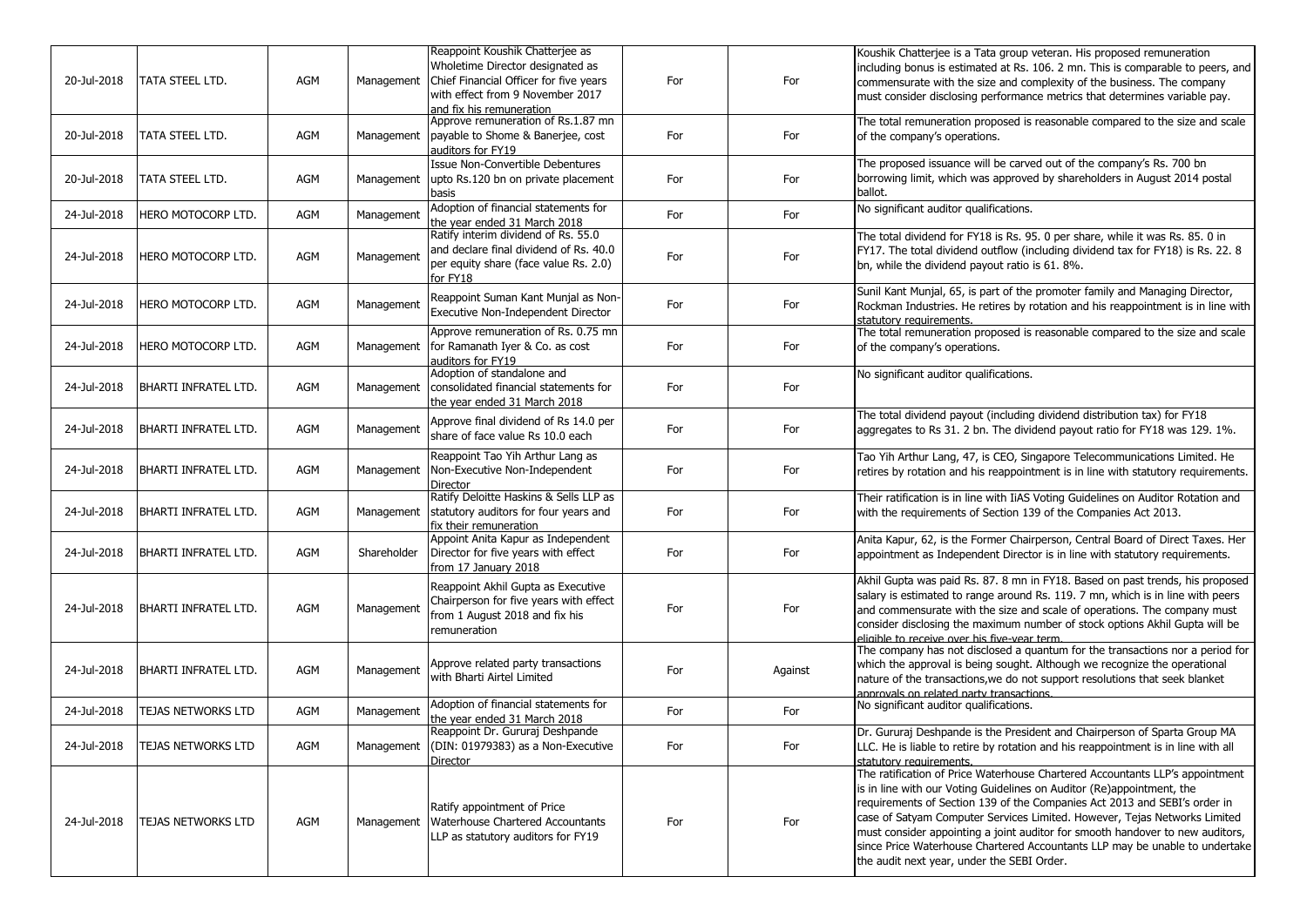| | | | | | | | |
|---|---|---|---|---|---|---|---|
| 20-Jul-2018 | TATA STEEL LTD. | AGM | Management | Reappoint Koushik Chatterjee as Wholetime Director designated as Chief Financial Officer for five years with effect from 9 November 2017 and fix his remuneration | For | For | Koushik Chatterjee is a Tata group veteran. His proposed remuneration including bonus is estimated at Rs. 106. 2 mn. This is comparable to peers, and commensurate with the size and complexity of the business. The company must consider disclosing performance metrics that determines variable pay. |
| 20-Jul-2018 | TATA STEEL LTD. | AGM | Management | Approve remuneration of Rs.1.87 mn payable to Shome & Banerjee, cost auditors for FY19 | For | For | The total remuneration proposed is reasonable compared to the size and scale of the company's operations. |
| 20-Jul-2018 | TATA STEEL LTD. | AGM | Management | Issue Non-Convertible Debentures upto Rs.120 bn on private placement basis | For | For | The proposed issuance will be carved out of the company's Rs. 700 bn borrowing limit, which was approved by shareholders in August 2014 postal ballot. |
| 24-Jul-2018 | HERO MOTOCORP LTD. | AGM | Management | Adoption of financial statements for the year ended 31 March 2018 | For | For | No significant auditor qualifications. |
| 24-Jul-2018 | HERO MOTOCORP LTD. | AGM | Management | Ratify interim dividend of Rs. 55.0 and declare final dividend of Rs. 40.0 per equity share (face value Rs. 2.0) for FY18 | For | For | The total dividend for FY18 is Rs. 95. 0 per share, while it was Rs. 85. 0 in FY17. The total dividend outflow (including dividend tax for FY18) is Rs. 22. 8 bn, while the dividend payout ratio is 61. 8%. |
| 24-Jul-2018 | HERO MOTOCORP LTD. | AGM | Management | Reappoint Suman Kant Munjal as Non-Executive Non-Independent Director | For | For | Sunil Kant Munjal, 65, is part of the promoter family and Managing Director, Rockman Industries. He retires by rotation and his reappointment is in line with statutory requirements. |
| 24-Jul-2018 | HERO MOTOCORP LTD. | AGM | Management | Approve remuneration of Rs. 0.75 mn for Ramanath Iyer & Co. as cost auditors for FY19 | For | For | The total remuneration proposed is reasonable compared to the size and scale of the company's operations. |
| 24-Jul-2018 | BHARTI INFRATEL LTD. | AGM | Management | Adoption of standalone and consolidated financial statements for the year ended 31 March 2018 | For | For | No significant auditor qualifications. |
| 24-Jul-2018 | BHARTI INFRATEL LTD. | AGM | Management | Approve final dividend of Rs 14.0 per share of face value Rs 10.0 each | For | For | The total dividend payout (including dividend distribution tax) for FY18 aggregates to Rs 31. 2 bn. The dividend payout ratio for FY18 was 129. 1%. |
| 24-Jul-2018 | BHARTI INFRATEL LTD. | AGM | Management | Reappoint Tao Yih Arthur Lang as Non-Executive Non-Independent Director | For | For | Tao Yih Arthur Lang, 47, is CEO, Singapore Telecommunications Limited. He retires by rotation and his reappointment is in line with statutory requirements. |
| 24-Jul-2018 | BHARTI INFRATEL LTD. | AGM | Management | Ratify Deloitte Haskins & Sells LLP as statutory auditors for four years and fix their remuneration | For | For | Their ratification is in line with IiAS Voting Guidelines on Auditor Rotation and with the requirements of Section 139 of the Companies Act 2013. |
| 24-Jul-2018 | BHARTI INFRATEL LTD. | AGM | Shareholder | Appoint Anita Kapur as Independent Director for five years with effect from 17 January 2018 | For | For | Anita Kapur, 62, is the Former Chairperson, Central Board of Direct Taxes. Her appointment as Independent Director is in line with statutory requirements. |
| 24-Jul-2018 | BHARTI INFRATEL LTD. | AGM | Management | Reappoint Akhil Gupta as Executive Chairperson for five years with effect from 1 August 2018 and fix his remuneration | For | For | Akhil Gupta was paid Rs. 87. 8 mn in FY18. Based on past trends, his proposed salary is estimated to range around Rs. 119. 7 mn, which is in line with peers and commensurate with the size and scale of operations. The company must consider disclosing the maximum number of stock options Akhil Gupta will be eligible to receive over his five-year term. |
| 24-Jul-2018 | BHARTI INFRATEL LTD. | AGM | Management | Approve related party transactions with Bharti Airtel Limited | For | Against | The company has not disclosed a quantum for the transactions nor a period for which the approval is being sought. Although we recognize the operational nature of the transactions,we do not support resolutions that seek blanket approvals on related party transactions. |
| 24-Jul-2018 | TEJAS NETWORKS LTD | AGM | Management | Adoption of financial statements for the year ended 31 March 2018 | For | For | No significant auditor qualifications. |
| 24-Jul-2018 | TEJAS NETWORKS LTD | AGM | Management | Reappoint Dr. Gururaj Deshpande (DIN: 01979383) as a Non-Executive Director | For | For | Dr. Gururaj Deshpande is the President and Chairperson of Sparta Group MA LLC. He is liable to retire by rotation and his reappointment is in line with all statutory requirements. |
| 24-Jul-2018 | TEJAS NETWORKS LTD | AGM | Management | Ratify appointment of Price Waterhouse Chartered Accountants LLP as statutory auditors for FY19 | For | For | The ratification of Price Waterhouse Chartered Accountants LLP's appointment is in line with our Voting Guidelines on Auditor (Re)appointment, the requirements of Section 139 of the Companies Act 2013 and SEBI's order in case of Satyam Computer Services Limited. However, Tejas Networks Limited must consider appointing a joint auditor for smooth handover to new auditors, since Price Waterhouse Chartered Accountants LLP may be unable to undertake the audit next year, under the SEBI Order. |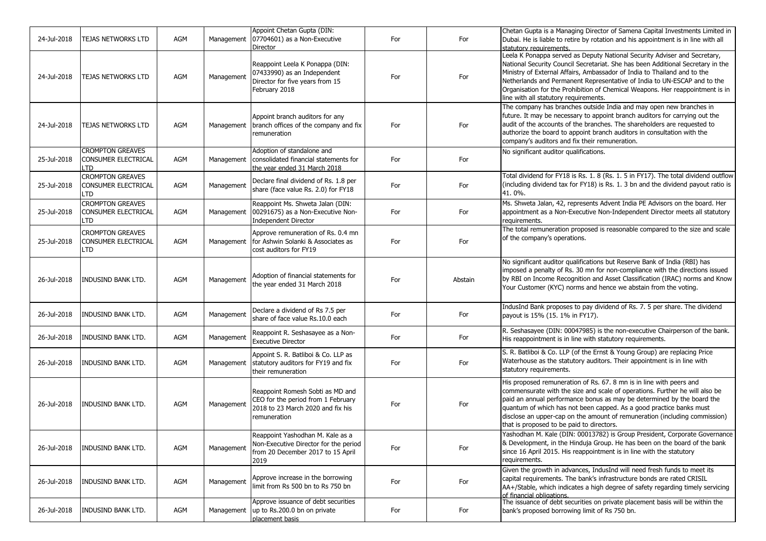| 24-Jul-2018 | TEJAS NETWORKS LTD | AGM | Management | Appoint Chetan Gupta (DIN: 07704601) as a Non-Executive Director | For | For | Chetan Gupta is a Managing Director of Samena Capital Investments Limited in Dubai. He is liable to retire by rotation and his appointment is in line with all statutory requirements. |
|---|---|---|---|---|---|---|---|
| 24-Jul-2018 | TEJAS NETWORKS LTD | AGM | Management | Reappoint Leela K Ponappa (DIN: 07433990) as an Independent Director for five years from 15 February 2018 | For | For | Leela K Ponappa served as Deputy National Security Adviser and Secretary, National Security Council Secretariat. She has been Additional Secretary in the Ministry of External Affairs, Ambassador of India to Thailand and to the Netherlands and Permanent Representative of India to UN-ESCAP and to the Organisation for the Prohibition of Chemical Weapons. Her reappointment is in line with all statutory requirements. |
| 24-Jul-2018 | TEJAS NETWORKS LTD | AGM | Management | Appoint branch auditors for any branch offices of the company and fix remuneration | For | For | The company has branches outside India and may open new branches in future. It may be necessary to appoint branch auditors for carrying out the audit of the accounts of the branches. The shareholders are requested to authorize the board to appoint branch auditors in consultation with the company's auditors and fix their remuneration. |
| 25-Jul-2018 | CROMPTON GREAVES CONSUMER ELECTRICAL LTD | AGM | Management | Adoption of standalone and consolidated financial statements for the year ended 31 March 2018 | For | For | No significant auditor qualifications. |
| 25-Jul-2018 | CROMPTON GREAVES CONSUMER ELECTRICAL LTD | AGM | Management | Declare final dividend of Rs. 1.8 per share (face value Rs. 2.0) for FY18 | For | For | Total dividend for FY18 is Rs. 1. 8 (Rs. 1. 5 in FY17). The total dividend outflow (including dividend tax for FY18) is Rs. 1. 3 bn and the dividend payout ratio is 41. 0%. |
| 25-Jul-2018 | CROMPTON GREAVES CONSUMER ELECTRICAL LTD | AGM | Management | Reappoint Ms. Shweta Jalan (DIN: 00291675) as a Non-Executive Non-Independent Director | For | For | Ms. Shweta Jalan, 42, represents Advent India PE Advisors on the board. Her appointment as a Non-Executive Non-Independent Director meets all statutory requirements. |
| 25-Jul-2018 | CROMPTON GREAVES CONSUMER ELECTRICAL LTD | AGM | Management | Approve remuneration of Rs. 0.4 mn for Ashwin Solanki & Associates as cost auditors for FY19 | For | For | The total remuneration proposed is reasonable compared to the size and scale of the company's operations. |
| 26-Jul-2018 | INDUSIND BANK LTD. | AGM | Management | Adoption of financial statements for the year ended 31 March 2018 | For | Abstain | No significant auditor qualifications but Reserve Bank of India (RBI) has imposed a penalty of Rs. 30 mn for non-compliance with the directions issued by RBI on Income Recognition and Asset Classification (IRAC) norms and Know Your Customer (KYC) norms and hence we abstain from the voting. |
| 26-Jul-2018 | INDUSIND BANK LTD. | AGM | Management | Declare a dividend of Rs 7.5 per share of face value Rs.10.0 each | For | For | IndusInd Bank proposes to pay dividend of Rs. 7. 5 per share. The dividend payout is 15% (15. 1% in FY17). |
| 26-Jul-2018 | INDUSIND BANK LTD. | AGM | Management | Reappoint R. Seshasayee as a Non-Executive Director | For | For | R. Seshasayee (DIN: 00047985) is the non-executive Chairperson of the bank. His reappointment is in line with statutory requirements. |
| 26-Jul-2018 | INDUSIND BANK LTD. | AGM | Management | Appoint S. R. Batliboi & Co. LLP as statutory auditors for FY19 and fix their remuneration | For | For | S. R. Batliboi & Co. LLP (of the Ernst & Young Group) are replacing Price Waterhouse as the statutory auditors. Their appointment is in line with statutory requirements. |
| 26-Jul-2018 | INDUSIND BANK LTD. | AGM | Management | Reappoint Romesh Sobti as MD and CEO for the period from 1 February 2018 to 23 March 2020 and fix his remuneration | For | For | His proposed remuneration of Rs. 67. 8 mn is in line with peers and commensurate with the size and scale of operations. Further he will also be paid an annual performance bonus as may be determined by the board the quantum of which has not been capped. As a good practice banks must disclose an upper-cap on the amount of remuneration (including commission) that is proposed to be paid to directors. |
| 26-Jul-2018 | INDUSIND BANK LTD. | AGM | Management | Reappoint Yashodhan M. Kale as a Non-Executive Director for the period from 20 December 2017 to 15 April 2019 | For | For | Yashodhan M. Kale (DIN: 00013782) is Group President, Corporate Governance & Development, in the Hinduja Group. He has been on the board of the bank since 16 April 2015. His reappointment is in line with the statutory requirements. |
| 26-Jul-2018 | INDUSIND BANK LTD. | AGM | Management | Approve increase in the borrowing limit from Rs 500 bn to Rs 750 bn | For | For | Given the growth in advances, IndusInd will need fresh funds to meet its capital requirements. The bank's infrastructure bonds are rated CRISIL AA+/Stable, which indicates a high degree of safety regarding timely servicing of financial obligations. |
| 26-Jul-2018 | INDUSIND BANK LTD. | AGM | Management | Approve issuance of debt securities up to Rs.200.0 bn on private placement basis | For | For | The issuance of debt securities on private placement basis will be within the bank's proposed borrowing limit of Rs 750 bn. |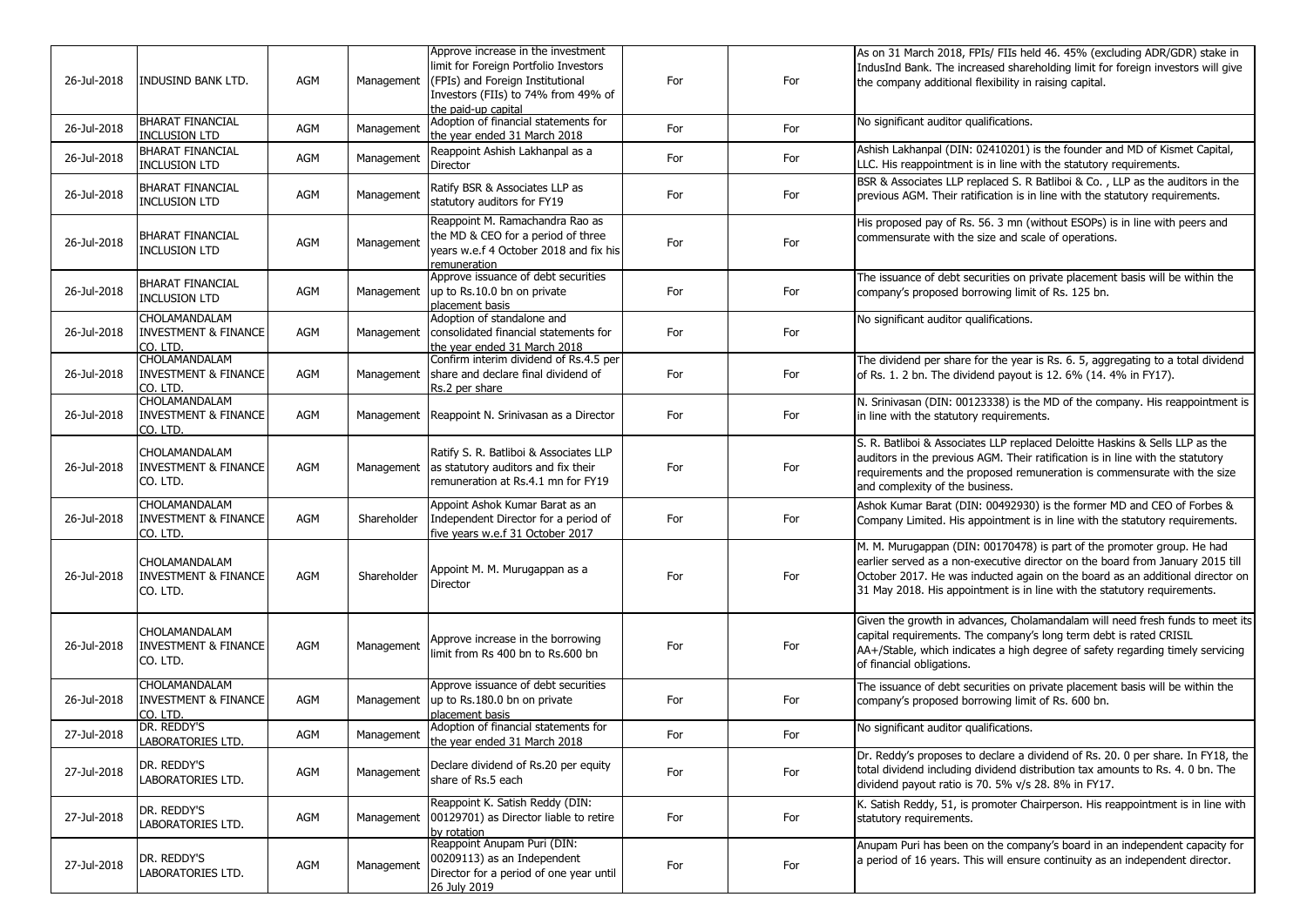| | | | | | | | |
|---|---|---|---|---|---|---|---|
| 26-Jul-2018 | INDUSIND BANK LTD. | AGM | Management | Approve increase in the investment limit for Foreign Portfolio Investors (FPIs) and Foreign Institutional Investors (FIIs) to 74% from 49% of the paid-up capital | For | For | As on 31 March 2018, FPIs/ FIIs held 46. 45% (excluding ADR/GDR) stake in IndusInd Bank. The increased shareholding limit for foreign investors will give the company additional flexibility in raising capital. |
| 26-Jul-2018 | BHARAT FINANCIAL INCLUSION LTD | AGM | Management | Adoption of financial statements for the year ended 31 March 2018 | For | For | No significant auditor qualifications. |
| 26-Jul-2018 | BHARAT FINANCIAL INCLUSION LTD | AGM | Management | Reappoint Ashish Lakhanpal as a Director | For | For | Ashish Lakhanpal (DIN: 02410201) is the founder and MD of Kismet Capital, LLC. His reappointment is in line with the statutory requirements. |
| 26-Jul-2018 | BHARAT FINANCIAL INCLUSION LTD | AGM | Management | Ratify BSR & Associates LLP as statutory auditors for FY19 | For | For | BSR & Associates LLP replaced S. R Batliboi & Co. , LLP as the auditors in the previous AGM. Their ratification is in line with the statutory requirements. |
| 26-Jul-2018 | BHARAT FINANCIAL INCLUSION LTD | AGM | Management | Reappoint M. Ramachandra Rao as the MD & CEO for a period of three years w.e.f 4 October 2018 and fix his remuneration | For | For | His proposed pay of Rs. 56. 3 mn (without ESOPs) is in line with peers and commensurate with the size and scale of operations. |
| 26-Jul-2018 | BHARAT FINANCIAL INCLUSION LTD | AGM | Management | Approve issuance of debt securities up to Rs.10.0 bn on private placement basis | For | For | The issuance of debt securities on private placement basis will be within the company's proposed borrowing limit of Rs. 125 bn. |
| 26-Jul-2018 | CHOLAMANDALAM INVESTMENT & FINANCE CO. LTD. | AGM | Management | Adoption of standalone and consolidated financial statements for the year ended 31 March 2018 | For | For | No significant auditor qualifications. |
| 26-Jul-2018 | CHOLAMANDALAM INVESTMENT & FINANCE CO. LTD. | AGM | Management | Confirm interim dividend of Rs.4.5 per share and declare final dividend of Rs.2 per share | For | For | The dividend per share for the year is Rs. 6. 5, aggregating to a total dividend of Rs. 1. 2 bn. The dividend payout is 12. 6% (14. 4% in FY17). |
| 26-Jul-2018 | CHOLAMANDALAM INVESTMENT & FINANCE CO. LTD. | AGM | Management | Reappoint N. Srinivasan as a Director | For | For | N. Srinivasan (DIN: 00123338) is the MD of the company. His reappointment is in line with the statutory requirements. |
| 26-Jul-2018 | CHOLAMANDALAM INVESTMENT & FINANCE CO. LTD. | AGM | Management | Ratify S. R. Batliboi & Associates LLP as statutory auditors and fix their remuneration at Rs.4.1 mn for FY19 | For | For | S. R. Batliboi & Associates LLP replaced Deloitte Haskins & Sells LLP as the auditors in the previous AGM. Their ratification is in line with the statutory requirements and the proposed remuneration is commensurate with the size and complexity of the business. |
| 26-Jul-2018 | CHOLAMANDALAM INVESTMENT & FINANCE CO. LTD. | AGM | Shareholder | Appoint Ashok Kumar Barat as an Independent Director for a period of five years w.e.f 31 October 2017 | For | For | Ashok Kumar Barat (DIN: 00492930) is the former MD and CEO of Forbes & Company Limited. His appointment is in line with the statutory requirements. |
| 26-Jul-2018 | CHOLAMANDALAM INVESTMENT & FINANCE CO. LTD. | AGM | Shareholder | Appoint M. M. Murugappan as a Director | For | For | M. M. Murugappan (DIN: 00170478) is part of the promoter group. He had earlier served as a non-executive director on the board from January 2015 till October 2017. He was inducted again on the board as an additional director on 31 May 2018. His appointment is in line with the statutory requirements. |
| 26-Jul-2018 | CHOLAMANDALAM INVESTMENT & FINANCE CO. LTD. | AGM | Management | Approve increase in the borrowing limit from Rs 400 bn to Rs.600 bn | For | For | Given the growth in advances, Cholamandalam will need fresh funds to meet its capital requirements. The company's long term debt is rated CRISIL AA+/Stable, which indicates a high degree of safety regarding timely servicing of financial obligations. |
| 26-Jul-2018 | CHOLAMANDALAM INVESTMENT & FINANCE CO. LTD. | AGM | Management | Approve issuance of debt securities up to Rs.180.0 bn on private placement basis | For | For | The issuance of debt securities on private placement basis will be within the company's proposed borrowing limit of Rs. 600 bn. |
| 27-Jul-2018 | DR. REDDY'S LABORATORIES LTD. | AGM | Management | Adoption of financial statements for the year ended 31 March 2018 | For | For | No significant auditor qualifications. |
| 27-Jul-2018 | DR. REDDY'S LABORATORIES LTD. | AGM | Management | Declare dividend of Rs.20 per equity share of Rs.5 each | For | For | Dr. Reddy's proposes to declare a dividend of Rs. 20. 0 per share. In FY18, the total dividend including dividend distribution tax amounts to Rs. 4. 0 bn. The dividend payout ratio is 70. 5% v/s 28. 8% in FY17. |
| 27-Jul-2018 | DR. REDDY'S LABORATORIES LTD. | AGM | Management | Reappoint K. Satish Reddy (DIN: 00129701) as Director liable to retire by rotation | For | For | K. Satish Reddy, 51, is promoter Chairperson. His reappointment is in line with statutory requirements. |
| 27-Jul-2018 | DR. REDDY'S LABORATORIES LTD. | AGM | Management | Reappoint Anupam Puri (DIN: 00209113) as an Independent Director for a period of one year until 26 July 2019 | For | For | Anupam Puri has been on the company's board in an independent capacity for a period of 16 years. This will ensure continuity as an independent director. |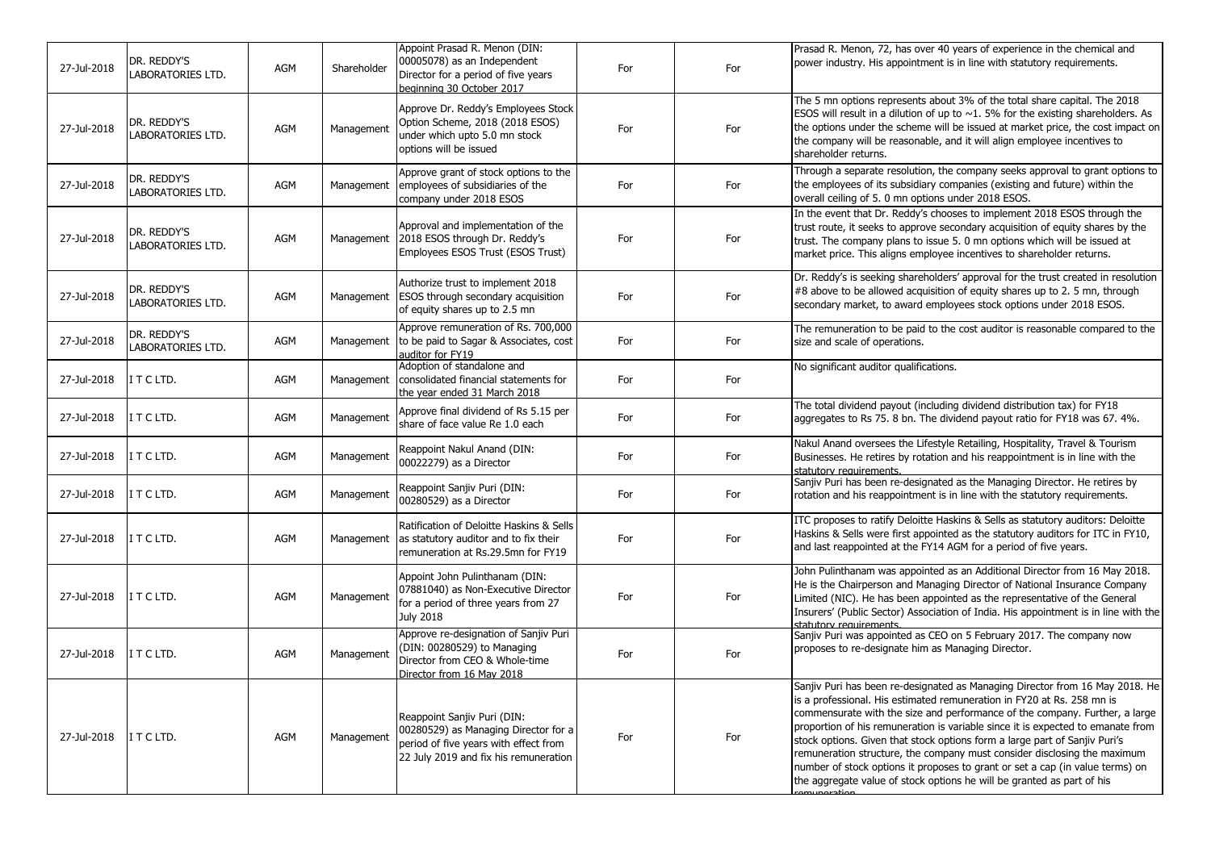| 27-Jul-2018 | DR. REDDY'S LABORATORIES LTD. | AGM | Shareholder | Appoint Prasad R. Menon (DIN: 00005078) as an Independent Director for a period of five years beginning 30 October 2017 | For | For | Prasad R. Menon, 72, has over 40 years of experience in the chemical and power industry. His appointment is in line with statutory requirements. |
|---|---|---|---|---|---|---|---|
| 27-Jul-2018 | DR. REDDY'S LABORATORIES LTD. | AGM | Management | Approve Dr. Reddy's Employees Stock Option Scheme, 2018 (2018 ESOS) under which upto 5.0 mn stock options will be issued | For | For | The 5 mn options represents about 3% of the total share capital. The 2018 ESOS will result in a dilution of up to ~1. 5% for the existing shareholders. As the options under the scheme will be issued at market price, the cost impact on the company will be reasonable, and it will align employee incentives to shareholder returns. |
| 27-Jul-2018 | DR. REDDY'S LABORATORIES LTD. | AGM | Management | Approve grant of stock options to the employees of subsidiaries of the company under 2018 ESOS | For | For | Through a separate resolution, the company seeks approval to grant options to the employees of its subsidiary companies (existing and future) within the overall ceiling of 5. 0 mn options under 2018 ESOS. |
| 27-Jul-2018 | DR. REDDY'S LABORATORIES LTD. | AGM | Management | Approval and implementation of the 2018 ESOS through Dr. Reddy's Employees ESOS Trust (ESOS Trust) | For | For | In the event that Dr. Reddy's chooses to implement 2018 ESOS through the trust route, it seeks to approve secondary acquisition of equity shares by the trust. The company plans to issue 5. 0 mn options which will be issued at market price. This aligns employee incentives to shareholder returns. |
| 27-Jul-2018 | DR. REDDY'S LABORATORIES LTD. | AGM | Management | Authorize trust to implement 2018 ESOS through secondary acquisition of equity shares up to 2.5 mn | For | For | Dr. Reddy's is seeking shareholders' approval for the trust created in resolution #8 above to be allowed acquisition of equity shares up to 2. 5 mn, through secondary market, to award employees stock options under 2018 ESOS. |
| 27-Jul-2018 | DR. REDDY'S LABORATORIES LTD. | AGM | Management | Approve remuneration of Rs. 700,000 to be paid to Sagar & Associates, cost auditor for FY19 | For | For | The remuneration to be paid to the cost auditor is reasonable compared to the size and scale of operations. |
| 27-Jul-2018 | I T C LTD. | AGM | Management | Adoption of standalone and consolidated financial statements for the year ended 31 March 2018 | For | For | No significant auditor qualifications. |
| 27-Jul-2018 | I T C LTD. | AGM | Management | Approve final dividend of Rs 5.15 per share of face value Re 1.0 each | For | For | The total dividend payout (including dividend distribution tax) for FY18 aggregates to Rs 75. 8 bn. The dividend payout ratio for FY18 was 67. 4%. |
| 27-Jul-2018 | I T C LTD. | AGM | Management | Reappoint Nakul Anand (DIN: 00022279) as a Director | For | For | Nakul Anand oversees the Lifestyle Retailing, Hospitality, Travel & Tourism Businesses. He retires by rotation and his reappointment is in line with the statutory requirements. |
| 27-Jul-2018 | I T C LTD. | AGM | Management | Reappoint Sanjiv Puri (DIN: 00280529) as a Director | For | For | Sanjiv Puri has been re-designated as the Managing Director. He retires by rotation and his reappointment is in line with the statutory requirements. |
| 27-Jul-2018 | I T C LTD. | AGM | Management | Ratification of Deloitte Haskins & Sells as statutory auditor and to fix their remuneration at Rs.29.5mn for FY19 | For | For | ITC proposes to ratify Deloitte Haskins & Sells as statutory auditors: Deloitte Haskins & Sells were first appointed as the statutory auditors for ITC in FY10, and last reappointed at the FY14 AGM for a period of five years. |
| 27-Jul-2018 | I T C LTD. | AGM | Management | Appoint John Pulinthanam (DIN: 07881040) as Non-Executive Director for a period of three years from 27 July 2018 | For | For | John Pulinthanam was appointed as an Additional Director from 16 May 2018. He is the Chairperson and Managing Director of National Insurance Company Limited (NIC). He has been appointed as the representative of the General Insurers' (Public Sector) Association of India. His appointment is in line with the statutory requirements. |
| 27-Jul-2018 | I T C LTD. | AGM | Management | Approve re-designation of Sanjiv Puri (DIN: 00280529) to Managing Director from CEO & Whole-time Director from 16 May 2018 | For | For | Sanjiv Puri was appointed as CEO on 5 February 2017. The company now proposes to re-designate him as Managing Director. |
| 27-Jul-2018 | I T C LTD. | AGM | Management | Reappoint Sanjiv Puri (DIN: 00280529) as Managing Director for a period of five years with effect from 22 July 2019 and fix his remuneration | For | For | Sanjiv Puri has been re-designated as Managing Director from 16 May 2018. He is a professional. His estimated remuneration in FY20 at Rs. 258 mn is commensurate with the size and performance of the company. Further, a large proportion of his remuneration is variable since it is expected to emanate from stock options. Given that stock options form a large part of Sanjiv Puri's remuneration structure, the company must consider disclosing the maximum number of stock options it proposes to grant or set a cap (in value terms) on the aggregate value of stock options he will be granted as part of his remuneration. |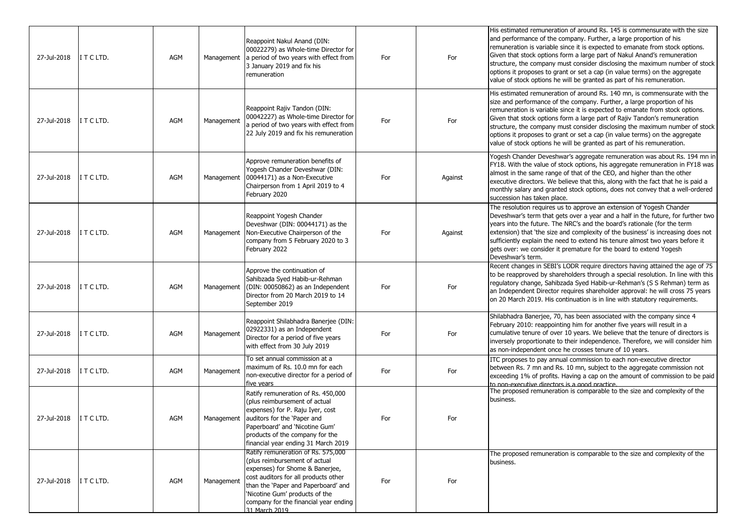| | | | | | | | |
|---|---|---|---|---|---|---|---|
| 27-Jul-2018 | I T C LTD. | AGM | Management | Reappoint Nakul Anand (DIN: 00022279) as Whole-time Director for a period of two years with effect from 3 January 2019 and fix his remuneration | For | For | His estimated remuneration of around Rs. 145 is commensurate with the size and performance of the company. Further, a large proportion of his remuneration is variable since it is expected to emanate from stock options. Given that stock options form a large part of Nakul Anand's remuneration structure, the company must consider disclosing the maximum number of stock options it proposes to grant or set a cap (in value terms) on the aggregate value of stock options he will be granted as part of his remuneration. |
| 27-Jul-2018 | I T C LTD. | AGM | Management | Reappoint Rajiv Tandon (DIN: 00042227) as Whole-time Director for a period of two years with effect from 22 July 2019 and fix his remuneration | For | For | His estimated remuneration of around Rs. 140 mn, is commensurate with the size and performance of the company. Further, a large proportion of his remuneration is variable since it is expected to emanate from stock options. Given that stock options form a large part of Rajiv Tandon's remuneration structure, the company must consider disclosing the maximum number of stock options it proposes to grant or set a cap (in value terms) on the aggregate value of stock options he will be granted as part of his remuneration. |
| 27-Jul-2018 | I T C LTD. | AGM | Management | Approve remuneration benefits of Yogesh Chander Deveshwar (DIN: 00044171) as a Non-Executive Chairperson from 1 April 2019 to 4 February 2020 | For | Against | Yogesh Chander Deveshwar's aggregate remuneration was about Rs. 194 mn in FY18. With the value of stock options, his aggregate remuneration in FY18 was almost in the same range of that of the CEO, and higher than the other executive directors. We believe that this, along with the fact that he is paid a monthly salary and granted stock options, does not convey that a well-ordered succession has taken place. |
| 27-Jul-2018 | I T C LTD. | AGM | Management | Reappoint Yogesh Chander Deveshwar (DIN: 00044171) as the Non-Executive Chairperson of the company from 5 February 2020 to 3 February 2022 | For | Against | The resolution requires us to approve an extension of Yogesh Chander Deveshwar's term that gets over a year and a half in the future, for further two years into the future. The NRC's and the board's rationale (for the term extension) that 'the size and complexity of the business' is increasing does not sufficiently explain the need to extend his tenure almost two years before it gets over: we consider it premature for the board to extend Yogesh Deveshwar's term. |
| 27-Jul-2018 | I T C LTD. | AGM | Management | Approve the continuation of Sahibzada Syed Habib-ur-Rehman (DIN: 00050862) as an Independent Director from 20 March 2019 to 14 September 2019 | For | For | Recent changes in SEBI's LODR require directors having attained the age of 75 to be reapproved by shareholders through a special resolution. In line with this regulatory change, Sahibzada Syed Habib-ur-Rehman's (S S Rehman) term as an Independent Director requires shareholder approval: he will cross 75 years on 20 March 2019. His continuation is in line with statutory requirements. |
| 27-Jul-2018 | I T C LTD. | AGM | Management | Reappoint Shilabhadra Banerjee (DIN: 02922331) as an Independent Director for a period of five years with effect from 30 July 2019 | For | For | Shilabhadra Banerjee, 70, has been associated with the company since 4 February 2010: reappointing him for another five years will result in a cumulative tenure of over 10 years. We believe that the tenure of directors is inversely proportionate to their independence. Therefore, we will consider him as non-independent once he crosses tenure of 10 years. |
| 27-Jul-2018 | I T C LTD. | AGM | Management | To set annual commission at a maximum of Rs. 10.0 mn for each non-executive director for a period of five years | For | For | ITC proposes to pay annual commission to each non-executive director between Rs. 7 mn and Rs. 10 mn, subject to the aggregate commission not exceeding 1% of profits. Having a cap on the amount of commission to be paid to non-executive directors is a good practice. |
| 27-Jul-2018 | I T C LTD. | AGM | Management | Ratify remuneration of Rs. 450,000 (plus reimbursement of actual expenses) for P. Raju Iyer, cost auditors for the 'Paper and Paperboard' and 'Nicotine Gum' products of the company for the financial year ending 31 March 2019 | For | For | The proposed remuneration is comparable to the size and complexity of the business. |
| 27-Jul-2018 | I T C LTD. | AGM | Management | Ratify remuneration of Rs. 575,000 (plus reimbursement of actual expenses) for Shome & Banerjee, cost auditors for all products other than the 'Paper and Paperboard' and 'Nicotine Gum' products of the company for the financial year ending 31 March 2019 | For | For | The proposed remuneration is comparable to the size and complexity of the business. |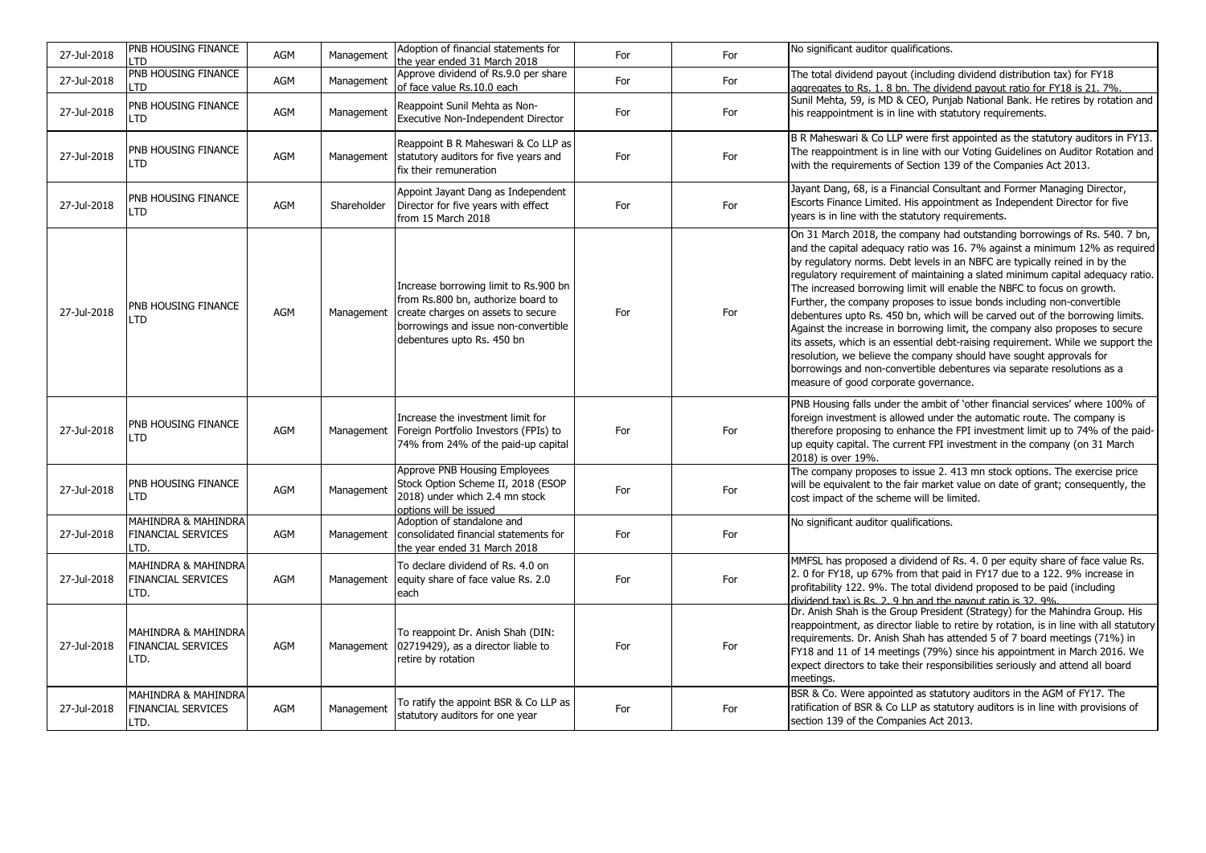| 27-Jul-2018 | PNB HOUSING FINANCE LTD | AGM | Management | Adoption of financial statements for the year ended 31 March 2018 | For | For | No significant auditor qualifications. |
|---|---|---|---|---|---|---|---|
| 27-Jul-2018 | PNB HOUSING FINANCE LTD | AGM | Management | Approve dividend of Rs.9.0 per share of face value Rs.10.0 each | For | For | The total dividend payout (including dividend distribution tax) for FY18 aggregates to Rs. 1. 8 bn. The dividend payout ratio for FY18 is 21. 7%. |
| 27-Jul-2018 | PNB HOUSING FINANCE LTD | AGM | Management | Reappoint Sunil Mehta as Non-Executive Non-Independent Director | For | For | Sunil Mehta, 59, is MD & CEO, Punjab National Bank. He retires by rotation and his reappointment is in line with statutory requirements. |
| 27-Jul-2018 | PNB HOUSING FINANCE LTD | AGM | Management | Reappoint B R Maheswari & Co LLP as statutory auditors for five years and fix their remuneration | For | For | B R Maheswari & Co LLP were first appointed as the statutory auditors in FY13. The reappointment is in line with our Voting Guidelines on Auditor Rotation and with the requirements of Section 139 of the Companies Act 2013. |
| 27-Jul-2018 | PNB HOUSING FINANCE LTD | AGM | Shareholder | Appoint Jayant Dang as Independent Director for five years with effect from 15 March 2018 | For | For | Jayant Dang, 68, is a Financial Consultant and Former Managing Director, Escorts Finance Limited. His appointment as Independent Director for five years is in line with the statutory requirements. |
| 27-Jul-2018 | PNB HOUSING FINANCE LTD | AGM | Management | Increase borrowing limit to Rs.900 bn from Rs.800 bn, authorize board to create charges on assets to secure borrowings and issue non-convertible debentures upto Rs. 450 bn | For | For | On 31 March 2018, the company had outstanding borrowings of Rs. 540. 7 bn, and the capital adequacy ratio was 16. 7% against a minimum 12% as required by regulatory norms. Debt levels in an NBFC are typically reined in by the regulatory requirement of maintaining a slated minimum capital adequacy ratio. The increased borrowing limit will enable the NBFC to focus on growth. Further, the company proposes to issue bonds including non-convertible debentures upto Rs. 450 bn, which will be carved out of the borrowing limits. Against the increase in borrowing limit, the company also proposes to secure its assets, which is an essential debt-raising requirement. While we support the resolution, we believe the company should have sought approvals for borrowings and non-convertible debentures via separate resolutions as a measure of good corporate governance. |
| 27-Jul-2018 | PNB HOUSING FINANCE LTD | AGM | Management | Increase the investment limit for Foreign Portfolio Investors (FPIs) to 74% from 24% of the paid-up capital | For | For | PNB Housing falls under the ambit of 'other financial services' where 100% of foreign investment is allowed under the automatic route. The company is therefore proposing to enhance the FPI investment limit up to 74% of the paid-up equity capital. The current FPI investment in the company (on 31 March 2018) is over 19%. |
| 27-Jul-2018 | PNB HOUSING FINANCE LTD | AGM | Management | Approve PNB Housing Employees Stock Option Scheme II, 2018 (ESOP 2018) under which 2.4 mn stock options will be issued | For | For | The company proposes to issue 2. 413 mn stock options. The exercise price will be equivalent to the fair market value on date of grant; consequently, the cost impact of the scheme will be limited. |
| 27-Jul-2018 | MAHINDRA & MAHINDRA FINANCIAL SERVICES LTD. | AGM | Management | Adoption of standalone and consolidated financial statements for the year ended 31 March 2018 | For | For | No significant auditor qualifications. |
| 27-Jul-2018 | MAHINDRA & MAHINDRA FINANCIAL SERVICES LTD. | AGM | Management | To declare dividend of Rs. 4.0 on equity share of face value Rs. 2.0 each | For | For | MMFSL has proposed a dividend of Rs. 4. 0 per equity share of face value Rs. 2. 0 for FY18, up 67% from that paid in FY17 due to a 122. 9% increase in profitability 122. 9%. The total dividend proposed to be paid (including dividend tax) is Rs. 2. 9 bn and the payout ratio is 32. 9%. |
| 27-Jul-2018 | MAHINDRA & MAHINDRA FINANCIAL SERVICES LTD. | AGM | Management | To reappoint Dr. Anish Shah (DIN: 02719429), as a director liable to retire by rotation | For | For | Dr. Anish Shah is the Group President (Strategy) for the Mahindra Group. His reappointment, as director liable to retire by rotation, is in line with all statutory requirements. Dr. Anish Shah has attended 5 of 7 board meetings (71%) in FY18 and 11 of 14 meetings (79%) since his appointment in March 2016. We expect directors to take their responsibilities seriously and attend all board meetings. |
| 27-Jul-2018 | MAHINDRA & MAHINDRA FINANCIAL SERVICES LTD. | AGM | Management | To ratify the appoint BSR & Co LLP as statutory auditors for one year | For | For | BSR & Co. Were appointed as statutory auditors in the AGM of FY17. The ratification of BSR & Co LLP as statutory auditors is in line with provisions of section 139 of the Companies Act 2013. |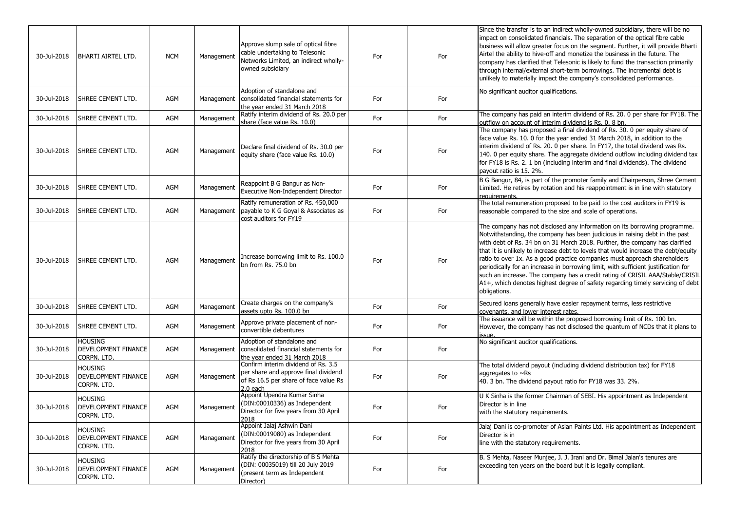| | | | | | | | |
|---|---|---|---|---|---|---|---|
| 30-Jul-2018 | BHARTI AIRTEL LTD. | NCM | Management | Approve slump sale of optical fibre cable undertaking to Telesonic Networks Limited, an indirect wholly-owned subsidiary | For | For | Since the transfer is to an indirect wholly-owned subsidiary, there will be no impact on consolidated financials. The separation of the optical fibre cable business will allow greater focus on the segment. Further, it will provide Bharti Airtel the ability to hive-off and monetize the business in the future. The company has clarified that Telesonic is likely to fund the transaction primarily through internal/external short-term borrowings. The incremental debt is unlikely to materially impact the company's consolidated performance. |
| 30-Jul-2018 | SHREE CEMENT LTD. | AGM | Management | Adoption of standalone and consolidated financial statements for the year ended 31 March 2018 | For | For | No significant auditor qualifications. |
| 30-Jul-2018 | SHREE CEMENT LTD. | AGM | Management | Ratify interim dividend of Rs. 20.0 per share (face value Rs. 10.0) | For | For | The company has paid an interim dividend of Rs. 20. 0 per share for FY18. The outflow on account of interim dividend is Rs. 0. 8 bn. |
| 30-Jul-2018 | SHREE CEMENT LTD. | AGM | Management | Declare final dividend of Rs. 30.0 per equity share (face value Rs. 10.0) | For | For | The company has proposed a final dividend of Rs. 30. 0 per equity share of face value Rs. 10. 0 for the year ended 31 March 2018, in addition to the interim dividend of Rs. 20. 0 per share. In FY17, the total dividend was Rs. 140. 0 per equity share. The aggregate dividend outflow including dividend tax for FY18 is Rs. 2. 1 bn (including interim and final dividends). The dividend payout ratio is 15. 2%. |
| 30-Jul-2018 | SHREE CEMENT LTD. | AGM | Management | Reappoint B G Bangur as Non-Executive Non-Independent Director | For | For | B G Bangur, 84, is part of the promoter family and Chairperson, Shree Cement Limited. He retires by rotation and his reappointment is in line with statutory requirements. |
| 30-Jul-2018 | SHREE CEMENT LTD. | AGM | Management | Ratify remuneration of Rs. 450,000 payable to K G Goyal & Associates as cost auditors for FY19 | For | For | The total remuneration proposed to be paid to the cost auditors in FY19 is reasonable compared to the size and scale of operations. |
| 30-Jul-2018 | SHREE CEMENT LTD. | AGM | Management | Increase borrowing limit to Rs. 100.0 bn from Rs. 75.0 bn | For | For | The company has not disclosed any information on its borrowing programme. Notwithstanding, the company has been judicious in raising debt in the past with debt of Rs. 34 bn on 31 March 2018. Further, the company has clarified that it is unlikely to increase debt to levels that would increase the debt/equity ratio to over 1x. As a good practice companies must approach shareholders periodically for an increase in borrowing limit, with sufficient justification for such an increase. The company has a credit rating of CRISIL AAA/Stable/CRISIL A1+, which denotes highest degree of safety regarding timely servicing of debt obligations. |
| 30-Jul-2018 | SHREE CEMENT LTD. | AGM | Management | Create charges on the company's assets upto Rs. 100.0 bn | For | For | Secured loans generally have easier repayment terms, less restrictive covenants, and lower interest rates. |
| 30-Jul-2018 | SHREE CEMENT LTD. | AGM | Management | Approve private placement of non-convertible debentures | For | For | The issuance will be within the proposed borrowing limit of Rs. 100 bn. However, the company has not disclosed the quantum of NCDs that it plans to issue. |
| 30-Jul-2018 | HOUSING DEVELOPMENT FINANCE CORPN. LTD. | AGM | Management | Adoption of standalone and consolidated financial statements for the year ended 31 March 2018 | For | For | No significant auditor qualifications. |
| 30-Jul-2018 | HOUSING DEVELOPMENT FINANCE CORPN. LTD. | AGM | Management | Confirm interim dividend of Rs. 3.5 per share and approve final dividend of Rs 16.5 per share of face value Rs 2.0 each | For | For | The total dividend payout (including dividend distribution tax) for FY18 aggregates to ~Rs 40. 3 bn. The dividend payout ratio for FY18 was 33. 2%. |
| 30-Jul-2018 | HOUSING DEVELOPMENT FINANCE CORPN. LTD. | AGM | Management | Appoint Upendra Kumar Sinha (DIN:00010336) as Independent Director for five years from 30 April 2018 | For | For | U K Sinha is the former Chairman of SEBI. His appointment as Independent Director is in line with the statutory requirements. |
| 30-Jul-2018 | HOUSING DEVELOPMENT FINANCE CORPN. LTD. | AGM | Management | Appoint Jalaj Ashwin Dani (DIN:00019080) as Independent Director for five years from 30 April 2018 | For | For | Jalaj Dani is co-promoter of Asian Paints Ltd. His appointment as Independent Director is in line with the statutory requirements. |
| 30-Jul-2018 | HOUSING DEVELOPMENT FINANCE CORPN. LTD. | AGM | Management | Ratify the directorship of B S Mehta (DIN: 00035019) till 20 July 2019 (present term as Independent Director) | For | For | B. S Mehta, Naseer Munjee, J. J. Irani and Dr. Bimal Jalan's tenures are exceeding ten years on the board but it is legally compliant. |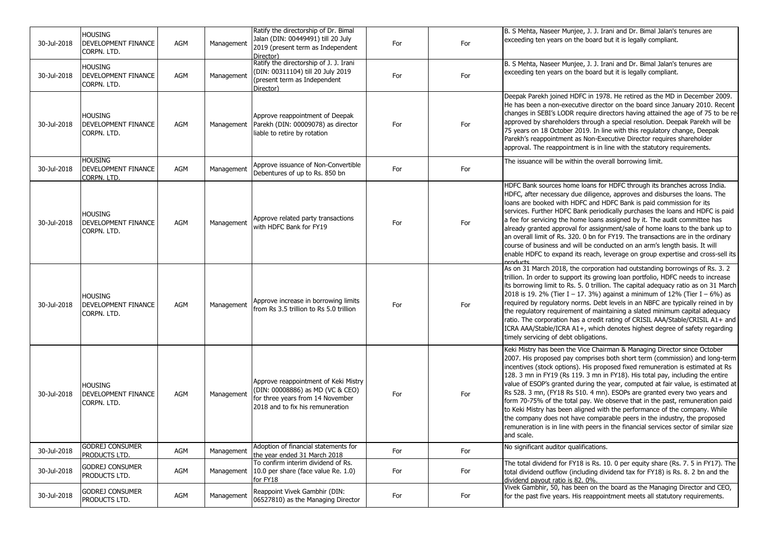| 30-Jul-2018 | HOUSING DEVELOPMENT FINANCE CORPN. LTD. | AGM | Management | Ratify the directorship of Dr. Bimal Jalan (DIN: 00449491) till 20 July 2019 (present term as Independent Director) | For | For | B. S Mehta, Naseer Munjee, J. J. Irani and Dr. Bimal Jalan's tenures are exceeding ten years on the board but it is legally compliant. |
|---|---|---|---|---|---|---|---|
| 30-Jul-2018 | HOUSING DEVELOPMENT FINANCE CORPN. LTD. | AGM | Management | Ratify the directorship of J. J. Irani (DIN: 00311104) till 20 July 2019 (present term as Independent Director) | For | For | B. S Mehta, Naseer Munjee, J. J. Irani and Dr. Bimal Jalan's tenures are exceeding ten years on the board but it is legally compliant. |
| 30-Jul-2018 | HOUSING DEVELOPMENT FINANCE CORPN. LTD. | AGM | Management | Approve reappointment of Deepak Parekh (DIN: 00009078) as director liable to retire by rotation | For | For | Deepak Parekh joined HDFC in 1978. He retired as the MD in December 2009. He has been a non-executive director on the board since January 2010. Recent changes in SEBI's LODR require directors having attained the age of 75 to be re-approved by shareholders through a special resolution. Deepak Parekh will be 75 years on 18 October 2019. In line with this regulatory change, Deepak Parekh's reappointment as Non-Executive Director requires shareholder approval. The reappointment is in line with the statutory requirements. |
| 30-Jul-2018 | HOUSING DEVELOPMENT FINANCE CORPN. LTD. | AGM | Management | Approve issuance of Non-Convertible Debentures of up to Rs. 850 bn | For | For | The issuance will be within the overall borrowing limit. |
| 30-Jul-2018 | HOUSING DEVELOPMENT FINANCE CORPN. LTD. | AGM | Management | Approve related party transactions with HDFC Bank for FY19 | For | For | HDFC Bank sources home loans for HDFC through its branches across India. HDFC, after necessary due diligence, approves and disburses the loans. The loans are booked with HDFC and HDFC Bank is paid commission for its services. Further HDFC Bank periodically purchases the loans and HDFC is paid a fee for servicing the home loans assigned by it. The audit committee has already granted approval for assignment/sale of home loans to the bank up to an overall limit of Rs. 320. 0 bn for FY19. The transactions are in the ordinary course of business and will be conducted on an arm's length basis. It will enable HDFC to expand its reach, leverage on group expertise and cross-sell its products. |
| 30-Jul-2018 | HOUSING DEVELOPMENT FINANCE CORPN. LTD. | AGM | Management | Approve increase in borrowing limits from Rs 3.5 trillion to Rs 5.0 trillion | For | For | As on 31 March 2018, the corporation had outstanding borrowings of Rs. 3. 2 trillion. In order to support its growing loan portfolio, HDFC needs to increase its borrowing limit to Rs. 5. 0 trillion. The capital adequacy ratio as on 31 March 2018 is 19. 2% (Tier I – 17. 3%) against a minimum of 12% (Tier I – 6%) as required by regulatory norms. Debt levels in an NBFC are typically reined in by the regulatory requirement of maintaining a slated minimum capital adequacy ratio. The corporation has a credit rating of CRISIL AAA/Stable/CRISIL A1+ and ICRA AAA/Stable/ICRA A1+, which denotes highest degree of safety regarding timely servicing of debt obligations. |
| 30-Jul-2018 | HOUSING DEVELOPMENT FINANCE CORPN. LTD. | AGM | Management | Approve reappointment of Keki Mistry (DIN: 00008886) as MD (VC & CEO) for three years from 14 November 2018 and to fix his remuneration | For | For | Keki Mistry has been the Vice Chairman & Managing Director since October 2007. His proposed pay comprises both short term (commission) and long-term incentives (stock options). His proposed fixed remuneration is estimated at Rs 128. 3 mn in FY19 (Rs 119. 3 mn in FY18). His total pay, including the entire value of ESOP's granted during the year, computed at fair value, is estimated at Rs 528. 3 mn, (FY18 Rs 510. 4 mn). ESOPs are granted every two years and form 70-75% of the total pay. We observe that in the past, remuneration paid to Keki Mistry has been aligned with the performance of the company. While the company does not have comparable peers in the industry, the proposed remuneration is in line with peers in the financial services sector of similar size and scale. |
| 30-Jul-2018 | GODREJ CONSUMER PRODUCTS LTD. | AGM | Management | Adoption of financial statements for the year ended 31 March 2018 | For | For | No significant auditor qualifications. |
| 30-Jul-2018 | GODREJ CONSUMER PRODUCTS LTD. | AGM | Management | To confirm interim dividend of Rs. 10.0 per share (face value Re. 1.0) for FY18 | For | For | The total dividend for FY18 is Rs. 10. 0 per equity share (Rs. 7. 5 in FY17). The total dividend outflow (including dividend tax for FY18) is Rs. 8. 2 bn and the dividend payout ratio is 82. 0%. |
| 30-Jul-2018 | GODREJ CONSUMER PRODUCTS LTD. | AGM | Management | Reappoint Vivek Gambhir (DIN: 06527810) as the Managing Director | For | For | Vivek Gambhir, 50, has been on the board as the Managing Director and CEO, for the past five years. His reappointment meets all statutory requirements. |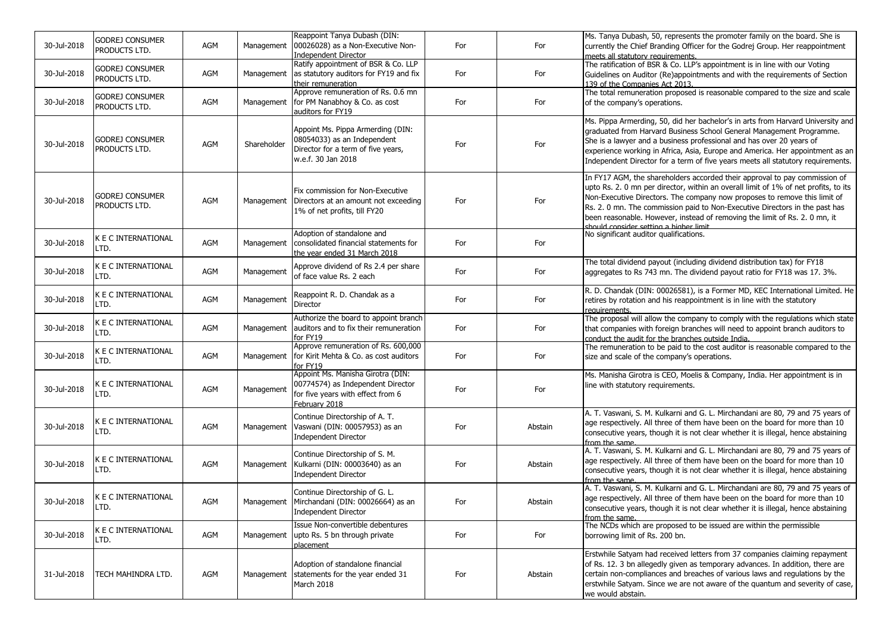| 30-Jul-2018 | GODREJ CONSUMER PRODUCTS LTD. | AGM | Management | Reappoint Tanya Dubash (DIN: 00026028) as a Non-Executive Non-Independent Director | For | For | Ms. Tanya Dubash, 50, represents the promoter family on the board. She is currently the Chief Branding Officer for the Godrej Group. Her reappointment meets all statutory requirements. |
|---|---|---|---|---|---|---|---|
| 30-Jul-2018 | GODREJ CONSUMER PRODUCTS LTD. | AGM | Management | Ratify appointment of BSR & Co. LLP as statutory auditors for FY19 and fix their remuneration | For | For | The ratification of BSR & Co. LLP's appointment is in line with our Voting Guidelines on Auditor (Re)appointments and with the requirements of Section 139 of the Companies Act 2013. |
| 30-Jul-2018 | GODREJ CONSUMER PRODUCTS LTD. | AGM | Management | Approve remuneration of Rs. 0.6 mn for PM Nanabhoy & Co. as cost auditors for FY19 | For | For | The total remuneration proposed is reasonable compared to the size and scale of the company's operations. |
| 30-Jul-2018 | GODREJ CONSUMER PRODUCTS LTD. | AGM | Shareholder | Appoint Ms. Pippa Armerding (DIN: 08054033) as an Independent Director for a term of five years, w.e.f. 30 Jan 2018 | For | For | Ms. Pippa Armerding, 50, did her bachelor's in arts from Harvard University and graduated from Harvard Business School General Management Programme. She is a lawyer and a business professional and has over 20 years of experience working in Africa, Asia, Europe and America. Her appointment as an Independent Director for a term of five years meets all statutory requirements. |
| 30-Jul-2018 | GODREJ CONSUMER PRODUCTS LTD. | AGM | Management | Fix commission for Non-Executive Directors at an amount not exceeding 1% of net profits, till FY20 | For | For | In FY17 AGM, the shareholders accorded their approval to pay commission of upto Rs. 2. 0 mn per director, within an overall limit of 1% of net profits, to its Non-Executive Directors. The company now proposes to remove this limit of Rs. 2. 0 mn. The commission paid to Non-Executive Directors in the past has been reasonable. However, instead of removing the limit of Rs. 2. 0 mn, it should consider setting a higher limit. |
| 30-Jul-2018 | K E C INTERNATIONAL LTD. | AGM | Management | Adoption of standalone and consolidated financial statements for the year ended 31 March 2018 | For | For | No significant auditor qualifications. |
| 30-Jul-2018 | K E C INTERNATIONAL LTD. | AGM | Management | Approve dividend of Rs 2.4 per share of face value Rs. 2 each | For | For | The total dividend payout (including dividend distribution tax) for FY18 aggregates to Rs 743 mn. The dividend payout ratio for FY18 was 17. 3%. |
| 30-Jul-2018 | K E C INTERNATIONAL LTD. | AGM | Management | Reappoint R. D. Chandak as a Director | For | For | R. D. Chandak (DIN: 00026581), is a Former MD, KEC International Limited. He retires by rotation and his reappointment is in line with the statutory requirements. |
| 30-Jul-2018 | K E C INTERNATIONAL LTD. | AGM | Management | Authorize the board to appoint branch auditors and to fix their remuneration for FY19 | For | For | The proposal will allow the company to comply with the regulations which state that companies with foreign branches will need to appoint branch auditors to conduct the audit for the branches outside India. |
| 30-Jul-2018 | K E C INTERNATIONAL LTD. | AGM | Management | Approve remuneration of Rs. 600,000 for Kirit Mehta & Co. as cost auditors for FY19 | For | For | The remuneration to be paid to the cost auditor is reasonable compared to the size and scale of the company's operations. |
| 30-Jul-2018 | K E C INTERNATIONAL LTD. | AGM | Management | Appoint Ms. Manisha Girotra (DIN: 00774574) as Independent Director for five years with effect from 6 February 2018 | For | For | Ms. Manisha Girotra is CEO, Moelis & Company, India. Her appointment is in line with statutory requirements. |
| 30-Jul-2018 | K E C INTERNATIONAL LTD. | AGM | Management | Continue Directorship of A. T. Vaswani (DIN: 00057953) as an Independent Director | For | Abstain | A. T. Vaswani, S. M. Kulkarni and G. L. Mirchandani are 80, 79 and 75 years of age respectively. All three of them have been on the board for more than 10 consecutive years, though it is not clear whether it is illegal, hence abstaining from the same. |
| 30-Jul-2018 | K E C INTERNATIONAL LTD. | AGM | Management | Continue Directorship of S. M. Kulkarni (DIN: 00003640) as an Independent Director | For | Abstain | A. T. Vaswani, S. M. Kulkarni and G. L. Mirchandani are 80, 79 and 75 years of age respectively. All three of them have been on the board for more than 10 consecutive years, though it is not clear whether it is illegal, hence abstaining from the same. |
| 30-Jul-2018 | K E C INTERNATIONAL LTD. | AGM | Management | Continue Directorship of G. L. Mirchandani (DIN: 00026664) as an Independent Director | For | Abstain | A. T. Vaswani, S. M. Kulkarni and G. L. Mirchandani are 80, 79 and 75 years of age respectively. All three of them have been on the board for more than 10 consecutive years, though it is not clear whether it is illegal, hence abstaining from the same. |
| 30-Jul-2018 | K E C INTERNATIONAL LTD. | AGM | Management | Issue Non-convertible debentures upto Rs. 5 bn through private placement | For | For | The NCDs which are proposed to be issued are within the permissible borrowing limit of Rs. 200 bn. |
| 31-Jul-2018 | TECH MAHINDRA LTD. | AGM | Management | Adoption of standalone financial statements for the year ended 31 March 2018 | For | Abstain | Erstwhile Satyam had received letters from 37 companies claiming repayment of Rs. 12. 3 bn allegedly given as temporary advances. In addition, there are certain non-compliances and breaches of various laws and regulations by the erstwhile Satyam. Since we are not aware of the quantum and severity of case, we would abstain. |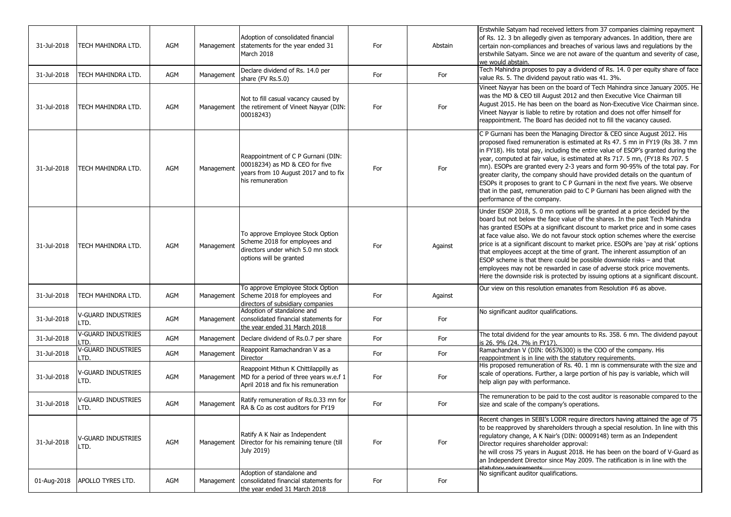| 31-Jul-2018 | TECH MAHINDRA LTD. | AGM | Management | Adoption of consolidated financial statements for the year ended 31 March 2018 | For | Abstain | Erstwhile Satyam had received letters from 37 companies claiming repayment of Rs. 12. 3 bn allegedly given as temporary advances. In addition, there are certain non-compliances and breaches of various laws and regulations by the erstwhile Satyam. Since we are not aware of the quantum and severity of case, we would abstain. |
|---|---|---|---|---|---|---|---|
| 31-Jul-2018 | TECH MAHINDRA LTD. | AGM | Management | Declare dividend of Rs. 14.0 per share (FV Rs.5.0) | For | For | Tech Mahindra proposes to pay a dividend of Rs. 14. 0 per equity share of face value Rs. 5. The dividend payout ratio was 41. 3%. |
| 31-Jul-2018 | TECH MAHINDRA LTD. | AGM | Management | Not to fill casual vacancy caused by the retirement of Vineet Nayyar (DIN: 00018243) | For | For | Vineet Nayyar has been on the board of Tech Mahindra since January 2005. He was the MD & CEO till August 2012 and then Executive Vice Chairman till August 2015. He has been on the board as Non-Executive Vice Chairman since. Vineet Nayyar is liable to retire by rotation and does not offer himself for reappointment. The Board has decided not to fill the vacancy caused. |
| 31-Jul-2018 | TECH MAHINDRA LTD. | AGM | Management | Reappointment of C P Gurnani (DIN: 00018234) as MD & CEO for five years from 10 August 2017 and to fix his remuneration | For | For | C P Gurnani has been the Managing Director & CEO since August 2012. His proposed fixed remuneration is estimated at Rs 47. 5 mn in FY19 (Rs 38. 7 mn in FY18). His total pay, including the entire value of ESOP's granted during the year, computed at fair value, is estimated at Rs 717. 5 mn, (FY18 Rs 707. 5 mn). ESOPs are granted every 2-3 years and form 90-95% of the total pay. For greater clarity, the company should have provided details on the quantum of ESOPs it proposes to grant to C P Gurnani in the next five years. We observe that in the past, remuneration paid to C P Gurnani has been aligned with the performance of the company. |
| 31-Jul-2018 | TECH MAHINDRA LTD. | AGM | Management | To approve Employee Stock Option Scheme 2018 for employees and directors under which 5.0 mn stock options will be granted | For | Against | Under ESOP 2018, 5. 0 mn options will be granted at a price decided by the board but not below the face value of the shares. In the past Tech Mahindra has granted ESOPs at a significant discount to market price and in some cases at face value also. We do not favour stock option schemes where the exercise price is at a significant discount to market price. ESOPs are 'pay at risk' options that employees accept at the time of grant. The inherent assumption of an ESOP scheme is that there could be possible downside risks – and that employees may not be rewarded in case of adverse stock price movements. Here the downside risk is protected by issuing options at a significant discount. |
| 31-Jul-2018 | TECH MAHINDRA LTD. | AGM | Management | To approve Employee Stock Option Scheme 2018 for employees and directors of subsidiary companies | For | Against | Our view on this resolution emanates from Resolution #6 as above. |
| 31-Jul-2018 | V-GUARD INDUSTRIES LTD. | AGM | Management | Adoption of standalone and consolidated financial statements for the year ended 31 March 2018 | For | For | No significant auditor qualifications. |
| 31-Jul-2018 | V-GUARD INDUSTRIES LTD. | AGM | Management | Declare dividend of Rs.0.7 per share | For | For | The total dividend for the year amounts to Rs. 358. 6 mn. The dividend payout is 26. 9% (24. 7% in FY17). |
| 31-Jul-2018 | V-GUARD INDUSTRIES LTD. | AGM | Management | Reappoint Ramachandran V as a Director | For | For | Ramachandran V (DIN: 06576300) is the COO of the company. His reappointment is in line with the statutory requirements. |
| 31-Jul-2018 | V-GUARD INDUSTRIES LTD. | AGM | Management | Reappoint Mithun K Chittilappilly as MD for a period of three years w.e.f 1 April 2018 and fix his remuneration | For | For | His proposed remuneration of Rs. 40. 1 mn is commensurate with the size and scale of operations. Further, a large portion of his pay is variable, which will help align pay with performance. |
| 31-Jul-2018 | V-GUARD INDUSTRIES LTD. | AGM | Management | Ratify remuneration of Rs.0.33 mn for RA & Co as cost auditors for FY19 | For | For | The remuneration to be paid to the cost auditor is reasonable compared to the size and scale of the company's operations. |
| 31-Jul-2018 | V-GUARD INDUSTRIES LTD. | AGM | Management | Ratify A K Nair as Independent Director for his remaining tenure (till July 2019) | For | For | Recent changes in SEBI's LODR require directors having attained the age of 75 to be reapproved by shareholders through a special resolution. In line with this regulatory change, A K Nair's (DIN: 00009148) term as an Independent Director requires shareholder approval: he will cross 75 years in August 2018. He has been on the board of V-Guard as an Independent Director since May 2009. The ratification is in line with the statutory requirements. |
| 01-Aug-2018 | APOLLO TYRES LTD. | AGM | Management | Adoption of standalone and consolidated financial statements for the year ended 31 March 2018 | For | For | No significant auditor qualifications. |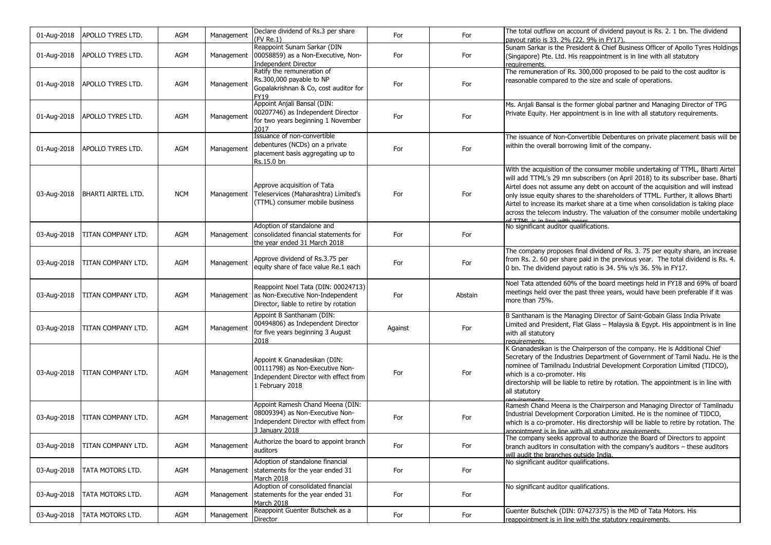| | | | | | | | |
|---|---|---|---|---|---|---|---|
| 01-Aug-2018 | APOLLO TYRES LTD. | AGM | Management | Declare dividend of Rs.3 per share (FV Re.1) | For | For | The total outflow on account of dividend payout is Rs. 2. 1 bn. The dividend payout ratio is 33. 2% (22. 9% in FY17). |
| 01-Aug-2018 | APOLLO TYRES LTD. | AGM | Management | Reappoint Sunam Sarkar (DIN 00058859) as a Non-Executive, Non-Independent Director | For | For | Sunam Sarkar is the President & Chief Business Officer of Apollo Tyres Holdings (Singapore) Pte. Ltd. His reappointment is in line with all statutory requirements. |
| 01-Aug-2018 | APOLLO TYRES LTD. | AGM | Management | Ratify the remuneration of Rs.300,000 payable to NP Gopalakrishnan & Co, cost auditor for FY19 | For | For | The remuneration of Rs. 300,000 proposed to be paid to the cost auditor is reasonable compared to the size and scale of operations. |
| 01-Aug-2018 | APOLLO TYRES LTD. | AGM | Management | Appoint Anjali Bansal (DIN: 00207746) as Independent Director for two years beginning 1 November 2017 | For | For | Ms. Anjali Bansal is the former global partner and Managing Director of TPG Private Equity. Her appointment is in line with all statutory requirements. |
| 01-Aug-2018 | APOLLO TYRES LTD. | AGM | Management | Issuance of non-convertible debentures (NCDs) on a private placement basis aggregating up to Rs.15.0 bn | For | For | The issuance of Non-Convertible Debentures on private placement basis will be within the overall borrowing limit of the company. |
| 03-Aug-2018 | BHARTI AIRTEL LTD. | NCM | Management | Approve acquisition of Tata Teleservices (Maharashtra) Limited's (TTML) consumer mobile business | For | For | With the acquisition of the consumer mobile undertaking of TTML, Bharti Airtel will add TTML's 29 mn subscribers (on April 2018) to its subscriber base. Bharti Airtel does not assume any debt on account of the acquisition and will instead only issue equity shares to the shareholders of TTML. Further, it allows Bharti Airtel to increase its market share at a time when consolidation is taking place across the telecom industry. The valuation of the consumer mobile undertaking of TTML is in line with peers |
| 03-Aug-2018 | TITAN COMPANY LTD. | AGM | Management | Adoption of standalone and consolidated financial statements for the year ended 31 March 2018 | For | For | No significant auditor qualifications. |
| 03-Aug-2018 | TITAN COMPANY LTD. | AGM | Management | Approve dividend of Rs.3.75 per equity share of face value Re.1 each | For | For | The company proposes final dividend of Rs. 3. 75 per equity share, an increase from Rs. 2. 60 per share paid in the previous year. The total dividend is Rs. 4. 0 bn. The dividend payout ratio is 34. 5% v/s 36. 5% in FY17. |
| 03-Aug-2018 | TITAN COMPANY LTD. | AGM | Management | Reappoint Noel Tata (DIN: 00024713) as Non-Executive Non-Independent Director, liable to retire by rotation | For | Abstain | Noel Tata attended 60% of the board meetings held in FY18 and 69% of board meetings held over the past three years, would have been preferable if it was more than 75%. |
| 03-Aug-2018 | TITAN COMPANY LTD. | AGM | Management | Appoint B Santhanam (DIN: 00494806) as Independent Director for five years beginning 3 August 2018 | Against | For | B Santhanam is the Managing Director of Saint-Gobain Glass India Private Limited and President, Flat Glass – Malaysia & Egypt. His appointment is in line with all statutory requirements. |
| 03-Aug-2018 | TITAN COMPANY LTD. | AGM | Management | Appoint K Gnanadesikan (DIN: 00111798) as Non-Executive Non-Independent Director with effect from 1 February 2018 | For | For | K Gnanadesikan is the Chairperson of the company. He is Additional Chief Secretary of the Industries Department of Government of Tamil Nadu. He is the nominee of Tamilnadu Industrial Development Corporation Limited (TIDCO), which is a co-promoter. His directorship will be liable to retire by rotation. The appointment is in line with all statutory requirements |
| 03-Aug-2018 | TITAN COMPANY LTD. | AGM | Management | Appoint Ramesh Chand Meena (DIN: 08009394) as Non-Executive Non-Independent Director with effect from 3 January 2018 | For | For | Ramesh Chand Meena is the Chairperson and Managing Director of Tamilnadu Industrial Development Corporation Limited. He is the nominee of TIDCO, which is a co-promoter. His directorship will be liable to retire by rotation. The appointment is in line with all statutory requirements. |
| 03-Aug-2018 | TITAN COMPANY LTD. | AGM | Management | Authorize the board to appoint branch auditors | For | For | The company seeks approval to authorize the Board of Directors to appoint branch auditors in consultation with the company's auditors – these auditors will audit the branches outside India. |
| 03-Aug-2018 | TATA MOTORS LTD. | AGM | Management | Adoption of standalone financial statements for the year ended 31 March 2018 | For | For | No significant auditor qualifications. |
| 03-Aug-2018 | TATA MOTORS LTD. | AGM | Management | Adoption of consolidated financial statements for the year ended 31 March 2018 | For | For | No significant auditor qualifications. |
| 03-Aug-2018 | TATA MOTORS LTD. | AGM | Management | Reappoint Guenter Butschek as a Director | For | For | Guenter Butschek (DIN: 07427375) is the MD of Tata Motors. His reappointment is in line with the statutory requirements. |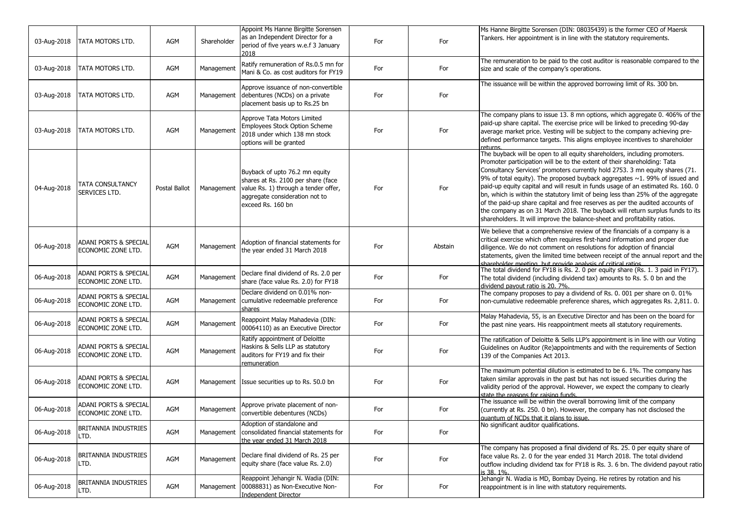| 03-Aug-2018 | TATA MOTORS LTD. | AGM | Shareholder | Appoint Ms Hanne Birgitte Sorensen as an Independent Director for a period of five years w.e.f 3 January 2018 | For | For | Ms Hanne Birgitte Sorensen (DIN: 08035439) is the former CEO of Maersk Tankers. Her appointment is in line with the statutory requirements. |
|---|---|---|---|---|---|---|---|
| 03-Aug-2018 | TATA MOTORS LTD. | AGM | Management | Ratify remuneration of Rs.0.5 mn for Mani & Co. as cost auditors for FY19 | For | For | The remuneration to be paid to the cost auditor is reasonable compared to the size and scale of the company's operations. |
| 03-Aug-2018 | TATA MOTORS LTD. | AGM | Management | Approve issuance of non-convertible debentures (NCDs) on a private placement basis up to Rs.25 bn | For | For | The issuance will be within the approved borrowing limit of Rs. 300 bn. |
| 03-Aug-2018 | TATA MOTORS LTD. | AGM | Management | Approve Tata Motors Limited Employees Stock Option Scheme 2018 under which 138 mn stock options will be granted | For | For | The company plans to issue 13. 8 mn options, which aggregate 0. 406% of the paid-up share capital. The exercise price will be linked to preceding 90-day average market price. Vesting will be subject to the company achieving pre-defined performance targets. This aligns employee incentives to shareholder returns. |
| 04-Aug-2018 | TATA CONSULTANCY SERVICES LTD. | Postal Ballot | Management | Buyback of upto 76.2 mn equity shares at Rs. 2100 per share (face value Rs. 1) through a tender offer, aggregate consideration not to exceed Rs. 160 bn | For | For | The buyback will be open to all equity shareholders, including promoters. Promoter participation will be to the extent of their shareholding: Tata Consultancy Services' promoters currently hold 2753. 3 mn equity shares (71. 9% of total equity). The proposed buyback aggregates ~1. 99% of issued and paid-up equity capital and will result in funds usage of an estimated Rs. 160. 0 bn, which is within the statutory limit of being less than 25% of the aggregate of the paid-up share capital and free reserves as per the audited accounts of the company as on 31 March 2018. The buyback will return surplus funds to its shareholders. It will improve the balance-sheet and profitability ratios. |
| 06-Aug-2018 | ADANI PORTS & SPECIAL ECONOMIC ZONE LTD. | AGM | Management | Adoption of financial statements for the year ended 31 March 2018 | For | Abstain | We believe that a comprehensive review of the financials of a company is a critical exercise which often requires first-hand information and proper due diligence. We do not comment on resolutions for adoption of financial statements, given the limited time between receipt of the annual report and the shareholder meeting, but provide analysis of critical ratios. |
| 06-Aug-2018 | ADANI PORTS & SPECIAL ECONOMIC ZONE LTD. | AGM | Management | Declare final dividend of Rs. 2.0 per share (face value Rs. 2.0) for FY18 | For | For | The total dividend for FY18 is Rs. 2. 0 per equity share (Rs. 1. 3 paid in FY17). The total dividend (including dividend tax) amounts to Rs. 5. 0 bn and the dividend payout ratio is 20. 7%. |
| 06-Aug-2018 | ADANI PORTS & SPECIAL ECONOMIC ZONE LTD. | AGM | Management | Declare dividend on 0.01% non-cumulative redeemable preference shares | For | For | The company proposes to pay a dividend of Rs. 0. 001 per share on 0. 01% non-cumulative redeemable preference shares, which aggregates Rs. 2,811. 0. |
| 06-Aug-2018 | ADANI PORTS & SPECIAL ECONOMIC ZONE LTD. | AGM | Management | Reappoint Malay Mahadevia (DIN: 00064110) as an Executive Director | For | For | Malay Mahadevia, 55, is an Executive Director and has been on the board for the past nine years. His reappointment meets all statutory requirements. |
| 06-Aug-2018 | ADANI PORTS & SPECIAL ECONOMIC ZONE LTD. | AGM | Management | Ratify appointment of Deloitte Haskins & Sells LLP as statutory auditors for FY19 and fix their remuneration | For | For | The ratification of Deloitte & Sells LLP's appointment is in line with our Voting Guidelines on Auditor (Re)appointments and with the requirements of Section 139 of the Companies Act 2013. |
| 06-Aug-2018 | ADANI PORTS & SPECIAL ECONOMIC ZONE LTD. | AGM | Management | Issue securities up to Rs. 50.0 bn | For | For | The maximum potential dilution is estimated to be 6. 1%. The company has taken similar approvals in the past but has not issued securities during the validity period of the approval. However, we expect the company to clearly state the reasons for raising funds. |
| 06-Aug-2018 | ADANI PORTS & SPECIAL ECONOMIC ZONE LTD. | AGM | Management | Approve private placement of non-convertible debentures (NCDs) | For | For | The issuance will be within the overall borrowing limit of the company (currently at Rs. 250. 0 bn). However, the company has not disclosed the quantum of NCDs that it plans to issue. |
| 06-Aug-2018 | BRITANNIA INDUSTRIES LTD. | AGM | Management | Adoption of standalone and consolidated financial statements for the year ended 31 March 2018 | For | For | No significant auditor qualifications. |
| 06-Aug-2018 | BRITANNIA INDUSTRIES LTD. | AGM | Management | Declare final dividend of Rs. 25 per equity share (face value Rs. 2.0) | For | For | The company has proposed a final dividend of Rs. 25. 0 per equity share of face value Rs. 2. 0 for the year ended 31 March 2018. The total dividend outflow including dividend tax for FY18 is Rs. 3. 6 bn. The dividend payout ratio is 38. 1%. |
| 06-Aug-2018 | BRITANNIA INDUSTRIES LTD. | AGM | Management | Reappoint Jehangir N. Wadia (DIN: 00088831) as Non-Executive Non-Independent Director | For | For | Jehangir N. Wadia is MD, Bombay Dyeing. He retires by rotation and his reappointment is in line with statutory requirements. |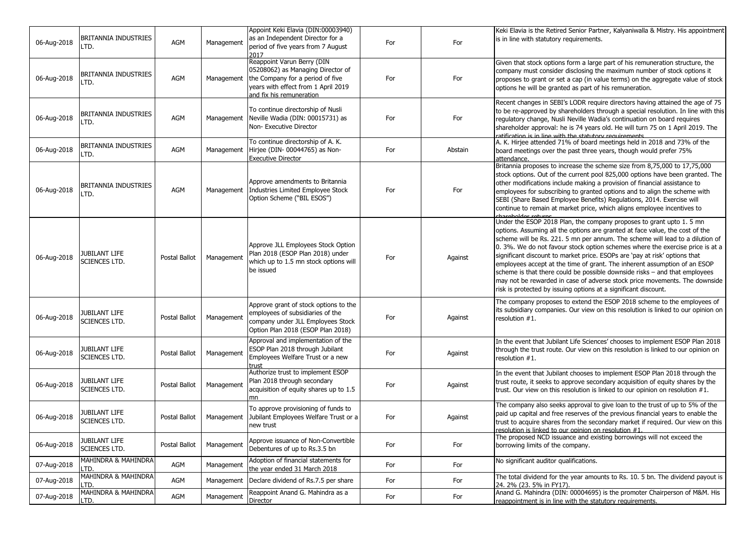| 06-Aug-2018 | BRITANNIA INDUSTRIES LTD. | AGM | Management | Appoint Keki Elavia (DIN:00003940) as an Independent Director for a period of five years from 7 August 2017 | For | For | Keki Elavia is the Retired Senior Partner, Kalyaniwalla & Mistry. His appointment is in line with statutory requirements. |
|---|---|---|---|---|---|---|---|
| 06-Aug-2018 | BRITANNIA INDUSTRIES LTD. | AGM | Management | Reappoint Varun Berry (DIN 05208062) as Managing Director of the Company for a period of five years with effect from 1 April 2019 and fix his remuneration | For | For | Given that stock options form a large part of his remuneration structure, the company must consider disclosing the maximum number of stock options it proposes to grant or set a cap (in value terms) on the aggregate value of stock options he will be granted as part of his remuneration. |
| 06-Aug-2018 | BRITANNIA INDUSTRIES LTD. | AGM | Management | To continue directorship of Nusli Neville Wadia (DIN: 00015731) as Non- Executive Director | For | For | Recent changes in SEBI's LODR require directors having attained the age of 75 to be re-approved by shareholders through a special resolution. In line with this regulatory change, Nusli Neville Wadia's continuation on board requires shareholder approval: he is 74 years old. He will turn 75 on 1 April 2019. The ratification is in line with the statutory requirements. |
| 06-Aug-2018 | BRITANNIA INDUSTRIES LTD. | AGM | Management | To continue directorship of A. K. Hirjee (DIN- 00044765) as Non-Executive Director | For | Abstain | A. K. Hirjee attended 71% of board meetings held in 2018 and 73% of the board meetings over the past three years, though would prefer 75% attendance. |
| 06-Aug-2018 | BRITANNIA INDUSTRIES LTD. | AGM | Management | Approve amendments to Britannia Industries Limited Employee Stock Option Scheme ("BIL ESOS") | For | For | Britannia proposes to increase the scheme size from 8,75,000 to 17,75,000 stock options. Out of the current pool 825,000 options have been granted. The other modifications include making a provision of financial assistance to employees for subscribing to granted options and to align the scheme with SEBI (Share Based Employee Benefits) Regulations, 2014. Exercise will continue to remain at market price, which aligns employee incentives to shareholder returns. |
| 06-Aug-2018 | JUBILANT LIFE SCIENCES LTD. | Postal Ballot | Management | Approve JLL Employees Stock Option Plan 2018 (ESOP Plan 2018) under which up to 1.5 mn stock options will be issued | For | Against | Under the ESOP 2018 Plan, the company proposes to grant upto 1. 5 mn options. Assuming all the options are granted at face value, the cost of the scheme will be Rs. 221. 5 mn per annum. The scheme will lead to a dilution of 0. 3%. We do not favour stock option schemes where the exercise price is at a significant discount to market price. ESOPs are 'pay at risk' options that employees accept at the time of grant. The inherent assumption of an ESOP scheme is that there could be possible downside risks – and that employees may not be rewarded in case of adverse stock price movements. The downside risk is protected by issuing options at a significant discount. |
| 06-Aug-2018 | JUBILANT LIFE SCIENCES LTD. | Postal Ballot | Management | Approve grant of stock options to the employees of subsidiaries of the company under JLL Employees Stock Option Plan 2018 (ESOP Plan 2018) | For | Against | The company proposes to extend the ESOP 2018 scheme to the employees of its subsidiary companies. Our view on this resolution is linked to our opinion on resolution #1. |
| 06-Aug-2018 | JUBILANT LIFE SCIENCES LTD. | Postal Ballot | Management | Approval and implementation of the ESOP Plan 2018 through Jubilant Employees Welfare Trust or a new trust | For | Against | In the event that Jubilant Life Sciences' chooses to implement ESOP Plan 2018 through the trust route. Our view on this resolution is linked to our opinion on resolution #1. |
| 06-Aug-2018 | JUBILANT LIFE SCIENCES LTD. | Postal Ballot | Management | Authorize trust to implement ESOP Plan 2018 through secondary acquisition of equity shares up to 1.5 mn | For | Against | In the event that Jubilant chooses to implement ESOP Plan 2018 through the trust route, it seeks to approve secondary acquisition of equity shares by the trust. Our view on this resolution is linked to our opinion on resolution #1. |
| 06-Aug-2018 | JUBILANT LIFE SCIENCES LTD. | Postal Ballot | Management | To approve provisioning of funds to Jubilant Employees Welfare Trust or a new trust | For | Against | The company also seeks approval to give loan to the trust of up to 5% of the paid up capital and free reserves of the previous financial years to enable the trust to acquire shares from the secondary market if required. Our view on this resolution is linked to our opinion on resolution #1. |
| 06-Aug-2018 | JUBILANT LIFE SCIENCES LTD. | Postal Ballot | Management | Approve issuance of Non-Convertible Debentures of up to Rs.3.5 bn | For | For | The proposed NCD issuance and existing borrowings will not exceed the borrowing limits of the company. |
| 07-Aug-2018 | MAHINDRA & MAHINDRA LTD. | AGM | Management | Adoption of financial statements for the year ended 31 March 2018 | For | For | No significant auditor qualifications. |
| 07-Aug-2018 | MAHINDRA & MAHINDRA LTD. | AGM | Management | Declare dividend of Rs.7.5 per share | For | For | The total dividend for the year amounts to Rs. 10. 5 bn. The dividend payout is 24. 2% (23. 5% in FY17). |
| 07-Aug-2018 | MAHINDRA & MAHINDRA LTD. | AGM | Management | Reappoint Anand G. Mahindra as a Director | For | For | Anand G. Mahindra (DIN: 00004695) is the promoter Chairperson of M&M. His reappointment is in line with the statutory requirements. |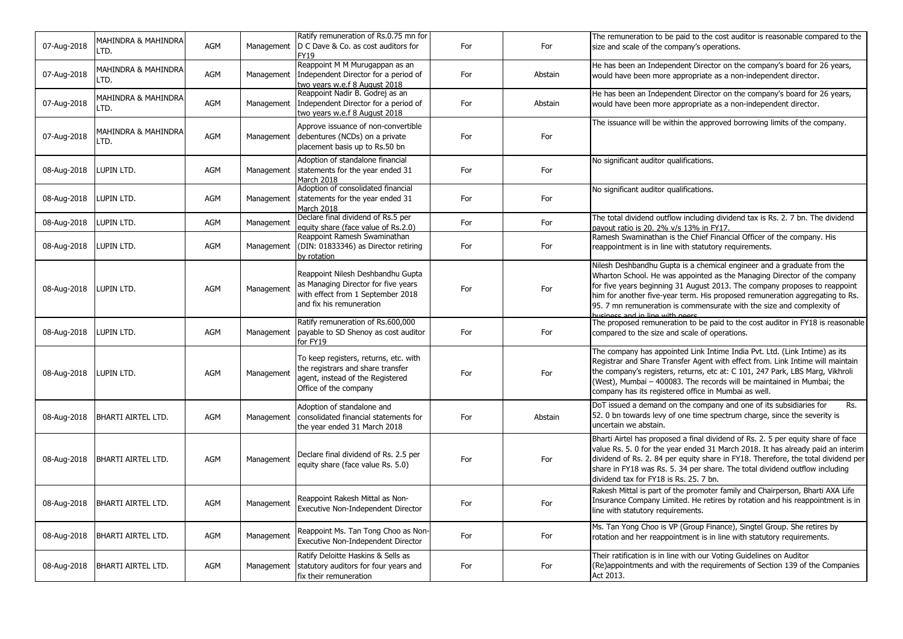| | | | | | | | |
|---|---|---|---|---|---|---|---|
| 07-Aug-2018 | MAHINDRA & MAHINDRA LTD. | AGM | Management | Ratify remuneration of Rs.0.75 mn for D C Dave & Co. as cost auditors for FY19 | For | For | The remuneration to be paid to the cost auditor is reasonable compared to the size and scale of the company's operations. |
| 07-Aug-2018 | MAHINDRA & MAHINDRA LTD. | AGM | Management | Reappoint M M Murugappan as an Independent Director for a period of two years w.e.f 8 August 2018 | For | Abstain | He has been an Independent Director on the company's board for 26 years, would have been more appropriate as a non-independent director. |
| 07-Aug-2018 | MAHINDRA & MAHINDRA LTD. | AGM | Management | Reappoint Nadir B. Godrej as an Independent Director for a period of two years w.e.f 8 August 2018 | For | Abstain | He has been an Independent Director on the company's board for 26 years, would have been more appropriate as a non-independent director. |
| 07-Aug-2018 | MAHINDRA & MAHINDRA LTD. | AGM | Management | Approve issuance of non-convertible debentures (NCDs) on a private placement basis up to Rs.50 bn | For | For | The issuance will be within the approved borrowing limits of the company. |
| 08-Aug-2018 | LUPIN LTD. | AGM | Management | Adoption of standalone financial statements for the year ended 31 March 2018 | For | For | No significant auditor qualifications. |
| 08-Aug-2018 | LUPIN LTD. | AGM | Management | Adoption of consolidated financial statements for the year ended 31 March 2018 | For | For | No significant auditor qualifications. |
| 08-Aug-2018 | LUPIN LTD. | AGM | Management | Declare final dividend of Rs.5 per equity share (face value of Rs.2.0) | For | For | The total dividend outflow including dividend tax is Rs. 2. 7 bn. The dividend payout ratio is 20. 2% v/s 13% in FY17. |
| 08-Aug-2018 | LUPIN LTD. | AGM | Management | Reappoint Ramesh Swaminathan (DIN: 01833346) as Director retiring by rotation | For | For | Ramesh Swaminathan is the Chief Financial Officer of the company. His reappointment is in line with statutory requirements. |
| 08-Aug-2018 | LUPIN LTD. | AGM | Management | Reappoint Nilesh Deshbandhu Gupta as Managing Director for five years with effect from 1 September 2018 and fix his remuneration | For | For | Nilesh Deshbandhu Gupta is a chemical engineer and a graduate from the Wharton School. He was appointed as the Managing Director of the company for five years beginning 31 August 2013. The company proposes to reappoint him for another five-year term. His proposed remuneration aggregating to Rs. 95. 7 mn remuneration is commensurate with the size and complexity of business and in line with peers |
| 08-Aug-2018 | LUPIN LTD. | AGM | Management | Ratify remuneration of Rs.600,000 payable to SD Shenoy as cost auditor for FY19 | For | For | The proposed remuneration to be paid to the cost auditor in FY18 is reasonable compared to the size and scale of operations. |
| 08-Aug-2018 | LUPIN LTD. | AGM | Management | To keep registers, returns, etc. with the registrars and share transfer agent, instead of the Registered Office of the company | For | For | The company has appointed Link Intime India Pvt. Ltd. (Link Intime) as its Registrar and Share Transfer Agent with effect from. Link Intime will maintain the company's registers, returns, etc at: C 101, 247 Park, LBS Marg, Vikhroli (West), Mumbai – 400083. The records will be maintained in Mumbai; the company has its registered office in Mumbai as well. |
| 08-Aug-2018 | BHARTI AIRTEL LTD. | AGM | Management | Adoption of standalone and consolidated financial statements for the year ended 31 March 2018 | For | Abstain | DoT issued a demand on the company and one of its subsidiaries for Rs. 52. 0 bn towards levy of one time spectrum charge, since the severity is uncertain we abstain. |
| 08-Aug-2018 | BHARTI AIRTEL LTD. | AGM | Management | Declare final dividend of Rs. 2.5 per equity share (face value Rs. 5.0) | For | For | Bharti Airtel has proposed a final dividend of Rs. 2. 5 per equity share of face value Rs. 5. 0 for the year ended 31 March 2018. It has already paid an interim dividend of Rs. 2. 84 per equity share in FY18. Therefore, the total dividend per share in FY18 was Rs. 5. 34 per share. The total dividend outflow including dividend tax for FY18 is Rs. 25. 7 bn. |
| 08-Aug-2018 | BHARTI AIRTEL LTD. | AGM | Management | Reappoint Rakesh Mittal as Non-Executive Non-Independent Director | For | For | Rakesh Mittal is part of the promoter family and Chairperson, Bharti AXA Life Insurance Company Limited. He retires by rotation and his reappointment is in line with statutory requirements. |
| 08-Aug-2018 | BHARTI AIRTEL LTD. | AGM | Management | Reappoint Ms. Tan Yong Choo as Non-Executive Non-Independent Director | For | For | Ms. Tan Yong Choo is VP (Group Finance), Singtel Group. She retires by rotation and her reappointment is in line with statutory requirements. |
| 08-Aug-2018 | BHARTI AIRTEL LTD. | AGM | Management | Ratify Deloitte Haskins & Sells as statutory auditors for four years and fix their remuneration | For | For | Their ratification is in line with our Voting Guidelines on Auditor (Re)appointments and with the requirements of Section 139 of the Companies Act 2013. |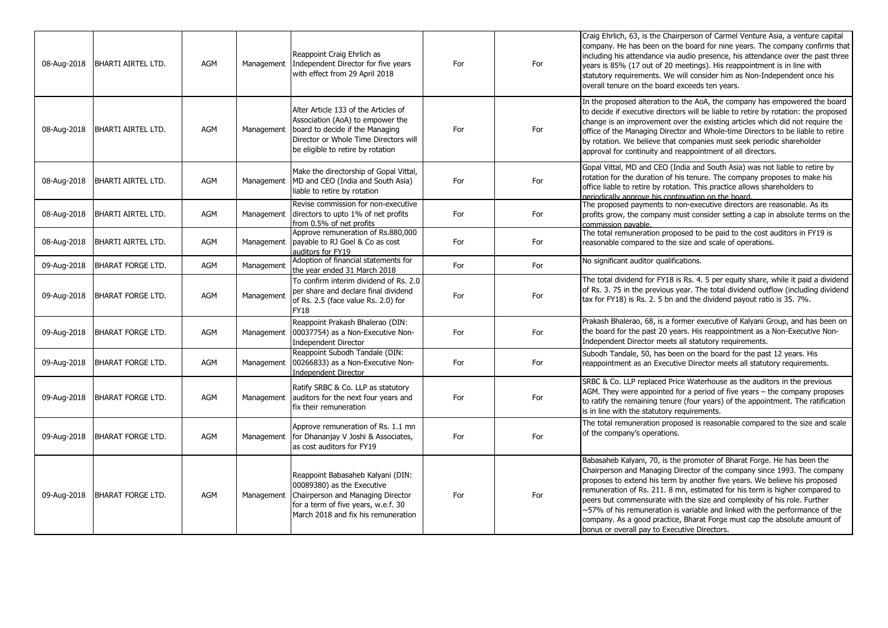| 08-Aug-2018 | BHARTI AIRTEL LTD. | AGM | Management | Reappoint Craig Ehrlich as Independent Director for five years with effect from 29 April 2018 | For | For | Craig Ehrlich, 63, is the Chairperson of Carmel Venture Asia, a venture capital company. He has been on the board for nine years. The company confirms that including his attendance via audio presence, his attendance over the past three years is 85% (17 out of 20 meetings). His reappointment is in line with statutory requirements. We will consider him as Non-Independent once his overall tenure on the board exceeds ten years. |
|---|---|---|---|---|---|---|---|
| 08-Aug-2018 | BHARTI AIRTEL LTD. | AGM | Management | Alter Article 133 of the Articles of Association (AoA) to empower the board to decide if the Managing Director or Whole Time Directors will be eligible to retire by rotation | For | For | In the proposed alteration to the AoA, the company has empowered the board to decide if executive directors will be liable to retire by rotation: the proposed change is an improvement over the existing articles which did not require the office of the Managing Director and Whole-time Directors to be liable to retire by rotation. We believe that companies must seek periodic shareholder approval for continuity and reappointment of all directors. |
| 08-Aug-2018 | BHARTI AIRTEL LTD. | AGM | Management | Make the directorship of Gopal Vittal, MD and CEO (India and South Asia) liable to retire by rotation | For | For | Gopal Vittal, MD and CEO (India and South Asia) was not liable to retire by rotation for the duration of his tenure. The company proposes to make his office liable to retire by rotation. This practice allows shareholders to periodically approve his continuation on the board. |
| 08-Aug-2018 | BHARTI AIRTEL LTD. | AGM | Management | Revise commission for non-executive directors to upto 1% of net profits from 0.5% of net profits | For | For | The proposed payments to non-executive directors are reasonable. As its profits grow, the company must consider setting a cap in absolute terms on the commission payable. |
| 08-Aug-2018 | BHARTI AIRTEL LTD. | AGM | Management | Approve remuneration of Rs.880,000 payable to RJ Goel & Co as cost auditors for FY19 | For | For | The total remuneration proposed to be paid to the cost auditors in FY19 is reasonable compared to the size and scale of operations. |
| 09-Aug-2018 | BHARAT FORGE LTD. | AGM | Management | Adoption of financial statements for the year ended 31 March 2018 | For | For | No significant auditor qualifications. |
| 09-Aug-2018 | BHARAT FORGE LTD. | AGM | Management | To confirm interim dividend of Rs. 2.0 per share and declare final dividend of Rs. 2.5 (face value Rs. 2.0) for FY18 | For | For | The total dividend for FY18 is Rs. 4. 5 per equity share, while it paid a dividend of Rs. 3. 75 in the previous year. The total dividend outflow (including dividend tax for FY18) is Rs. 2. 5 bn and the dividend payout ratio is 35. 7%. |
| 09-Aug-2018 | BHARAT FORGE LTD. | AGM | Management | Reappoint Prakash Bhalerao (DIN: 00037754) as a Non-Executive Non-Independent Director | For | For | Prakash Bhalerao, 68, is a former executive of Kalyani Group, and has been on the board for the past 20 years. His reappointment as a Non-Executive Non-Independent Director meets all statutory requirements. |
| 09-Aug-2018 | BHARAT FORGE LTD. | AGM | Management | Reappoint Subodh Tandale (DIN: 00266833) as a Non-Executive Non-Independent Director | For | For | Subodh Tandale, 50, has been on the board for the past 12 years. His reappointment as an Executive Director meets all statutory requirements. |
| 09-Aug-2018 | BHARAT FORGE LTD. | AGM | Management | Ratify SRBC & Co. LLP as statutory auditors for the next four years and fix their remuneration | For | For | SRBC & Co. LLP replaced Price Waterhouse as the auditors in the previous AGM. They were appointed for a period of five years – the company proposes to ratify the remaining tenure (four years) of the appointment. The ratification is in line with the statutory requirements. |
| 09-Aug-2018 | BHARAT FORGE LTD. | AGM | Management | Approve remuneration of Rs. 1.1 mn for Dhananjay V Joshi & Associates, as cost auditors for FY19 | For | For | The total remuneration proposed is reasonable compared to the size and scale of the company's operations. |
| 09-Aug-2018 | BHARAT FORGE LTD. | AGM | Management | Reappoint Babasaheb Kalyani (DIN: 00089380) as the Executive Chairperson and Managing Director for a term of five years, w.e.f. 30 March 2018 and fix his remuneration | For | For | Babasaheb Kalyani, 70, is the promoter of Bharat Forge. He has been the Chairperson and Managing Director of the company since 1993. The company proposes to extend his term by another five years. We believe his proposed remuneration of Rs. 211. 8 mn, estimated for his term is higher compared to peers but commensurate with the size and complexity of his role. Further ~57% of his remuneration is variable and linked with the performance of the company. As a good practice, Bharat Forge must cap the absolute amount of bonus or overall pay to Executive Directors. |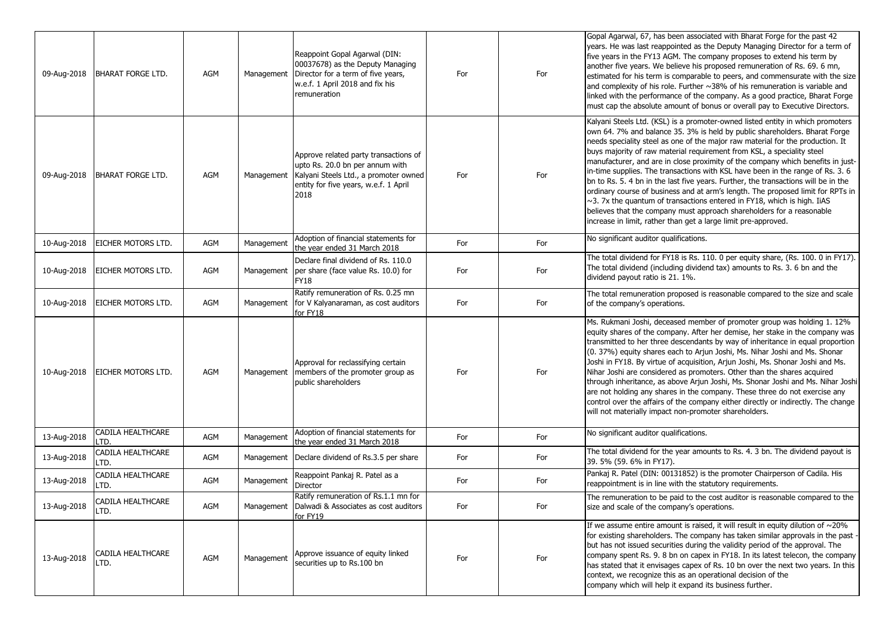| | | | | | | | |
|---|---|---|---|---|---|---|---|
| 09-Aug-2018 | BHARAT FORGE LTD. | AGM | Management | Reappoint Gopal Agarwal (DIN: 00037678) as the Deputy Managing Director for a term of five years, w.e.f. 1 April 2018 and fix his remuneration | For | For | Gopal Agarwal, 67, has been associated with Bharat Forge for the past 42 years. He was last reappointed as the Deputy Managing Director for a term of five years in the FY13 AGM. The company proposes to extend his term by another five years. We believe his proposed remuneration of Rs. 69. 6 mn, estimated for his term is comparable to peers, and commensurate with the size and complexity of his role. Further ~38% of his remuneration is variable and linked with the performance of the company. As a good practice, Bharat Forge must cap the absolute amount of bonus or overall pay to Executive Directors. |
| 09-Aug-2018 | BHARAT FORGE LTD. | AGM | Management | Approve related party transactions of upto Rs. 20.0 bn per annum with Kalyani Steels Ltd., a promoter owned entity for five years, w.e.f. 1 April 2018 | For | For | Kalyani Steels Ltd. (KSL) is a promoter-owned listed entity in which promoters own 64. 7% and balance 35. 3% is held by public shareholders. Bharat Forge needs speciality steel as one of the major raw material for the production. It buys majority of raw material requirement from KSL, a speciality steel manufacturer, and are in close proximity of the company which benefits in just-in-time supplies. The transactions with KSL have been in the range of Rs. 3. 6 bn to Rs. 5. 4 bn in the last five years. Further, the transactions will be in the ordinary course of business and at arm's length. The proposed limit for RPTs in ~3. 7x the quantum of transactions entered in FY18, which is high. IiAS believes that the company must approach shareholders for a reasonable increase in limit, rather than get a large limit pre-approved. |
| 10-Aug-2018 | EICHER MOTORS LTD. | AGM | Management | Adoption of financial statements for the year ended 31 March 2018 | For | For | No significant auditor qualifications. |
| 10-Aug-2018 | EICHER MOTORS LTD. | AGM | Management | Declare final dividend of Rs. 110.0 per share (face value Rs. 10.0) for FY18 | For | For | The total dividend for FY18 is Rs. 110. 0 per equity share, (Rs. 100. 0 in FY17). The total dividend (including dividend tax) amounts to Rs. 3. 6 bn and the dividend payout ratio is 21. 1%. |
| 10-Aug-2018 | EICHER MOTORS LTD. | AGM | Management | Ratify remuneration of Rs. 0.25 mn for V Kalyanaraman, as cost auditors for FY18 | For | For | The total remuneration proposed is reasonable compared to the size and scale of the company's operations. |
| 10-Aug-2018 | EICHER MOTORS LTD. | AGM | Management | Approval for reclassifying certain members of the promoter group as public shareholders | For | For | Ms. Rukmani Joshi, deceased member of promoter group was holding 1. 12% equity shares of the company. After her demise, her stake in the company was transmitted to her three descendants by way of inheritance in equal proportion (0. 37%) equity shares each to Arjun Joshi, Ms. Nihar Joshi and Ms. Shonar Joshi in FY18. By virtue of acquisition, Arjun Joshi, Ms. Shonar Joshi and Ms. Nihar Joshi are considered as promoters. Other than the shares acquired through inheritance, as above Arjun Joshi, Ms. Shonar Joshi and Ms. Nihar Joshi are not holding any shares in the company. These three do not exercise any control over the affairs of the company either directly or indirectly. The change will not materially impact non-promoter shareholders. |
| 13-Aug-2018 | CADILA HEALTHCARE LTD. | AGM | Management | Adoption of financial statements for the year ended 31 March 2018 | For | For | No significant auditor qualifications. |
| 13-Aug-2018 | CADILA HEALTHCARE LTD. | AGM | Management | Declare dividend of Rs.3.5 per share | For | For | The total dividend for the year amounts to Rs. 4. 3 bn. The dividend payout is 39. 5% (59. 6% in FY17). |
| 13-Aug-2018 | CADILA HEALTHCARE LTD. | AGM | Management | Reappoint Pankaj R. Patel as a Director | For | For | Pankaj R. Patel (DIN: 00131852) is the promoter Chairperson of Cadila. His reappointment is in line with the statutory requirements. |
| 13-Aug-2018 | CADILA HEALTHCARE LTD. | AGM | Management | Ratify remuneration of Rs.1.1 mn for Dalwadi & Associates as cost auditors for FY19 | For | For | The remuneration to be paid to the cost auditor is reasonable compared to the size and scale of the company's operations. |
| 13-Aug-2018 | CADILA HEALTHCARE LTD. | AGM | Management | Approve issuance of equity linked securities up to Rs.100 bn | For | For | If we assume entire amount is raised, it will result in equity dilution of ~20% for existing shareholders. The company has taken similar approvals in the past - but has not issued securities during the validity period of the approval. The company spent Rs. 9. 8 bn on capex in FY18. In its latest telecon, the company has stated that it envisages capex of Rs. 10 bn over the next two years. In this context, we recognize this as an operational decision of the company which will help it expand its business further. |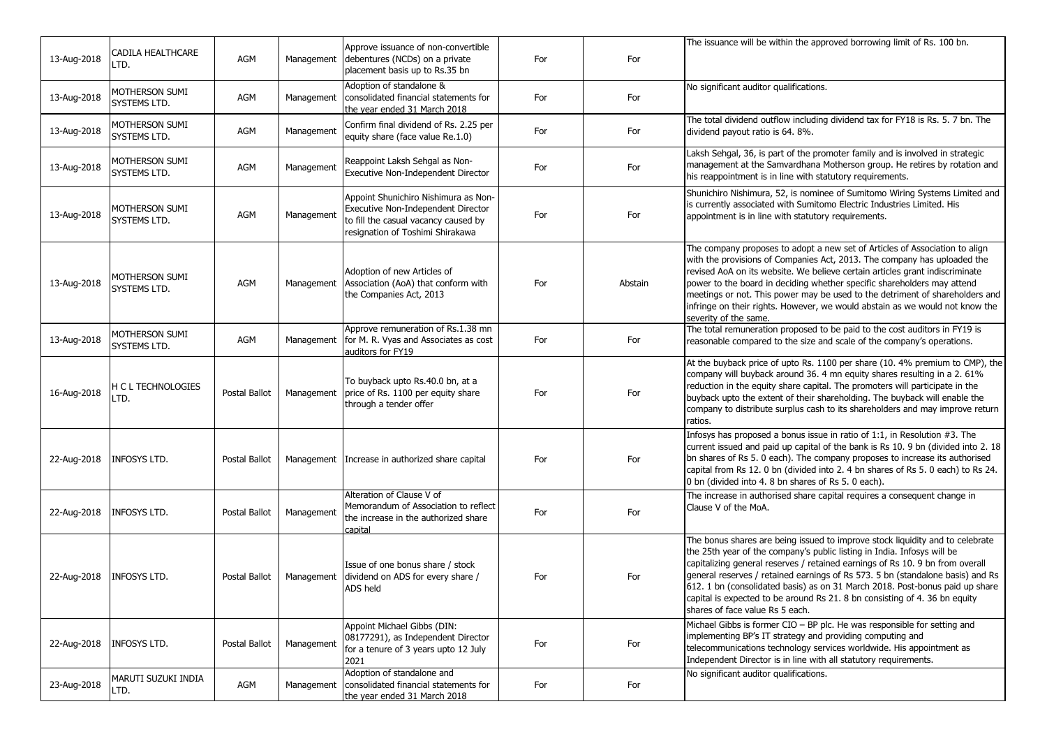| 13-Aug-2018 | CADILA HEALTHCARE LTD. | AGM | Management | Approve issuance of non-convertible debentures (NCDs) on a private placement basis up to Rs.35 bn | For | For | The issuance will be within the approved borrowing limit of Rs. 100 bn. |
|---|---|---|---|---|---|---|---|
| 13-Aug-2018 | MOTHERSON SUMI SYSTEMS LTD. | AGM | Management | Adoption of standalone & consolidated financial statements for the year ended 31 March 2018 | For | For | No significant auditor qualifications. |
| 13-Aug-2018 | MOTHERSON SUMI SYSTEMS LTD. | AGM | Management | Confirm final dividend of Rs. 2.25 per equity share (face value Re.1.0) | For | For | The total dividend outflow including dividend tax for FY18 is Rs. 5. 7 bn. The dividend payout ratio is 64. 8%. |
| 13-Aug-2018 | MOTHERSON SUMI SYSTEMS LTD. | AGM | Management | Reappoint Laksh Sehgal as Non-Executive Non-Independent Director | For | For | Laksh Sehgal, 36, is part of the promoter family and is involved in strategic management at the Samvardhana Motherson group. He retires by rotation and his reappointment is in line with statutory requirements. |
| 13-Aug-2018 | MOTHERSON SUMI SYSTEMS LTD. | AGM | Management | Appoint Shunichiro Nishimura as Non-Executive Non-Independent Director to fill the casual vacancy caused by resignation of Toshimi Shirakawa | For | For | Shunichiro Nishimura, 52, is nominee of Sumitomo Wiring Systems Limited and is currently associated with Sumitomo Electric Industries Limited. His appointment is in line with statutory requirements. |
| 13-Aug-2018 | MOTHERSON SUMI SYSTEMS LTD. | AGM | Management | Adoption of new Articles of Association (AoA) that conform with the Companies Act, 2013 | For | Abstain | The company proposes to adopt a new set of Articles of Association to align with the provisions of Companies Act, 2013. The company has uploaded the revised AoA on its website. We believe certain articles grant indiscriminate power to the board in deciding whether specific shareholders may attend meetings or not. This power may be used to the detriment of shareholders and infringe on their rights. However, we would abstain as we would not know the severity of the same. |
| 13-Aug-2018 | MOTHERSON SUMI SYSTEMS LTD. | AGM | Management | Approve remuneration of Rs.1.38 mn for M. R. Vyas and Associates as cost auditors for FY19 | For | For | The total remuneration proposed to be paid to the cost auditors in FY19 is reasonable compared to the size and scale of the company's operations. |
| 16-Aug-2018 | H C L TECHNOLOGIES LTD. | Postal Ballot | Management | To buyback upto Rs.40.0 bn, at a price of Rs. 1100 per equity share through a tender offer | For | For | At the buyback price of upto Rs. 1100 per share (10. 4% premium to CMP), the company will buyback around 36. 4 mn equity shares resulting in a 2. 61% reduction in the equity share capital. The promoters will participate in the buyback upto the extent of their shareholding. The buyback will enable the company to distribute surplus cash to its shareholders and may improve return ratios. |
| 22-Aug-2018 | INFOSYS LTD. | Postal Ballot | Management | Increase in authorized share capital | For | For | Infosys has proposed a bonus issue in ratio of 1:1, in Resolution #3. The current issued and paid up capital of the bank is Rs 10. 9 bn (divided into 2. 18 bn shares of Rs 5. 0 each). The company proposes to increase its authorised capital from Rs 12. 0 bn (divided into 2. 4 bn shares of Rs 5. 0 each) to Rs 24. 0 bn (divided into 4. 8 bn shares of Rs 5. 0 each). |
| 22-Aug-2018 | INFOSYS LTD. | Postal Ballot | Management | Alteration of Clause V of Memorandum of Association to reflect the increase in the authorized share capital | For | For | The increase in authorised share capital requires a consequent change in Clause V of the MoA. |
| 22-Aug-2018 | INFOSYS LTD. | Postal Ballot | Management | Issue of one bonus share / stock dividend on ADS for every share / ADS held | For | For | The bonus shares are being issued to improve stock liquidity and to celebrate the 25th year of the company's public listing in India. Infosys will be capitalizing general reserves / retained earnings of Rs 10. 9 bn from overall general reserves / retained earnings of Rs 573. 5 bn (standalone basis) and Rs 612. 1 bn (consolidated basis) as on 31 March 2018. Post-bonus paid up share capital is expected to be around Rs 21. 8 bn consisting of 4. 36 bn equity shares of face value Rs 5 each. |
| 22-Aug-2018 | INFOSYS LTD. | Postal Ballot | Management | Appoint Michael Gibbs (DIN: 08177291), as Independent Director for a tenure of 3 years upto 12 July 2021 | For | For | Michael Gibbs is former CIO – BP plc. He was responsible for setting and implementing BP's IT strategy and providing computing and telecommunications technology services worldwide. His appointment as Independent Director is in line with all statutory requirements. |
| 23-Aug-2018 | MARUTI SUZUKI INDIA LTD. | AGM | Management | Adoption of standalone and consolidated financial statements for the year ended 31 March 2018 | For | For | No significant auditor qualifications. |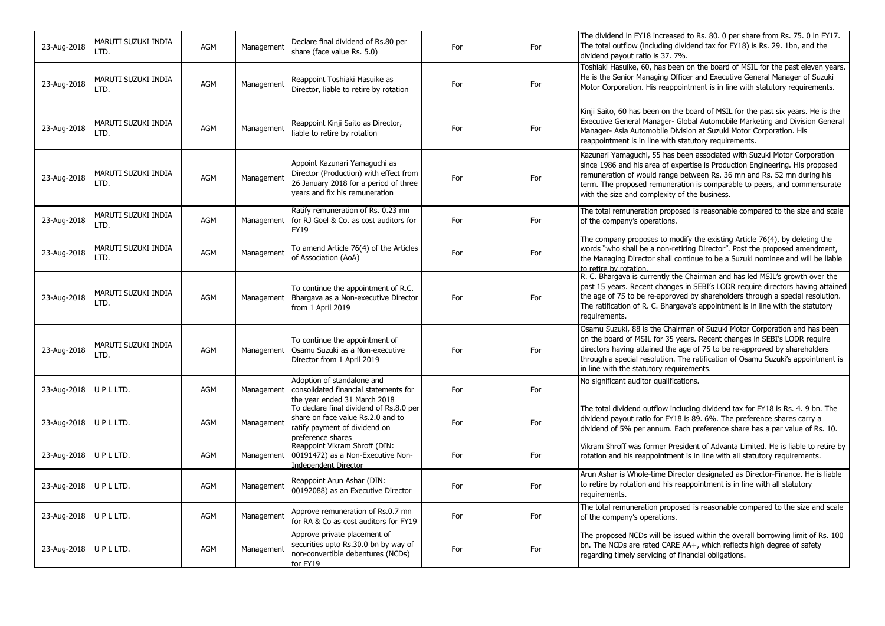| 23-Aug-2018 | MARUTI SUZUKI INDIA LTD. | AGM | Management | Declare final dividend of Rs.80 per share (face value Rs. 5.0) | For | For | The dividend in FY18 increased to Rs. 80. 0 per share from Rs. 75. 0 in FY17. The total outflow (including dividend tax for FY18) is Rs. 29. 1bn, and the dividend payout ratio is 37. 7%. |
|---|---|---|---|---|---|---|---|
| 23-Aug-2018 | MARUTI SUZUKI INDIA LTD. | AGM | Management | Reappoint Toshiaki Hasuike as Director, liable to retire by rotation | For | For | Toshiaki Hasuike, 60, has been on the board of MSIL for the past eleven years. He is the Senior Managing Officer and Executive General Manager of Suzuki Motor Corporation. His reappointment is in line with statutory requirements. |
| 23-Aug-2018 | MARUTI SUZUKI INDIA LTD. | AGM | Management | Reappoint Kinji Saito as Director, liable to retire by rotation | For | For | Kinji Saito, 60 has been on the board of MSIL for the past six years. He is the Executive General Manager- Global Automobile Marketing and Division General Manager- Asia Automobile Division at Suzuki Motor Corporation. His reappointment is in line with statutory requirements. |
| 23-Aug-2018 | MARUTI SUZUKI INDIA LTD. | AGM | Management | Appoint Kazunari Yamaguchi as Director (Production) with effect from 26 January 2018 for a period of three years and fix his remuneration | For | For | Kazunari Yamaguchi, 55 has been associated with Suzuki Motor Corporation since 1986 and his area of expertise is Production Engineering. His proposed remuneration of would range between Rs. 36 mn and Rs. 52 mn during his term. The proposed remuneration is comparable to peers, and commensurate with the size and complexity of the business. |
| 23-Aug-2018 | MARUTI SUZUKI INDIA LTD. | AGM | Management | Ratify remuneration of Rs. 0.23 mn for RJ Goel & Co. as cost auditors for FY19 | For | For | The total remuneration proposed is reasonable compared to the size and scale of the company's operations. |
| 23-Aug-2018 | MARUTI SUZUKI INDIA LTD. | AGM | Management | To amend Article 76(4) of the Articles of Association (AoA) | For | For | The company proposes to modify the existing Article 76(4), by deleting the words "who shall be a non-retiring Director". Post the proposed amendment, the Managing Director shall continue to be a Suzuki nominee and will be liable to retire by rotation. |
| 23-Aug-2018 | MARUTI SUZUKI INDIA LTD. | AGM | Management | To continue the appointment of R.C. Bhargava as a Non-executive Director from 1 April 2019 | For | For | R. C. Bhargava is currently the Chairman and has led MSIL's growth over the past 15 years. Recent changes in SEBI's LODR require directors having attained the age of 75 to be re-approved by shareholders through a special resolution. The ratification of R. C. Bhargava's appointment is in line with the statutory requirements. |
| 23-Aug-2018 | MARUTI SUZUKI INDIA LTD. | AGM | Management | To continue the appointment of Osamu Suzuki as a Non-executive Director from 1 April 2019 | For | For | Osamu Suzuki, 88 is the Chairman of Suzuki Motor Corporation and has been on the board of MSIL for 35 years. Recent changes in SEBI's LODR require directors having attained the age of 75 to be re-approved by shareholders through a special resolution. The ratification of Osamu Suzuki's appointment is in line with the statutory requirements. |
| 23-Aug-2018 | U P L LTD. | AGM | Management | Adoption of standalone and consolidated financial statements for the year ended 31 March 2018 | For | For | No significant auditor qualifications. |
| 23-Aug-2018 | U P L LTD. | AGM | Management | To declare final dividend of Rs.8.0 per share on face value Rs.2.0 and to ratify payment of dividend on preference shares | For | For | The total dividend outflow including dividend tax for FY18 is Rs. 4. 9 bn. The dividend payout ratio for FY18 is 89. 6%. The preference shares carry a dividend of 5% per annum. Each preference share has a par value of Rs. 10. |
| 23-Aug-2018 | U P L LTD. | AGM | Management | Reappoint Vikram Shroff (DIN: 00191472) as a Non-Executive Non-Independent Director | For | For | Vikram Shroff was former President of Advanta Limited. He is liable to retire by rotation and his reappointment is in line with all statutory requirements. |
| 23-Aug-2018 | U P L LTD. | AGM | Management | Reappoint Arun Ashar (DIN: 00192088) as an Executive Director | For | For | Arun Ashar is Whole-time Director designated as Director-Finance. He is liable to retire by rotation and his reappointment is in line with all statutory requirements. |
| 23-Aug-2018 | U P L LTD. | AGM | Management | Approve remuneration of Rs.0.7 mn for RA & Co as cost auditors for FY19 | For | For | The total remuneration proposed is reasonable compared to the size and scale of the company's operations. |
| 23-Aug-2018 | U P L LTD. | AGM | Management | Approve private placement of securities upto Rs.30.0 bn by way of non-convertible debentures (NCDs) for FY19 | For | For | The proposed NCDs will be issued within the overall borrowing limit of Rs. 100 bn. The NCDs are rated CARE AA+, which reflects high degree of safety regarding timely servicing of financial obligations. |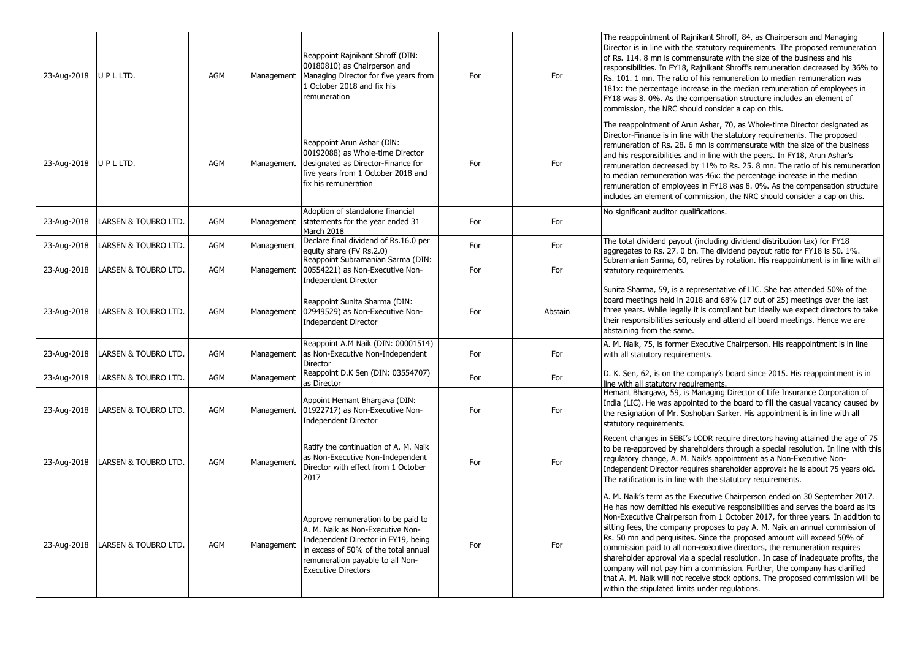| | | | | | | | |
|---|---|---|---|---|---|---|---|
| 23-Aug-2018 | U P L LTD. | AGM | Management | Reappoint Rajnikant Shroff (DIN: 00180810) as Chairperson and Managing Director for five years from 1 October 2018 and fix his remuneration | For | For | The reappointment of Rajnikant Shroff, 84, as Chairperson and Managing Director is in line with the statutory requirements. The proposed remuneration of Rs. 114. 8 mn is commensurate with the size of the business and his responsibilities. In FY18, Rajnikant Shroff's remuneration decreased by 36% to Rs. 101. 1 mn. The ratio of his remuneration to median remuneration was 181x: the percentage increase in the median remuneration of employees in FY18 was 8. 0%. As the compensation structure includes an element of commission, the NRC should consider a cap on this. |
| 23-Aug-2018 | U P L LTD. | AGM | Management | Reappoint Arun Ashar (DIN: 00192088) as Whole-time Director designated as Director-Finance for five years from 1 October 2018 and fix his remuneration | For | For | The reappointment of Arun Ashar, 70, as Whole-time Director designated as Director-Finance is in line with the statutory requirements. The proposed remuneration of Rs. 28. 6 mn is commensurate with the size of the business and his responsibilities and in line with the peers. In FY18, Arun Ashar's remuneration decreased by 11% to Rs. 25. 8 mn. The ratio of his remuneration to median remuneration was 46x: the percentage increase in the median remuneration of employees in FY18 was 8. 0%. As the compensation structure includes an element of commission, the NRC should consider a cap on this. |
| 23-Aug-2018 | LARSEN & TOUBRO LTD. | AGM | Management | Adoption of standalone financial statements for the year ended 31 March 2018 | For | For | No significant auditor qualifications. |
| 23-Aug-2018 | LARSEN & TOUBRO LTD. | AGM | Management | Declare final dividend of Rs.16.0 per equity share (FV Rs.2.0) | For | For | The total dividend payout (including dividend distribution tax) for FY18 aggregates to Rs. 27. 0 bn. The dividend payout ratio for FY18 is 50. 1%. |
| 23-Aug-2018 | LARSEN & TOUBRO LTD. | AGM | Management | Reappoint Subramanian Sarma (DIN: 00554221) as Non-Executive Non-Independent Director | For | For | Subramanian Sarma, 60, retires by rotation. His reappointment is in line with all statutory requirements. |
| 23-Aug-2018 | LARSEN & TOUBRO LTD. | AGM | Management | Reappoint Sunita Sharma (DIN: 02949529) as Non-Executive Non-Independent Director | For | Abstain | Sunita Sharma, 59, is a representative of LIC. She has attended 50% of the board meetings held in 2018 and 68% (17 out of 25) meetings over the last three years. While legally it is compliant but ideally we expect directors to take their responsibilities seriously and attend all board meetings. Hence we are abstaining from the same. |
| 23-Aug-2018 | LARSEN & TOUBRO LTD. | AGM | Management | Reappoint A.M Naik (DIN: 00001514) as Non-Executive Non-Independent Director | For | For | A. M. Naik, 75, is former Executive Chairperson. His reappointment is in line with all statutory requirements. |
| 23-Aug-2018 | LARSEN & TOUBRO LTD. | AGM | Management | Reappoint D.K Sen (DIN: 03554707) as Director | For | For | D. K. Sen, 62, is on the company's board since 2015. His reappointment is in line with all statutory requirements. |
| 23-Aug-2018 | LARSEN & TOUBRO LTD. | AGM | Management | Appoint Hemant Bhargava (DIN: 01922717) as Non-Executive Non-Independent Director | For | For | Hemant Bhargava, 59, is Managing Director of Life Insurance Corporation of India (LIC). He was appointed to the board to fill the casual vacancy caused by the resignation of Mr. Soshoban Sarker. His appointment is in line with all statutory requirements. |
| 23-Aug-2018 | LARSEN & TOUBRO LTD. | AGM | Management | Ratify the continuation of A. M. Naik as Non-Executive Non-Independent Director with effect from 1 October 2017 | For | For | Recent changes in SEBI's LODR require directors having attained the age of 75 to be re-approved by shareholders through a special resolution. In line with this regulatory change, A. M. Naik's appointment as a Non-Executive Non-Independent Director requires shareholder approval: he is about 75 years old. The ratification is in line with the statutory requirements. |
| 23-Aug-2018 | LARSEN & TOUBRO LTD. | AGM | Management | Approve remuneration to be paid to A. M. Naik as Non-Executive Non-Independent Director in FY19, being in excess of 50% of the total annual remuneration payable to all Non-Executive Directors | For | For | A. M. Naik's term as the Executive Chairperson ended on 30 September 2017. He has now demitted his executive responsibilities and serves the board as its Non-Executive Chairperson from 1 October 2017, for three years. In addition to sitting fees, the company proposes to pay A. M. Naik an annual commission of Rs. 50 mn and perquisites. Since the proposed amount will exceed 50% of commission paid to all non-executive directors, the remuneration requires shareholder approval via a special resolution. In case of inadequate profits, the company will not pay him a commission. Further, the company has clarified that A. M. Naik will not receive stock options. The proposed commission will be within the stipulated limits under regulations. |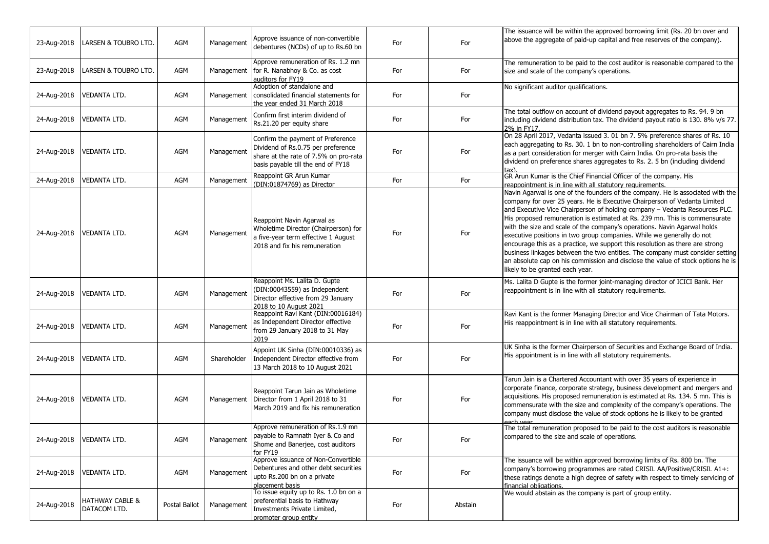| 23-Aug-2018 | LARSEN & TOUBRO LTD. | AGM | Management | Approve issuance of non-convertible debentures (NCDs) of up to Rs.60 bn | For | For | The issuance will be within the approved borrowing limit (Rs. 20 bn over and above the aggregate of paid-up capital and free reserves of the company). |
|---|---|---|---|---|---|---|---|
| 23-Aug-2018 | LARSEN & TOUBRO LTD. | AGM | Management | Approve remuneration of Rs. 1.2 mn for R. Nanabhoy & Co. as cost auditors for FY19 | For | For | The remuneration to be paid to the cost auditor is reasonable compared to the size and scale of the company's operations. |
| 24-Aug-2018 | VEDANTA LTD. | AGM | Management | Adoption of standalone and consolidated financial statements for the year ended 31 March 2018 | For | For | No significant auditor qualifications. |
| 24-Aug-2018 | VEDANTA LTD. | AGM | Management | Confirm first interim dividend of Rs.21.20 per equity share | For | For | The total outflow on account of dividend payout aggregates to Rs. 94. 9 bn including dividend distribution tax. The dividend payout ratio is 130. 8% v/s 77. 2% in FY17. |
| 24-Aug-2018 | VEDANTA LTD. | AGM | Management | Confirm the payment of Preference Dividend of Rs.0.75 per preference share at the rate of 7.5% on pro-rata basis payable till the end of FY18 | For | For | On 28 April 2017, Vedanta issued 3. 01 bn 7. 5% preference shares of Rs. 10 each aggregating to Rs. 30. 1 bn to non-controlling shareholders of Cairn India as a part consideration for merger with Cairn India. On pro-rata basis the dividend on preference shares aggregates to Rs. 2. 5 bn (including dividend tax). |
| 24-Aug-2018 | VEDANTA LTD. | AGM | Management | Reappoint GR Arun Kumar (DIN:01874769) as Director | For | For | GR Arun Kumar is the Chief Financial Officer of the company. His reappointment is in line with all statutory requirements. |
| 24-Aug-2018 | VEDANTA LTD. | AGM | Management | Reappoint Navin Agarwal as Wholetime Director (Chairperson) for a five-year term effective 1 August 2018 and fix his remuneration | For | For | Navin Agarwal is one of the founders of the company. He is associated with the company for over 25 years. He is Executive Chairperson of Vedanta Limited and Executive Vice Chairperson of holding company – Vedanta Resources PLC. His proposed remuneration is estimated at Rs. 239 mn. This is commensurate with the size and scale of the company's operations. Navin Agarwal holds executive positions in two group companies. While we generally do not encourage this as a practice, we support this resolution as there are strong business linkages between the two entities. The company must consider setting an absolute cap on his commission and disclose the value of stock options he is likely to be granted each year. |
| 24-Aug-2018 | VEDANTA LTD. | AGM | Management | Reappoint Ms. Lalita D. Gupte (DIN:00043559) as Independent Director effective from 29 January 2018 to 10 August 2021 | For | For | Ms. Lalita D Gupte is the former joint-managing director of ICICI Bank. Her reappointment is in line with all statutory requirements. |
| 24-Aug-2018 | VEDANTA LTD. | AGM | Management | Reappoint Ravi Kant (DIN:00016184) as Independent Director effective from 29 January 2018 to 31 May 2019 | For | For | Ravi Kant is the former Managing Director and Vice Chairman of Tata Motors. His reappointment is in line with all statutory requirements. |
| 24-Aug-2018 | VEDANTA LTD. | AGM | Shareholder | Appoint UK Sinha (DIN:00010336) as Independent Director effective from 13 March 2018 to 10 August 2021 | For | For | UK Sinha is the former Chairperson of Securities and Exchange Board of India. His appointment is in line with all statutory requirements. |
| 24-Aug-2018 | VEDANTA LTD. | AGM | Management | Reappoint Tarun Jain as Wholetime Director from 1 April 2018 to 31 March 2019 and fix his remuneration | For | For | Tarun Jain is a Chartered Accountant with over 35 years of experience in corporate finance, corporate strategy, business development and mergers and acquisitions. His proposed remuneration is estimated at Rs. 134. 5 mn. This is commensurate with the size and complexity of the company's operations. The company must disclose the value of stock options he is likely to be granted each year. |
| 24-Aug-2018 | VEDANTA LTD. | AGM | Management | Approve remuneration of Rs.1.9 mn payable to Ramnath Iyer & Co and Shome and Banerjee, cost auditors for FY19 | For | For | The total remuneration proposed to be paid to the cost auditors is reasonable compared to the size and scale of operations. |
| 24-Aug-2018 | VEDANTA LTD. | AGM | Management | Approve issuance of Non-Convertible Debentures and other debt securities upto Rs.200 bn on a private placement basis | For | For | The issuance will be within approved borrowing limits of Rs. 800 bn. The company's borrowing programmes are rated CRISIL AA/Positive/CRISIL A1+: these ratings denote a high degree of safety with respect to timely servicing of financial obligations. |
| 24-Aug-2018 | HATHWAY CABLE & DATACOM LTD. | Postal Ballot | Management | To issue equity up to Rs. 1.0 bn on a preferential basis to Hathway Investments Private Limited, promoter group entity | For | Abstain | We would abstain as the company is part of group entity. |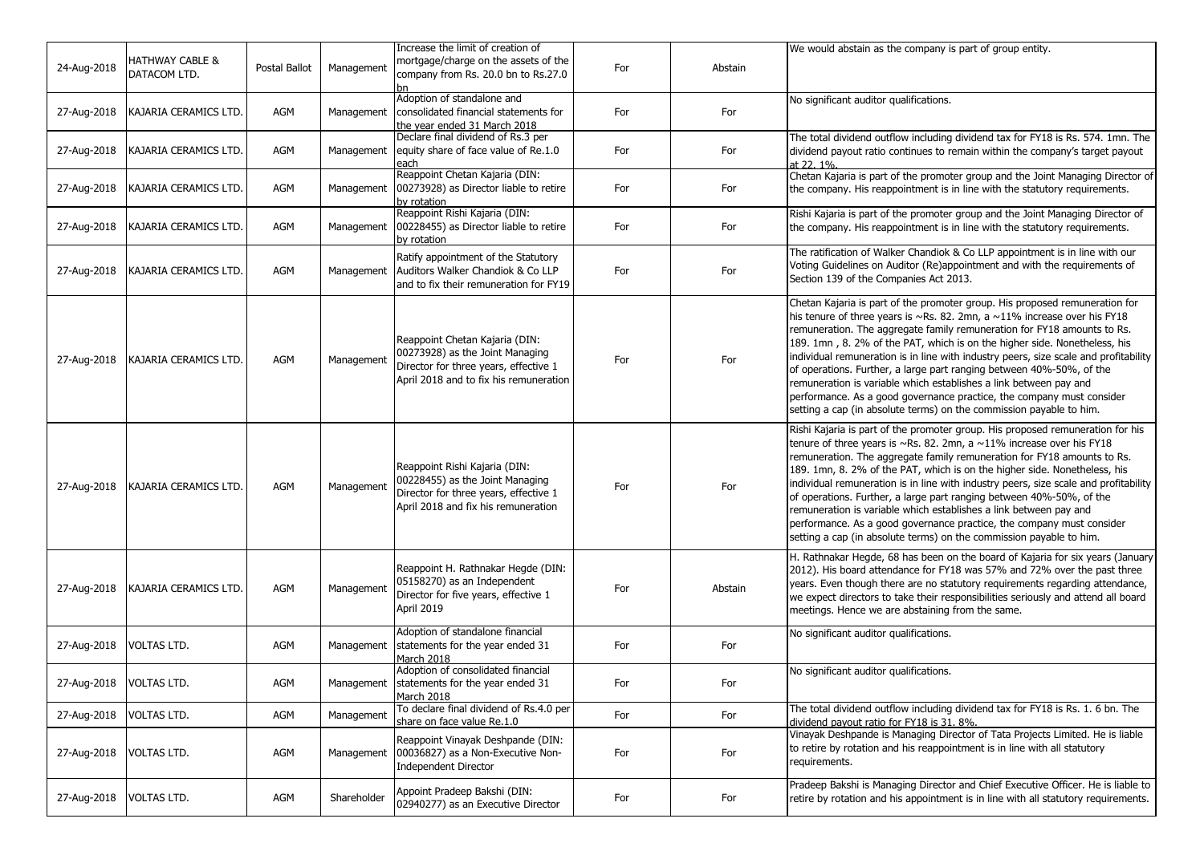| 24-Aug-2018 | HATHWAY CABLE & DATACOM LTD. | Postal Ballot | Management | Increase the limit of creation of mortgage/charge on the assets of the company from Rs. 20.0 bn to Rs.27.0 bn | For | Abstain | We would abstain as the company is part of group entity. |
|---|---|---|---|---|---|---|---|
| 27-Aug-2018 | KAJARIA CERAMICS LTD. | AGM | Management | Adoption of standalone and consolidated financial statements for the year ended 31 March 2018 | For | For | No significant auditor qualifications. |
| 27-Aug-2018 | KAJARIA CERAMICS LTD. | AGM | Management | Declare final dividend of Rs.3 per equity share of face value of Re.1.0 each | For | For | The total dividend outflow including dividend tax for FY18 is Rs. 574. 1mn. The dividend payout ratio continues to remain within the company's target payout at 22. 1%. |
| 27-Aug-2018 | KAJARIA CERAMICS LTD. | AGM | Management | Reappoint Chetan Kajaria (DIN: 00273928) as Director liable to retire by rotation | For | For | Chetan Kajaria is part of the promoter group and the Joint Managing Director of the company. His reappointment is in line with the statutory requirements. |
| 27-Aug-2018 | KAJARIA CERAMICS LTD. | AGM | Management | Reappoint Rishi Kajaria (DIN: 00228455) as Director liable to retire by rotation | For | For | Rishi Kajaria is part of the promoter group and the Joint Managing Director of the company. His reappointment is in line with the statutory requirements. |
| 27-Aug-2018 | KAJARIA CERAMICS LTD. | AGM | Management | Ratify appointment of the Statutory Auditors Walker Chandiok & Co LLP and to fix their remuneration for FY19 | For | For | The ratification of Walker Chandiok & Co LLP appointment is in line with our Voting Guidelines on Auditor (Re)appointment and with the requirements of Section 139 of the Companies Act 2013. |
| 27-Aug-2018 | KAJARIA CERAMICS LTD. | AGM | Management | Reappoint Chetan Kajaria (DIN: 00273928) as the Joint Managing Director for three years, effective 1 April 2018 and to fix his remuneration | For | For | Chetan Kajaria is part of the promoter group. His proposed remuneration for his tenure of three years is ~Rs. 82. 2mn, a ~11% increase over his FY18 remuneration. The aggregate family remuneration for FY18 amounts to Rs. 189. 1mn , 8. 2% of the PAT, which is on the higher side. Nonetheless, his individual remuneration is in line with industry peers, size scale and profitability of operations. Further, a large part ranging between 40%-50%, of the remuneration is variable which establishes a link between pay and performance. As a good governance practice, the company must consider setting a cap (in absolute terms) on the commission payable to him. |
| 27-Aug-2018 | KAJARIA CERAMICS LTD. | AGM | Management | Reappoint Rishi Kajaria (DIN: 00228455) as the Joint Managing Director for three years, effective 1 April 2018 and fix his remuneration | For | For | Rishi Kajaria is part of the promoter group. His proposed remuneration for his tenure of three years is ~Rs. 82. 2mn, a ~11% increase over his FY18 remuneration. The aggregate family remuneration for FY18 amounts to Rs. 189. 1mn, 8. 2% of the PAT, which is on the higher side. Nonetheless, his individual remuneration is in line with industry peers, size scale and profitability of operations. Further, a large part ranging between 40%-50%, of the remuneration is variable which establishes a link between pay and performance. As a good governance practice, the company must consider setting a cap (in absolute terms) on the commission payable to him. |
| 27-Aug-2018 | KAJARIA CERAMICS LTD. | AGM | Management | Reappoint H. Rathnakar Hegde (DIN: 05158270) as an Independent Director for five years, effective 1 April 2019 | For | Abstain | H. Rathnakar Hegde, 68 has been on the board of Kajaria for six years (January 2012). His board attendance for FY18 was 57% and 72% over the past three years. Even though there are no statutory requirements regarding attendance, we expect directors to take their responsibilities seriously and attend all board meetings. Hence we are abstaining from the same. |
| 27-Aug-2018 | VOLTAS LTD. | AGM | Management | Adoption of standalone financial statements for the year ended 31 March 2018 | For | For | No significant auditor qualifications. |
| 27-Aug-2018 | VOLTAS LTD. | AGM | Management | Adoption of consolidated financial statements for the year ended 31 March 2018 | For | For | No significant auditor qualifications. |
| 27-Aug-2018 | VOLTAS LTD. | AGM | Management | To declare final dividend of Rs.4.0 per share on face value Re.1.0 | For | For | The total dividend outflow including dividend tax for FY18 is Rs. 1. 6 bn. The dividend payout ratio for FY18 is 31. 8%. |
| 27-Aug-2018 | VOLTAS LTD. | AGM | Management | Reappoint Vinayak Deshpande (DIN: 00036827) as a Non-Executive Non-Independent Director | For | For | Vinayak Deshpande is Managing Director of Tata Projects Limited. He is liable to retire by rotation and his reappointment is in line with all statutory requirements. |
| 27-Aug-2018 | VOLTAS LTD. | AGM | Shareholder | Appoint Pradeep Bakshi (DIN: 02940277) as an Executive Director | For | For | Pradeep Bakshi is Managing Director and Chief Executive Officer. He is liable to retire by rotation and his appointment is in line with all statutory requirements. |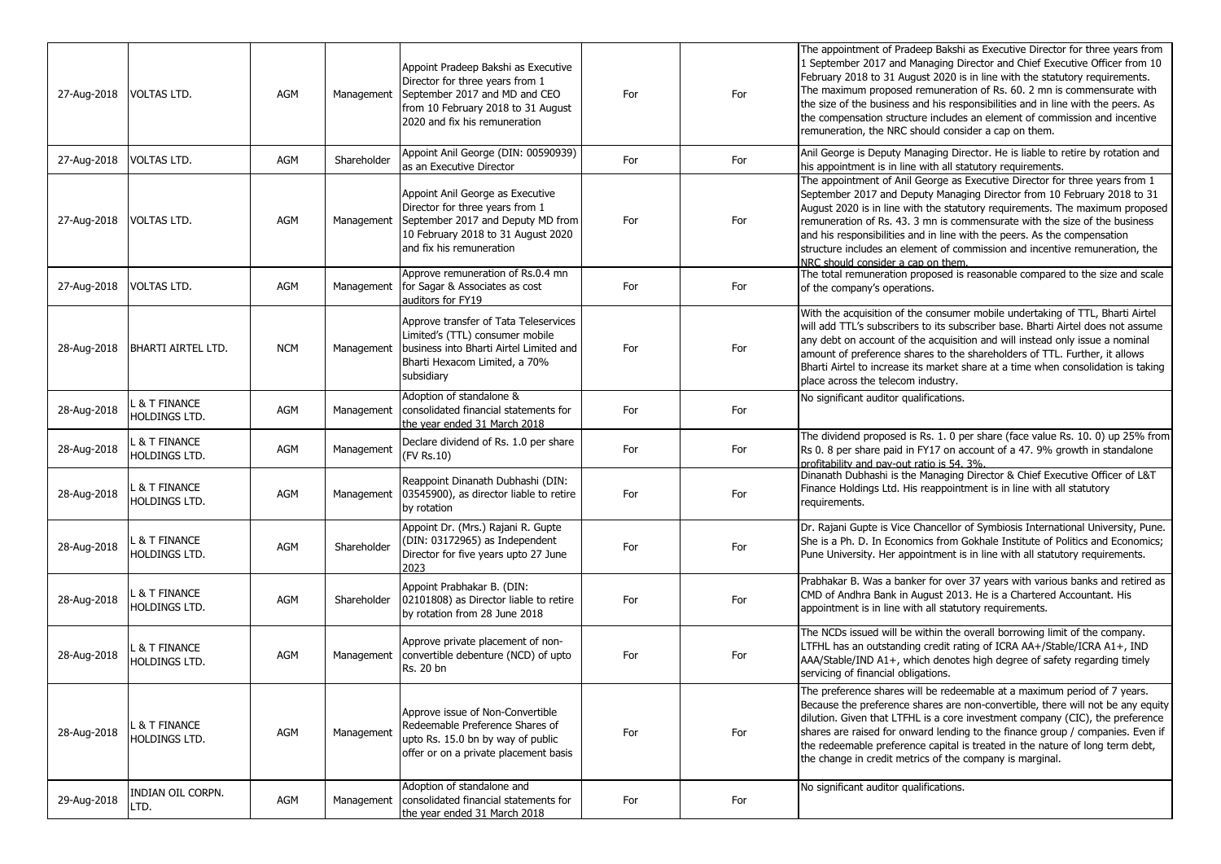| 27-Aug-2018 | VOLTAS LTD. | AGM | Management | Appoint Pradeep Bakshi as Executive Director for three years from 1 September 2017 and MD and CEO from 10 February 2018 to 31 August 2020 and fix his remuneration | For | For | The appointment of Pradeep Bakshi as Executive Director for three years from 1 September 2017 and Managing Director and Chief Executive Officer from 10 February 2018 to 31 August 2020 is in line with the statutory requirements. The maximum proposed remuneration of Rs. 60. 2 mn is commensurate with the size of the business and his responsibilities and in line with the peers. As the compensation structure includes an element of commission and incentive remuneration, the NRC should consider a cap on them. |
|---|---|---|---|---|---|---|---|
| 27-Aug-2018 | VOLTAS LTD. | AGM | Shareholder | Appoint Anil George (DIN: 00590939) as an Executive Director | For | For | Anil George is Deputy Managing Director. He is liable to retire by rotation and his appointment is in line with all statutory requirements. |
| 27-Aug-2018 | VOLTAS LTD. | AGM | Management | Appoint Anil George as Executive Director for three years from 1 September 2017 and Deputy MD from 10 February 2018 to 31 August 2020 and fix his remuneration | For | For | The appointment of Anil George as Executive Director for three years from 1 September 2017 and Deputy Managing Director from 10 February 2018 to 31 August 2020 is in line with the statutory requirements. The maximum proposed remuneration of Rs. 43. 3 mn is commensurate with the size of the business and his responsibilities and in line with the peers. As the compensation structure includes an element of commission and incentive remuneration, the NRC should consider a cap on them. |
| 27-Aug-2018 | VOLTAS LTD. | AGM | Management | Approve remuneration of Rs.0.4 mn for Sagar & Associates as cost auditors for FY19 | For | For | The total remuneration proposed is reasonable compared to the size and scale of the company's operations. |
| 28-Aug-2018 | BHARTI AIRTEL LTD. | NCM | Management | Approve transfer of Tata Teleservices Limited's (TTL) consumer mobile business into Bharti Airtel Limited and Bharti Hexacom Limited, a 70% subsidiary | For | For | With the acquisition of the consumer mobile undertaking of TTL, Bharti Airtel will add TTL's subscribers to its subscriber base. Bharti Airtel does not assume any debt on account of the acquisition and will instead only issue a nominal amount of preference shares to the shareholders of TTL. Further, it allows Bharti Airtel to increase its market share at a time when consolidation is taking place across the telecom industry. |
| 28-Aug-2018 | L & T FINANCE HOLDINGS LTD. | AGM | Management | Adoption of standalone & consolidated financial statements for the year ended 31 March 2018 | For | For | No significant auditor qualifications. |
| 28-Aug-2018 | L & T FINANCE HOLDINGS LTD. | AGM | Management | Declare dividend of Rs. 1.0 per share (FV Rs.10) | For | For | The dividend proposed is Rs. 1. 0 per share (face value Rs. 10. 0) up 25% from Rs 0. 8 per share paid in FY17 on account of a 47. 9% growth in standalone profitability and pay-out ratio is 54. 3%. |
| 28-Aug-2018 | L & T FINANCE HOLDINGS LTD. | AGM | Management | Reappoint Dinanath Dubhashi (DIN: 03545900), as director liable to retire by rotation | For | For | Dinanath Dubhashi is the Managing Director & Chief Executive Officer of L&T Finance Holdings Ltd. His reappointment is in line with all statutory requirements. |
| 28-Aug-2018 | L & T FINANCE HOLDINGS LTD. | AGM | Shareholder | Appoint Dr. (Mrs.) Rajani R. Gupte (DIN: 03172965) as Independent Director for five years upto 27 June 2023 | For | For | Dr. Rajani Gupte is Vice Chancellor of Symbiosis International University, Pune. She is a Ph. D. In Economics from Gokhale Institute of Politics and Economics; Pune University. Her appointment is in line with all statutory requirements. |
| 28-Aug-2018 | L & T FINANCE HOLDINGS LTD. | AGM | Shareholder | Appoint Prabhakar B. (DIN: 02101808) as Director liable to retire by rotation from 28 June 2018 | For | For | Prabhakar B. Was a banker for over 37 years with various banks and retired as CMD of Andhra Bank in August 2013. He is a Chartered Accountant. His appointment is in line with all statutory requirements. |
| 28-Aug-2018 | L & T FINANCE HOLDINGS LTD. | AGM | Management | Approve private placement of non-convertible debenture (NCD) of upto Rs. 20 bn | For | For | The NCDs issued will be within the overall borrowing limit of the company. LTFHL has an outstanding credit rating of ICRA AA+/Stable/ICRA A1+, IND AAA/Stable/IND A1+, which denotes high degree of safety regarding timely servicing of financial obligations. |
| 28-Aug-2018 | L & T FINANCE HOLDINGS LTD. | AGM | Management | Approve issue of Non-Convertible Redeemable Preference Shares of upto Rs. 15.0 bn by way of public offer or on a private placement basis | For | For | The preference shares will be redeemable at a maximum period of 7 years. Because the preference shares are non-convertible, there will not be any equity dilution. Given that LTFHL is a core investment company (CIC), the preference shares are raised for onward lending to the finance group / companies. Even if the redeemable preference capital is treated in the nature of long term debt, the change in credit metrics of the company is marginal. |
| 29-Aug-2018 | INDIAN OIL CORPN. LTD. | AGM | Management | Adoption of standalone and consolidated financial statements for the year ended 31 March 2018 | For | For | No significant auditor qualifications. |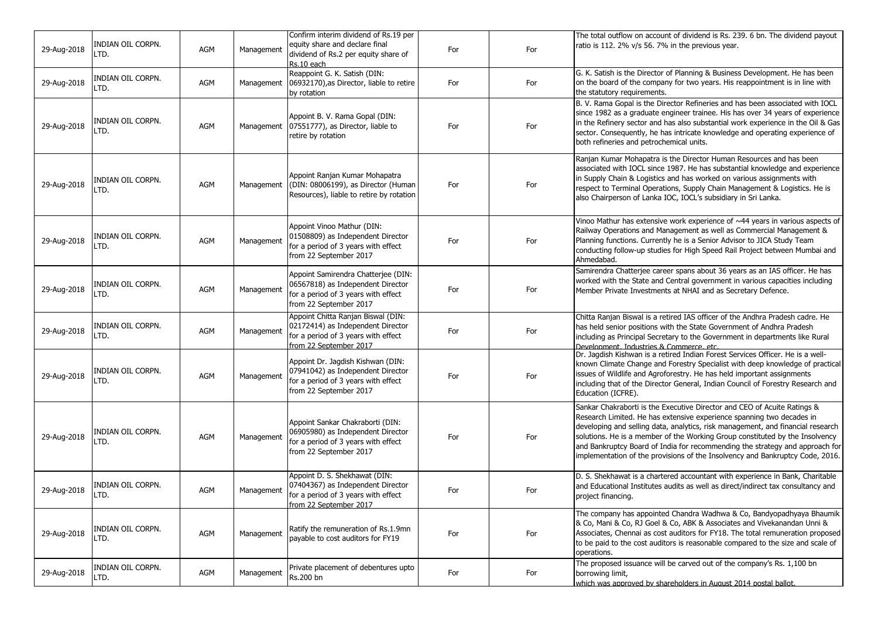| | | | | | | | |
|---|---|---|---|---|---|---|---|
| 29-Aug-2018 | INDIAN OIL CORPN. LTD. | AGM | Management | Confirm interim dividend of Rs.19 per equity share and declare final dividend of Rs.2 per equity share of Rs.10 each | For | For | The total outflow on account of dividend is Rs. 239. 6 bn. The dividend payout ratio is 112. 2% v/s 56. 7% in the previous year. |
| 29-Aug-2018 | INDIAN OIL CORPN. LTD. | AGM | Management | Reappoint G. K. Satish (DIN: 06932170),as Director, liable to retire by rotation | For | For | G. K. Satish is the Director of Planning & Business Development. He has been on the board of the company for two years. His reappointment is in line with the statutory requirements. |
| 29-Aug-2018 | INDIAN OIL CORPN. LTD. | AGM | Management | Appoint B. V. Rama Gopal (DIN: 07551777), as Director, liable to retire by rotation | For | For | B. V. Rama Gopal is the Director Refineries and has been associated with IOCL since 1982 as a graduate engineer trainee. His has over 34 years of experience in the Refinery sector and has also substantial work experience in the Oil & Gas sector. Consequently, he has intricate knowledge and operating experience of both refineries and petrochemical units. |
| 29-Aug-2018 | INDIAN OIL CORPN. LTD. | AGM | Management | Appoint Ranjan Kumar Mohapatra (DIN: 08006199), as Director (Human Resources), liable to retire by rotation | For | For | Ranjan Kumar Mohapatra is the Director Human Resources and has been associated with IOCL since 1987. He has substantial knowledge and experience in Supply Chain & Logistics and has worked on various assignments with respect to Terminal Operations, Supply Chain Management & Logistics. He is also Chairperson of Lanka IOC, IOCL's subsidiary in Sri Lanka. |
| 29-Aug-2018 | INDIAN OIL CORPN. LTD. | AGM | Management | Appoint Vinoo Mathur (DIN: 01508809) as Independent Director for a period of 3 years with effect from 22 September 2017 | For | For | Vinoo Mathur has extensive work experience of ~44 years in various aspects of Railway Operations and Management as well as Commercial Management & Planning functions. Currently he is a Senior Advisor to JICA Study Team conducting follow-up studies for High Speed Rail Project between Mumbai and Ahmedabad. |
| 29-Aug-2018 | INDIAN OIL CORPN. LTD. | AGM | Management | Appoint Samirendra Chatterjee (DIN: 06567818) as Independent Director for a period of 3 years with effect from 22 September 2017 | For | For | Samirendra Chatterjee career spans about 36 years as an IAS officer. He has worked with the State and Central government in various capacities including Member Private Investments at NHAI and as Secretary Defence. |
| 29-Aug-2018 | INDIAN OIL CORPN. LTD. | AGM | Management | Appoint Chitta Ranjan Biswal (DIN: 02172414) as Independent Director for a period of 3 years with effect from 22 September 2017 | For | For | Chitta Ranjan Biswal is a retired IAS officer of the Andhra Pradesh cadre. He has held senior positions with the State Government of Andhra Pradesh including as Principal Secretary to the Government in departments like Rural Development, Industries & Commerce, etc. |
| 29-Aug-2018 | INDIAN OIL CORPN. LTD. | AGM | Management | Appoint Dr. Jagdish Kishwan (DIN: 07941042) as Independent Director for a period of 3 years with effect from 22 September 2017 | For | For | Dr. Jagdish Kishwan is a retired Indian Forest Services Officer. He is a well-known Climate Change and Forestry Specialist with deep knowledge of practical issues of Wildlife and Agroforestry. He has held important assignments including that of the Director General, Indian Council of Forestry Research and Education (ICFRE). |
| 29-Aug-2018 | INDIAN OIL CORPN. LTD. | AGM | Management | Appoint Sankar Chakraborti (DIN: 06905980) as Independent Director for a period of 3 years with effect from 22 September 2017 | For | For | Sankar Chakraborti is the Executive Director and CEO of Acuite Ratings & Research Limited. He has extensive experience spanning two decades in developing and selling data, analytics, risk management, and financial research solutions. He is a member of the Working Group constituted by the Insolvency and Bankruptcy Board of India for recommending the strategy and approach for implementation of the provisions of the Insolvency and Bankruptcy Code, 2016. |
| 29-Aug-2018 | INDIAN OIL CORPN. LTD. | AGM | Management | Appoint D. S. Shekhawat (DIN: 07404367) as Independent Director for a period of 3 years with effect from 22 September 2017 | For | For | D. S. Shekhawat is a chartered accountant with experience in Bank, Charitable and Educational Institutes audits as well as direct/indirect tax consultancy and project financing. |
| 29-Aug-2018 | INDIAN OIL CORPN. LTD. | AGM | Management | Ratify the remuneration of Rs.1.9mn payable to cost auditors for FY19 | For | For | The company has appointed Chandra Wadhwa & Co, Bandyopadhyaya Bhaumik & Co, Mani & Co, RJ Goel & Co, ABK & Associates and Vivekanandan Unni & Associates, Chennai as cost auditors for FY18. The total remuneration proposed to be paid to the cost auditors is reasonable compared to the size and scale of operations. |
| 29-Aug-2018 | INDIAN OIL CORPN. LTD. | AGM | Management | Private placement of debentures upto Rs.200 bn | For | For | The proposed issuance will be carved out of the company's Rs. 1,100 bn borrowing limit, which was approved by shareholders in August 2014 postal ballot. |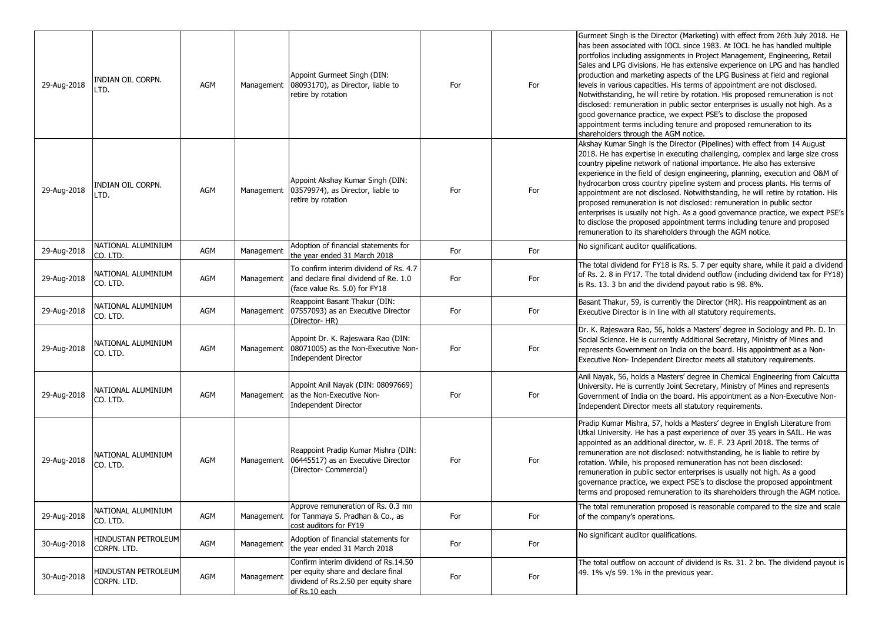| 29-Aug-2018 | INDIAN OIL CORPN. LTD. | AGM | Management | Appoint Gurmeet Singh (DIN: 08093170), as Director, liable to retire by rotation | For | For | Gurmeet Singh is the Director (Marketing) with effect from 26th July 2018. He has been associated with IOCL since 1983. At IOCL he has handled multiple portfolios including assignments in Project Management, Engineering, Retail Sales and LPG divisions. He has extensive experience on LPG and has handled production and marketing aspects of the LPG Business at field and regional levels in various capacities. His terms of appointment are not disclosed. Notwithstanding, he will retire by rotation. His proposed remuneration is not disclosed: remuneration in public sector enterprises is usually not high. As a good governance practice, we expect PSE's to disclose the proposed appointment terms including tenure and proposed remuneration to its shareholders through the AGM notice. |
|---|---|---|---|---|---|---|---|
| 29-Aug-2018 | INDIAN OIL CORPN. LTD. | AGM | Management | Appoint Akshay Kumar Singh (DIN: 03579974), as Director, liable to retire by rotation | For | For | Akshay Kumar Singh is the Director (Pipelines) with effect from 14 August 2018. He has expertise in executing challenging, complex and large size cross country pipeline network of national importance. He also has extensive experience in the field of design engineering, planning, execution and O&M of hydrocarbon cross country pipeline system and process plants. His terms of appointment are not disclosed. Notwithstanding, he will retire by rotation. His proposed remuneration is not disclosed: remuneration in public sector enterprises is usually not high. As a good governance practice, we expect PSE's to disclose the proposed appointment terms including tenure and proposed remuneration to its shareholders through the AGM notice. |
| 29-Aug-2018 | NATIONAL ALUMINIUM CO. LTD. | AGM | Management | Adoption of financial statements for the year ended 31 March 2018 | For | For | No significant auditor qualifications. |
| 29-Aug-2018 | NATIONAL ALUMINIUM CO. LTD. | AGM | Management | To confirm interim dividend of Rs. 4.7 and declare final dividend of Re. 1.0 (face value Rs. 5.0) for FY18 | For | For | The total dividend for FY18 is Rs. 5. 7 per equity share, while it paid a dividend of Rs. 2. 8 in FY17. The total dividend outflow (including dividend tax for FY18) is Rs. 13. 3 bn and the dividend payout ratio is 98. 8%. |
| 29-Aug-2018 | NATIONAL ALUMINIUM CO. LTD. | AGM | Management | Reappoint Basant Thakur (DIN: 07557093) as an Executive Director (Director- HR) | For | For | Basant Thakur, 59, is currently the Director (HR). His reappointment as an Executive Director is in line with all statutory requirements. |
| 29-Aug-2018 | NATIONAL ALUMINIUM CO. LTD. | AGM | Management | Appoint Dr. K. Rajeswara Rao (DIN: 08071005) as the Non-Executive Non-Independent Director | For | For | Dr. K. Rajeswara Rao, 56, holds a Masters' degree in Sociology and Ph. D. In Social Science. He is currently Additional Secretary, Ministry of Mines and represents Government on India on the board. His appointment as a Non-Executive Non- Independent Director meets all statutory requirements. |
| 29-Aug-2018 | NATIONAL ALUMINIUM CO. LTD. | AGM | Management | Appoint Anil Nayak (DIN: 08097669) as the Non-Executive Non-Independent Director | For | For | Anil Nayak, 56, holds a Masters' degree in Chemical Engineering from Calcutta University. He is currently Joint Secretary, Ministry of Mines and represents Government of India on the board. His appointment as a Non-Executive Non-Independent Director meets all statutory requirements. |
| 29-Aug-2018 | NATIONAL ALUMINIUM CO. LTD. | AGM | Management | Reappoint Pradip Kumar Mishra (DIN: 06445517) as an Executive Director (Director- Commercial) | For | For | Pradip Kumar Mishra, 57, holds a Masters' degree in English Literature from Utkal University. He has a past experience of over 35 years in SAIL. He was appointed as an additional director, w. E. F. 23 April 2018. The terms of remuneration are not disclosed: notwithstanding, he is liable to retire by rotation. While, his proposed remuneration has not been disclosed: remuneration in public sector enterprises is usually not high. As a good governance practice, we expect PSE's to disclose the proposed appointment terms and proposed remuneration to its shareholders through the AGM notice. |
| 29-Aug-2018 | NATIONAL ALUMINIUM CO. LTD. | AGM | Management | Approve remuneration of Rs. 0.3 mn for Tanmaya S. Pradhan & Co., as cost auditors for FY19 | For | For | The total remuneration proposed is reasonable compared to the size and scale of the company's operations. |
| 30-Aug-2018 | HINDUSTAN PETROLEUM CORPN. LTD. | AGM | Management | Adoption of financial statements for the year ended 31 March 2018 | For | For | No significant auditor qualifications. |
| 30-Aug-2018 | HINDUSTAN PETROLEUM CORPN. LTD. | AGM | Management | Confirm interim dividend of Rs.14.50 per equity share and declare final dividend of Rs.2.50 per equity share of Rs.10 each | For | For | The total outflow on account of dividend is Rs. 31. 2 bn. The dividend payout is 49. 1% v/s 59. 1% in the previous year. |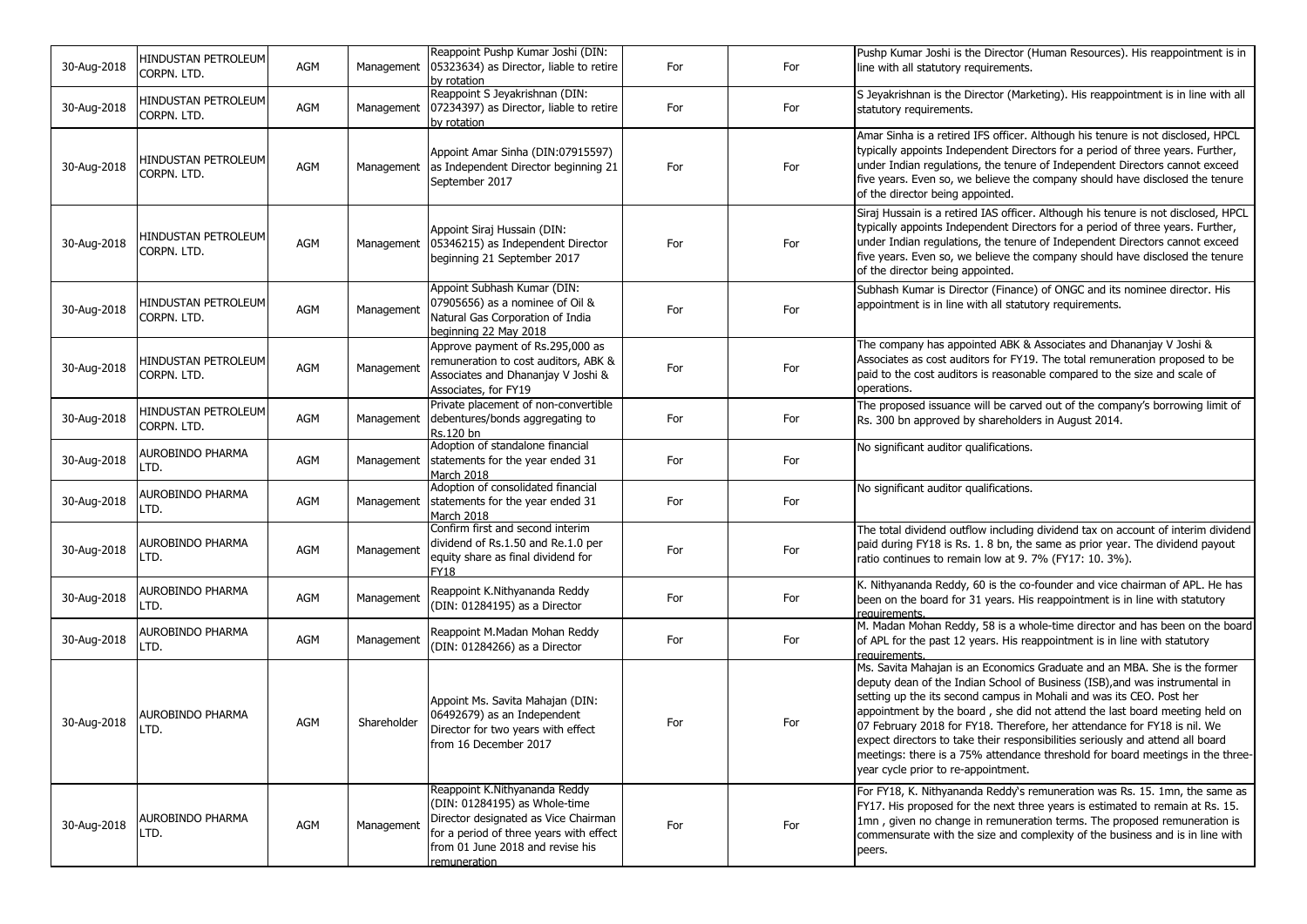| 30-Aug-2018 | HINDUSTAN PETROLEUM CORPN. LTD. | AGM | Management | Reappoint Pushp Kumar Joshi (DIN: 05323634) as Director, liable to retire by rotation | For | For | Pushp Kumar Joshi is the Director (Human Resources). His reappointment is in line with all statutory requirements. |
|---|---|---|---|---|---|---|---|
| 30-Aug-2018 | HINDUSTAN PETROLEUM CORPN. LTD. | AGM | Management | Reappoint S Jeyakrishnan (DIN: 07234397) as Director, liable to retire by rotation | For | For | S Jeyakrishnan is the Director (Marketing). His reappointment is in line with all statutory requirements. |
| 30-Aug-2018 | HINDUSTAN PETROLEUM CORPN. LTD. | AGM | Management | Appoint Amar Sinha (DIN:07915597) as Independent Director beginning 21 September 2017 | For | For | Amar Sinha is a retired IFS officer. Although his tenure is not disclosed, HPCL typically appoints Independent Directors for a period of three years. Further, under Indian regulations, the tenure of Independent Directors cannot exceed five years. Even so, we believe the company should have disclosed the tenure of the director being appointed. |
| 30-Aug-2018 | HINDUSTAN PETROLEUM CORPN. LTD. | AGM | Management | Appoint Siraj Hussain (DIN: 05346215) as Independent Director beginning 21 September 2017 | For | For | Siraj Hussain is a retired IAS officer. Although his tenure is not disclosed, HPCL typically appoints Independent Directors for a period of three years. Further, under Indian regulations, the tenure of Independent Directors cannot exceed five years. Even so, we believe the company should have disclosed the tenure of the director being appointed. |
| 30-Aug-2018 | HINDUSTAN PETROLEUM CORPN. LTD. | AGM | Management | Appoint Subhash Kumar (DIN: 07905656) as a nominee of Oil & Natural Gas Corporation of India beginning 22 May 2018 | For | For | Subhash Kumar is Director (Finance) of ONGC and its nominee director. His appointment is in line with all statutory requirements. |
| 30-Aug-2018 | HINDUSTAN PETROLEUM CORPN. LTD. | AGM | Management | Approve payment of Rs.295,000 as remuneration to cost auditors, ABK & Associates and Dhananjay V Joshi & Associates, for FY19 | For | For | The company has appointed ABK & Associates and Dhananjay V Joshi & Associates as cost auditors for FY19. The total remuneration proposed to be paid to the cost auditors is reasonable compared to the size and scale of operations. |
| 30-Aug-2018 | HINDUSTAN PETROLEUM CORPN. LTD. | AGM | Management | Private placement of non-convertible debentures/bonds aggregating to Rs.120 bn | For | For | The proposed issuance will be carved out of the company's borrowing limit of Rs. 300 bn approved by shareholders in August 2014. |
| 30-Aug-2018 | AUROBINDO PHARMA LTD. | AGM | Management | Adoption of standalone financial statements for the year ended 31 March 2018 | For | For | No significant auditor qualifications. |
| 30-Aug-2018 | AUROBINDO PHARMA LTD. | AGM | Management | Adoption of consolidated financial statements for the year ended 31 March 2018 | For | For | No significant auditor qualifications. |
| 30-Aug-2018 | AUROBINDO PHARMA LTD. | AGM | Management | Confirm first and second interim dividend of Rs.1.50 and Re.1.0 per equity share as final dividend for FY18 | For | For | The total dividend outflow including dividend tax on account of interim dividend paid during FY18 is Rs. 1. 8 bn, the same as prior year. The dividend payout ratio continues to remain low at 9. 7% (FY17: 10. 3%). |
| 30-Aug-2018 | AUROBINDO PHARMA LTD. | AGM | Management | Reappoint K.Nithyananda Reddy (DIN: 01284195) as a Director | For | For | K. Nithyananda Reddy, 60 is the co-founder and vice chairman of APL. He has been on the board for 31 years. His reappointment is in line with statutory requirements. |
| 30-Aug-2018 | AUROBINDO PHARMA LTD. | AGM | Management | Reappoint M.Madan Mohan Reddy (DIN: 01284266) as a Director | For | For | M. Madan Mohan Reddy, 58 is a whole-time director and has been on the board of APL for the past 12 years. His reappointment is in line with statutory requirements. |
| 30-Aug-2018 | AUROBINDO PHARMA LTD. | AGM | Shareholder | Appoint Ms. Savita Mahajan (DIN: 06492679) as an Independent Director for two years with effect from 16 December 2017 | For | For | Ms. Savita Mahajan is an Economics Graduate and an MBA. She is the former deputy dean of the Indian School of Business (ISB),and was instrumental in setting up the its second campus in Mohali and was its CEO. Post her appointment by the board , she did not attend the last board meeting held on 07 February 2018 for FY18. Therefore, her attendance for FY18 is nil. We expect directors to take their responsibilities seriously and attend all board meetings: there is a 75% attendance threshold for board meetings in the three-year cycle prior to re-appointment. |
| 30-Aug-2018 | AUROBINDO PHARMA LTD. | AGM | Management | Reappoint K.Nithyananda Reddy (DIN: 01284195) as Whole-time Director designated as Vice Chairman for a period of three years with effect from 01 June 2018 and revise his remuneration | For | For | For FY18, K. Nithyananda Reddy's remuneration was Rs. 15. 1mn, the same as FY17. His proposed for the next three years is estimated to remain at Rs. 15. 1mn , given no change in remuneration terms. The proposed remuneration is commensurate with the size and complexity of the business and is in line with peers. |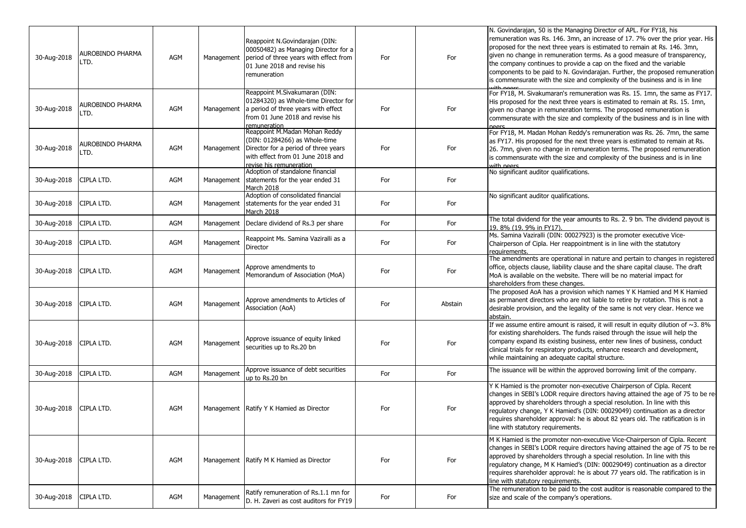| 30-Aug-2018 | AUROBINDO PHARMA LTD. | AGM | Management | Reappoint N.Govindarajan (DIN: 00050482) as Managing Director for a period of three years with effect from 01 June 2018 and revise his remuneration | For | For | N. Govindarajan, 50 is the Managing Director of APL. For FY18, his remuneration was Rs. 146. 3mn, an increase of 17. 7% over the prior year. His proposed for the next three years is estimated to remain at Rs. 146. 3mn, given no change in remuneration terms. As a good measure of transparency, the company continues to provide a cap on the fixed and the variable components to be paid to N. Govindarajan. Further, the proposed remuneration is commensurate with the size and complexity of the business and is in line with peers. |
|---|---|---|---|---|---|---|---|
| 30-Aug-2018 | AUROBINDO PHARMA LTD. | AGM | Management | Reappoint M.Sivakumaran (DIN: 01284320) as Whole-time Director for a period of three years with effect from 01 June 2018 and revise his remuneration | For | For | For FY18, M. Sivakumaran's remuneration was Rs. 15. 1mn, the same as FY17. His proposed for the next three years is estimated to remain at Rs. 15. 1mn, given no change in remuneration terms. The proposed remuneration is commensurate with the size and complexity of the business and is in line with peers. |
| 30-Aug-2018 | AUROBINDO PHARMA LTD. | AGM | Management | Reappoint M.Madan Mohan Reddy (DIN: 01284266) as Whole-time Director for a period of three years with effect from 01 June 2018 and revise his remuneration | For | For | For FY18, M. Madan Mohan Reddy's remuneration was Rs. 26. 7mn, the same as FY17. His proposed for the next three years is estimated to remain at Rs. 26. 7mn, given no change in remuneration terms. The proposed remuneration is commensurate with the size and complexity of the business and is in line with peers. |
| 30-Aug-2018 | CIPLA LTD. | AGM | Management | Adoption of standalone financial statements for the year ended 31 March 2018 | For | For | No significant auditor qualifications. |
| 30-Aug-2018 | CIPLA LTD. | AGM | Management | Adoption of consolidated financial statements for the year ended 31 March 2018 | For | For | No significant auditor qualifications. |
| 30-Aug-2018 | CIPLA LTD. | AGM | Management | Declare dividend of Rs.3 per share | For | For | The total dividend for the year amounts to Rs. 2. 9 bn. The dividend payout is 19. 8% (19. 9% in FY17). |
| 30-Aug-2018 | CIPLA LTD. | AGM | Management | Reappoint Ms. Samina Vaziralli as a Director | For | For | Ms. Samina Vazirali (DIN: 00027923) is the promoter executive Vice-Chairperson of Cipla. Her reappointment is in line with the statutory requirements. |
| 30-Aug-2018 | CIPLA LTD. | AGM | Management | Approve amendments to Memorandum of Association (MoA) | For | For | The amendments are operational in nature and pertain to changes in registered office, objects clause, liability clause and the share capital clause. The draft MoA is available on the website. There will be no material impact for shareholders from these changes. |
| 30-Aug-2018 | CIPLA LTD. | AGM | Management | Approve amendments to Articles of Association (AoA) | For | Abstain | The proposed AoA has a provision which names Y K Hamied and M K Hamied as permanent directors who are not liable to retire by rotation. This is not a desirable provision, and the legality of the same is not very clear. Hence we abstain. |
| 30-Aug-2018 | CIPLA LTD. | AGM | Management | Approve issuance of equity linked securities up to Rs.20 bn | For | For | If we assume entire amount is raised, it will result in equity dilution of ~3. 8% for existing shareholders. The funds raised through the issue will help the company expand its existing business, enter new lines of business, conduct clinical trials for respiratory products, enhance research and development, while maintaining an adequate capital structure. |
| 30-Aug-2018 | CIPLA LTD. | AGM | Management | Approve issuance of debt securities up to Rs.20 bn | For | For | The issuance will be within the approved borrowing limit of the company. |
| 30-Aug-2018 | CIPLA LTD. | AGM | Management | Ratify Y K Hamied as Director | For | For | Y K Hamied is the promoter non-executive Chairperson of Cipla. Recent changes in SEBI's LODR require directors having attained the age of 75 to be re-approved by shareholders through a special resolution. In line with this regulatory change, Y K Hamied's (DIN: 00029049) continuation as a director requires shareholder approval: he is about 82 years old. The ratification is in line with statutory requirements. |
| 30-Aug-2018 | CIPLA LTD. | AGM | Management | Ratify M K Hamied as Director | For | For | M K Hamied is the promoter non-executive Vice-Chairperson of Cipla. Recent changes in SEBI's LODR require directors having attained the age of 75 to be re-approved by shareholders through a special resolution. In line with this regulatory change, M K Hamied's (DIN: 00029049) continuation as a director requires shareholder approval: he is about 77 years old. The ratification is in line with statutory requirements. |
| 30-Aug-2018 | CIPLA LTD. | AGM | Management | Ratify remuneration of Rs.1.1 mn for D. H. Zaveri as cost auditors for FY19 | For | For | The remuneration to be paid to the cost auditor is reasonable compared to the size and scale of the company's operations. |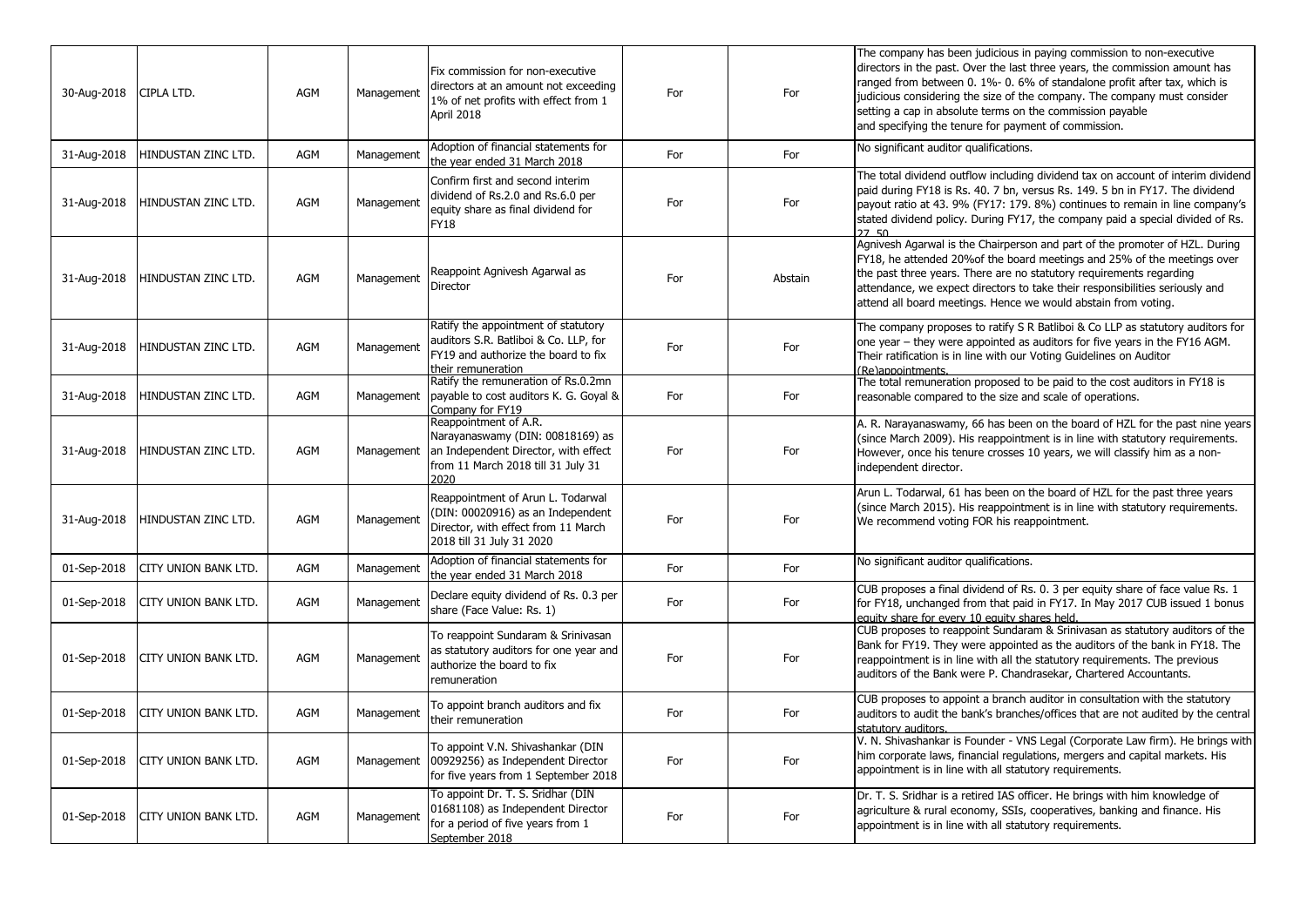| | | | | | | | |
|---|---|---|---|---|---|---|---|
| 30-Aug-2018 | CIPLA LTD. | AGM | Management | Fix commission for non-executive directors at an amount not exceeding 1% of net profits with effect from 1 April 2018 | For | For | The company has been judicious in paying commission to non-executive directors in the past. Over the last three years, the commission amount has ranged from between 0. 1%- 0. 6% of standalone profit after tax, which is judicious considering the size of the company. The company must consider setting a cap in absolute terms on the commission payable and specifying the tenure for payment of commission. |
| 31-Aug-2018 | HINDUSTAN ZINC LTD. | AGM | Management | Adoption of financial statements for the year ended 31 March 2018 | For | For | No significant auditor qualifications. |
| 31-Aug-2018 | HINDUSTAN ZINC LTD. | AGM | Management | Confirm first and second interim dividend of Rs.2.0 and Rs.6.0 per equity share as final dividend for FY18 | For | For | The total dividend outflow including dividend tax on account of interim dividend paid during FY18 is Rs. 40. 7 bn, versus Rs. 149. 5 bn in FY17. The dividend payout ratio at 43. 9% (FY17: 179. 8%) continues to remain in line company's stated dividend policy. During FY17, the company paid a special divided of Rs. 27. 50. |
| 31-Aug-2018 | HINDUSTAN ZINC LTD. | AGM | Management | Reappoint Agnivesh Agarwal as Director | For | Abstain | Agnivesh Agarwal is the Chairperson and part of the promoter of HZL. During FY18, he attended 20%of the board meetings and 25% of the meetings over the past three years. There are no statutory requirements regarding attendance, we expect directors to take their responsibilities seriously and attend all board meetings. Hence we would abstain from voting. |
| 31-Aug-2018 | HINDUSTAN ZINC LTD. | AGM | Management | Ratify the appointment of statutory auditors S.R. Batliboi & Co. LLP, for FY19 and authorize the board to fix their remuneration | For | For | The company proposes to ratify S R Batliboi & Co LLP as statutory auditors for one year – they were appointed as auditors for five years in the FY16 AGM. Their ratification is in line with our Voting Guidelines on Auditor (Re)appointments. |
| 31-Aug-2018 | HINDUSTAN ZINC LTD. | AGM | Management | Ratify the remuneration of Rs.0.2mn payable to cost auditors K. G. Goyal & Company for FY19 | For | For | The total remuneration proposed to be paid to the cost auditors in FY18 is reasonable compared to the size and scale of operations. |
| 31-Aug-2018 | HINDUSTAN ZINC LTD. | AGM | Management | Reappointment of A.R. Narayanaswamy (DIN: 00818169) as an Independent Director, with effect from 11 March 2018 till 31 July 31 2020 | For | For | A. R. Narayanaswamy, 66 has been on the board of HZL for the past nine years (since March 2009). His reappointment is in line with statutory requirements. However, once his tenure crosses 10 years, we will classify him as a non-independent director. |
| 31-Aug-2018 | HINDUSTAN ZINC LTD. | AGM | Management | Reappointment of Arun L. Todarwal (DIN: 00020916) as an Independent Director, with effect from 11 March 2018 till 31 July 31 2020 | For | For | Arun L. Todarwal, 61 has been on the board of HZL for the past three years (since March 2015). His reappointment is in line with statutory requirements. We recommend voting FOR his reappointment. |
| 01-Sep-2018 | CITY UNION BANK LTD. | AGM | Management | Adoption of financial statements for the year ended 31 March 2018 | For | For | No significant auditor qualifications. |
| 01-Sep-2018 | CITY UNION BANK LTD. | AGM | Management | Declare equity dividend of Rs. 0.3 per share (Face Value: Rs. 1) | For | For | CUB proposes a final dividend of Rs. 0. 3 per equity share of face value Rs. 1 for FY18, unchanged from that paid in FY17. In May 2017 CUB issued 1 bonus equity share for every 10 equity shares held. |
| 01-Sep-2018 | CITY UNION BANK LTD. | AGM | Management | To reappoint Sundaram & Srinivasan as statutory auditors for one year and authorize the board to fix remuneration | For | For | CUB proposes to reappoint Sundaram & Srinivasan as statutory auditors of the Bank for FY19. They were appointed as the auditors of the bank in FY18. The reappointment is in line with all the statutory requirements. The previous auditors of the Bank were P. Chandrasekar, Chartered Accountants. |
| 01-Sep-2018 | CITY UNION BANK LTD. | AGM | Management | To appoint branch auditors and fix their remuneration | For | For | CUB proposes to appoint a branch auditor in consultation with the statutory auditors to audit the bank's branches/offices that are not audited by the central statutory auditors. |
| 01-Sep-2018 | CITY UNION BANK LTD. | AGM | Management | To appoint V.N. Shivashankar (DIN 00929256) as Independent Director for five years from 1 September 2018 | For | For | V. N. Shivashankar is Founder - VNS Legal (Corporate Law firm). He brings with him corporate laws, financial regulations, mergers and capital markets. His appointment is in line with all statutory requirements. |
| 01-Sep-2018 | CITY UNION BANK LTD. | AGM | Management | To appoint Dr. T. S. Sridhar (DIN 01681108) as Independent Director for a period of five years from 1 September 2018 | For | For | Dr. T. S. Sridhar is a retired IAS officer. He brings with him knowledge of agriculture & rural economy, SSIs, cooperatives, banking and finance. His appointment is in line with all statutory requirements. |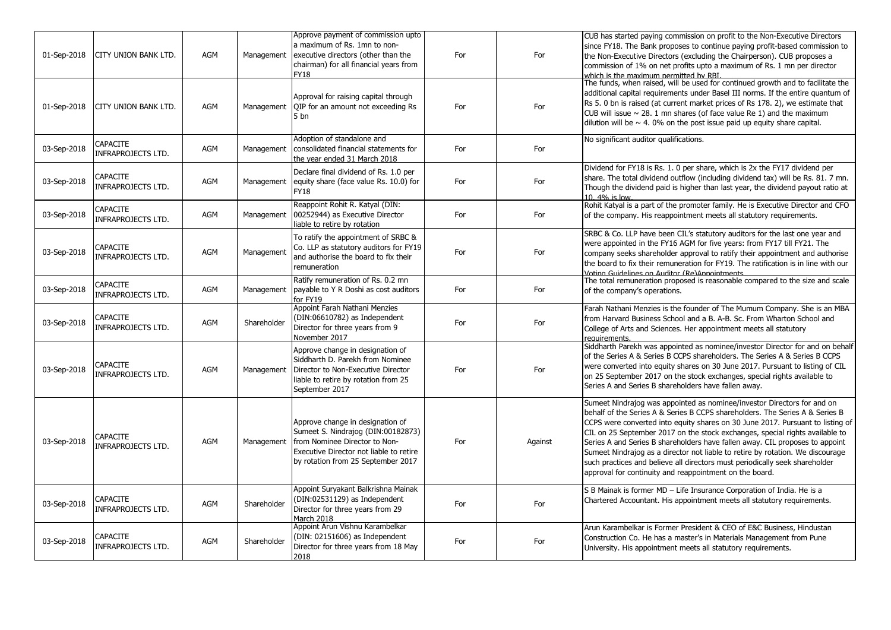| | | | | | | | |
|---|---|---|---|---|---|---|---|
| 01-Sep-2018 | CITY UNION BANK LTD. | AGM | Management | Approve payment of commission upto a maximum of Rs. 1mn to non-executive directors (other than the chairman) for all financial years from FY18 | For | For | CUB has started paying commission on profit to the Non-Executive Directors since FY18. The Bank proposes to continue paying profit-based commission to the Non-Executive Directors (excluding the Chairperson). CUB proposes a commission of 1% on net profits upto a maximum of Rs. 1 mn per director which is the maximum permitted by RBI. |
| 01-Sep-2018 | CITY UNION BANK LTD. | AGM | Management | Approval for raising capital through QIP for an amount not exceeding Rs 5 bn | For | For | The funds, when raised, will be used for continued growth and to facilitate the additional capital requirements under Basel III norms. If the entire quantum of Rs 5. 0 bn is raised (at current market prices of Rs 178. 2), we estimate that CUB will issue ~ 28. 1 mn shares (of face value Re 1) and the maximum dilution will be ~ 4. 0% on the post issue paid up equity share capital. |
| 03-Sep-2018 | CAPACITE INFRAPROJECTS LTD. | AGM | Management | Adoption of standalone and consolidated financial statements for the year ended 31 March 2018 | For | For | No significant auditor qualifications. |
| 03-Sep-2018 | CAPACITE INFRAPROJECTS LTD. | AGM | Management | Declare final dividend of Rs. 1.0 per equity share (face value Rs. 10.0) for FY18 | For | For | Dividend for FY18 is Rs. 1. 0 per share, which is 2x the FY17 dividend per share. The total dividend outflow (including dividend tax) will be Rs. 81. 7 mn. Though the dividend paid is higher than last year, the dividend payout ratio at 10. 4% is low. |
| 03-Sep-2018 | CAPACITE INFRAPROJECTS LTD. | AGM | Management | Reappoint Rohit R. Katyal (DIN: 00252944) as Executive Director liable to retire by rotation | For | For | Rohit Katyal is a part of the promoter family. He is Executive Director and CFO of the company. His reappointment meets all statutory requirements. |
| 03-Sep-2018 | CAPACITE INFRAPROJECTS LTD. | AGM | Management | To ratify the appointment of SRBC & Co. LLP as statutory auditors for FY19 and authorise the board to fix their remuneration | For | For | SRBC & Co. LLP have been CIL's statutory auditors for the last one year and were appointed in the FY16 AGM for five years: from FY17 till FY21. The company seeks shareholder approval to ratify their appointment and authorise the board to fix their remuneration for FY19. The ratification is in line with our Voting Guidelines on Auditor (Re)Appointments. |
| 03-Sep-2018 | CAPACITE INFRAPROJECTS LTD. | AGM | Management | Ratify remuneration of Rs. 0.2 mn payable to Y R Doshi as cost auditors for FY19 | For | For | The total remuneration proposed is reasonable compared to the size and scale of the company's operations. |
| 03-Sep-2018 | CAPACITE INFRAPROJECTS LTD. | AGM | Shareholder | Appoint Farah Nathani Menzies (DIN:06610782) as Independent Director for three years from 9 November 2017 | For | For | Farah Nathani Menzies is the founder of The Mumum Company. She is an MBA from Harvard Business School and a B. A-B. Sc. From Wharton School and College of Arts and Sciences. Her appointment meets all statutory requirements. |
| 03-Sep-2018 | CAPACITE INFRAPROJECTS LTD. | AGM | Management | Approve change in designation of Siddharth D. Parekh from Nominee Director to Non-Executive Director liable to retire by rotation from 25 September 2017 | For | For | Siddharth Parekh was appointed as nominee/investor Director for and on behalf of the Series A & Series B CCPS shareholders. The Series A & Series B CCPS were converted into equity shares on 30 June 2017. Pursuant to listing of CIL on 25 September 2017 on the stock exchanges, special rights available to Series A and Series B shareholders have fallen away. |
| 03-Sep-2018 | CAPACITE INFRAPROJECTS LTD. | AGM | Management | Approve change in designation of Sumeet S. Nindrajog (DIN:00182873) from Nominee Director to Non-Executive Director not liable to retire by rotation from 25 September 2017 | For | Against | Sumeet Nindrajog was appointed as nominee/investor Directors for and on behalf of the Series A & Series B CCPS shareholders. The Series A & Series B CCPS were converted into equity shares on 30 June 2017. Pursuant to listing of CIL on 25 September 2017 on the stock exchanges, special rights available to Series A and Series B shareholders have fallen away. CIL proposes to appoint Sumeet Nindrajog as a director not liable to retire by rotation. We discourage such practices and believe all directors must periodically seek shareholder approval for continuity and reappointment on the board. |
| 03-Sep-2018 | CAPACITE INFRAPROJECTS LTD. | AGM | Shareholder | Appoint Suryakant Balkrishna Mainak (DIN:02531129) as Independent Director for three years from 29 March 2018 | For | For | S B Mainak is former MD – Life Insurance Corporation of India. He is a Chartered Accountant. His appointment meets all statutory requirements. |
| 03-Sep-2018 | CAPACITE INFRAPROJECTS LTD. | AGM | Shareholder | Appoint Arun Vishnu Karambelkar (DIN: 02151606) as Independent Director for three years from 18 May 2018 | For | For | Arun Karambelkar is Former President & CEO of E&C Business, Hindustan Construction Co. He has a master's in Materials Management from Pune University. His appointment meets all statutory requirements. |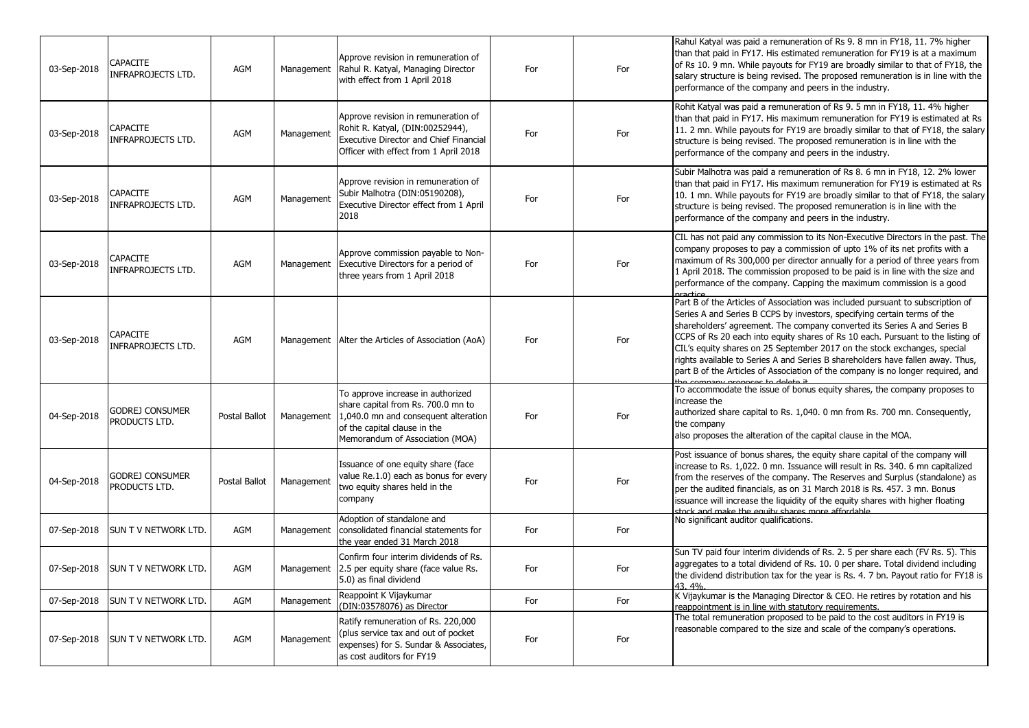| 03-Sep-2018 | CAPACITE INFRAPROJECTS LTD. | AGM | Management | Approve revision in remuneration of Rahul R. Katyal, Managing Director with effect from 1 April 2018 | For | For | Rahul Katyal was paid a remuneration of Rs 9. 8 mn in FY18, 11. 7% higher than that paid in FY17. His estimated remuneration for FY19 is at a maximum of Rs 10. 9 mn. While payouts for FY19 are broadly similar to that of FY18, the salary structure is being revised. The proposed remuneration is in line with the performance of the company and peers in the industry. |
|---|---|---|---|---|---|---|---|
| 03-Sep-2018 | CAPACITE INFRAPROJECTS LTD. | AGM | Management | Approve revision in remuneration of Rohit R. Katyal, (DIN:00252944), Executive Director and Chief Financial Officer with effect from 1 April 2018 | For | For | Rohit Katyal was paid a remuneration of Rs 9. 5 mn in FY18, 11. 4% higher than that paid in FY17. His maximum remuneration for FY19 is estimated at Rs 11. 2 mn. While payouts for FY19 are broadly similar to that of FY18, the salary structure is being revised. The proposed remuneration is in line with the performance of the company and peers in the industry. |
| 03-Sep-2018 | CAPACITE INFRAPROJECTS LTD. | AGM | Management | Approve revision in remuneration of Subir Malhotra (DIN:05190208), Executive Director effect from 1 April 2018 | For | For | Subir Malhotra was paid a remuneration of Rs 8. 6 mn in FY18, 12. 2% lower than that paid in FY17. His maximum remuneration for FY19 is estimated at Rs 10. 1 mn. While payouts for FY19 are broadly similar to that of FY18, the salary structure is being revised. The proposed remuneration is in line with the performance of the company and peers in the industry. |
| 03-Sep-2018 | CAPACITE INFRAPROJECTS LTD. | AGM | Management | Approve commission payable to Non-Executive Directors for a period of three years from 1 April 2018 | For | For | CIL has not paid any commission to its Non-Executive Directors in the past. The company proposes to pay a commission of upto 1% of its net profits with a maximum of Rs 300,000 per director annually for a period of three years from 1 April 2018. The commission proposed to be paid is in line with the size and performance of the company. Capping the maximum commission is a good practice. |
| 03-Sep-2018 | CAPACITE INFRAPROJECTS LTD. | AGM | Management | Alter the Articles of Association (AoA) | For | For | Part B of the Articles of Association was included pursuant to subscription of Series A and Series B CCPS by investors, specifying certain terms of the shareholders' agreement. The company converted its Series A and Series B CCPS of Rs 20 each into equity shares of Rs 10 each. Pursuant to the listing of CIL's equity shares on 25 September 2017 on the stock exchanges, special rights available to Series A and Series B shareholders have fallen away. Thus, part B of the Articles of Association of the company is no longer required, and the company proposes to delete it. |
| 04-Sep-2018 | GODREJ CONSUMER PRODUCTS LTD. | Postal Ballot | Management | To approve increase in authorized share capital from Rs. 700.0 mn to 1,040.0 mn and consequent alteration of the capital clause in the Memorandum of Association (MOA) | For | For | To accommodate the issue of bonus equity shares, the company proposes to increase the authorized share capital to Rs. 1,040. 0 mn from Rs. 700 mn. Consequently, the company also proposes the alteration of the capital clause in the MOA. |
| 04-Sep-2018 | GODREJ CONSUMER PRODUCTS LTD. | Postal Ballot | Management | Issuance of one equity share (face value Re.1.0) each as bonus for every two equity shares held in the company | For | For | Post issuance of bonus shares, the equity share capital of the company will increase to Rs. 1,022. 0 mn. Issuance will result in Rs. 340. 6 mn capitalized from the reserves of the company. The Reserves and Surplus (standalone) as per the audited financials, as on 31 March 2018 is Rs. 457. 3 mn. Bonus issuance will increase the liquidity of the equity shares with higher floating stock and make the equity shares more affordable. |
| 07-Sep-2018 | SUN T V NETWORK LTD. | AGM | Management | Adoption of standalone and consolidated financial statements for the year ended 31 March 2018 | For | For | No significant auditor qualifications. |
| 07-Sep-2018 | SUN T V NETWORK LTD. | AGM | Management | Confirm four interim dividends of Rs. 2.5 per equity share (face value Rs. 5.0) as final dividend | For | For | Sun TV paid four interim dividends of Rs. 2. 5 per share each (FV Rs. 5). This aggregates to a total dividend of Rs. 10. 0 per share. Total dividend including the dividend distribution tax for the year is Rs. 4. 7 bn. Payout ratio for FY18 is 43. 4%. |
| 07-Sep-2018 | SUN T V NETWORK LTD. | AGM | Management | Reappoint K Vijaykumar (DIN:03578076) as Director | For | For | K Vijaykumar is the Managing Director & CEO. He retires by rotation and his reappointment is in line with statutory requirements. |
| 07-Sep-2018 | SUN T V NETWORK LTD. | AGM | Management | Ratify remuneration of Rs. 220,000 (plus service tax and out of pocket expenses) for S. Sundar & Associates, as cost auditors for FY19 | For | For | The total remuneration proposed to be paid to the cost auditors in FY19 is reasonable compared to the size and scale of the company's operations. |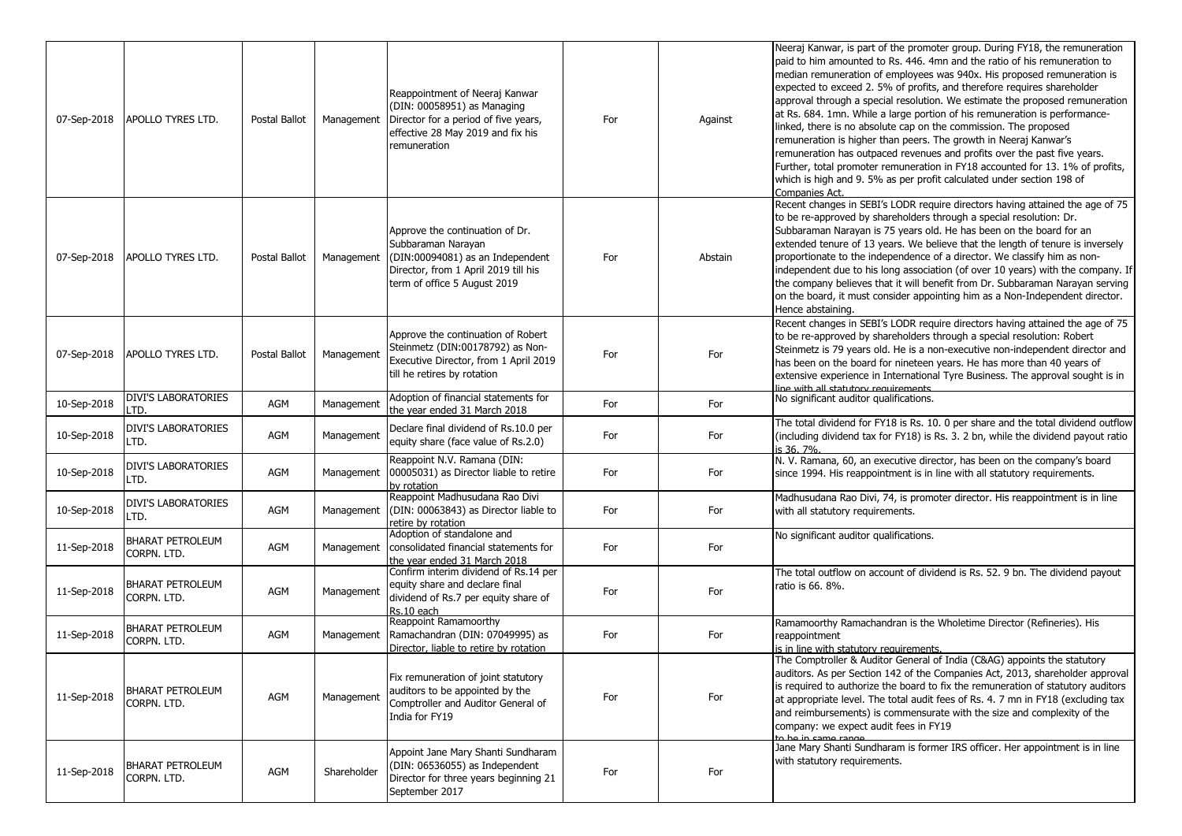| | | | | | | | |
|---|---|---|---|---|---|---|---|
| 07-Sep-2018 | APOLLO TYRES LTD. | Postal Ballot | Management | Reappointment of Neeraj Kanwar (DIN: 00058951) as Managing Director for a period of five years, effective 28 May 2019 and fix his remuneration | For | Against | Neeraj Kanwar, is part of the promoter group. During FY18, the remuneration paid to him amounted to Rs. 446. 4mn and the ratio of his remuneration to median remuneration of employees was 940x. His proposed remuneration is expected to exceed 2. 5% of profits, and therefore requires shareholder approval through a special resolution. We estimate the proposed remuneration at Rs. 684. 1mn. While a large portion of his remuneration is performance-linked, there is no absolute cap on the commission. The proposed remuneration is higher than peers. The growth in Neeraj Kanwar's remuneration has outpaced revenues and profits over the past five years. Further, total promoter remuneration in FY18 accounted for 13. 1% of profits, which is high and 9. 5% as per profit calculated under section 198 of Companies Act. |
| 07-Sep-2018 | APOLLO TYRES LTD. | Postal Ballot | Management | Approve the continuation of Dr. Subbaraman Narayan (DIN:00094081) as an Independent Director, from 1 April 2019 till his term of office 5 August 2019 | For | Abstain | Recent changes in SEBI's LODR require directors having attained the age of 75 to be re-approved by shareholders through a special resolution: Dr. Subbaraman Narayan is 75 years old. He has been on the board for an extended tenure of 13 years. We believe that the length of tenure is inversely proportionate to the independence of a director. We classify him as non-independent due to his long association (of over 10 years) with the company. If the company believes that it will benefit from Dr. Subbaraman Narayan serving on the board, it must consider appointing him as a Non-Independent director. Hence abstaining. |
| 07-Sep-2018 | APOLLO TYRES LTD. | Postal Ballot | Management | Approve the continuation of Robert Steinmetz (DIN:00178792) as Non-Executive Director, from 1 April 2019 till he retires by rotation | For | For | Recent changes in SEBI's LODR require directors having attained the age of 75 to be re-approved by shareholders through a special resolution: Robert Steinmetz is 79 years old. He is a non-executive non-independent director and has been on the board for nineteen years. He has more than 40 years of extensive experience in International Tyre Business. The approval sought is in line with all statutory requirements. |
| 10-Sep-2018 | DIVI'S LABORATORIES LTD. | AGM | Management | Adoption of financial statements for the year ended 31 March 2018 | For | For | No significant auditor qualifications. |
| 10-Sep-2018 | DIVI'S LABORATORIES LTD. | AGM | Management | Declare final dividend of Rs.10.0 per equity share (face value of Rs.2.0) | For | For | The total dividend for FY18 is Rs. 10. 0 per share and the total dividend outflow (including dividend tax for FY18) is Rs. 3. 2 bn, while the dividend payout ratio is 36. 7%. |
| 10-Sep-2018 | DIVI'S LABORATORIES LTD. | AGM | Management | Reappoint N.V. Ramana (DIN: 00005031) as Director liable to retire by rotation | For | For | N. V. Ramana, 60, an executive director, has been on the company's board since 1994. His reappointment is in line with all statutory requirements. |
| 10-Sep-2018 | DIVI'S LABORATORIES LTD. | AGM | Management | Reappoint Madhusudana Rao Divi (DIN: 00063843) as Director liable to retire by rotation | For | For | Madhusudana Rao Divi, 74, is promoter director. His reappointment is in line with all statutory requirements. |
| 11-Sep-2018 | BHARAT PETROLEUM CORPN. LTD. | AGM | Management | Adoption of standalone and consolidated financial statements for the year ended 31 March 2018 | For | For | No significant auditor qualifications. |
| 11-Sep-2018 | BHARAT PETROLEUM CORPN. LTD. | AGM | Management | Confirm interim dividend of Rs.14 per equity share and declare final dividend of Rs.7 per equity share of Rs.10 each | For | For | The total outflow on account of dividend is Rs. 52. 9 bn. The dividend payout ratio is 66. 8%. |
| 11-Sep-2018 | BHARAT PETROLEUM CORPN. LTD. | AGM | Management | Reappoint Ramamoorthy Ramachandran (DIN: 07049995) as Director, liable to retire by rotation | For | For | Ramamoorthy Ramachandran is the Wholetime Director (Refineries). His reappointment is in line with statutory requirements. |
| 11-Sep-2018 | BHARAT PETROLEUM CORPN. LTD. | AGM | Management | Fix remuneration of joint statutory auditors to be appointed by the Comptroller and Auditor General of India for FY19 | For | For | The Comptroller & Auditor General of India (C&AG) appoints the statutory auditors. As per Section 142 of the Companies Act, 2013, shareholder approval is required to authorize the board to fix the remuneration of statutory auditors at appropriate level. The total audit fees of Rs. 4. 7 mn in FY18 (excluding tax and reimbursements) is commensurate with the size and complexity of the company: we expect audit fees in FY19 to be in same range. |
| 11-Sep-2018 | BHARAT PETROLEUM CORPN. LTD. | AGM | Shareholder | Appoint Jane Mary Shanti Sundharam (DIN: 06536055) as Independent Director for three years beginning 21 September 2017 | For | For | Jane Mary Shanti Sundharam is former IRS officer. Her appointment is in line with statutory requirements. |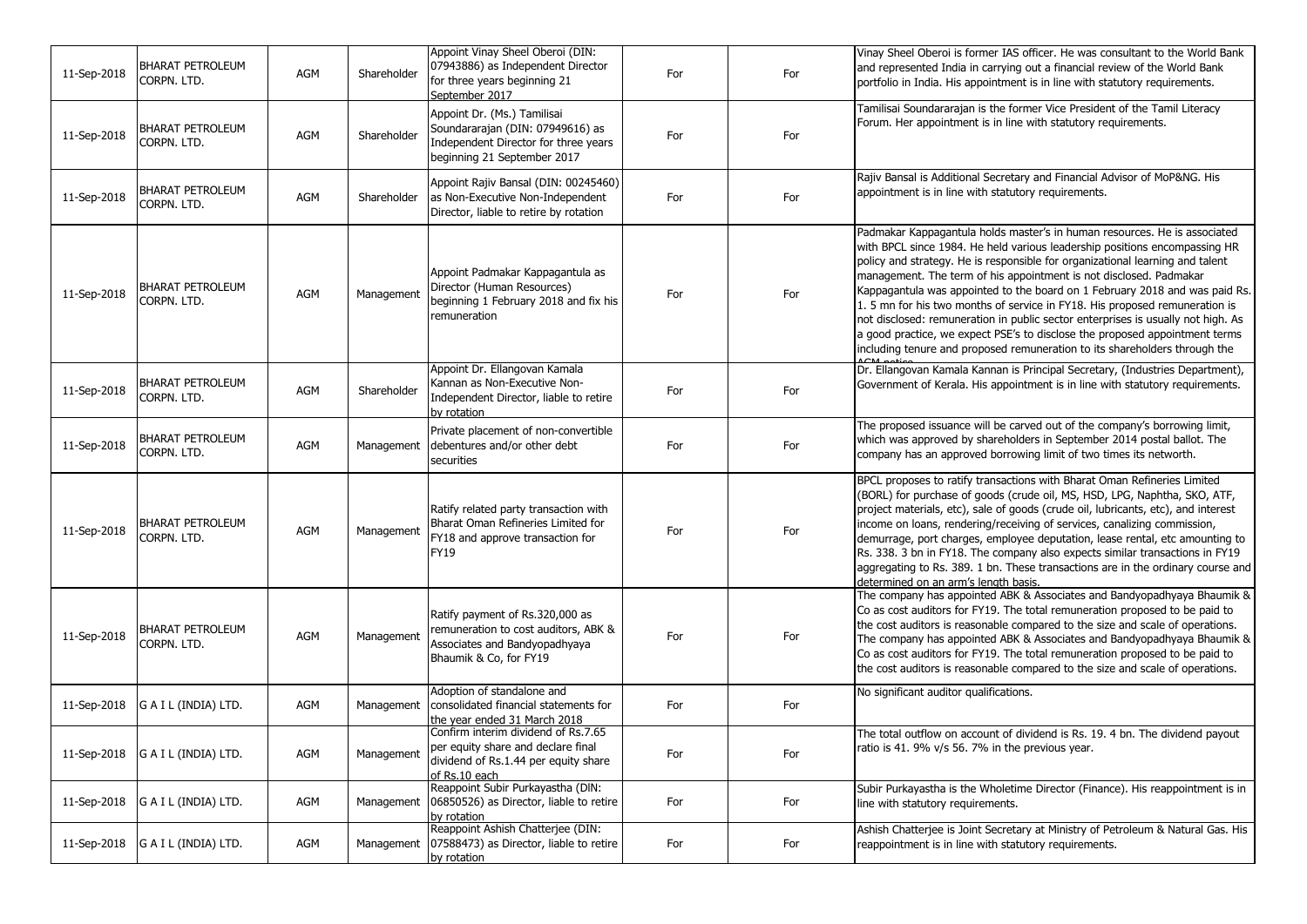| | | | | | | | |
|---|---|---|---|---|---|---|---|
| 11-Sep-2018 | BHARAT PETROLEUM CORPN. LTD. | AGM | Shareholder | Appoint Vinay Sheel Oberoi (DIN: 07943886) as Independent Director for three years beginning 21 September 2017 | For | For | Vinay Sheel Oberoi is former IAS officer. He was consultant to the World Bank and represented India in carrying out a financial review of the World Bank portfolio in India. His appointment is in line with statutory requirements. |
| 11-Sep-2018 | BHARAT PETROLEUM CORPN. LTD. | AGM | Shareholder | Appoint Dr. (Ms.) Tamilisai Soundararajan (DIN: 07949616) as Independent Director for three years beginning 21 September 2017 | For | For | Tamilisai Soundararajan is the former Vice President of the Tamil Literacy Forum. Her appointment is in line with statutory requirements. |
| 11-Sep-2018 | BHARAT PETROLEUM CORPN. LTD. | AGM | Shareholder | Appoint Rajiv Bansal (DIN: 00245460) as Non-Executive Non-Independent Director, liable to retire by rotation | For | For | Rajiv Bansal is Additional Secretary and Financial Advisor of MoP&NG. His appointment is in line with statutory requirements. |
| 11-Sep-2018 | BHARAT PETROLEUM CORPN. LTD. | AGM | Management | Appoint Padmakar Kappagantula as Director (Human Resources) beginning 1 February 2018 and fix his remuneration | For | For | Padmakar Kappagantula holds master's in human resources. He is associated with BPCL since 1984. He held various leadership positions encompassing HR policy and strategy. He is responsible for organizational learning and talent management. The term of his appointment is not disclosed. Padmakar Kappagantula was appointed to the board on 1 February 2018 and was paid Rs. 1. 5 mn for his two months of service in FY18. His proposed remuneration is not disclosed: remuneration in public sector enterprises is usually not high. As a good practice, we expect PSE's to disclose the proposed appointment terms including tenure and proposed remuneration to its shareholders through the AGM notice. |
| 11-Sep-2018 | BHARAT PETROLEUM CORPN. LTD. | AGM | Shareholder | Appoint Dr. Ellangovan Kamala Kannan as Non-Executive Non-Independent Director, liable to retire by rotation | For | For | Dr. Ellangovan Kamala Kannan is Principal Secretary, (Industries Department), Government of Kerala. His appointment is in line with statutory requirements. |
| 11-Sep-2018 | BHARAT PETROLEUM CORPN. LTD. | AGM | Management | Private placement of non-convertible debentures and/or other debt securities | For | For | The proposed issuance will be carved out of the company's borrowing limit, which was approved by shareholders in September 2014 postal ballot. The company has an approved borrowing limit of two times its networth. |
| 11-Sep-2018 | BHARAT PETROLEUM CORPN. LTD. | AGM | Management | Ratify related party transaction with Bharat Oman Refineries Limited for FY18 and approve transaction for FY19 | For | For | BPCL proposes to ratify transactions with Bharat Oman Refineries Limited (BORL) for purchase of goods (crude oil, MS, HSD, LPG, Naphtha, SKO, ATF, project materials, etc), sale of goods (crude oil, lubricants, etc), and interest income on loans, rendering/receiving of services, canalizing commission, demurrage, port charges, employee deputation, lease rental, etc amounting to Rs. 338. 3 bn in FY18. The company also expects similar transactions in FY19 aggregating to Rs. 389. 1 bn. These transactions are in the ordinary course and determined on an arm's length basis. |
| 11-Sep-2018 | BHARAT PETROLEUM CORPN. LTD. | AGM | Management | Ratify payment of Rs.320,000 as remuneration to cost auditors, ABK & Associates and Bandyopadhyaya Bhaumik & Co, for FY19 | For | For | The company has appointed ABK & Associates and Bandyopadhyaya Bhaumik & Co as cost auditors for FY19. The total remuneration proposed to be paid to the cost auditors is reasonable compared to the size and scale of operations. The company has appointed ABK & Associates and Bandyopadhyaya Bhaumik & Co as cost auditors for FY19. The total remuneration proposed to be paid to the cost auditors is reasonable compared to the size and scale of operations. |
| 11-Sep-2018 | G A I L (INDIA) LTD. | AGM | Management | Adoption of standalone and consolidated financial statements for the year ended 31 March 2018 | For | For | No significant auditor qualifications. |
| 11-Sep-2018 | G A I L (INDIA) LTD. | AGM | Management | Confirm interim dividend of Rs.7.65 per equity share and declare final dividend of Rs.1.44 per equity share of Rs.10 each | For | For | The total outflow on account of dividend is Rs. 19. 4 bn. The dividend payout ratio is 41. 9% v/s 56. 7% in the previous year. |
| 11-Sep-2018 | G A I L (INDIA) LTD. | AGM | Management | Reappoint Subir Purkayastha (DIN: 06850526) as Director, liable to retire by rotation | For | For | Subir Purkayastha is the Wholetime Director (Finance). His reappointment is in line with statutory requirements. |
| 11-Sep-2018 | G A I L (INDIA) LTD. | AGM | Management | Reappoint Ashish Chatterjee (DIN: 07588473) as Director, liable to retire by rotation | For | For | Ashish Chatterjee is Joint Secretary at Ministry of Petroleum & Natural Gas. His reappointment is in line with statutory requirements. |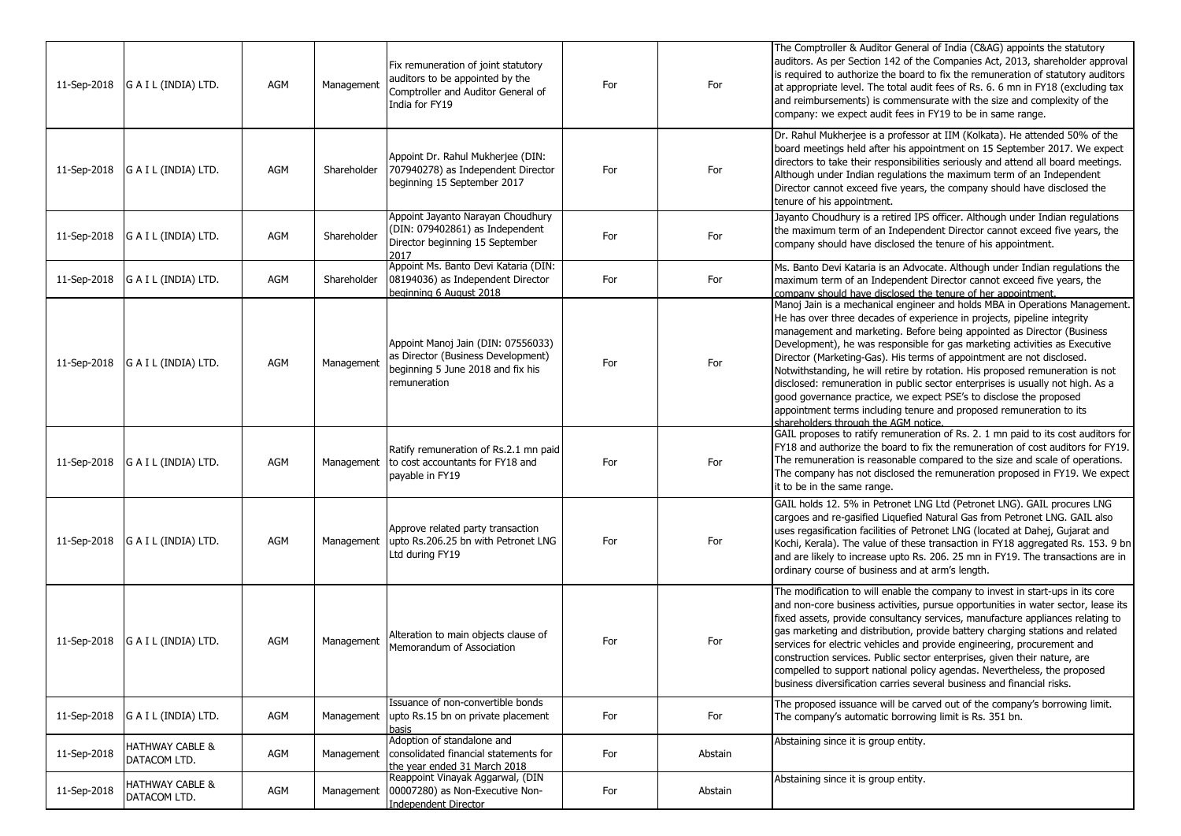| 11-Sep-2018 | G A I L (INDIA) LTD. | AGM | Management | Fix remuneration of joint statutory auditors to be appointed by the Comptroller and Auditor General of India for FY19 | For | For | The Comptroller & Auditor General of India (C&AG) appoints the statutory auditors. As per Section 142 of the Companies Act, 2013, shareholder approval is required to authorize the board to fix the remuneration of statutory auditors at appropriate level. The total audit fees of Rs. 6. 6 mn in FY18 (excluding tax and reimbursements) is commensurate with the size and complexity of the company: we expect audit fees in FY19 to be in same range. |
|---|---|---|---|---|---|---|---|
| 11-Sep-2018 | G A I L (INDIA) LTD. | AGM | Shareholder | Appoint Dr. Rahul Mukherjee (DIN: 707940278) as Independent Director beginning 15 September 2017 | For | For | Dr. Rahul Mukherjee is a professor at IIM (Kolkata). He attended 50% of the board meetings held after his appointment on 15 September 2017. We expect directors to take their responsibilities seriously and attend all board meetings. Although under Indian regulations the maximum term of an Independent Director cannot exceed five years, the company should have disclosed the tenure of his appointment. |
| 11-Sep-2018 | G A I L (INDIA) LTD. | AGM | Shareholder | Appoint Jayanto Narayan Choudhury (DIN: 079402861) as Independent Director beginning 15 September 2017 | For | For | Jayanto Choudhury is a retired IPS officer. Although under Indian regulations the maximum term of an Independent Director cannot exceed five years, the company should have disclosed the tenure of his appointment. |
| 11-Sep-2018 | G A I L (INDIA) LTD. | AGM | Shareholder | Appoint Ms. Banto Devi Kataria (DIN: 08194036) as Independent Director beginning 6 August 2018 | For | For | Ms. Banto Devi Kataria is an Advocate. Although under Indian regulations the maximum term of an Independent Director cannot exceed five years, the company should have disclosed the tenure of her appointment. |
| 11-Sep-2018 | G A I L (INDIA) LTD. | AGM | Management | Appoint Manoj Jain (DIN: 07556033) as Director (Business Development) beginning 5 June 2018 and fix his remuneration | For | For | Manoj Jain is a mechanical engineer and holds MBA in Operations Management. He has over three decades of experience in projects, pipeline integrity management and marketing. Before being appointed as Director (Business Development), he was responsible for gas marketing activities as Executive Director (Marketing-Gas). His terms of appointment are not disclosed. Notwithstanding, he will retire by rotation. His proposed remuneration is not disclosed: remuneration in public sector enterprises is usually not high. As a good governance practice, we expect PSE's to disclose the proposed appointment terms including tenure and proposed remuneration to its shareholders through the AGM notice. |
| 11-Sep-2018 | G A I L (INDIA) LTD. | AGM | Management | Ratify remuneration of Rs.2.1 mn paid to cost accountants for FY18 and payable in FY19 | For | For | GAIL proposes to ratify remuneration of Rs. 2. 1 mn paid to its cost auditors for FY18 and authorize the board to fix the remuneration of cost auditors for FY19. The remuneration is reasonable compared to the size and scale of operations. The company has not disclosed the remuneration proposed in FY19. We expect it to be in the same range. |
| 11-Sep-2018 | G A I L (INDIA) LTD. | AGM | Management | Approve related party transaction upto Rs.206.25 bn with Petronet LNG Ltd during FY19 | For | For | GAIL holds 12. 5% in Petronet LNG Ltd (Petronet LNG). GAIL procures LNG cargoes and re-gasified Liquefied Natural Gas from Petronet LNG. GAIL also uses regasification facilities of Petronet LNG (located at Dahej, Gujarat and Kochi, Kerala). The value of these transaction in FY18 aggregated Rs. 153. 9 bn and are likely to increase upto Rs. 206. 25 mn in FY19. The transactions are in ordinary course of business and at arm's length. |
| 11-Sep-2018 | G A I L (INDIA) LTD. | AGM | Management | Alteration to main objects clause of Memorandum of Association | For | For | The modification to will enable the company to invest in start-ups in its core and non-core business activities, pursue opportunities in water sector, lease its fixed assets, provide consultancy services, manufacture appliances relating to gas marketing and distribution, provide battery charging stations and related services for electric vehicles and provide engineering, procurement and construction services. Public sector enterprises, given their nature, are compelled to support national policy agendas. Nevertheless, the proposed business diversification carries several business and financial risks. |
| 11-Sep-2018 | G A I L (INDIA) LTD. | AGM | Management | Issuance of non-convertible bonds upto Rs.15 bn on private placement basis | For | For | The proposed issuance will be carved out of the company's borrowing limit. The company's automatic borrowing limit is Rs. 351 bn. |
| 11-Sep-2018 | HATHWAY CABLE & DATACOM LTD. | AGM | Management | Adoption of standalone and consolidated financial statements for the year ended 31 March 2018 | For | Abstain | Abstaining since it is group entity. |
| 11-Sep-2018 | HATHWAY CABLE & DATACOM LTD. | AGM | Management | Reappoint Vinayak Aggarwal, (DIN 00007280) as Non-Executive Non-Independent Director | For | Abstain | Abstaining since it is group entity. |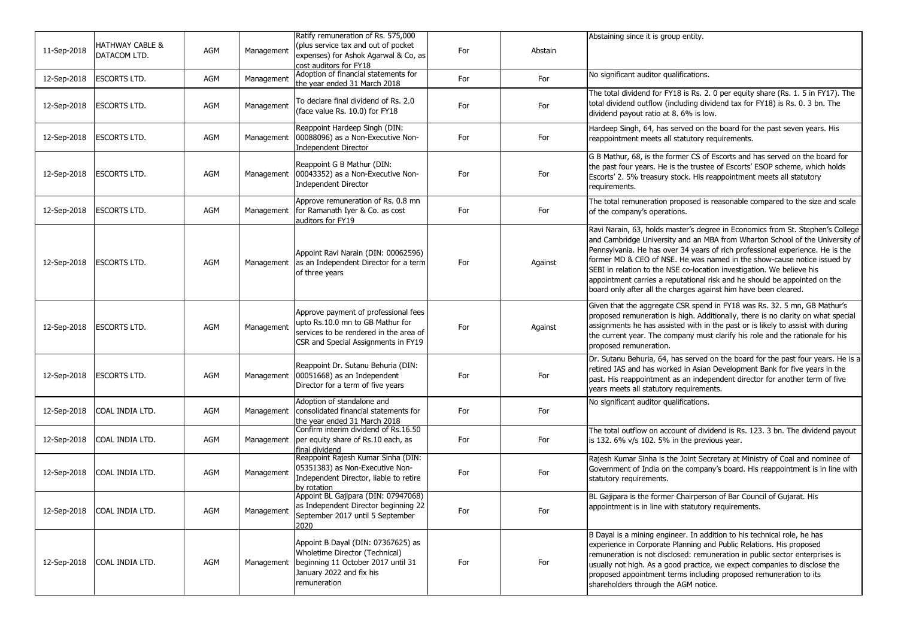| | | | | | | | |
|---|---|---|---|---|---|---|---|
| 11-Sep-2018 | HATHWAY CABLE & DATACOM LTD. | AGM | Management | Ratify remuneration of Rs. 575,000 (plus service tax and out of pocket expenses) for Ashok Agarwal & Co, as cost auditors for FY18 | For | Abstain | Abstaining since it is group entity. |
| 12-Sep-2018 | ESCORTS LTD. | AGM | Management | Adoption of financial statements for the year ended 31 March 2018 | For | For | No significant auditor qualifications. |
| 12-Sep-2018 | ESCORTS LTD. | AGM | Management | To declare final dividend of Rs. 2.0 (face value Rs. 10.0) for FY18 | For | For | The total dividend for FY18 is Rs. 2. 0 per equity share (Rs. 1. 5 in FY17). The total dividend outflow (including dividend tax for FY18) is Rs. 0. 3 bn. The dividend payout ratio at 8. 6% is low. |
| 12-Sep-2018 | ESCORTS LTD. | AGM | Management | Reappoint Hardeep Singh (DIN: 00088096) as a Non-Executive Non-Independent Director | For | For | Hardeep Singh, 64, has served on the board for the past seven years. His reappointment meets all statutory requirements. |
| 12-Sep-2018 | ESCORTS LTD. | AGM | Management | Reappoint G B Mathur (DIN: 00043352) as a Non-Executive Non-Independent Director | For | For | G B Mathur, 68, is the former CS of Escorts and has served on the board for the past four years. He is the trustee of Escorts' ESOP scheme, which holds Escorts' 2. 5% treasury stock. His reappointment meets all statutory requirements. |
| 12-Sep-2018 | ESCORTS LTD. | AGM | Management | Approve remuneration of Rs. 0.8 mn for Ramanath Iyer & Co. as cost auditors for FY19 | For | For | The total remuneration proposed is reasonable compared to the size and scale of the company's operations. |
| 12-Sep-2018 | ESCORTS LTD. | AGM | Management | Appoint Ravi Narain (DIN: 00062596) as an Independent Director for a term of three years | For | Against | Ravi Narain, 63, holds master's degree in Economics from St. Stephen's College and Cambridge University and an MBA from Wharton School of the University of Pennsylvania. He has over 34 years of rich professional experience. He is the former MD & CEO of NSE. He was named in the show-cause notice issued by SEBI in relation to the NSE co-location investigation. We believe his appointment carries a reputational risk and he should be appointed on the board only after all the charges against him have been cleared. |
| 12-Sep-2018 | ESCORTS LTD. | AGM | Management | Approve payment of professional fees upto Rs.10.0 mn to GB Mathur for services to be rendered in the area of CSR and Special Assignments in FY19 | For | Against | Given that the aggregate CSR spend in FY18 was Rs. 32. 5 mn, GB Mathur's proposed remuneration is high. Additionally, there is no clarity on what special assignments he has assisted with in the past or is likely to assist with during the current year. The company must clarify his role and the rationale for his proposed remuneration. |
| 12-Sep-2018 | ESCORTS LTD. | AGM | Management | Reappoint Dr. Sutanu Behuria (DIN: 00051668) as an Independent Director for a term of five years | For | For | Dr. Sutanu Behuria, 64, has served on the board for the past four years. He is a retired IAS and has worked in Asian Development Bank for five years in the past. His reappointment as an independent director for another term of five years meets all statutory requirements. |
| 12-Sep-2018 | COAL INDIA LTD. | AGM | Management | Adoption of standalone and consolidated financial statements for the year ended 31 March 2018 | For | For | No significant auditor qualifications. |
| 12-Sep-2018 | COAL INDIA LTD. | AGM | Management | Confirm interim dividend of Rs.16.50 per equity share of Rs.10 each, as final dividend | For | For | The total outflow on account of dividend is Rs. 123. 3 bn. The dividend payout is 132. 6% v/s 102. 5% in the previous year. |
| 12-Sep-2018 | COAL INDIA LTD. | AGM | Management | Reappoint Rajesh Kumar Sinha (DIN: 05351383) as Non-Executive Non-Independent Director, liable to retire by rotation | For | For | Rajesh Kumar Sinha is the Joint Secretary at Ministry of Coal and nominee of Government of India on the company's board. His reappointment is in line with statutory requirements. |
| 12-Sep-2018 | COAL INDIA LTD. | AGM | Management | Appoint BL Gajipara (DIN: 07947068) as Independent Director beginning 22 September 2017 until 5 September 2020 | For | For | BL Gajipara is the former Chairperson of Bar Council of Gujarat. His appointment is in line with statutory requirements. |
| 12-Sep-2018 | COAL INDIA LTD. | AGM | Management | Appoint B Dayal (DIN: 07367625) as Wholetime Director (Technical) beginning 11 October 2017 until 31 January 2022 and fix his remuneration | For | For | B Dayal is a mining engineer. In addition to his technical role, he has experience in Corporate Planning and Public Relations. His proposed remuneration is not disclosed: remuneration in public sector enterprises is usually not high. As a good practice, we expect companies to disclose the proposed appointment terms including proposed remuneration to its shareholders through the AGM notice. |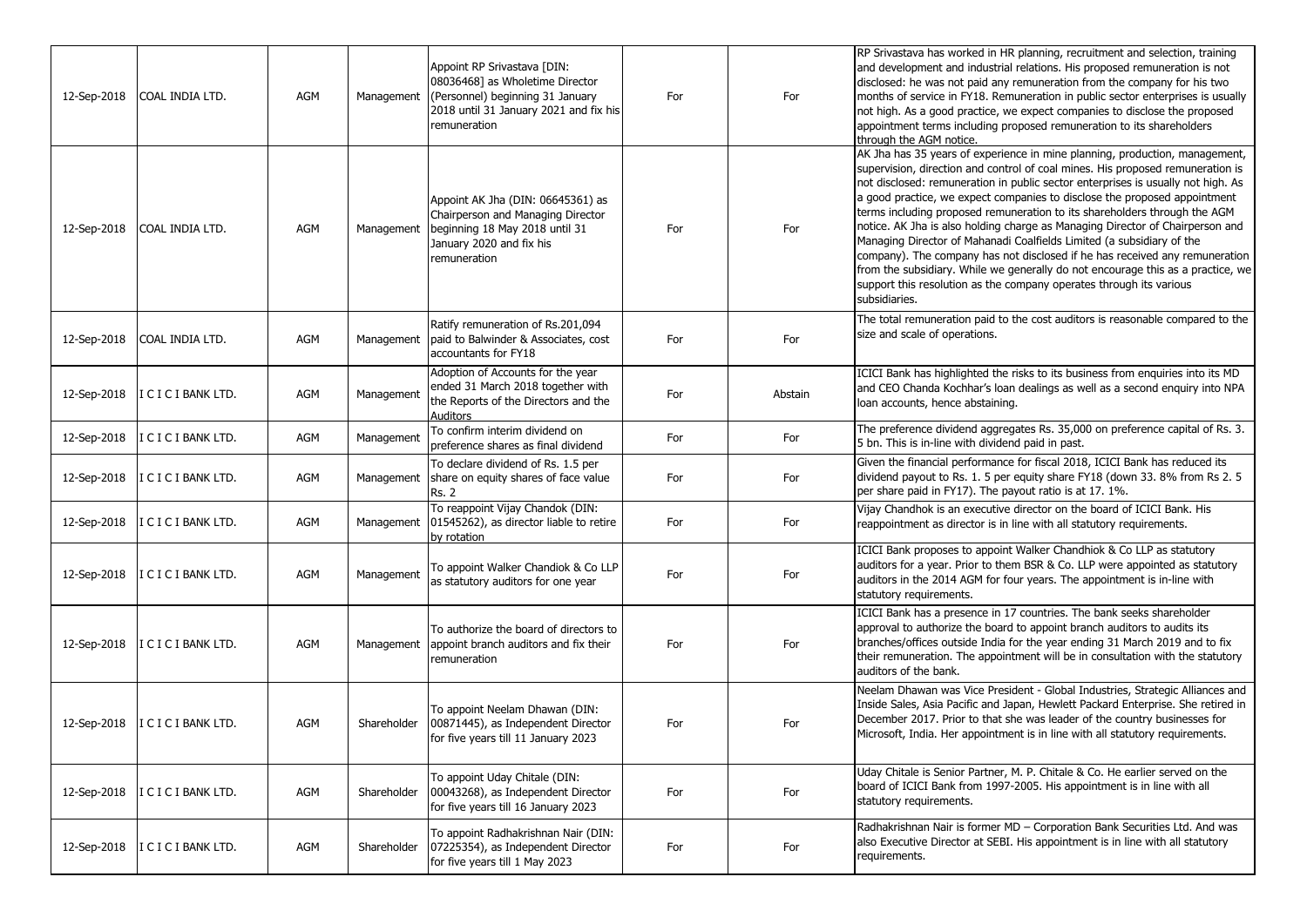| 12-Sep-2018 | COAL INDIA LTD. | AGM | Management | Appoint RP Srivastava [DIN: 08036468] as Wholetime Director (Personnel) beginning 31 January 2018 until 31 January 2021 and fix his remuneration | For | For | RP Srivastava has worked in HR planning, recruitment and selection, training and development and industrial relations. His proposed remuneration is not disclosed: he was not paid any remuneration from the company for his two months of service in FY18. Remuneration in public sector enterprises is usually not high. As a good practice, we expect companies to disclose the proposed appointment terms including proposed remuneration to its shareholders through the AGM notice. |
|---|---|---|---|---|---|---|---|
| 12-Sep-2018 | COAL INDIA LTD. | AGM | Management | Appoint AK Jha (DIN: 06645361) as Chairperson and Managing Director beginning 18 May 2018 until 31 January 2020 and fix his remuneration | For | For | AK Jha has 35 years of experience in mine planning, production, management, supervision, direction and control of coal mines. His proposed remuneration is not disclosed: remuneration in public sector enterprises is usually not high. As a good practice, we expect companies to disclose the proposed appointment terms including proposed remuneration to its shareholders through the AGM notice. AK Jha is also holding charge as Managing Director of Chairperson and Managing Director of Mahanadi Coalfields Limited (a subsidiary of the company). The company has not disclosed if he has received any remuneration from the subsidiary. While we generally do not encourage this as a practice, we support this resolution as the company operates through its various subsidiaries. |
| 12-Sep-2018 | COAL INDIA LTD. | AGM | Management | Ratify remuneration of Rs.201,094 paid to Balwinder & Associates, cost accountants for FY18 | For | For | The total remuneration paid to the cost auditors is reasonable compared to the size and scale of operations. |
| 12-Sep-2018 | I C I C I BANK LTD. | AGM | Management | Adoption of Accounts for the year ended 31 March 2018 together with the Reports of the Directors and the Auditors | For | Abstain | ICICI Bank has highlighted the risks to its business from enquiries into its MD and CEO Chanda Kochhar's loan dealings as well as a second enquiry into NPA loan accounts, hence abstaining. |
| 12-Sep-2018 | I C I C I BANK LTD. | AGM | Management | To confirm interim dividend on preference shares as final dividend | For | For | The preference dividend aggregates Rs. 35,000 on preference capital of Rs. 3. 5 bn. This is in-line with dividend paid in past. |
| 12-Sep-2018 | I C I C I BANK LTD. | AGM | Management | To declare dividend of Rs. 1.5 per share on equity shares of face value Rs. 2 | For | For | Given the financial performance for fiscal 2018, ICICI Bank has reduced its dividend payout to Rs. 1. 5 per equity share FY18 (down 33. 8% from Rs 2. 5 per share paid in FY17). The payout ratio is at 17. 1%. |
| 12-Sep-2018 | I C I C I BANK LTD. | AGM | Management | To reappoint Vijay Chandok (DIN: 01545262), as director liable to retire by rotation | For | For | Vijay Chandhok is an executive director on the board of ICICI Bank. His reappointment as director is in line with all statutory requirements. |
| 12-Sep-2018 | I C I C I BANK LTD. | AGM | Management | To appoint Walker Chandiok & Co LLP as statutory auditors for one year | For | For | ICICI Bank proposes to appoint Walker Chandhiok & Co LLP as statutory auditors for a year. Prior to them BSR & Co. LLP were appointed as statutory auditors in the 2014 AGM for four years. The appointment is in-line with statutory requirements. |
| 12-Sep-2018 | I C I C I BANK LTD. | AGM | Management | To authorize the board of directors to appoint branch auditors and fix their remuneration | For | For | ICICI Bank has a presence in 17 countries. The bank seeks shareholder approval to authorize the board to appoint branch auditors to audits its branches/offices outside India for the year ending 31 March 2019 and to fix their remuneration. The appointment will be in consultation with the statutory auditors of the bank. |
| 12-Sep-2018 | I C I C I BANK LTD. | AGM | Shareholder | To appoint Neelam Dhawan (DIN: 00871445), as Independent Director for five years till 11 January 2023 | For | For | Neelam Dhawan was Vice President - Global Industries, Strategic Alliances and Inside Sales, Asia Pacific and Japan, Hewlett Packard Enterprise. She retired in December 2017. Prior to that she was leader of the country businesses for Microsoft, India. Her appointment is in line with all statutory requirements. |
| 12-Sep-2018 | I C I C I BANK LTD. | AGM | Shareholder | To appoint Uday Chitale (DIN: 00043268), as Independent Director for five years till 16 January 2023 | For | For | Uday Chitale is Senior Partner, M. P. Chitale & Co. He earlier served on the board of ICICI Bank from 1997-2005. His appointment is in line with all statutory requirements. |
| 12-Sep-2018 | I C I C I BANK LTD. | AGM | Shareholder | To appoint Radhakrishnan Nair (DIN: 07225354), as Independent Director for five years till 1 May 2023 | For | For | Radhakrishnan Nair is former MD – Corporation Bank Securities Ltd. And was also Executive Director at SEBI. His appointment is in line with all statutory requirements. |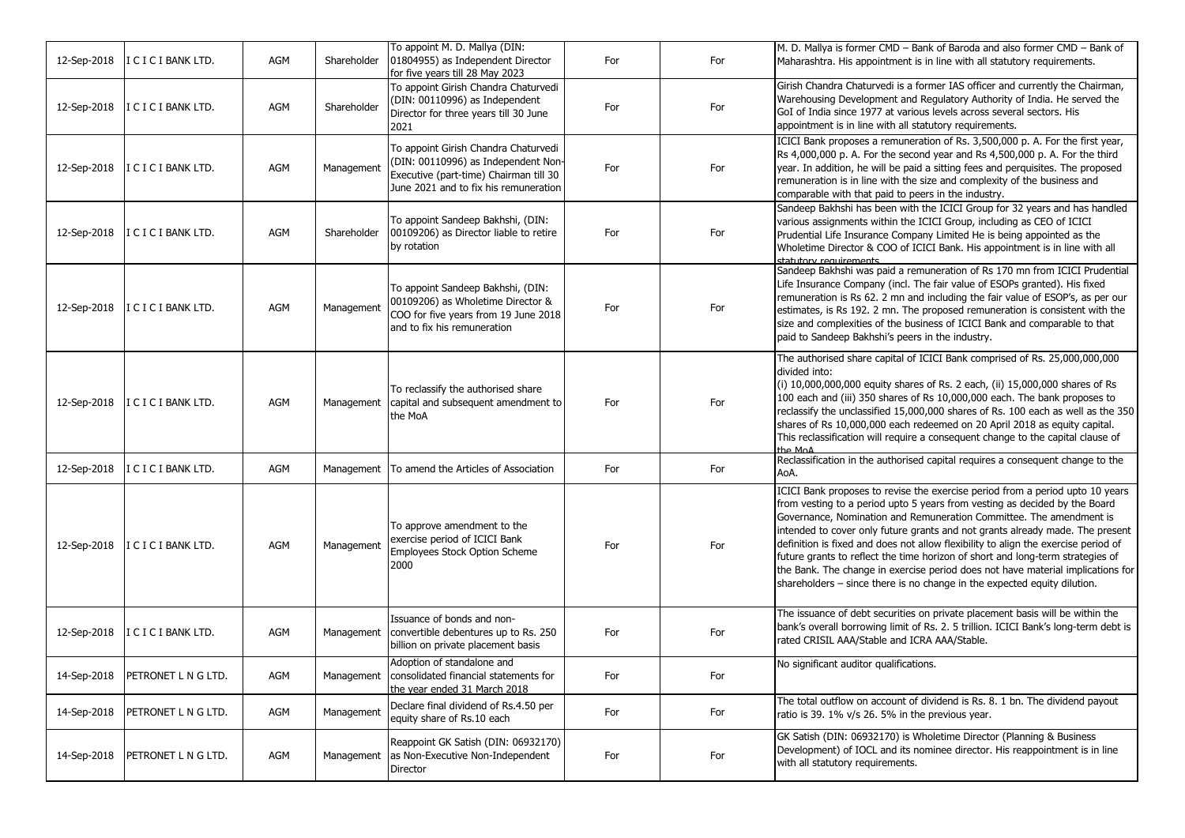| | | | | | | | |
|---|---|---|---|---|---|---|---|
| 12-Sep-2018 | I C I C I BANK LTD. | AGM | Shareholder | To appoint M. D. Mallya (DIN: 01804955) as Independent Director for five years till 28 May 2023 | For | For | M. D. Mallya is former CMD – Bank of Baroda and also former CMD – Bank of Maharashtra. His appointment is in line with all statutory requirements. |
| 12-Sep-2018 | I C I C I BANK LTD. | AGM | Shareholder | To appoint Girish Chandra Chaturvedi (DIN: 00110996) as Independent Director for three years till 30 June 2021 | For | For | Girish Chandra Chaturvedi is a former IAS officer and currently the Chairman, Warehousing Development and Regulatory Authority of India. He served the GoI of India since 1977 at various levels across several sectors. His appointment is in line with all statutory requirements. |
| 12-Sep-2018 | I C I C I BANK LTD. | AGM | Management | To appoint Girish Chandra Chaturvedi (DIN: 00110996) as Independent Non-Executive (part-time) Chairman till 30 June 2021 and to fix his remuneration | For | For | ICICI Bank proposes a remuneration of Rs. 3,500,000 p. A. For the first year, Rs 4,000,000 p. A. For the second year and Rs 4,500,000 p. A. For the third year. In addition, he will be paid a sitting fees and perquisites. The proposed remuneration is in line with the size and complexity of the business and comparable with that paid to peers in the industry. |
| 12-Sep-2018 | I C I C I BANK LTD. | AGM | Shareholder | To appoint Sandeep Bakhshi, (DIN: 00109206) as Director liable to retire by rotation | For | For | Sandeep Bakhshi has been with the ICICI Group for 32 years and has handled various assignments within the ICICI Group, including as CEO of ICICI Prudential Life Insurance Company Limited He is being appointed as the Wholetime Director & COO of ICICI Bank. His appointment is in line with all statutory requirements. |
| 12-Sep-2018 | I C I C I BANK LTD. | AGM | Management | To appoint Sandeep Bakhshi, (DIN: 00109206) as Wholetime Director & COO for five years from 19 June 2018 and to fix his remuneration | For | For | Sandeep Bakhshi was paid a remuneration of Rs 170 mn from ICICI Prudential Life Insurance Company (incl. The fair value of ESOPs granted). His fixed remuneration is Rs 62. 2 mn and including the fair value of ESOP's, as per our estimates, is Rs 192. 2 mn. The proposed remuneration is consistent with the size and complexities of the business of ICICI Bank and comparable to that paid to Sandeep Bakhshi's peers in the industry. |
| 12-Sep-2018 | I C I C I BANK LTD. | AGM | Management | To reclassify the authorised share capital and subsequent amendment to the MoA | For | For | The authorised share capital of ICICI Bank comprised of Rs. 25,000,000,000 divided into: (i) 10,000,000,000 equity shares of Rs. 2 each, (ii) 15,000,000 shares of Rs 100 each and (iii) 350 shares of Rs 10,000,000 each. The bank proposes to reclassify the unclassified 15,000,000 shares of Rs. 100 each as well as the 350 shares of Rs 10,000,000 each redeemed on 20 April 2018 as equity capital. This reclassification will require a consequent change to the capital clause of the MoA. |
| 12-Sep-2018 | I C I C I BANK LTD. | AGM | Management | To amend the Articles of Association | For | For | Reclassification in the authorised capital requires a consequent change to the AoA. |
| 12-Sep-2018 | I C I C I BANK LTD. | AGM | Management | To approve amendment to the exercise period of ICICI Bank Employees Stock Option Scheme 2000 | For | For | ICICI Bank proposes to revise the exercise period from a period upto 10 years from vesting to a period upto 5 years from vesting as decided by the Board Governance, Nomination and Remuneration Committee. The amendment is intended to cover only future grants and not grants already made. The present definition is fixed and does not allow flexibility to align the exercise period of future grants to reflect the time horizon of short and long-term strategies of the Bank. The change in exercise period does not have material implications for shareholders – since there is no change in the expected equity dilution. |
| 12-Sep-2018 | I C I C I BANK LTD. | AGM | Management | Issuance of bonds and non-convertible debentures up to Rs. 250 billion on private placement basis | For | For | The issuance of debt securities on private placement basis will be within the bank's overall borrowing limit of Rs. 2. 5 trillion. ICICI Bank's long-term debt is rated CRISIL AAA/Stable and ICRA AAA/Stable. |
| 14-Sep-2018 | PETRONET L N G LTD. | AGM | Management | Adoption of standalone and consolidated financial statements for the year ended 31 March 2018 | For | For | No significant auditor qualifications. |
| 14-Sep-2018 | PETRONET L N G LTD. | AGM | Management | Declare final dividend of Rs.4.50 per equity share of Rs.10 each | For | For | The total outflow on account of dividend is Rs. 8. 1 bn. The dividend payout ratio is 39. 1% v/s 26. 5% in the previous year. |
| 14-Sep-2018 | PETRONET L N G LTD. | AGM | Management | Reappoint GK Satish (DIN: 06932170) as Non-Executive Non-Independent Director | For | For | GK Satish (DIN: 06932170) is Wholetime Director (Planning & Business Development) of IOCL and its nominee director. His reappointment is in line with all statutory requirements. |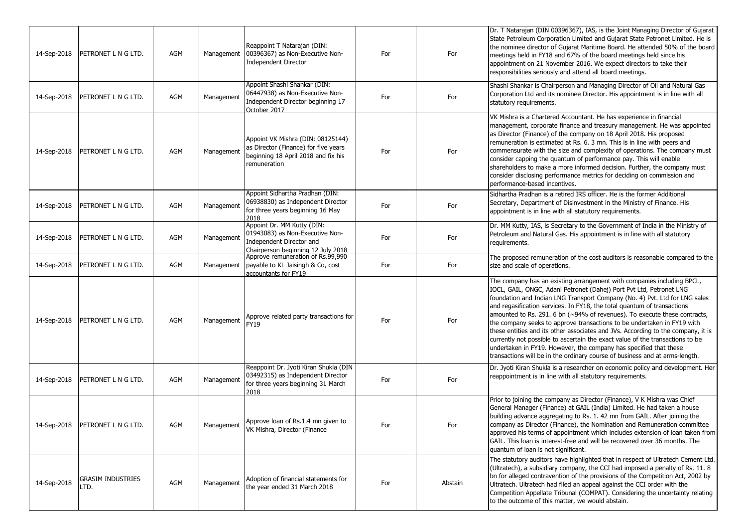| | | | | | | | |
|---|---|---|---|---|---|---|---|
| 14-Sep-2018 | PETRONET L N G LTD. | AGM | Management | Reappoint T Natarajan (DIN: 00396367) as Non-Executive Non-Independent Director | For | For | Dr. T Natarajan (DIN 00396367), IAS, is the Joint Managing Director of Gujarat State Petroleum Corporation Limited and Gujarat State Petronet Limited. He is the nominee director of Gujarat Maritime Board. He attended 50% of the board meetings held in FY18 and 67% of the board meetings held since his appointment on 21 November 2016. We expect directors to take their responsibilities seriously and attend all board meetings. |
| 14-Sep-2018 | PETRONET L N G LTD. | AGM | Management | Appoint Shashi Shankar (DIN: 06447938) as Non-Executive Non-Independent Director beginning 17 October 2017 | For | For | Shashi Shankar is Chairperson and Managing Director of Oil and Natural Gas Corporation Ltd and its nominee Director. His appointment is in line with all statutory requirements. |
| 14-Sep-2018 | PETRONET L N G LTD. | AGM | Management | Appoint VK Mishra (DIN: 08125144) as Director (Finance) for five years beginning 18 April 2018 and fix his remuneration | For | For | VK Mishra is a Chartered Accountant. He has experience in financial management, corporate finance and treasury management. He was appointed as Director (Finance) of the company on 18 April 2018. His proposed remuneration is estimated at Rs. 6. 3 mn. This is in line with peers and commensurate with the size and complexity of operations. The company must consider capping the quantum of performance pay. This will enable shareholders to make a more informed decision. Further, the company must consider disclosing performance metrics for deciding on commission and performance-based incentives. |
| 14-Sep-2018 | PETRONET L N G LTD. | AGM | Management | Appoint Sidhartha Pradhan (DIN: 06938830) as Independent Director for three years beginning 16 May 2018 | For | For | Sidhartha Pradhan is a retired IRS officer. He is the former Additional Secretary, Department of Disinvestment in the Ministry of Finance. His appointment is in line with all statutory requirements. |
| 14-Sep-2018 | PETRONET L N G LTD. | AGM | Management | Appoint Dr. MM Kutty (DIN: 01943083) as Non-Executive Non-Independent Director and Chairperson beginning 12 July 2018 | For | For | Dr. MM Kutty, IAS, is Secretary to the Government of India in the Ministry of Petroleum and Natural Gas. His appointment is in line with all statutory requirements. |
| 14-Sep-2018 | PETRONET L N G LTD. | AGM | Management | Approve remuneration of Rs.99,990 payable to KL Jaisingh & Co, cost accountants for FY19 | For | For | The proposed remuneration of the cost auditors is reasonable compared to the size and scale of operations. |
| 14-Sep-2018 | PETRONET L N G LTD. | AGM | Management | Approve related party transactions for FY19 | For | For | The company has an existing arrangement with companies including BPCL, IOCL, GAIL, ONGC, Adani Petronet (Dahej) Port Pvt Ltd, Petronet LNG foundation and Indian LNG Transport Company (No. 4) Pvt. Ltd for LNG sales and regasification services. In FY18, the total quantum of transactions amounted to Rs. 291. 6 bn (~94% of revenues). To execute these contracts, the company seeks to approve transactions to be undertaken in FY19 with these entities and its other associates and JVs. According to the company, it is currently not possible to ascertain the exact value of the transactions to be undertaken in FY19. However, the company has specified that these transactions will be in the ordinary course of business and at arms-length. |
| 14-Sep-2018 | PETRONET L N G LTD. | AGM | Management | Reappoint Dr. Jyoti Kiran Shukla (DIN 03492315) as Independent Director for three years beginning 31 March 2018 | For | For | Dr. Jyoti Kiran Shukla is a researcher on economic policy and development. Her reappointment is in line with all statutory requirements. |
| 14-Sep-2018 | PETRONET L N G LTD. | AGM | Management | Approve loan of Rs.1.4 mn given to VK Mishra, Director (Finance | For | For | Prior to joining the company as Director (Finance), V K Mishra was Chief General Manager (Finance) at GAIL (India) Limited. He had taken a house building advance aggregating to Rs. 1. 42 mn from GAIL. After joining the company as Director (Finance), the Nomination and Remuneration committee approved his terms of appointment which includes extension of loan taken from GAIL. This loan is interest-free and will be recovered over 36 months. The quantum of loan is not significant. |
| 14-Sep-2018 | GRASIM INDUSTRIES LTD. | AGM | Management | Adoption of financial statements for the year ended 31 March 2018 | For | Abstain | The statutory auditors have highlighted that in respect of Ultratech Cement Ltd. (Ultratech), a subsidiary company, the CCI had imposed a penalty of Rs. 11. 8 bn for alleged contravention of the provisions of the Competition Act, 2002 by Ultratech. Ultratech had filed an appeal against the CCI order with the Competition Appellate Tribunal (COMPAT). Considering the uncertainty relating to the outcome of this matter, we would abstain. |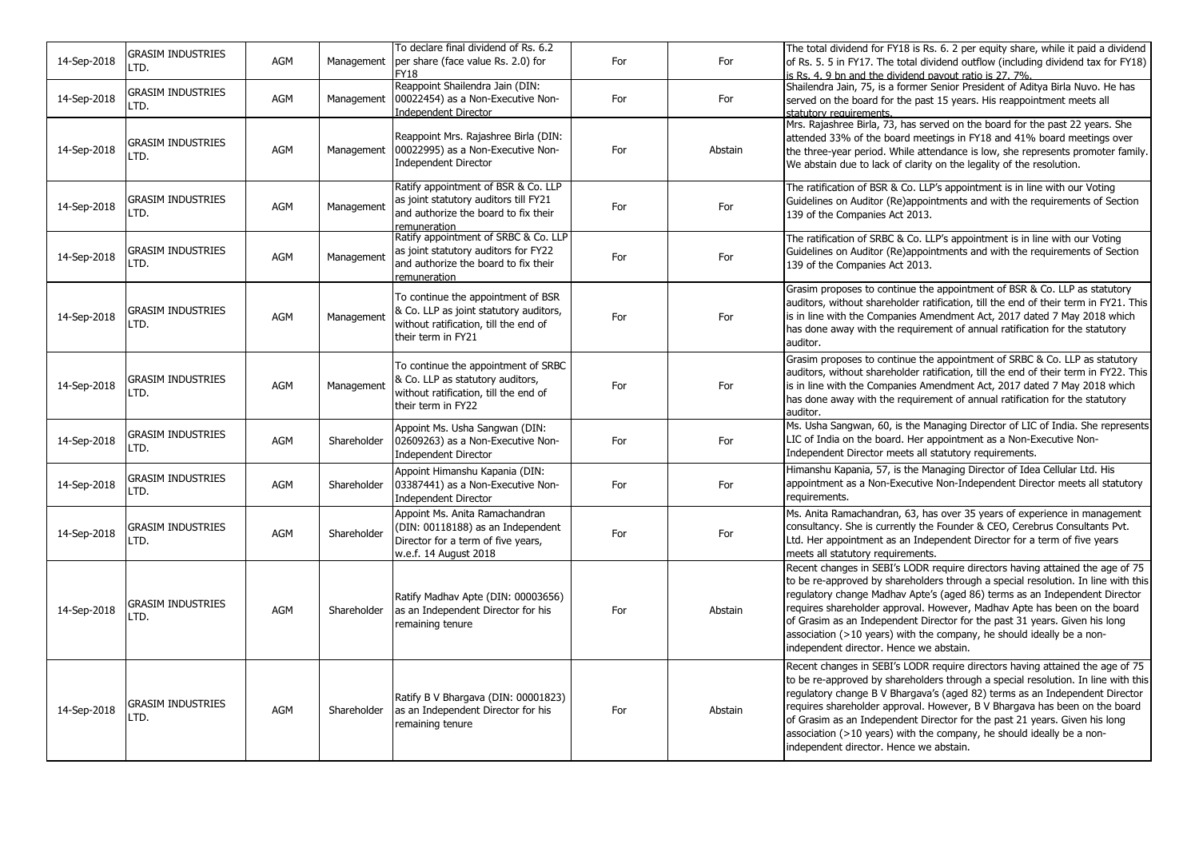| | | | | | | | |
|---|---|---|---|---|---|---|---|
| 14-Sep-2018 | GRASIM INDUSTRIES LTD. | AGM | Management | To declare final dividend of Rs. 6.2 per share (face value Rs. 2.0) for FY18 | For | For | The total dividend for FY18 is Rs. 6. 2 per equity share, while it paid a dividend of Rs. 5. 5 in FY17. The total dividend outflow (including dividend tax for FY18) is Rs. 4. 9 bn and the dividend payout ratio is 27. 7%. |
| 14-Sep-2018 | GRASIM INDUSTRIES LTD. | AGM | Management | Reappoint Shailendra Jain (DIN: 00022454) as a Non-Executive Non-Independent Director | For | For | Shailendra Jain, 75, is a former Senior President of Aditya Birla Nuvo. He has served on the board for the past 15 years. His reappointment meets all statutory requirements. |
| 14-Sep-2018 | GRASIM INDUSTRIES LTD. | AGM | Management | Reappoint Mrs. Rajashree Birla (DIN: 00022995) as a Non-Executive Non-Independent Director | For | Abstain | Mrs. Rajashree Birla, 73, has served on the board for the past 22 years. She attended 33% of the board meetings in FY18 and 41% board meetings over the three-year period. While attendance is low, she represents promoter family. We abstain due to lack of clarity on the legality of the resolution. |
| 14-Sep-2018 | GRASIM INDUSTRIES LTD. | AGM | Management | Ratify appointment of BSR & Co. LLP as joint statutory auditors till FY21 and authorize the board to fix their remuneration | For | For | The ratification of BSR & Co. LLP's appointment is in line with our Voting Guidelines on Auditor (Re)appointments and with the requirements of Section 139 of the Companies Act 2013. |
| 14-Sep-2018 | GRASIM INDUSTRIES LTD. | AGM | Management | Ratify appointment of SRBC & Co. LLP as joint statutory auditors for FY22 and authorize the board to fix their remuneration | For | For | The ratification of SRBC & Co. LLP's appointment is in line with our Voting Guidelines on Auditor (Re)appointments and with the requirements of Section 139 of the Companies Act 2013. |
| 14-Sep-2018 | GRASIM INDUSTRIES LTD. | AGM | Management | To continue the appointment of BSR & Co. LLP as joint statutory auditors, without ratification, till the end of their term in FY21 | For | For | Grasim proposes to continue the appointment of BSR & Co. LLP as statutory auditors, without shareholder ratification, till the end of their term in FY21. This is in line with the Companies Amendment Act, 2017 dated 7 May 2018 which has done away with the requirement of annual ratification for the statutory auditor. |
| 14-Sep-2018 | GRASIM INDUSTRIES LTD. | AGM | Management | To continue the appointment of SRBC & Co. LLP as statutory auditors, without ratification, till the end of their term in FY22 | For | For | Grasim proposes to continue the appointment of SRBC & Co. LLP as statutory auditors, without shareholder ratification, till the end of their term in FY22. This is in line with the Companies Amendment Act, 2017 dated 7 May 2018 which has done away with the requirement of annual ratification for the statutory auditor. |
| 14-Sep-2018 | GRASIM INDUSTRIES LTD. | AGM | Shareholder | Appoint Ms. Usha Sangwan (DIN: 02609263) as a Non-Executive Non-Independent Director | For | For | Ms. Usha Sangwan, 60, is the Managing Director of LIC of India. She represents LIC of India on the board. Her appointment as a Non-Executive Non-Independent Director meets all statutory requirements. |
| 14-Sep-2018 | GRASIM INDUSTRIES LTD. | AGM | Shareholder | Appoint Himanshu Kapania (DIN: 03387441) as a Non-Executive Non-Independent Director | For | For | Himanshu Kapania, 57, is the Managing Director of Idea Cellular Ltd. His appointment as a Non-Executive Non-Independent Director meets all statutory requirements. |
| 14-Sep-2018 | GRASIM INDUSTRIES LTD. | AGM | Shareholder | Appoint Ms. Anita Ramachandran (DIN: 00118188) as an Independent Director for a term of five years, w.e.f. 14 August 2018 | For | For | Ms. Anita Ramachandran, 63, has over 35 years of experience in management consultancy. She is currently the Founder & CEO, Cerebrus Consultants Pvt. Ltd. Her appointment as an Independent Director for a term of five years meets all statutory requirements. |
| 14-Sep-2018 | GRASIM INDUSTRIES LTD. | AGM | Shareholder | Ratify Madhav Apte (DIN: 00003656) as an Independent Director for his remaining tenure | For | Abstain | Recent changes in SEBI's LODR require directors having attained the age of 75 to be re-approved by shareholders through a special resolution. In line with this regulatory change Madhav Apte's (aged 86) terms as an Independent Director requires shareholder approval. However, Madhav Apte has been on the board of Grasim as an Independent Director for the past 31 years. Given his long association (>10 years) with the company, he should ideally be a non-independent director. Hence we abstain. |
| 14-Sep-2018 | GRASIM INDUSTRIES LTD. | AGM | Shareholder | Ratify B V Bhargava (DIN: 00001823) as an Independent Director for his remaining tenure | For | Abstain | Recent changes in SEBI's LODR require directors having attained the age of 75 to be re-approved by shareholders through a special resolution. In line with this regulatory change B V Bhargava's (aged 82) terms as an Independent Director requires shareholder approval. However, B V Bhargava has been on the board of Grasim as an Independent Director for the past 21 years. Given his long association (>10 years) with the company, he should ideally be a non-independent director. Hence we abstain. |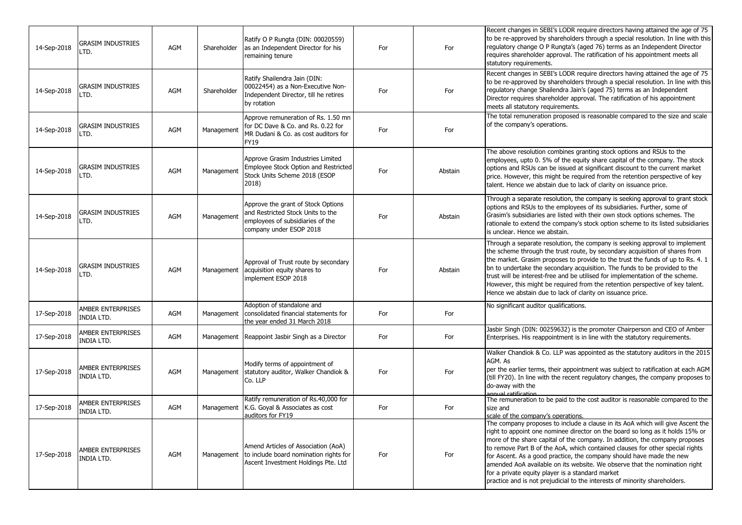| 14-Sep-2018 | GRASIM INDUSTRIES LTD. | AGM | Shareholder | Ratify O P Rungta (DIN: 00020559) as an Independent Director for his remaining tenure | For | For | Recent changes in SEBI's LODR require directors having attained the age of 75 to be re-approved by shareholders through a special resolution. In line with this regulatory change O P Rungta's (aged 76) terms as an Independent Director requires shareholder approval. The ratification of his appointment meets all statutory requirements. |
|---|---|---|---|---|---|---|---|
| 14-Sep-2018 | GRASIM INDUSTRIES LTD. | AGM | Shareholder | Ratify Shailendra Jain (DIN: 00022454) as a Non-Executive Non-Independent Director, till he retires by rotation | For | For | Recent changes in SEBI's LODR require directors having attained the age of 75 to be re-approved by shareholders through a special resolution. In line with this regulatory change Shailendra Jain's (aged 75) terms as an Independent Director requires shareholder approval. The ratification of his appointment meets all statutory requirements. |
| 14-Sep-2018 | GRASIM INDUSTRIES LTD. | AGM | Management | Approve remuneration of Rs. 1.50 mn for DC Dave & Co. and Rs. 0.22 for MR Dudani & Co. as cost auditors for FY19 | For | For | The total remuneration proposed is reasonable compared to the size and scale of the company's operations. |
| 14-Sep-2018 | GRASIM INDUSTRIES LTD. | AGM | Management | Approve Grasim Industries Limited Employee Stock Option and Restricted Stock Units Scheme 2018 (ESOP 2018) | For | Abstain | The above resolution combines granting stock options and RSUs to the employees, upto 0. 5% of the equity share capital of the company. The stock options and RSUs can be issued at significant discount to the current market price. However, this might be required from the retention perspective of key talent. Hence we abstain due to lack of clarity on issuance price. |
| 14-Sep-2018 | GRASIM INDUSTRIES LTD. | AGM | Management | Approve the grant of Stock Options and Restricted Stock Units to the employees of subsidiaries of the company under ESOP 2018 | For | Abstain | Through a separate resolution, the company is seeking approval to grant stock options and RSUs to the employees of its subsidiaries. Further, some of Grasim's subsidiaries are listed with their own stock options schemes. The rationale to extend the company's stock option scheme to its listed subsidiaries is unclear. Hence we abstain. |
| 14-Sep-2018 | GRASIM INDUSTRIES LTD. | AGM | Management | Approval of Trust route by secondary acquisition equity shares to implement ESOP 2018 | For | Abstain | Through a separate resolution, the company is seeking approval to implement the scheme through the trust route, by secondary acquisition of shares from the market. Grasim proposes to provide to the trust the funds of up to Rs. 4. 1 bn to undertake the secondary acquisition. The funds to be provided to the trust will be interest-free and be utilised for implementation of the scheme. However, this might be required from the retention perspective of key talent. Hence we abstain due to lack of clarity on issuance price. |
| 17-Sep-2018 | AMBER ENTERPRISES INDIA LTD. | AGM | Management | Adoption of standalone and consolidated financial statements for the year ended 31 March 2018 | For | For | No significant auditor qualifications. |
| 17-Sep-2018 | AMBER ENTERPRISES INDIA LTD. | AGM | Management | Reappoint Jasbir Singh as a Director | For | For | Jasbir Singh (DIN: 00259632) is the promoter Chairperson and CEO of Amber Enterprises. His reappointment is in line with the statutory requirements. |
| 17-Sep-2018 | AMBER ENTERPRISES INDIA LTD. | AGM | Management | Modify terms of appointment of statutory auditor, Walker Chandiok & Co. LLP | For | For | Walker Chandiok & Co. LLP was appointed as the statutory auditors in the 2015 AGM. As per the earlier terms, their appointment was subject to ratification at each AGM (till FY20). In line with the recent regulatory changes, the company proposes to do-away with the annual ratification. |
| 17-Sep-2018 | AMBER ENTERPRISES INDIA LTD. | AGM | Management | Ratify remuneration of Rs.40,000 for K.G. Goyal & Associates as cost auditors for FY19 | For | For | The remuneration to be paid to the cost auditor is reasonable compared to the size and scale of the company's operations. |
| 17-Sep-2018 | AMBER ENTERPRISES INDIA LTD. | AGM | Management | Amend Articles of Association (AoA) to include board nomination rights for Ascent Investment Holdings Pte. Ltd | For | For | The company proposes to include a clause in its AoA which will give Ascent the right to appoint one nominee director on the board so long as it holds 15% or more of the share capital of the company. In addition, the company proposes to remove Part B of the AoA, which contained clauses for other special rights for Ascent. As a good practice, the company should have made the new amended AoA available on its website. We observe that the nomination right for a private equity player is a standard market practice and is not prejudicial to the interests of minority shareholders. |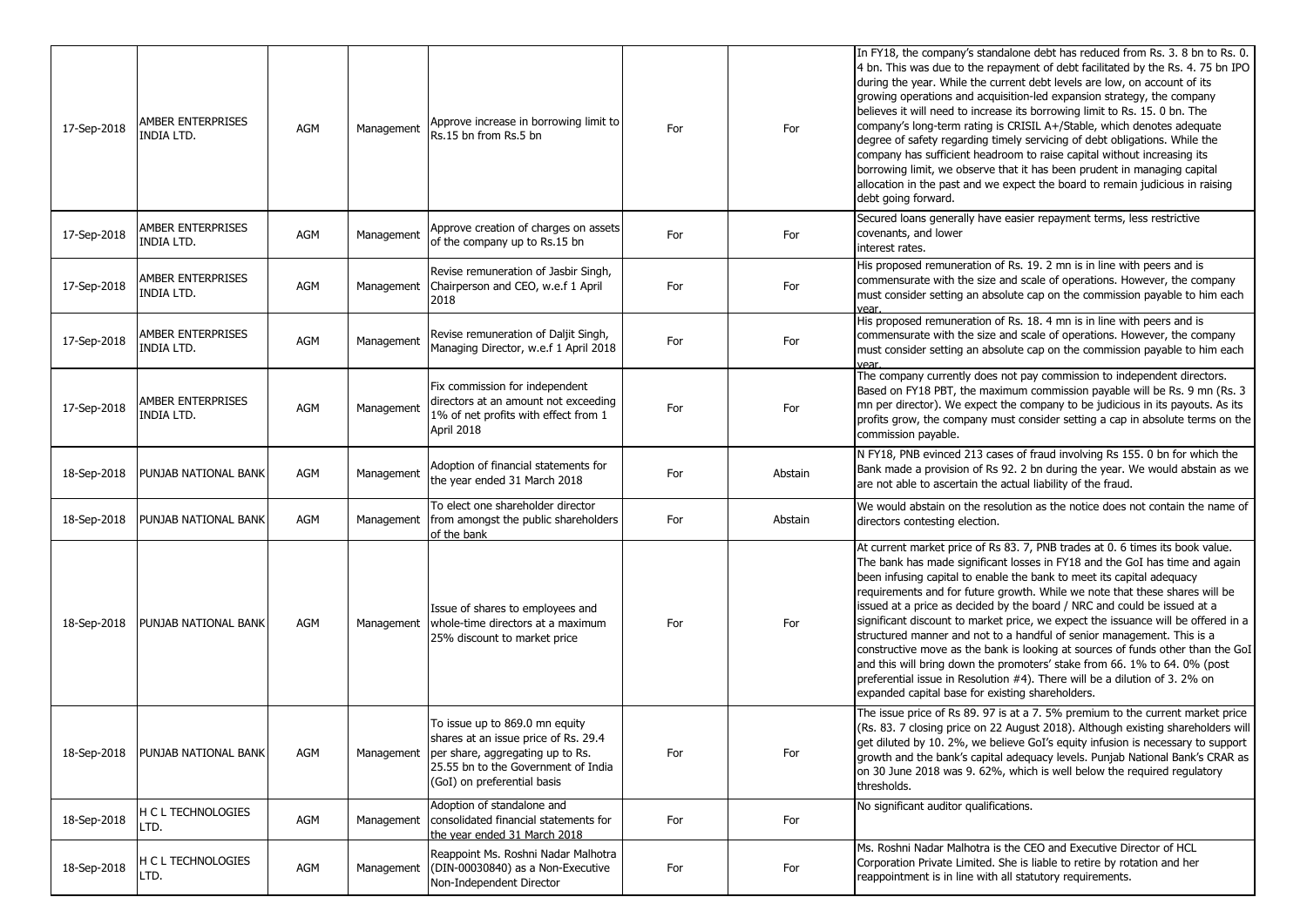| 17-Sep-2018 | AMBER ENTERPRISES INDIA LTD. | AGM | Management | Approve increase in borrowing limit to Rs.15 bn from Rs.5 bn | For | For | In FY18, the company's standalone debt has reduced from Rs. 3. 8 bn to Rs. 0. 4 bn. This was due to the repayment of debt facilitated by the Rs. 4. 75 bn IPO during the year. While the current debt levels are low, on account of its growing operations and acquisition-led expansion strategy, the company believes it will need to increase its borrowing limit to Rs. 15. 0 bn. The company's long-term rating is CRISIL A+/Stable, which denotes adequate degree of safety regarding timely servicing of debt obligations. While the company has sufficient headroom to raise capital without increasing its borrowing limit, we observe that it has been prudent in managing capital allocation in the past and we expect the board to remain judicious in raising debt going forward. |
|---|---|---|---|---|---|---|---|
| 17-Sep-2018 | AMBER ENTERPRISES INDIA LTD. | AGM | Management | Approve creation of charges on assets of the company up to Rs.15 bn | For | For | Secured loans generally have easier repayment terms, less restrictive covenants, and lower interest rates. |
| 17-Sep-2018 | AMBER ENTERPRISES INDIA LTD. | AGM | Management | Revise remuneration of Jasbir Singh, Chairperson and CEO, w.e.f 1 April 2018 | For | For | His proposed remuneration of Rs. 19. 2 mn is in line with peers and is commensurate with the size and scale of operations. However, the company must consider setting an absolute cap on the commission payable to him each year. |
| 17-Sep-2018 | AMBER ENTERPRISES INDIA LTD. | AGM | Management | Revise remuneration of Daljit Singh, Managing Director, w.e.f 1 April 2018 | For | For | His proposed remuneration of Rs. 18. 4 mn is in line with peers and is commensurate with the size and scale of operations. However, the company must consider setting an absolute cap on the commission payable to him each year. |
| 17-Sep-2018 | AMBER ENTERPRISES INDIA LTD. | AGM | Management | Fix commission for independent directors at an amount not exceeding 1% of net profits with effect from 1 April 2018 | For | For | The company currently does not pay commission to independent directors. Based on FY18 PBT, the maximum commission payable will be Rs. 9 mn (Rs. 3 mn per director). We expect the company to be judicious in its payouts. As its profits grow, the company must consider setting a cap in absolute terms on the commission payable. |
| 18-Sep-2018 | PUNJAB NATIONAL BANK | AGM | Management | Adoption of financial statements for the year ended 31 March 2018 | For | Abstain | N FY18, PNB evinced 213 cases of fraud involving Rs 155. 0 bn for which the Bank made a provision of Rs 92. 2 bn during the year. We would abstain as we are not able to ascertain the actual liability of the fraud. |
| 18-Sep-2018 | PUNJAB NATIONAL BANK | AGM | Management | To elect one shareholder director from amongst the public shareholders of the bank | For | Abstain | We would abstain on the resolution as the notice does not contain the name of directors contesting election. |
| 18-Sep-2018 | PUNJAB NATIONAL BANK | AGM | Management | Issue of shares to employees and whole-time directors at a maximum 25% discount to market price | For | For | At current market price of Rs 83. 7, PNB trades at 0. 6 times its book value. The bank has made significant losses in FY18 and the GoI has time and again been infusing capital to enable the bank to meet its capital adequacy requirements and for future growth. While we note that these shares will be issued at a price as decided by the board / NRC and could be issued at a significant discount to market price, we expect the issuance will be offered in a structured manner and not to a handful of senior management. This is a constructive move as the bank is looking at sources of funds other than the GoI and this will bring down the promoters' stake from 66. 1% to 64. 0% (post preferential issue in Resolution #4). There will be a dilution of 3. 2% on expanded capital base for existing shareholders. |
| 18-Sep-2018 | PUNJAB NATIONAL BANK | AGM | Management | To issue up to 869.0 mn equity shares at an issue price of Rs. 29.4 per share, aggregating up to Rs. 25.55 bn to the Government of India (GoI) on preferential basis | For | For | The issue price of Rs 89. 97 is at a 7. 5% premium to the current market price (Rs. 83. 7 closing price on 22 August 2018). Although existing shareholders will get diluted by 10. 2%, we believe GoI's equity infusion is necessary to support growth and the bank's capital adequacy levels. Punjab National Bank's CRAR as on 30 June 2018 was 9. 62%, which is well below the required regulatory thresholds. |
| 18-Sep-2018 | H C L TECHNOLOGIES LTD. | AGM | Management | Adoption of standalone and consolidated financial statements for the year ended 31 March 2018 | For | For | No significant auditor qualifications. |
| 18-Sep-2018 | H C L TECHNOLOGIES LTD. | AGM | Management | Reappoint Ms. Roshni Nadar Malhotra (DIN-00030840) as a Non-Executive Non-Independent Director | For | For | Ms. Roshni Nadar Malhotra is the CEO and Executive Director of HCL Corporation Private Limited. She is liable to retire by rotation and her reappointment is in line with all statutory requirements. |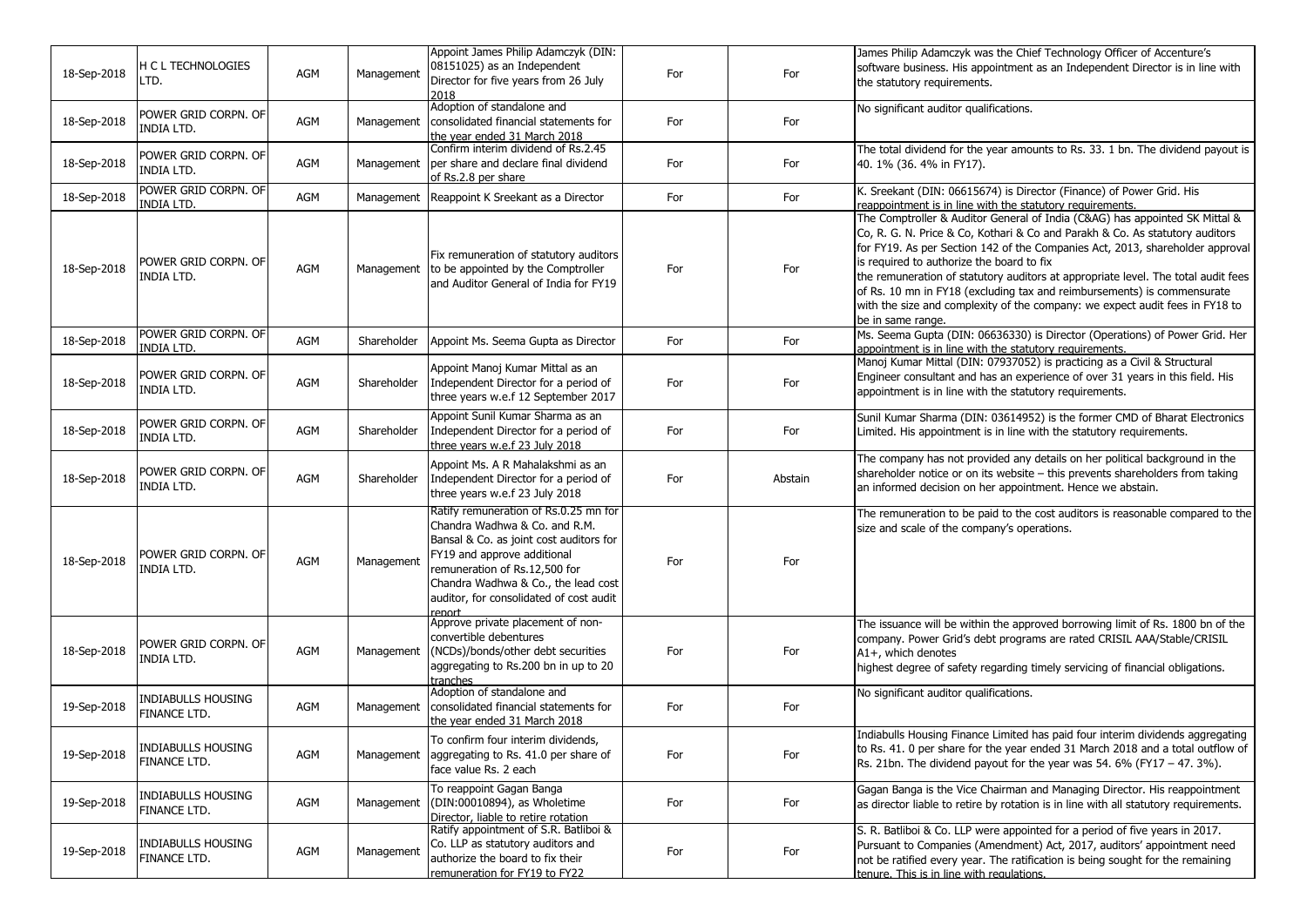| | | | | | | | |
|---|---|---|---|---|---|---|---|
| 18-Sep-2018 | H C L TECHNOLOGIES LTD. | AGM | Management | Appoint James Philip Adamczyk (DIN: 08151025) as an Independent Director for five years from 26 July 2018 | For | For | James Philip Adamczyk was the Chief Technology Officer of Accenture's software business. His appointment as an Independent Director is in line with the statutory requirements. |
| 18-Sep-2018 | POWER GRID CORPN. OF INDIA LTD. | AGM | Management | Adoption of standalone and consolidated financial statements for the year ended 31 March 2018 | For | For | No significant auditor qualifications. |
| 18-Sep-2018 | POWER GRID CORPN. OF INDIA LTD. | AGM | Management | Confirm interim dividend of Rs.2.45 per share and declare final dividend of Rs.2.8 per share | For | For | The total dividend for the year amounts to Rs. 33. 1 bn. The dividend payout is 40. 1% (36. 4% in FY17). |
| 18-Sep-2018 | POWER GRID CORPN. OF INDIA LTD. | AGM | Management | Reappoint K Sreekant as a Director | For | For | K. Sreekant (DIN: 06615674) is Director (Finance) of Power Grid. His reappointment is in line with the statutory requirements. |
| 18-Sep-2018 | POWER GRID CORPN. OF INDIA LTD. | AGM | Management | Fix remuneration of statutory auditors to be appointed by the Comptroller and Auditor General of India for FY19 | For | For | The Comptroller & Auditor General of India (C&AG) has appointed SK Mittal & Co, R. G. N. Price & Co, Kothari & Co and Parakh & Co. As statutory auditors for FY19. As per Section 142 of the Companies Act, 2013, shareholder approval is required to authorize the board to fix the remuneration of statutory auditors at appropriate level. The total audit fees of Rs. 10 mn in FY18 (excluding tax and reimbursements) is commensurate with the size and complexity of the company: we expect audit fees in FY18 to be in same range. |
| 18-Sep-2018 | POWER GRID CORPN. OF INDIA LTD. | AGM | Shareholder | Appoint Ms. Seema Gupta as Director | For | For | Ms. Seema Gupta (DIN: 06636330) is Director (Operations) of Power Grid. Her appointment is in line with the statutory requirements. |
| 18-Sep-2018 | POWER GRID CORPN. OF INDIA LTD. | AGM | Shareholder | Appoint Manoj Kumar Mittal as an Independent Director for a period of three years w.e.f 12 September 2017 | For | For | Manoj Kumar Mittal (DIN: 07937052) is practicing as a Civil & Structural Engineer consultant and has an experience of over 31 years in this field. His appointment is in line with the statutory requirements. |
| 18-Sep-2018 | POWER GRID CORPN. OF INDIA LTD. | AGM | Shareholder | Appoint Sunil Kumar Sharma as an Independent Director for a period of three years w.e.f 23 July 2018 | For | For | Sunil Kumar Sharma (DIN: 03614952) is the former CMD of Bharat Electronics Limited. His appointment is in line with the statutory requirements. |
| 18-Sep-2018 | POWER GRID CORPN. OF INDIA LTD. | AGM | Shareholder | Appoint Ms. A R Mahalakshmi as an Independent Director for a period of three years w.e.f 23 July 2018 | For | Abstain | The company has not provided any details on her political background in the shareholder notice or on its website – this prevents shareholders from taking an informed decision on her appointment. Hence we abstain. |
| 18-Sep-2018 | POWER GRID CORPN. OF INDIA LTD. | AGM | Management | Ratify remuneration of Rs.0.25 mn for Chandra Wadhwa & Co. and R.M. Bansal & Co. as joint cost auditors for FY19 and approve additional remuneration of Rs.12,500 for Chandra Wadhwa & Co., the lead cost auditor, for consolidated of cost audit report | For | For | The remuneration to be paid to the cost auditors is reasonable compared to the size and scale of the company's operations. |
| 18-Sep-2018 | POWER GRID CORPN. OF INDIA LTD. | AGM | Management | Approve private placement of non-convertible debentures (NCDs)/bonds/other debt securities aggregating to Rs.200 bn in up to 20 tranches | For | For | The issuance will be within the approved borrowing limit of Rs. 1800 bn of the company. Power Grid's debt programs are rated CRISIL AAA/Stable/CRISIL A1+, which denotes highest degree of safety regarding timely servicing of financial obligations. |
| 19-Sep-2018 | INDIABULLS HOUSING FINANCE LTD. | AGM | Management | Adoption of standalone and consolidated financial statements for the year ended 31 March 2018 | For | For | No significant auditor qualifications. |
| 19-Sep-2018 | INDIABULLS HOUSING FINANCE LTD. | AGM | Management | To confirm four interim dividends, aggregating to Rs. 41.0 per share of face value Rs. 2 each | For | For | Indiabulls Housing Finance Limited has paid four interim dividends aggregating to Rs. 41. 0 per share for the year ended 31 March 2018 and a total outflow of Rs. 21bn. The dividend payout for the year was 54. 6% (FY17 – 47. 3%). |
| 19-Sep-2018 | INDIABULLS HOUSING FINANCE LTD. | AGM | Management | To reappoint Gagan Banga (DIN:00010894), as Wholetime Director, liable to retire rotation | For | For | Gagan Banga is the Vice Chairman and Managing Director. His reappointment as director liable to retire by rotation is in line with all statutory requirements. |
| 19-Sep-2018 | INDIABULLS HOUSING FINANCE LTD. | AGM | Management | Ratify appointment of S.R. Batliboi & Co. LLP as statutory auditors and authorize the board to fix their remuneration for FY19 to FY22 | For | For | S. R. Batliboi & Co. LLP were appointed for a period of five years in 2017. Pursuant to Companies (Amendment) Act, 2017, auditors' appointment need not be ratified every year. The ratification is being sought for the remaining tenure. This is in line with regulations. |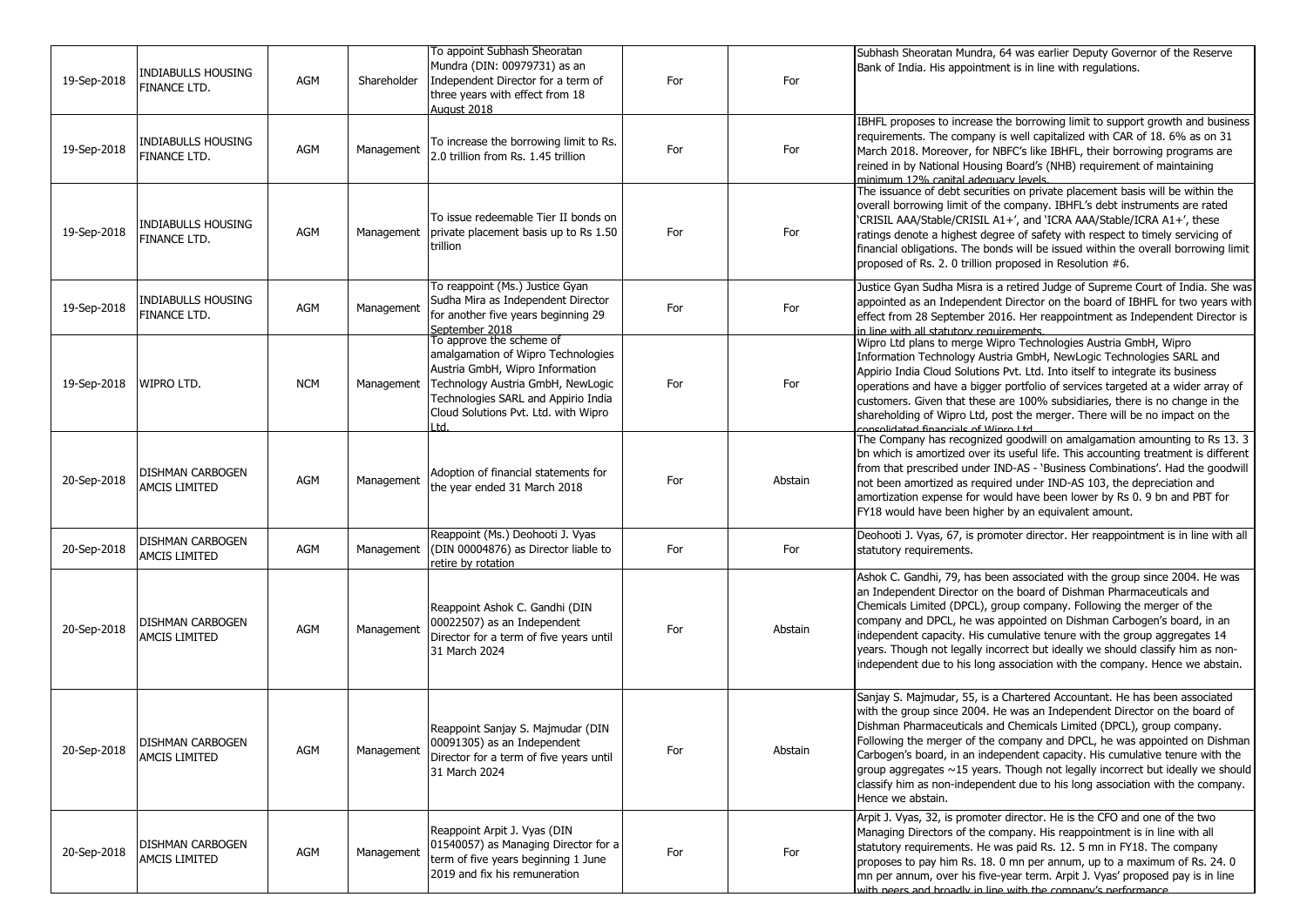| | | | | | | | |
|---|---|---|---|---|---|---|---|
| 19-Sep-2018 | INDIABULLS HOUSING FINANCE LTD. | AGM | Shareholder | To appoint Subhash Sheoratan Mundra (DIN: 00979731) as an Independent Director for a term of three years with effect from 18 August 2018 | For | For | Subhash Sheoratan Mundra, 64 was earlier Deputy Governor of the Reserve Bank of India. His appointment is in line with regulations. |
| 19-Sep-2018 | INDIABULLS HOUSING FINANCE LTD. | AGM | Management | To increase the borrowing limit to Rs. 2.0 trillion from Rs. 1.45 trillion | For | For | IBHFL proposes to increase the borrowing limit to support growth and business requirements. The company is well capitalized with CAR of 18. 6% as on 31 March 2018. Moreover, for NBFC's like IBHFL, their borrowing programs are reined in by National Housing Board's (NHB) requirement of maintaining minimum 12% capital adequacy levels. |
| 19-Sep-2018 | INDIABULLS HOUSING FINANCE LTD. | AGM | Management | To issue redeemable Tier II bonds on private placement basis up to Rs 1.50 trillion | For | For | The issuance of debt securities on private placement basis will be within the overall borrowing limit of the company. IBHFL's debt instruments are rated 'CRISIL AAA/Stable/CRISIL A1+', and 'ICRA AAA/Stable/ICRA A1+', these ratings denote a highest degree of safety with respect to timely servicing of financial obligations. The bonds will be issued within the overall borrowing limit proposed of Rs. 2. 0 trillion proposed in Resolution #6. |
| 19-Sep-2018 | INDIABULLS HOUSING FINANCE LTD. | AGM | Management | To reappoint (Ms.) Justice Gyan Sudha Mira as Independent Director for another five years beginning 29 September 2018 | For | For | Justice Gyan Sudha Misra is a retired Judge of Supreme Court of India. She was appointed as an Independent Director on the board of IBHFL for two years with effect from 28 September 2016. Her reappointment as Independent Director is in line with all statutory requirements. |
| 19-Sep-2018 | WIPRO LTD. | NCM | Management | To approve the scheme of amalgamation of Wipro Technologies Austria GmbH, Wipro Information Technology Austria GmbH, NewLogic Technologies SARL and Appirio India Cloud Solutions Pvt. Ltd. with Wipro Ltd. | For | For | Wipro Ltd plans to merge Wipro Technologies Austria GmbH, Wipro Information Technology Austria GmbH, NewLogic Technologies SARL and Appirio India Cloud Solutions Pvt. Ltd. Into itself to integrate its business operations and have a bigger portfolio of services targeted at a wider array of customers. Given that these are 100% subsidiaries, there is no change in the shareholding of Wipro Ltd, post the merger. There will be no impact on the consolidated financials of Wipro Ltd. |
| 20-Sep-2018 | DISHMAN CARBOGEN AMCIS LIMITED | AGM | Management | Adoption of financial statements for the year ended 31 March 2018 | For | Abstain | The Company has recognized goodwill on amalgamation amounting to Rs 13. 3 bn which is amortized over its useful life. This accounting treatment is different from that prescribed under IND-AS - 'Business Combinations'. Had the goodwill not been amortized as required under IND-AS 103, the depreciation and amortization expense for would have been lower by Rs 0. 9 bn and PBT for FY18 would have been higher by an equivalent amount. |
| 20-Sep-2018 | DISHMAN CARBOGEN AMCIS LIMITED | AGM | Management | Reappoint (Ms.) Deohooti J. Vyas (DIN 00004876) as Director liable to retire by rotation | For | For | Deohooti J. Vyas, 67, is promoter director. Her reappointment is in line with all statutory requirements. |
| 20-Sep-2018 | DISHMAN CARBOGEN AMCIS LIMITED | AGM | Management | Reappoint Ashok C. Gandhi (DIN 00022507) as an Independent Director for a term of five years until 31 March 2024 | For | Abstain | Ashok C. Gandhi, 79, has been associated with the group since 2004. He was an Independent Director on the board of Dishman Pharmaceuticals and Chemicals Limited (DPCL), group company. Following the merger of the company and DPCL, he was appointed on Dishman Carbogen's board, in an independent capacity. His cumulative tenure with the group aggregates 14 years. Though not legally incorrect but ideally we should classify him as non-independent due to his long association with the company. Hence we abstain. |
| 20-Sep-2018 | DISHMAN CARBOGEN AMCIS LIMITED | AGM | Management | Reappoint Sanjay S. Majmudar (DIN 00091305) as an Independent Director for a term of five years until 31 March 2024 | For | Abstain | Sanjay S. Majmudar, 55, is a Chartered Accountant. He has been associated with the group since 2004. He was an Independent Director on the board of Dishman Pharmaceuticals and Chemicals Limited (DPCL), group company. Following the merger of the company and DPCL, he was appointed on Dishman Carbogen's board, in an independent capacity. His cumulative tenure with the group aggregates ~15 years. Though not legally incorrect but ideally we should classify him as non-independent due to his long association with the company. Hence we abstain. |
| 20-Sep-2018 | DISHMAN CARBOGEN AMCIS LIMITED | AGM | Management | Reappoint Arpit J. Vyas (DIN 01540057) as Managing Director for a term of five years beginning 1 June 2019 and fix his remuneration | For | For | Arpit J. Vyas, 32, is promoter director. He is the CFO and one of the two Managing Directors of the company. His reappointment is in line with all statutory requirements. He was paid Rs. 12. 5 mn in FY18. The company proposes to pay him Rs. 18. 0 mn per annum, up to a maximum of Rs. 24. 0 mn per annum, over his five-year term. Arpit J. Vyas' proposed pay is in line with peers and broadly in line with the company's performance. |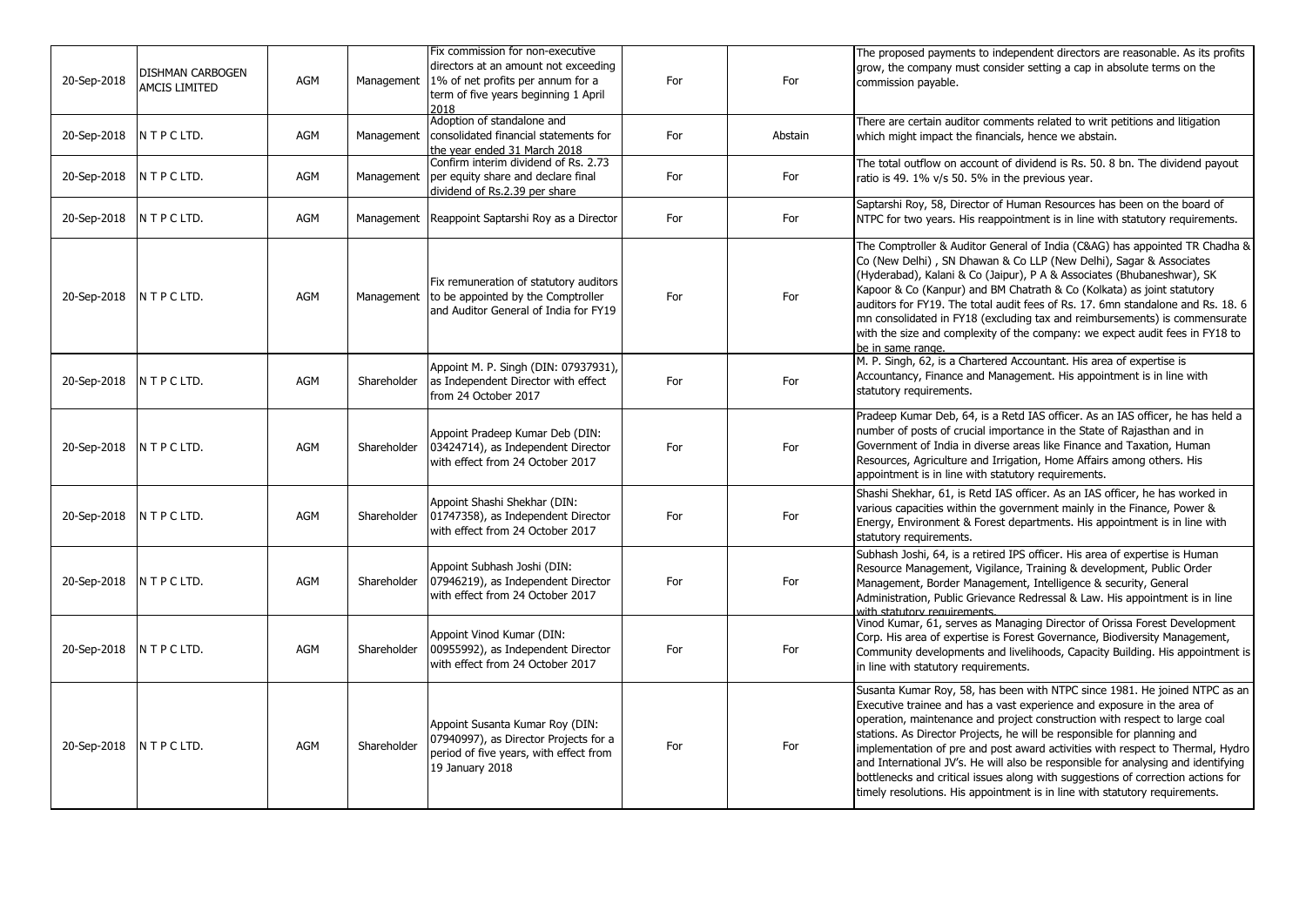| | | | | | | | |
|---|---|---|---|---|---|---|---|
| 20-Sep-2018 | DISHMAN CARBOGEN AMCIS LIMITED | AGM | Management | Fix commission for non-executive directors at an amount not exceeding 1% of net profits per annum for a term of five years beginning 1 April 2018 | For | For | The proposed payments to independent directors are reasonable. As its profits grow, the company must consider setting a cap in absolute terms on the commission payable. |
| 20-Sep-2018 | N T P C LTD. | AGM | Management | Adoption of standalone and consolidated financial statements for the year ended 31 March 2018 | For | Abstain | There are certain auditor comments related to writ petitions and litigation which might impact the financials, hence we abstain. |
| 20-Sep-2018 | N T P C LTD. | AGM | Management | Confirm interim dividend of Rs. 2.73 per equity share and declare final dividend of Rs.2.39 per share | For | For | The total outflow on account of dividend is Rs. 50. 8 bn. The dividend payout ratio is 49. 1% v/s 50. 5% in the previous year. |
| 20-Sep-2018 | N T P C LTD. | AGM | Management | Reappoint Saptarshi Roy as a Director | For | For | Saptarshi Roy, 58, Director of Human Resources has been on the board of NTPC for two years. His reappointment is in line with statutory requirements. |
| 20-Sep-2018 | N T P C LTD. | AGM | Management | Fix remuneration of statutory auditors to be appointed by the Comptroller and Auditor General of India for FY19 | For | For | The Comptroller & Auditor General of India (C&AG) has appointed TR Chadha & Co (New Delhi) , SN Dhawan & Co LLP (New Delhi), Sagar & Associates (Hyderabad), Kalani & Co (Jaipur), P A & Associates (Bhubaneshwar), SK Kapoor & Co (Kanpur) and BM Chatrath & Co (Kolkata) as joint statutory auditors for FY19. The total audit fees of Rs. 17. 6mn standalone and Rs. 18. 6 mn consolidated in FY18 (excluding tax and reimbursements) is commensurate with the size and complexity of the company: we expect audit fees in FY18 to be in same range. |
| 20-Sep-2018 | N T P C LTD. | AGM | Shareholder | Appoint M. P. Singh (DIN: 07937931), as Independent Director with effect from 24 October 2017 | For | For | M. P. Singh, 62, is a Chartered Accountant. His area of expertise is Accountancy, Finance and Management. His appointment is in line with statutory requirements. |
| 20-Sep-2018 | N T P C LTD. | AGM | Shareholder | Appoint Pradeep Kumar Deb (DIN: 03424714), as Independent Director with effect from 24 October 2017 | For | For | Pradeep Kumar Deb, 64, is a Retd IAS officer. As an IAS officer, he has held a number of posts of crucial importance in the State of Rajasthan and in Government of India in diverse areas like Finance and Taxation, Human Resources, Agriculture and Irrigation, Home Affairs among others. His appointment is in line with statutory requirements. |
| 20-Sep-2018 | N T P C LTD. | AGM | Shareholder | Appoint Shashi Shekhar (DIN: 01747358), as Independent Director with effect from 24 October 2017 | For | For | Shashi Shekhar, 61, is Retd IAS officer. As an IAS officer, he has worked in various capacities within the government mainly in the Finance, Power & Energy, Environment & Forest departments. His appointment is in line with statutory requirements. |
| 20-Sep-2018 | N T P C LTD. | AGM | Shareholder | Appoint Subhash Joshi (DIN: 07946219), as Independent Director with effect from 24 October 2017 | For | For | Subhash Joshi, 64, is a retired IPS officer. His area of expertise is Human Resource Management, Vigilance, Training & development, Public Order Management, Border Management, Intelligence & security, General Administration, Public Grievance Redressal & Law. His appointment is in line with statutory requirements. |
| 20-Sep-2018 | N T P C LTD. | AGM | Shareholder | Appoint Vinod Kumar (DIN: 00955992), as Independent Director with effect from 24 October 2017 | For | For | Vinod Kumar, 61, serves as Managing Director of Orissa Forest Development Corp. His area of expertise is Forest Governance, Biodiversity Management, Community developments and livelihoods, Capacity Building. His appointment is in line with statutory requirements. |
| 20-Sep-2018 | N T P C LTD. | AGM | Shareholder | Appoint Susanta Kumar Roy (DIN: 07940997), as Director Projects for a period of five years, with effect from 19 January 2018 | For | For | Susanta Kumar Roy, 58, has been with NTPC since 1981. He joined NTPC as an Executive trainee and has a vast experience and exposure in the area of operation, maintenance and project construction with respect to large coal stations. As Director Projects, he will be responsible for planning and implementation of pre and post award activities with respect to Thermal, Hydro and International JV's. He will also be responsible for analysing and identifying bottlenecks and critical issues along with suggestions of correction actions for timely resolutions. His appointment is in line with statutory requirements. |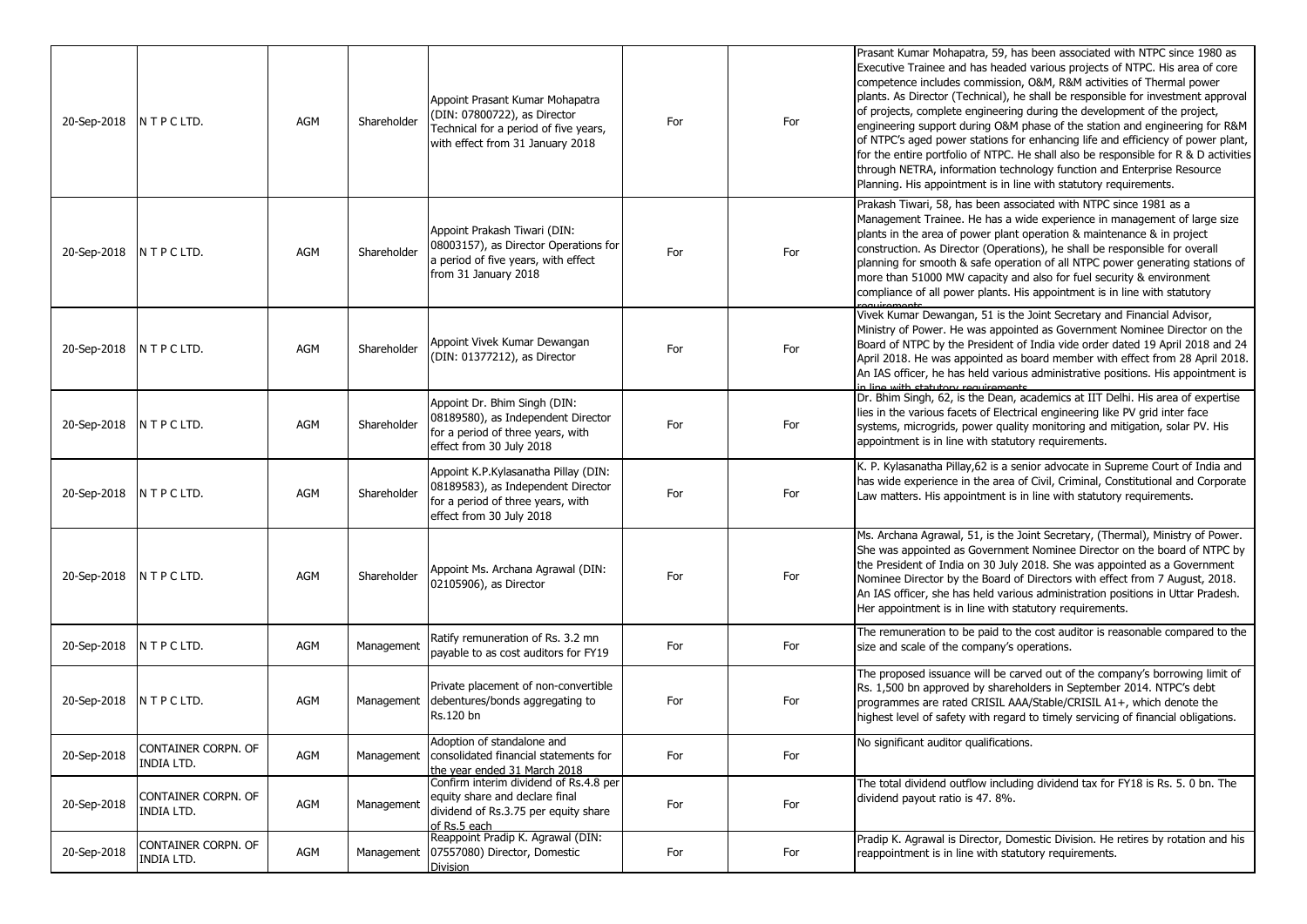| 20-Sep-2018 | N T P C LTD. | AGM | Shareholder | Appoint Prasant Kumar Mohapatra (DIN: 07800722), as Director Technical for a period of five years, with effect from 31 January 2018 | For | For | Prasant Kumar Mohapatra, 59, has been associated with NTPC since 1980 as Executive Trainee and has headed various projects of NTPC. His area of core competence includes commission, O&M, R&M activities of Thermal power plants. As Director (Technical), he shall be responsible for investment approval of projects, complete engineering during the development of the project, engineering support during O&M phase of the station and engineering for R&M of NTPC's aged power stations for enhancing life and efficiency of power plant, for the entire portfolio of NTPC. He shall also be responsible for R & D activities through NETRA, information technology function and Enterprise Resource Planning. His appointment is in line with statutory requirements. |
|---|---|---|---|---|---|---|---|
| 20-Sep-2018 | N T P C LTD. | AGM | Shareholder | Appoint Prakash Tiwari (DIN: 08003157), as Director Operations for a period of five years, with effect from 31 January 2018 | For | For | Prakash Tiwari, 58, has been associated with NTPC since 1981 as a Management Trainee. He has a wide experience in management of large size plants in the area of power plant operation & maintenance & in project construction. As Director (Operations), he shall be responsible for overall planning for smooth & safe operation of all NTPC power generating stations of more than 51000 MW capacity and also for fuel security & environment compliance of all power plants. His appointment is in line with statutory requirements. |
| 20-Sep-2018 | N T P C LTD. | AGM | Shareholder | Appoint Vivek Kumar Dewangan (DIN: 01377212), as Director | For | For | Vivek Kumar Dewangan, 51 is the Joint Secretary and Financial Advisor, Ministry of Power. He was appointed as Government Nominee Director on the Board of NTPC by the President of India vide order dated 19 April 2018 and 24 April 2018. He was appointed as board member with effect from 28 April 2018. An IAS officer, he has held various administrative positions. His appointment is in line with statutory requirements. |
| 20-Sep-2018 | N T P C LTD. | AGM | Shareholder | Appoint Dr. Bhim Singh (DIN: 08189580), as Independent Director for a period of three years, with effect from 30 July 2018 | For | For | Dr. Bhim Singh, 62, is the Dean, academics at IIT Delhi. His area of expertise lies in the various facets of Electrical engineering like PV grid inter face systems, microgrids, power quality monitoring and mitigation, solar PV. His appointment is in line with statutory requirements. |
| 20-Sep-2018 | N T P C LTD. | AGM | Shareholder | Appoint K.P.Kylasanatha Pillay (DIN: 08189583), as Independent Director for a period of three years, with effect from 30 July 2018 | For | For | K. P. Kylasanatha Pillay,62 is a senior advocate in Supreme Court of India and has wide experience in the area of Civil, Criminal, Constitutional and Corporate Law matters. His appointment is in line with statutory requirements. |
| 20-Sep-2018 | N T P C LTD. | AGM | Shareholder | Appoint Ms. Archana Agrawal (DIN: 02105906), as Director | For | For | Ms. Archana Agrawal, 51, is the Joint Secretary, (Thermal), Ministry of Power. She was appointed as Government Nominee Director on the board of NTPC by the President of India on 30 July 2018. She was appointed as a Government Nominee Director by the Board of Directors with effect from 7 August, 2018. An IAS officer, she has held various administration positions in Uttar Pradesh. Her appointment is in line with statutory requirements. |
| 20-Sep-2018 | N T P C LTD. | AGM | Management | Ratify remuneration of Rs. 3.2 mn payable to as cost auditors for FY19 | For | For | The remuneration to be paid to the cost auditor is reasonable compared to the size and scale of the company's operations. |
| 20-Sep-2018 | N T P C LTD. | AGM | Management | Private placement of non-convertible debentures/bonds aggregating to Rs.120 bn | For | For | The proposed issuance will be carved out of the company's borrowing limit of Rs. 1,500 bn approved by shareholders in September 2014. NTPC's debt programmes are rated CRISIL AAA/Stable/CRISIL A1+, which denote the highest level of safety with regard to timely servicing of financial obligations. |
| 20-Sep-2018 | CONTAINER CORPN. OF INDIA LTD. | AGM | Management | Adoption of standalone and consolidated financial statements for the year ended 31 March 2018 | For | For | No significant auditor qualifications. |
| 20-Sep-2018 | CONTAINER CORPN. OF INDIA LTD. | AGM | Management | Confirm interim dividend of Rs.4.8 per equity share and declare final dividend of Rs.3.75 per equity share of Rs.5 each | For | For | The total dividend outflow including dividend tax for FY18 is Rs. 5. 0 bn. The dividend payout ratio is 47. 8%. |
| 20-Sep-2018 | CONTAINER CORPN. OF INDIA LTD. | AGM | Management | Reappoint Pradip K. Agrawal (DIN: 07557080) Director, Domestic Division | For | For | Pradip K. Agrawal is Director, Domestic Division. He retires by rotation and his reappointment is in line with statutory requirements. |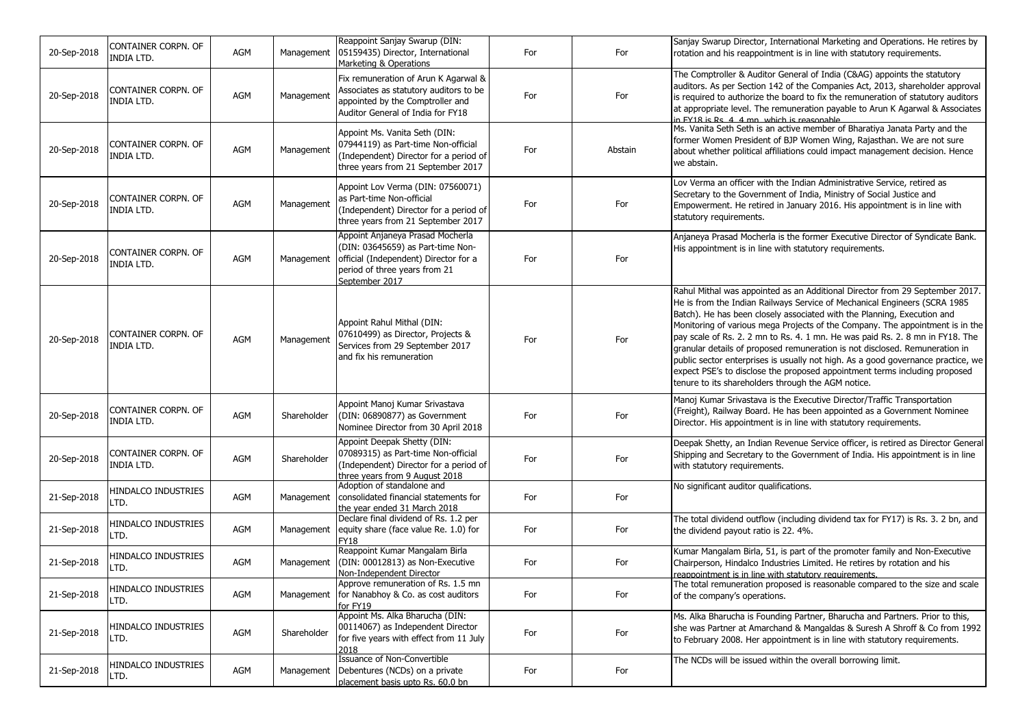| | | | | | | | |
|---|---|---|---|---|---|---|---|
| 20-Sep-2018 | CONTAINER CORPN. OF INDIA LTD. | AGM | Management | Reappoint Sanjay Swarup (DIN: 05159435) Director, International Marketing & Operations | For | For | Sanjay Swarup Director, International Marketing and Operations. He retires by rotation and his reappointment is in line with statutory requirements. |
| 20-Sep-2018 | CONTAINER CORPN. OF INDIA LTD. | AGM | Management | Fix remuneration of Arun K Agarwal & Associates as statutory auditors to be appointed by the Comptroller and Auditor General of India for FY18 | For | For | The Comptroller & Auditor General of India (C&AG) appoints the statutory auditors. As per Section 142 of the Companies Act, 2013, shareholder approval is required to authorize the board to fix the remuneration of statutory auditors at appropriate level. The remuneration payable to Arun K Agarwal & Associates in FY18 is Rs. 4. 4 mn, which is reasonable. |
| 20-Sep-2018 | CONTAINER CORPN. OF INDIA LTD. | AGM | Management | Appoint Ms. Vanita Seth (DIN: 07944119) as Part-time Non-official (Independent) Director for a period of three years from 21 September 2017 | For | Abstain | Ms. Vanita Seth Seth is an active member of Bharatiya Janata Party and the former Women President of BJP Women Wing, Rajasthan. We are not sure about whether political affiliations could impact management decision. Hence we abstain. |
| 20-Sep-2018 | CONTAINER CORPN. OF INDIA LTD. | AGM | Management | Appoint Lov Verma (DIN: 07560071) as Part-time Non-official (Independent) Director for a period of three years from 21 September 2017 | For | For | Lov Verma an officer with the Indian Administrative Service, retired as Secretary to the Government of India, Ministry of Social Justice and Empowerment. He retired in January 2016. His appointment is in line with statutory requirements. |
| 20-Sep-2018 | CONTAINER CORPN. OF INDIA LTD. | AGM | Management | Appoint Anjaneya Prasad Mocherla (DIN: 03645659) as Part-time Non-official (Independent) Director for a period of three years from 21 September 2017 | For | For | Anjaneya Prasad Mocherla is the former Executive Director of Syndicate Bank. His appointment is in line with statutory requirements. |
| 20-Sep-2018 | CONTAINER CORPN. OF INDIA LTD. | AGM | Management | Appoint Rahul Mithal (DIN: 07610499) as Director, Projects & Services from 29 September 2017 and fix his remuneration | For | For | Rahul Mithal was appointed as an Additional Director from 29 September 2017. He is from the Indian Railways Service of Mechanical Engineers (SCRA 1985 Batch). He has been closely associated with the Planning, Execution and Monitoring of various mega Projects of the Company. The appointment is in the pay scale of Rs. 2. 2 mn to Rs. 4. 1 mn. He was paid Rs. 2. 8 mn in FY18. The granular details of proposed remuneration is not disclosed. Remuneration in public sector enterprises is usually not high. As a good governance practice, we expect PSE's to disclose the proposed appointment terms including proposed tenure to its shareholders through the AGM notice. |
| 20-Sep-2018 | CONTAINER CORPN. OF INDIA LTD. | AGM | Shareholder | Appoint Manoj Kumar Srivastava (DIN: 06890877) as Government Nominee Director from 30 April 2018 | For | For | Manoj Kumar Srivastava is the Executive Director/Traffic Transportation (Freight), Railway Board. He has been appointed as a Government Nominee Director. His appointment is in line with statutory requirements. |
| 20-Sep-2018 | CONTAINER CORPN. OF INDIA LTD. | AGM | Shareholder | Appoint Deepak Shetty (DIN: 07089315) as Part-time Non-official (Independent) Director for a period of three years from 9 August 2018 | For | For | Deepak Shetty, an Indian Revenue Service officer, is retired as Director General Shipping and Secretary to the Government of India. His appointment is in line with statutory requirements. |
| 21-Sep-2018 | HINDALCO INDUSTRIES LTD. | AGM | Management | Adoption of standalone and consolidated financial statements for the year ended 31 March 2018 | For | For | No significant auditor qualifications. |
| 21-Sep-2018 | HINDALCO INDUSTRIES LTD. | AGM | Management | Declare final dividend of Rs. 1.2 per equity share (face value Re. 1.0) for FY18 | For | For | The total dividend outflow (including dividend tax for FY17) is Rs. 3. 2 bn, and the dividend payout ratio is 22. 4%. |
| 21-Sep-2018 | HINDALCO INDUSTRIES LTD. | AGM | Management | Reappoint Kumar Mangalam Birla (DIN: 00012813) as Non-Executive Non-Independent Director | For | For | Kumar Mangalam Birla, 51, is part of the promoter family and Non-Executive Chairperson, Hindalco Industries Limited. He retires by rotation and his reappointment is in line with statutory requirements. |
| 21-Sep-2018 | HINDALCO INDUSTRIES LTD. | AGM | Management | Approve remuneration of Rs. 1.5 mn for Nanabhoy & Co. as cost auditors for FY19 | For | For | The total remuneration proposed is reasonable compared to the size and scale of the company's operations. |
| 21-Sep-2018 | HINDALCO INDUSTRIES LTD. | AGM | Shareholder | Appoint Ms. Alka Bharucha (DIN: 00114067) as Independent Director for five years with effect from 11 July 2018 | For | For | Ms. Alka Bharucha is Founding Partner, Bharucha and Partners. Prior to this, she was Partner at Amarchand & Mangaldas & Suresh A Shroff & Co from 1992 to February 2008. Her appointment is in line with statutory requirements. |
| 21-Sep-2018 | HINDALCO INDUSTRIES LTD. | AGM | Management | Issuance of Non-Convertible Debentures (NCDs) on a private placement basis upto Rs. 60.0 bn | For | For | The NCDs will be issued within the overall borrowing limit. |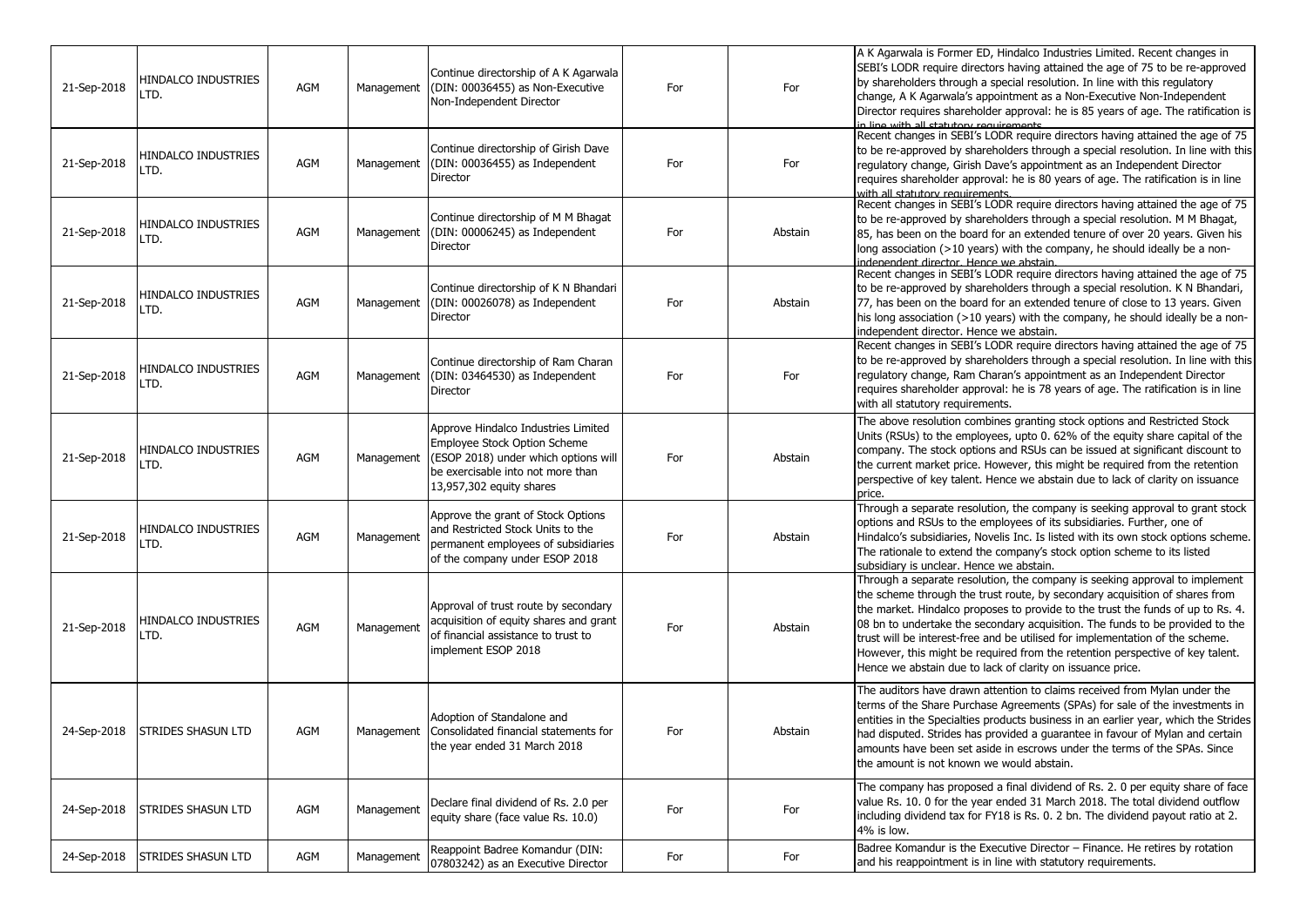| 21-Sep-2018 | HINDALCO INDUSTRIES LTD. | AGM | Management | Continue directorship of A K Agarwala (DIN: 00036455) as Non-Executive Non-Independent Director | For | For | A K Agarwala is Former ED, Hindalco Industries Limited. Recent changes in SEBI's LODR require directors having attained the age of 75 to be re-approved by shareholders through a special resolution. In line with this regulatory change, A K Agarwala's appointment as a Non-Executive Non-Independent Director requires shareholder approval: he is 85 years of age. The ratification is in line with all statutory requirements. |
|---|---|---|---|---|---|---|---|
| 21-Sep-2018 | HINDALCO INDUSTRIES LTD. | AGM | Management | Continue directorship of Girish Dave (DIN: 00036455) as Independent Director | For | For | Recent changes in SEBI's LODR require directors having attained the age of 75 to be re-approved by shareholders through a special resolution. In line with this regulatory change, Girish Dave's appointment as an Independent Director requires shareholder approval: he is 80 years of age. The ratification is in line with all statutory requirements. |
| 21-Sep-2018 | HINDALCO INDUSTRIES LTD. | AGM | Management | Continue directorship of M M Bhagat (DIN: 00006245) as Independent Director | For | Abstain | Recent changes in SEBI's LODR require directors having attained the age of 75 to be re-approved by shareholders through a special resolution. M M Bhagat, 85, has been on the board for an extended tenure of over 20 years. Given his long association (>10 years) with the company, he should ideally be a non-independent director. Hence we abstain. |
| 21-Sep-2018 | HINDALCO INDUSTRIES LTD. | AGM | Management | Continue directorship of K N Bhandari (DIN: 00026078) as Independent Director | For | Abstain | Recent changes in SEBI's LODR require directors having attained the age of 75 to be re-approved by shareholders through a special resolution. K N Bhandari, 77, has been on the board for an extended tenure of close to 13 years. Given his long association (>10 years) with the company, he should ideally be a non-independent director. Hence we abstain. |
| 21-Sep-2018 | HINDALCO INDUSTRIES LTD. | AGM | Management | Continue directorship of Ram Charan (DIN: 03464530) as Independent Director | For | For | Recent changes in SEBI's LODR require directors having attained the age of 75 to be re-approved by shareholders through a special resolution. In line with this regulatory change, Ram Charan's appointment as an Independent Director requires shareholder approval: he is 78 years of age. The ratification is in line with all statutory requirements. |
| 21-Sep-2018 | HINDALCO INDUSTRIES LTD. | AGM | Management | Approve Hindalco Industries Limited Employee Stock Option Scheme (ESOP 2018) under which options will be exercisable into not more than 13,957,302 equity shares | For | Abstain | The above resolution combines granting stock options and Restricted Stock Units (RSUs) to the employees, upto 0. 62% of the equity share capital of the company. The stock options and RSUs can be issued at significant discount to the current market price. However, this might be required from the retention perspective of key talent. Hence we abstain due to lack of clarity on issuance price. |
| 21-Sep-2018 | HINDALCO INDUSTRIES LTD. | AGM | Management | Approve the grant of Stock Options and Restricted Stock Units to the permanent employees of subsidiaries of the company under ESOP 2018 | For | Abstain | Through a separate resolution, the company is seeking approval to grant stock options and RSUs to the employees of its subsidiaries. Further, one of Hindalco's subsidiaries, Novelis Inc. Is listed with its own stock options scheme. The rationale to extend the company's stock option scheme to its listed subsidiary is unclear. Hence we abstain. |
| 21-Sep-2018 | HINDALCO INDUSTRIES LTD. | AGM | Management | Approval of trust route by secondary acquisition of equity shares and grant of financial assistance to trust to implement ESOP 2018 | For | Abstain | Through a separate resolution, the company is seeking approval to implement the scheme through the trust route, by secondary acquisition of shares from the market. Hindalco proposes to provide to the trust the funds of up to Rs. 4. 08 bn to undertake the secondary acquisition. The funds to be provided to the trust will be interest-free and be utilised for implementation of the scheme. However, this might be required from the retention perspective of key talent. Hence we abstain due to lack of clarity on issuance price. |
| 24-Sep-2018 | STRIDES SHASUN LTD | AGM | Management | Adoption of Standalone and Consolidated financial statements for the year ended 31 March 2018 | For | Abstain | The auditors have drawn attention to claims received from Mylan under the terms of the Share Purchase Agreements (SPAs) for sale of the investments in entities in the Specialties products business in an earlier year, which the Strides had disputed. Strides has provided a guarantee in favour of Mylan and certain amounts have been set aside in escrows under the terms of the SPAs. Since the amount is not known we would abstain. |
| 24-Sep-2018 | STRIDES SHASUN LTD | AGM | Management | Declare final dividend of Rs. 2.0 per equity share (face value Rs. 10.0) | For | For | The company has proposed a final dividend of Rs. 2. 0 per equity share of face value Rs. 10. 0 for the year ended 31 March 2018. The total dividend outflow including dividend tax for FY18 is Rs. 0. 2 bn. The dividend payout ratio at 2. 4% is low. |
| 24-Sep-2018 | STRIDES SHASUN LTD | AGM | Management | Reappoint Badree Komandur (DIN: 07803242) as an Executive Director | For | For | Badree Komandur is the Executive Director – Finance. He retires by rotation and his reappointment is in line with statutory requirements. |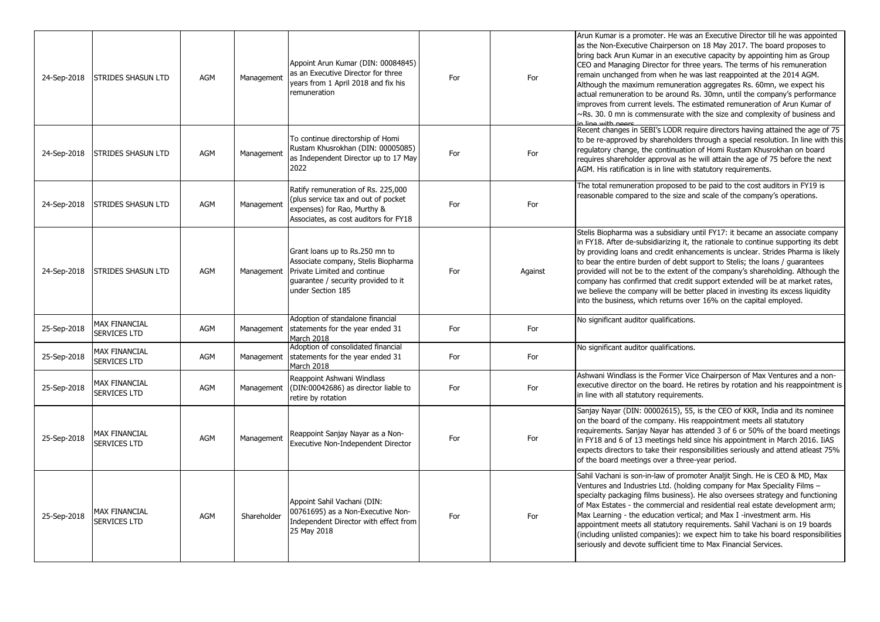| 24-Sep-2018 | STRIDES SHASUN LTD | AGM | Management | Appoint Arun Kumar (DIN: 00084845) as an Executive Director for three years from 1 April 2018 and fix his remuneration | For | For | Arun Kumar is a promoter. He was an Executive Director till he was appointed as the Non-Executive Chairperson on 18 May 2017. The board proposes to bring back Arun Kumar in an executive capacity by appointing him as Group CEO and Managing Director for three years. The terms of his remuneration remain unchanged from when he was last reappointed at the 2014 AGM. Although the maximum remuneration aggregates Rs. 60mn, we expect his actual remuneration to be around Rs. 30mn, until the company's performance improves from current levels. The estimated remuneration of Arun Kumar of ~Rs. 30. 0 mn is commensurate with the size and complexity of business and in line with peers. |
|---|---|---|---|---|---|---|---|
| 24-Sep-2018 | STRIDES SHASUN LTD | AGM | Management | To continue directorship of Homi Rustam Khusrokhan (DIN: 00005085) as Independent Director up to 17 May 2022 | For | For | Recent changes in SEBI's LODR require directors having attained the age of 75 to be re-approved by shareholders through a special resolution. In line with this regulatory change, the continuation of Homi Rustam Khusrokhan on board requires shareholder approval as he will attain the age of 75 before the next AGM. His ratification is in line with statutory requirements. |
| 24-Sep-2018 | STRIDES SHASUN LTD | AGM | Management | Ratify remuneration of Rs. 225,000 (plus service tax and out of pocket expenses) for Rao, Murthy & Associates, as cost auditors for FY18 | For | For | The total remuneration proposed to be paid to the cost auditors in FY19 is reasonable compared to the size and scale of the company's operations. |
| 24-Sep-2018 | STRIDES SHASUN LTD | AGM | Management | Grant loans up to Rs.250 mn to Associate company, Stelis Biopharma Private Limited and continue guarantee / security provided to it under Section 185 | For | Against | Stelis Biopharma was a subsidiary until FY17: it became an associate company in FY18. After de-subsidiarizing it, the rationale to continue supporting its debt by providing loans and credit enhancements is unclear. Strides Pharma is likely to bear the entire burden of debt support to Stelis; the loans / guarantees provided will not be to the extent of the company's shareholding. Although the company has confirmed that credit support extended will be at market rates, we believe the company will be better placed in investing its excess liquidity into the business, which returns over 16% on the capital employed. |
| 25-Sep-2018 | MAX FINANCIAL SERVICES LTD | AGM | Management | Adoption of standalone financial statements for the year ended 31 March 2018 | For | For | No significant auditor qualifications. |
| 25-Sep-2018 | MAX FINANCIAL SERVICES LTD | AGM | Management | Adoption of consolidated financial statements for the year ended 31 March 2018 | For | For | No significant auditor qualifications. |
| 25-Sep-2018 | MAX FINANCIAL SERVICES LTD | AGM | Management | Reappoint Ashwani Windlass (DIN:00042686) as director liable to retire by rotation | For | For | Ashwani Windlass is the Former Vice Chairperson of Max Ventures and a non-executive director on the board. He retires by rotation and his reappointment is in line with all statutory requirements. |
| 25-Sep-2018 | MAX FINANCIAL SERVICES LTD | AGM | Management | Reappoint Sanjay Nayar as a Non-Executive Non-Independent Director | For | For | Sanjay Nayar (DIN: 00002615), 55, is the CEO of KKR, India and its nominee on the board of the company. His reappointment meets all statutory requirements. Sanjay Nayar has attended 3 of 6 or 50% of the board meetings in FY18 and 6 of 13 meetings held since his appointment in March 2016. IiAS expects directors to take their responsibilities seriously and attend atleast 75% of the board meetings over a three-year period. |
| 25-Sep-2018 | MAX FINANCIAL SERVICES LTD | AGM | Shareholder | Appoint Sahil Vachani (DIN: 00761695) as a Non-Executive Non-Independent Director with effect from 25 May 2018 | For | For | Sahil Vachani is son-in-law of promoter Analjit Singh. He is CEO & MD, Max Ventures and Industries Ltd. (holding company for Max Speciality Films – specialty packaging films business). He also oversees strategy and functioning of Max Estates - the commercial and residential real estate development arm; Max Learning - the education vertical; and Max I -investment arm. His appointment meets all statutory requirements. Sahil Vachani is on 19 boards (including unlisted companies): we expect him to take his board responsibilities seriously and devote sufficient time to Max Financial Services. |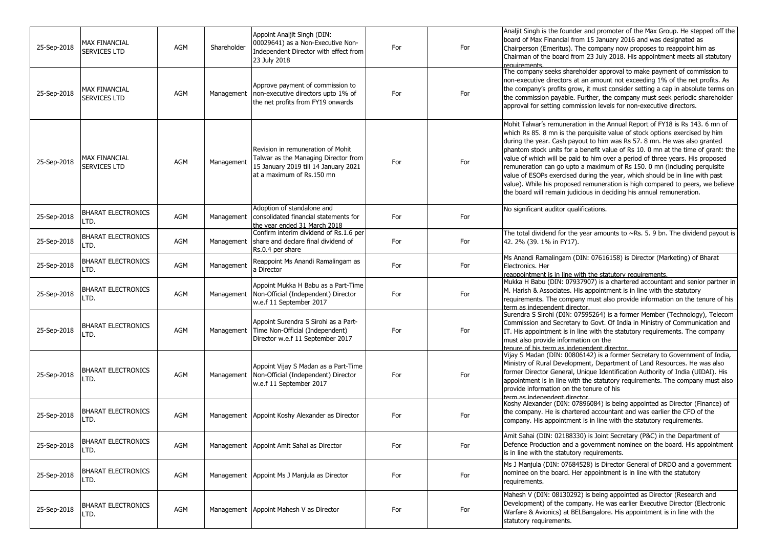| 25-Sep-2018 | MAX FINANCIAL SERVICES LTD | AGM | Shareholder | Appoint Analjit Singh (DIN: 00029641) as a Non-Executive Non-Independent Director with effect from 23 July 2018 | For | For | Analjit Singh is the founder and promoter of the Max Group. He stepped off the board of Max Financial from 15 January 2016 and was designated as Chairperson (Emeritus). The company now proposes to reappoint him as Chairman of the board from 23 July 2018. His appointment meets all statutory requirements. |
|---|---|---|---|---|---|---|---|
| 25-Sep-2018 | MAX FINANCIAL SERVICES LTD | AGM | Management | Approve payment of commission to non-executive directors upto 1% of the net profits from FY19 onwards | For | For | The company seeks shareholder approval to make payment of commission to non-executive directors at an amount not exceeding 1% of the net profits. As the company's profits grow, it must consider setting a cap in absolute terms on the commission payable. Further, the company must seek periodic shareholder approval for setting commission levels for non-executive directors. |
| 25-Sep-2018 | MAX FINANCIAL SERVICES LTD | AGM | Management | Revision in remuneration of Mohit Talwar as the Managing Director from 15 January 2019 till 14 January 2021 at a maximum of Rs.150 mn | For | For | Mohit Talwar's remuneration in the Annual Report of FY18 is Rs 143. 6 mn of which Rs 85. 8 mn is the perquisite value of stock options exercised by him during the year. Cash payout to him was Rs 57. 8 mn. He was also granted phantom stock units for a benefit value of Rs 10. 0 mn at the time of grant: the value of which will be paid to him over a period of three years. His proposed remuneration can go upto a maximum of Rs 150. 0 mn (including perquisite value of ESOPs exercised during the year, which should be in line with past value). While his proposed remuneration is high compared to peers, we believe the board will remain judicious in deciding his annual remuneration. |
| 25-Sep-2018 | BHARAT ELECTRONICS LTD. | AGM | Management | Adoption of standalone and consolidated financial statements for the year ended 31 March 2018 | For | For | No significant auditor qualifications. |
| 25-Sep-2018 | BHARAT ELECTRONICS LTD. | AGM | Management | Confirm interim dividend of Rs.1.6 per share and declare final dividend of Rs.0.4 per share | For | For | The total dividend for the year amounts to ~Rs. 5. 9 bn. The dividend payout is 42. 2% (39. 1% in FY17). |
| 25-Sep-2018 | BHARAT ELECTRONICS LTD. | AGM | Management | Reappoint Ms Anandi Ramalingam as a Director | For | For | Ms Anandi Ramalingam (DIN: 07616158) is Director (Marketing) of Bharat Electronics. Her reappointment is in line with the statutory requirements. |
| 25-Sep-2018 | BHARAT ELECTRONICS LTD. | AGM | Management | Appoint Mukka H Babu as a Part-Time Non-Official (Independent) Director w.e.f 11 September 2017 | For | For | Mukka H Babu (DIN: 07937907) is a chartered accountant and senior partner in M. Harish & Associates. His appointment is in line with the statutory requirements. The company must also provide information on the tenure of his term as independent director. |
| 25-Sep-2018 | BHARAT ELECTRONICS LTD. | AGM | Management | Appoint Surendra S Sirohi as a Part-Time Non-Official (Independent) Director w.e.f 11 September 2017 | For | For | Surendra S Sirohi (DIN: 07595264) is a former Member (Technology), Telecom Commission and Secretary to Govt. Of India in Ministry of Communication and IT. His appointment is in line with the statutory requirements. The company must also provide information on the tenure of his term as independent director. |
| 25-Sep-2018 | BHARAT ELECTRONICS LTD. | AGM | Management | Appoint Vijay S Madan as a Part-Time Non-Official (Independent) Director w.e.f 11 September 2017 | For | For | Vijay S Madan (DIN: 00806142) is a former Secretary to Government of India, Ministry of Rural Development, Department of Land Resources. He was also former Director General, Unique Identification Authority of India (UIDAI). His appointment is in line with the statutory requirements. The company must also provide information on the tenure of his term as independent director. |
| 25-Sep-2018 | BHARAT ELECTRONICS LTD. | AGM | Management | Appoint Koshy Alexander as Director | For | For | Koshy Alexander (DIN: 07896084) is being appointed as Director (Finance) of the company. He is chartered accountant and was earlier the CFO of the company. His appointment is in line with the statutory requirements. |
| 25-Sep-2018 | BHARAT ELECTRONICS LTD. | AGM | Management | Appoint Amit Sahai as Director | For | For | Amit Sahai (DIN: 02188330) is Joint Secretary (P&C) in the Department of Defence Production and a government nominee on the board. His appointment is in line with the statutory requirements. |
| 25-Sep-2018 | BHARAT ELECTRONICS LTD. | AGM | Management | Appoint Ms J Manjula as Director | For | For | Ms J Manjula (DIN: 07684528) is Director General of DRDO and a government nominee on the board. Her appointment is in line with the statutory requirements. |
| 25-Sep-2018 | BHARAT ELECTRONICS LTD. | AGM | Management | Appoint Mahesh V as Director | For | For | Mahesh V (DIN: 08130292) is being appointed as Director (Research and Development) of the company. He was earlier Executive Director (Electronic Warfare & Avionics) at BELBangalore. His appointment is in line with the statutory requirements. |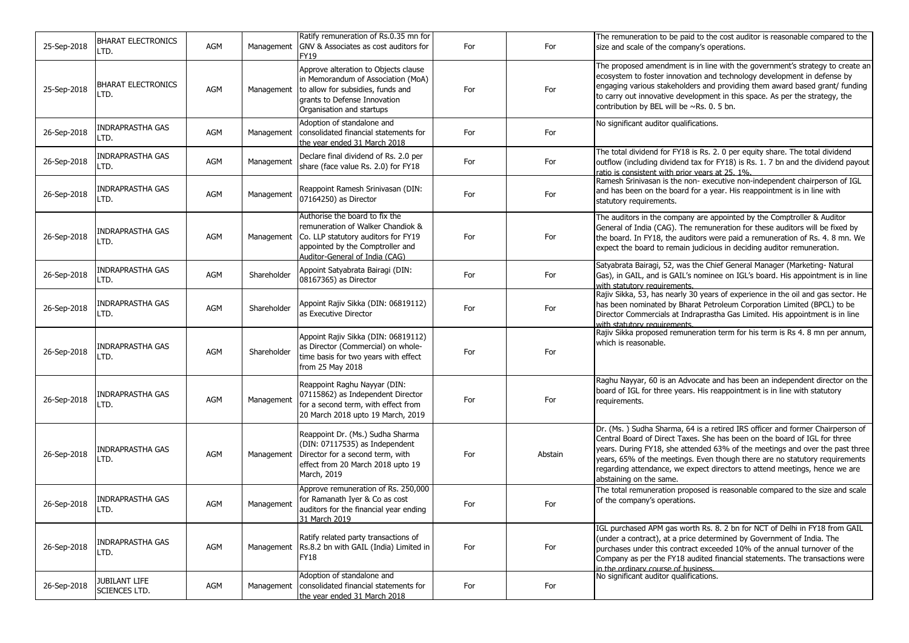| | | | | | | | |
|---|---|---|---|---|---|---|---|
| 25-Sep-2018 | BHARAT ELECTRONICS LTD. | AGM | Management | Ratify remuneration of Rs.0.35 mn for GNV & Associates as cost auditors for FY19 | For | For | The remuneration to be paid to the cost auditor is reasonable compared to the size and scale of the company's operations. |
| 25-Sep-2018 | BHARAT ELECTRONICS LTD. | AGM | Management | Approve alteration to Objects clause in Memorandum of Association (MoA) to allow for subsidies, funds and grants to Defense Innovation Organisation and startups | For | For | The proposed amendment is in line with the government's strategy to create an ecosystem to foster innovation and technology development in defense by engaging various stakeholders and providing them award based grant/ funding to carry out innovative development in this space. As per the strategy, the contribution by BEL will be ~Rs. 0. 5 bn. |
| 26-Sep-2018 | INDRAPRASTHA GAS LTD. | AGM | Management | Adoption of standalone and consolidated financial statements for the year ended 31 March 2018 | For | For | No significant auditor qualifications. |
| 26-Sep-2018 | INDRAPRASTHA GAS LTD. | AGM | Management | Declare final dividend of Rs. 2.0 per share (face value Rs. 2.0) for FY18 | For | For | The total dividend for FY18 is Rs. 2. 0 per equity share. The total dividend outflow (including dividend tax for FY18) is Rs. 1. 7 bn and the dividend payout ratio is consistent with prior years at 25. 1%. |
| 26-Sep-2018 | INDRAPRASTHA GAS LTD. | AGM | Management | Reappoint Ramesh Srinivasan (DIN: 07164250) as Director | For | For | Ramesh Srinivasan is the non- executive non-independent chairperson of IGL and has been on the board for a year. His reappointment is in line with statutory requirements. |
| 26-Sep-2018 | INDRAPRASTHA GAS LTD. | AGM | Management | Authorise the board to fix the remuneration of Walker Chandiok & Co. LLP statutory auditors for FY19 appointed by the Comptroller and Auditor-General of India (CAG) | For | For | The auditors in the company are appointed by the Comptroller & Auditor General of India (CAG). The remuneration for these auditors will be fixed by the board. In FY18, the auditors were paid a remuneration of Rs. 4. 8 mn. We expect the board to remain judicious in deciding auditor remuneration. |
| 26-Sep-2018 | INDRAPRASTHA GAS LTD. | AGM | Shareholder | Appoint Satyabrata Bairagi (DIN: 08167365) as Director | For | For | Satyabrata Bairagi, 52, was the Chief General Manager (Marketing- Natural Gas), in GAIL, and is GAIL's nominee on IGL's board. His appointment is in line with statutory requirements. |
| 26-Sep-2018 | INDRAPRASTHA GAS LTD. | AGM | Shareholder | Appoint Rajiv Sikka (DIN: 06819112) as Executive Director | For | For | Rajiv Sikka, 53, has nearly 30 years of experience in the oil and gas sector. He has been nominated by Bharat Petroleum Corporation Limited (BPCL) to be Director Commercials at Indraprastha Gas Limited. His appointment is in line with statutory requirements. |
| 26-Sep-2018 | INDRAPRASTHA GAS LTD. | AGM | Shareholder | Appoint Rajiv Sikka (DIN: 06819112) as Director (Commercial) on whole-time basis for two years with effect from 25 May 2018 | For | For | Rajiv Sikka proposed remuneration term for his term is Rs 4. 8 mn per annum, which is reasonable. |
| 26-Sep-2018 | INDRAPRASTHA GAS LTD. | AGM | Management | Reappoint Raghu Nayyar (DIN: 07115862) as Independent Director for a second term, with effect from 20 March 2018 upto 19 March, 2019 | For | For | Raghu Nayyar, 60 is an Advocate and has been an independent director on the board of IGL for three years. His reappointment is in line with statutory requirements. |
| 26-Sep-2018 | INDRAPRASTHA GAS LTD. | AGM | Management | Reappoint Dr. (Ms.) Sudha Sharma (DIN: 07117535) as Independent Director for a second term, with effect from 20 March 2018 upto 19 March, 2019 | For | Abstain | Dr. (Ms. ) Sudha Sharma, 64 is a retired IRS officer and former Chairperson of Central Board of Direct Taxes. She has been on the board of IGL for three years. During FY18, she attended 63% of the meetings and over the past three years, 65% of the meetings. Even though there are no statutory requirements regarding attendance, we expect directors to attend meetings, hence we are abstaining on the same. |
| 26-Sep-2018 | INDRAPRASTHA GAS LTD. | AGM | Management | Approve remuneration of Rs. 250,000 for Ramanath Iyer & Co as cost auditors for the financial year ending 31 March 2019 | For | For | The total remuneration proposed is reasonable compared to the size and scale of the company's operations. |
| 26-Sep-2018 | INDRAPRASTHA GAS LTD. | AGM | Management | Ratify related party transactions of Rs.8.2 bn with GAIL (India) Limited in FY18 | For | For | IGL purchased APM gas worth Rs. 8. 2 bn for NCT of Delhi in FY18 from GAIL (under a contract), at a price determined by Government of India. The purchases under this contract exceeded 10% of the annual turnover of the Company as per the FY18 audited financial statements. The transactions were in the ordinary course of business. |
| 26-Sep-2018 | JUBILANT LIFE SCIENCES LTD. | AGM | Management | Adoption of standalone and consolidated financial statements for the year ended 31 March 2018 | For | For | No significant auditor qualifications. |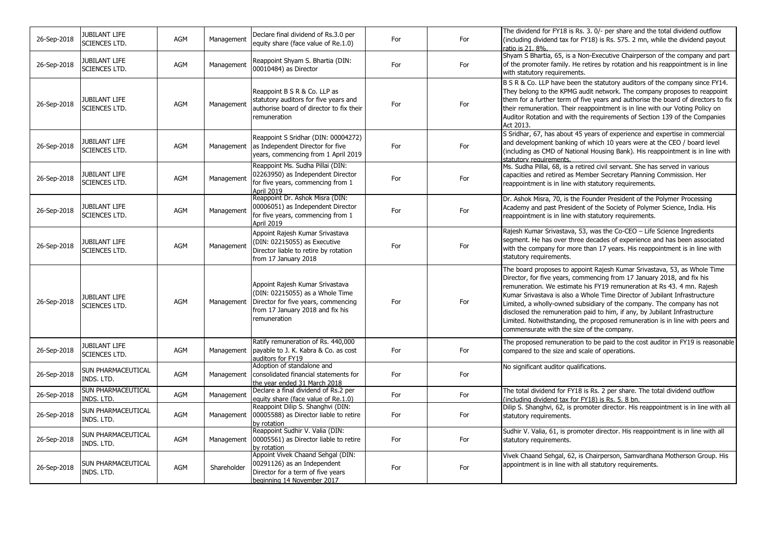| 26-Sep-2018 | JUBILANT LIFE SCIENCES LTD. | AGM | Management | Declare final dividend of Rs.3.0 per equity share (face value of Re.1.0) | For | For | The dividend for FY18 is Rs. 3. 0/- per share and the total dividend outflow (including dividend tax for FY18) is Rs. 575. 2 mn, while the dividend payout ratio is 21. 8%. |
|---|---|---|---|---|---|---|---|
| 26-Sep-2018 | JUBILANT LIFE SCIENCES LTD. | AGM | Management | Reappoint Shyam S. Bhartia (DIN: 00010484) as Director | For | For | Shyam S Bhartia, 65, is a Non-Executive Chairperson of the company and part of the promoter family. He retires by rotation and his reappointment is in line with statutory requirements. |
| 26-Sep-2018 | JUBILANT LIFE SCIENCES LTD. | AGM | Management | Reappoint B S R & Co. LLP as statutory auditors for five years and authorise board of director to fix their remuneration | For | For | B S R & Co. LLP have been the statutory auditors of the company since FY14. They belong to the KPMG audit network. The company proposes to reappoint them for a further term of five years and authorise the board of directors to fix their remuneration. Their reappointment is in line with our Voting Policy on Auditor Rotation and with the requirements of Section 139 of the Companies Act 2013. |
| 26-Sep-2018 | JUBILANT LIFE SCIENCES LTD. | AGM | Management | Reappoint S Sridhar (DIN: 00004272) as Independent Director for five years, commencing from 1 April 2019 | For | For | S Sridhar, 67, has about 45 years of experience and expertise in commercial and development banking of which 10 years were at the CEO / board level (including as CMD of National Housing Bank). His reappointment is in line with statutory requirements. |
| 26-Sep-2018 | JUBILANT LIFE SCIENCES LTD. | AGM | Management | Reappoint Ms. Sudha Pillai (DIN: 02263950) as Independent Director for five years, commencing from 1 April 2019 | For | For | Ms. Sudha Pillai, 68, is a retired civil servant. She has served in various capacities and retired as Member Secretary Planning Commission. Her reappointment is in line with statutory requirements. |
| 26-Sep-2018 | JUBILANT LIFE SCIENCES LTD. | AGM | Management | Reappoint Dr. Ashok Misra (DIN: 00006051) as Independent Director for five years, commencing from 1 April 2019 | For | For | Dr. Ashok Misra, 70, is the Founder President of the Polymer Processing Academy and past President of the Society of Polymer Science, India. His reappointment is in line with statutory requirements. |
| 26-Sep-2018 | JUBILANT LIFE SCIENCES LTD. | AGM | Management | Appoint Rajesh Kumar Srivastava (DIN: 02215055) as Executive Director liable to retire by rotation from 17 January 2018 | For | For | Rajesh Kumar Srivastava, 53, was the Co-CEO – Life Science Ingredients segment. He has over three decades of experience and has been associated with the company for more than 17 years. His reappointment is in line with statutory requirements. |
| 26-Sep-2018 | JUBILANT LIFE SCIENCES LTD. | AGM | Management | Appoint Rajesh Kumar Srivastava (DIN: 02215055) as a Whole Time Director for five years, commencing from 17 January 2018 and fix his remuneration | For | For | The board proposes to appoint Rajesh Kumar Srivastava, 53, as Whole Time Director, for five years, commencing from 17 January 2018, and fix his remuneration. We estimate his FY19 remuneration at Rs 43. 4 mn. Rajesh Kumar Srivastava is also a Whole Time Director of Jubilant Infrastructure Limited, a wholly-owned subsidiary of the company. The company has not disclosed the remuneration paid to him, if any, by Jubilant Infrastructure Limited. Notwithstanding, the proposed remuneration is in line with peers and commensurate with the size of the company. |
| 26-Sep-2018 | JUBILANT LIFE SCIENCES LTD. | AGM | Management | Ratify remuneration of Rs. 440,000 payable to J. K. Kabra & Co. as cost auditors for FY19 | For | For | The proposed remuneration to be paid to the cost auditor in FY19 is reasonable compared to the size and scale of operations. |
| 26-Sep-2018 | SUN PHARMACEUTICAL INDS. LTD. | AGM | Management | Adoption of standalone and consolidated financial statements for the year ended 31 March 2018 | For | For | No significant auditor qualifications. |
| 26-Sep-2018 | SUN PHARMACEUTICAL INDS. LTD. | AGM | Management | Declare a final dividend of Rs.2 per equity share (face value of Re.1.0) | For | For | The total dividend for FY18 is Rs. 2 per share. The total dividend outflow (including dividend tax for FY18) is Rs. 5. 8 bn. |
| 26-Sep-2018 | SUN PHARMACEUTICAL INDS. LTD. | AGM | Management | Reappoint Dilip S. Shanghvi (DIN: 00005588) as Director liable to retire by rotation | For | For | Dilip S. Shanghvi, 62, is promoter director. His reappointment is in line with all statutory requirements. |
| 26-Sep-2018 | SUN PHARMACEUTICAL INDS. LTD. | AGM | Management | Reappoint Sudhir V. Valia (DIN: 00005561) as Director liable to retire by rotation | For | For | Sudhir V. Valia, 61, is promoter director. His reappointment is in line with all statutory requirements. |
| 26-Sep-2018 | SUN PHARMACEUTICAL INDS. LTD. | AGM | Shareholder | Appoint Vivek Chaand Sehgal (DIN: 00291126) as an Independent Director for a term of five years beginning 14 November 2017 | For | For | Vivek Chaand Sehgal, 62, is Chairperson, Samvardhana Motherson Group. His appointment is in line with all statutory requirements. |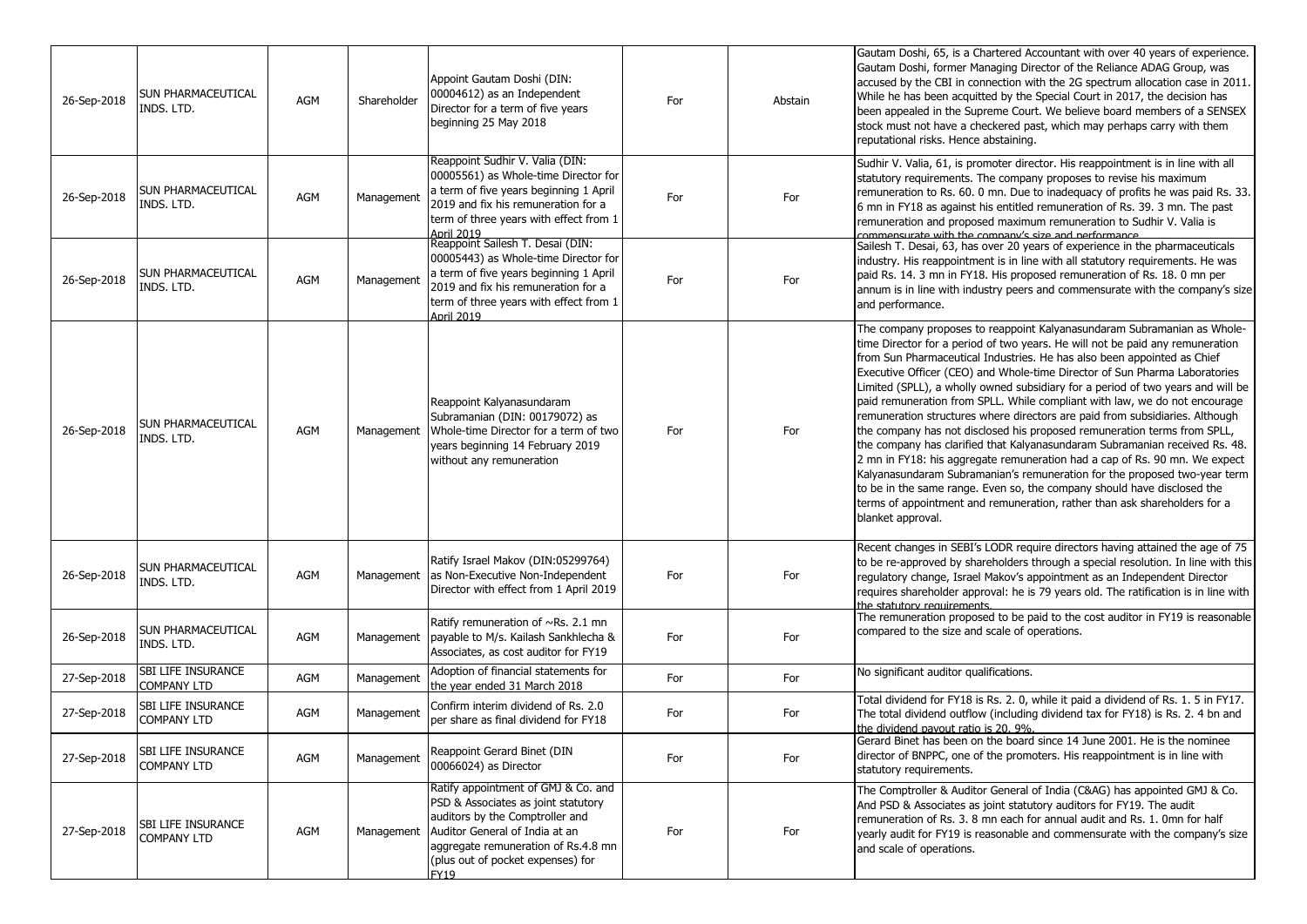| 26-Sep-2018 | SUN PHARMACEUTICAL INDS. LTD. | AGM | Shareholder | Appoint Gautam Doshi (DIN: 00004612) as an Independent Director for a term of five years beginning 25 May 2018 | For | Abstain | Gautam Doshi, 65, is a Chartered Accountant with over 40 years of experience. Gautam Doshi, former Managing Director of the Reliance ADAG Group, was accused by the CBI in connection with the 2G spectrum allocation case in 2011. While he has been acquitted by the Special Court in 2017, the decision has been appealed in the Supreme Court. We believe board members of a SENSEX stock must not have a checkered past, which may perhaps carry with them reputational risks. Hence abstaining. |
|---|---|---|---|---|---|---|---|
| 26-Sep-2018 | SUN PHARMACEUTICAL INDS. LTD. | AGM | Management | Reappoint Sudhir V. Valia (DIN: 00005561) as Whole-time Director for a term of five years beginning 1 April 2019 and fix his remuneration for a term of three years with effect from 1 April 2019 | For | For | Sudhir V. Valia, 61, is promoter director. His reappointment is in line with all statutory requirements. The company proposes to revise his maximum remuneration to Rs. 60. 0 mn. Due to inadequacy of profits he was paid Rs. 33. 6 mn in FY18 as against his entitled remuneration of Rs. 39. 3 mn. The past remuneration and proposed maximum remuneration to Sudhir V. Valia is commensurate with the company's size and performance. |
| 26-Sep-2018 | SUN PHARMACEUTICAL INDS. LTD. | AGM | Management | Reappoint Sailesh T. Desai (DIN: 00005443) as Whole-time Director for a term of five years beginning 1 April 2019 and fix his remuneration for a term of three years with effect from 1 April 2019 | For | For | Sailesh T. Desai, 63, has over 20 years of experience in the pharmaceuticals industry. His reappointment is in line with all statutory requirements. He was paid Rs. 14. 3 mn in FY18. His proposed remuneration of Rs. 18. 0 mn per annum is in line with industry peers and commensurate with the company's size and performance. |
| 26-Sep-2018 | SUN PHARMACEUTICAL INDS. LTD. | AGM | Management | Reappoint Kalyanasundaram Subramanian (DIN: 00179072) as Whole-time Director for a term of two years beginning 14 February 2019 without any remuneration | For | For | The company proposes to reappoint Kalyanasundaram Subramanian as Whole-time Director for a period of two years. He will not be paid any remuneration from Sun Pharmaceutical Industries. He has also been appointed as Chief Executive Officer (CEO) and Whole-time Director of Sun Pharma Laboratories Limited (SPLL), a wholly owned subsidiary for a period of two years and will be paid remuneration from SPLL. While compliant with law, we do not encourage remuneration structures where directors are paid from subsidiaries. Although the company has not disclosed his proposed remuneration terms from SPLL, the company has clarified that Kalyanasundaram Subramanian received Rs. 48. 2 mn in FY18: his aggregate remuneration had a cap of Rs. 90 mn. We expect Kalyanasundaram Subramanian's remuneration for the proposed two-year term to be in the same range. Even so, the company should have disclosed the terms of appointment and remuneration, rather than ask shareholders for a blanket approval. |
| 26-Sep-2018 | SUN PHARMACEUTICAL INDS. LTD. | AGM | Management | Ratify Israel Makov (DIN:05299764) as Non-Executive Non-Independent Director with effect from 1 April 2019 | For | For | Recent changes in SEBI's LODR require directors having attained the age of 75 to be re-approved by shareholders through a special resolution. In line with this regulatory change, Israel Makov's appointment as an Independent Director requires shareholder approval: he is 79 years old. The ratification is in line with the statutory requirements. |
| 26-Sep-2018 | SUN PHARMACEUTICAL INDS. LTD. | AGM | Management | Ratify remuneration of ~Rs. 2.1 mn payable to M/s. Kailash Sankhlecha & Associates, as cost auditor for FY19 | For | For | The remuneration proposed to be paid to the cost auditor in FY19 is reasonable compared to the size and scale of operations. |
| 27-Sep-2018 | SBI LIFE INSURANCE COMPANY LTD | AGM | Management | Adoption of financial statements for the year ended 31 March 2018 | For | For | No significant auditor qualifications. |
| 27-Sep-2018 | SBI LIFE INSURANCE COMPANY LTD | AGM | Management | Confirm interim dividend of Rs. 2.0 per share as final dividend for FY18 | For | For | Total dividend for FY18 is Rs. 2. 0, while it paid a dividend of Rs. 1. 5 in FY17. The total dividend outflow (including dividend tax for FY18) is Rs. 2. 4 bn and the dividend payout ratio is 20. 9%. |
| 27-Sep-2018 | SBI LIFE INSURANCE COMPANY LTD | AGM | Management | Reappoint Gerard Binet (DIN 00066024) as Director | For | For | Gerard Binet has been on the board since 14 June 2001. He is the nominee director of BNPPC, one of the promoters. His reappointment is in line with statutory requirements. |
| 27-Sep-2018 | SBI LIFE INSURANCE COMPANY LTD | AGM | Management | Ratify appointment of GMJ & Co. and PSD & Associates as joint statutory auditors by the Comptroller and Auditor General of India at an aggregate remuneration of Rs.4.8 mn (plus out of pocket expenses) for FY19 | For | For | The Comptroller & Auditor General of India (C&AG) has appointed GMJ & Co. And PSD & Associates as joint statutory auditors for FY19. The audit remuneration of Rs. 3. 8 mn each for annual audit and Rs. 1. 0mn for half yearly audit for FY19 is reasonable and commensurate with the company's size and scale of operations. |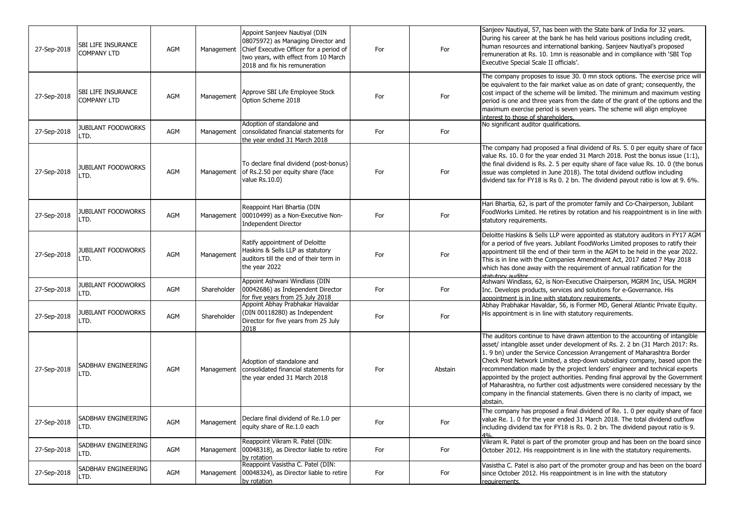| 27-Sep-2018 | SBI LIFE INSURANCE COMPANY LTD | AGM | Management | Appoint Sanjeev Nautiyal (DIN 08075972) as Managing Director and Chief Executive Officer for a period of two years, with effect from 10 March 2018 and fix his remuneration | For | For | Sanjeev Nautiyal, 57, has been with the State bank of India for 32 years. During his career at the bank he has held various positions including credit, human resources and international banking. Sanjeev Nautiyal's proposed remuneration at Rs. 10. 1mn is reasonable and in compliance with 'SBI Top Executive Special Scale II officials'. |
|---|---|---|---|---|---|---|---|
| 27-Sep-2018 | SBI LIFE INSURANCE COMPANY LTD | AGM | Management | Approve SBI Life Employee Stock Option Scheme 2018 | For | For | The company proposes to issue 30. 0 mn stock options. The exercise price will be equivalent to the fair market value as on date of grant; consequently, the cost impact of the scheme will be limited. The minimum and maximum vesting period is one and three years from the date of the grant of the options and the maximum exercise period is seven years. The scheme will align employee interest to those of shareholders. |
| 27-Sep-2018 | JUBILANT FOODWORKS LTD. | AGM | Management | Adoption of standalone and consolidated financial statements for the year ended 31 March 2018 | For | For | No significant auditor qualifications. |
| 27-Sep-2018 | JUBILANT FOODWORKS LTD. | AGM | Management | To declare final dividend (post-bonus) of Rs.2.50 per equity share (face value Rs.10.0) | For | For | The company had proposed a final dividend of Rs. 5. 0 per equity share of face value Rs. 10. 0 for the year ended 31 March 2018. Post the bonus issue (1:1), the final dividend is Rs. 2. 5 per equity share of face value Rs. 10. 0 (the bonus issue was completed in June 2018). The total dividend outflow including dividend tax for FY18 is Rs 0. 2 bn. The dividend payout ratio is low at 9. 6%. |
| 27-Sep-2018 | JUBILANT FOODWORKS LTD. | AGM | Management | Reappoint Hari Bhartia (DIN 00010499) as a Non-Executive Non-Independent Director | For | For | Hari Bhartia, 62, is part of the promoter family and Co-Chairperson, Jubilant FoodWorks Limited. He retires by rotation and his reappointment is in line with statutory requirements. |
| 27-Sep-2018 | JUBILANT FOODWORKS LTD. | AGM | Management | Ratify appointment of Deloitte Haskins & Sells LLP as statutory auditors till the end of their term in the year 2022 | For | For | Deloitte Haskins & Sells LLP were appointed as statutory auditors in FY17 AGM for a period of five years. Jubilant FoodWorks Limited proposes to ratify their appointment till the end of their term in the AGM to be held in the year 2022. This is in line with the Companies Amendment Act, 2017 dated 7 May 2018 which has done away with the requirement of annual ratification for the statutory auditor |
| 27-Sep-2018 | JUBILANT FOODWORKS LTD. | AGM | Shareholder | Appoint Ashwani Windlass (DIN 00042686) as Independent Director for five years from 25 July 2018 | For | For | Ashwani Windlass, 62, is Non-Executive Chairperson, MGRM Inc, USA. MGRM Inc. Develops products, services and solutions for e-Governance. His appointment is in line with statutory requirements. |
| 27-Sep-2018 | JUBILANT FOODWORKS LTD. | AGM | Shareholder | Appoint Abhay Prabhakar Havaldar (DIN 00118280) as Independent Director for five years from 25 July 2018 | For | For | Abhay Prabhakar Havaldar, 56, is Former MD, General Atlantic Private Equity. His appointment is in line with statutory requirements. |
| 27-Sep-2018 | SADBHAV ENGINEERING LTD. | AGM | Management | Adoption of standalone and consolidated financial statements for the year ended 31 March 2018 | For | Abstain | The auditors continue to have drawn attention to the accounting of intangible asset/ intangible asset under development of Rs. 2. 2 bn (31 March 2017: Rs. 1. 9 bn) under the Service Concession Arrangement of Maharashtra Border Check Post Network Limited, a step-down subsidiary company, based upon the recommendation made by the project lenders' engineer and technical experts appointed by the project authorities. Pending final approval by the Government of Maharashtra, no further cost adjustments were considered necessary by the company in the financial statements. Given there is no clarity of impact, we abstain. |
| 27-Sep-2018 | SADBHAV ENGINEERING LTD. | AGM | Management | Declare final dividend of Re.1.0 per equity share of Re.1.0 each | For | For | The company has proposed a final dividend of Re. 1. 0 per equity share of face value Re. 1. 0 for the year ended 31 March 2018. The total dividend outflow including dividend tax for FY18 is Rs. 0. 2 bn. The dividend payout ratio is 9. 4%. |
| 27-Sep-2018 | SADBHAV ENGINEERING LTD. | AGM | Management | Reappoint Vikram R. Patel (DIN: 00048318), as Director liable to retire by rotation | For | For | Vikram R. Patel is part of the promoter group and has been on the board since October 2012. His reappointment is in line with the statutory requirements. |
| 27-Sep-2018 | SADBHAV ENGINEERING LTD. | AGM | Management | Reappoint Vasistha C. Patel (DIN: 00048324), as Director liable to retire by rotation | For | For | Vasistha C. Patel is also part of the promoter group and has been on the board since October 2012. His reappointment is in line with the statutory requirements. |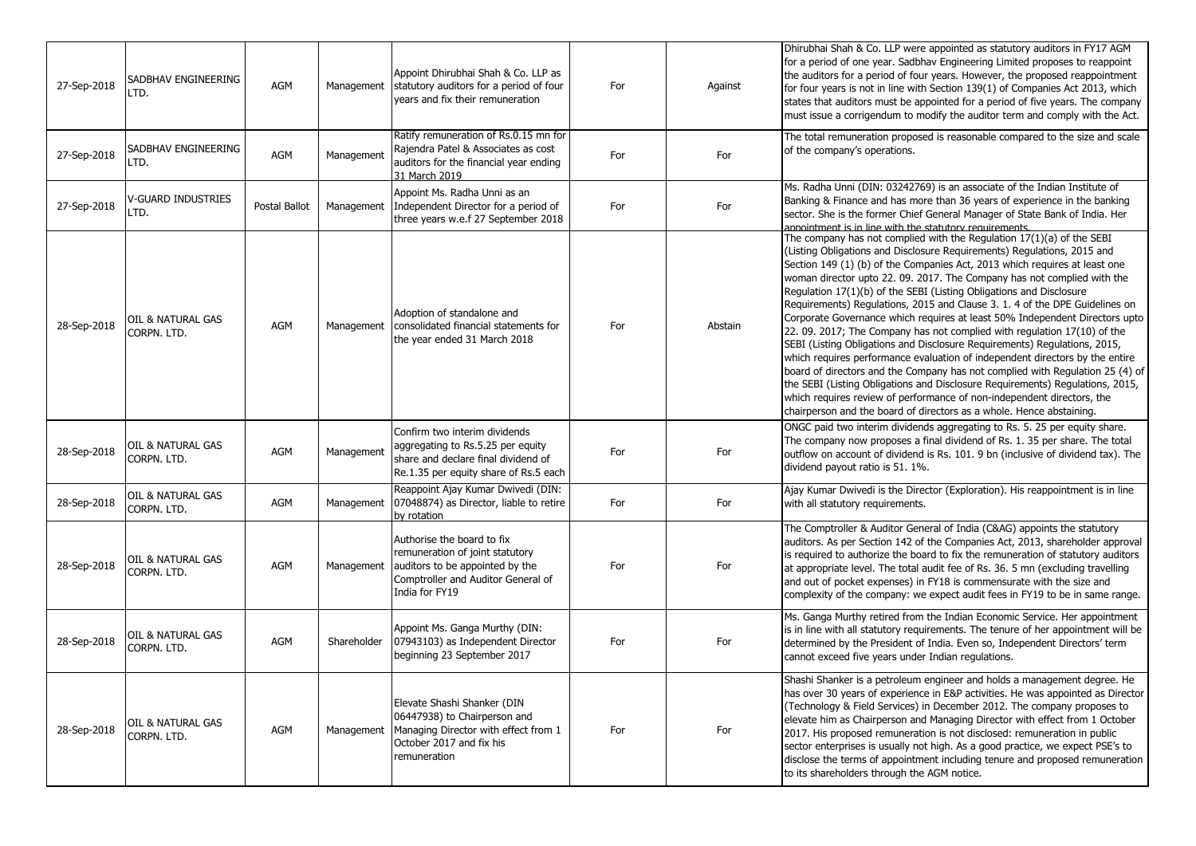| | | | | | | | |
|---|---|---|---|---|---|---|---|
| 27-Sep-2018 | SADBHAV ENGINEERING LTD. | AGM | Management | Appoint Dhirubhai Shah & Co. LLP as statutory auditors for a period of four years and fix their remuneration | For | Against | Dhirubhai Shah & Co. LLP were appointed as statutory auditors in FY17 AGM for a period of one year. Sadbhav Engineering Limited proposes to reappoint the auditors for a period of four years. However, the proposed reappointment for four years is not in line with Section 139(1) of Companies Act 2013, which states that auditors must be appointed for a period of five years. The company must issue a corrigendum to modify the auditor term and comply with the Act. |
| 27-Sep-2018 | SADBHAV ENGINEERING LTD. | AGM | Management | Ratify remuneration of Rs.0.15 mn for Rajendra Patel & Associates as cost auditors for the financial year ending 31 March 2019 | For | For | The total remuneration proposed is reasonable compared to the size and scale of the company's operations. |
| 27-Sep-2018 | V-GUARD INDUSTRIES LTD. | Postal Ballot | Management | Appoint Ms. Radha Unni as an Independent Director for a period of three years w.e.f 27 September 2018 | For | For | Ms. Radha Unni (DIN: 03242769) is an associate of the Indian Institute of Banking & Finance and has more than 36 years of experience in the banking sector. She is the former Chief General Manager of State Bank of India. Her appointment is in line with the statutory requirements. |
| 28-Sep-2018 | OIL & NATURAL GAS CORPN. LTD. | AGM | Management | Adoption of standalone and consolidated financial statements for the year ended 31 March 2018 | For | Abstain | The company has not complied with the Regulation 17(1)(a) of the SEBI (Listing Obligations and Disclosure Requirements) Regulations, 2015 and Section 149 (1) (b) of the Companies Act, 2013 which requires at least one woman director upto 22. 09. 2017. The Company has not complied with the Regulation 17(1)(b) of the SEBI (Listing Obligations and Disclosure Requirements) Regulations, 2015 and Clause 3. 1. 4 of the DPE Guidelines on Corporate Governance which requires at least 50% Independent Directors upto 22. 09. 2017; The Company has not complied with regulation 17(10) of the SEBI (Listing Obligations and Disclosure Requirements) Regulations, 2015, which requires performance evaluation of independent directors by the entire board of directors and the Company has not complied with Regulation 25 (4) of the SEBI (Listing Obligations and Disclosure Requirements) Regulations, 2015, which requires review of performance of non-independent directors, the chairperson and the board of directors as a whole. Hence abstaining. |
| 28-Sep-2018 | OIL & NATURAL GAS CORPN. LTD. | AGM | Management | Confirm two interim dividends aggregating to Rs.5.25 per equity share and declare final dividend of Re.1.35 per equity share of Rs.5 each | For | For | ONGC paid two interim dividends aggregating to Rs. 5. 25 per equity share. The company now proposes a final dividend of Rs. 1. 35 per share. The total outflow on account of dividend is Rs. 101. 9 bn (inclusive of dividend tax). The dividend payout ratio is 51. 1%. |
| 28-Sep-2018 | OIL & NATURAL GAS CORPN. LTD. | AGM | Management | Reappoint Ajay Kumar Dwivedi (DIN: 07048874) as Director, liable to retire by rotation | For | For | Ajay Kumar Dwivedi is the Director (Exploration). His reappointment is in line with all statutory requirements. |
| 28-Sep-2018 | OIL & NATURAL GAS CORPN. LTD. | AGM | Management | Authorise the board to fix remuneration of joint statutory auditors to be appointed by the Comptroller and Auditor General of India for FY19 | For | For | The Comptroller & Auditor General of India (C&AG) appoints the statutory auditors. As per Section 142 of the Companies Act, 2013, shareholder approval is required to authorize the board to fix the remuneration of statutory auditors at appropriate level. The total audit fee of Rs. 36. 5 mn (excluding travelling and out of pocket expenses) in FY18 is commensurate with the size and complexity of the company: we expect audit fees in FY19 to be in same range. |
| 28-Sep-2018 | OIL & NATURAL GAS CORPN. LTD. | AGM | Shareholder | Appoint Ms. Ganga Murthy (DIN: 07943103) as Independent Director beginning 23 September 2017 | For | For | Ms. Ganga Murthy retired from the Indian Economic Service. Her appointment is in line with all statutory requirements. The tenure of her appointment will be determined by the President of India. Even so, Independent Directors' term cannot exceed five years under Indian regulations. |
| 28-Sep-2018 | OIL & NATURAL GAS CORPN. LTD. | AGM | Management | Elevate Shashi Shanker (DIN 06447938) to Chairperson and Managing Director with effect from 1 October 2017 and fix his remuneration | For | For | Shashi Shanker is a petroleum engineer and holds a management degree. He has over 30 years of experience in E&P activities. He was appointed as Director (Technology & Field Services) in December 2012. The company proposes to elevate him as Chairperson and Managing Director with effect from 1 October 2017. His proposed remuneration is not disclosed: remuneration in public sector enterprises is usually not high. As a good practice, we expect PSE's to disclose the terms of appointment including tenure and proposed remuneration to its shareholders through the AGM notice. |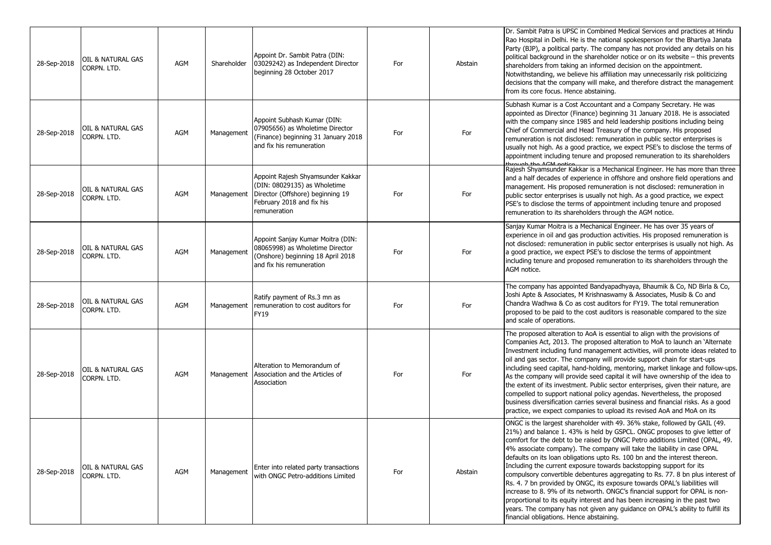| 28-Sep-2018 | OIL & NATURAL GAS CORPN. LTD. | AGM | Shareholder | Appoint Dr. Sambit Patra (DIN: 03029242) as Independent Director beginning 28 October 2017 | For | Abstain | Dr. Sambit Patra is UPSC in Combined Medical Services and practices at Hindu Rao Hospital in Delhi. He is the national spokesperson for the Bhartiya Janata Party (BJP), a political party. The company has not provided any details on his political background in the shareholder notice or on its website – this prevents shareholders from taking an informed decision on the appointment. Notwithstanding, we believe his affiliation may unnecessarily risk politicizing decisions that the company will make, and therefore distract the management from its core focus. Hence abstaining. |
|---|---|---|---|---|---|---|---|
| 28-Sep-2018 | OIL & NATURAL GAS CORPN. LTD. | AGM | Management | Appoint Subhash Kumar (DIN: 07905656) as Wholetime Director (Finance) beginning 31 January 2018 and fix his remuneration | For | For | Subhash Kumar is a Cost Accountant and a Company Secretary. He was appointed as Director (Finance) beginning 31 January 2018. He is associated with the company since 1985 and held leadership positions including being Chief of Commercial and Head Treasury of the company. His proposed remuneration is not disclosed: remuneration in public sector enterprises is usually not high. As a good practice, we expect PSE's to disclose the terms of appointment including tenure and proposed remuneration to its shareholders through the AGM notice. |
| 28-Sep-2018 | OIL & NATURAL GAS CORPN. LTD. | AGM | Management | Appoint Rajesh Shyamsunder Kakkar (DIN: 08029135) as Wholetime Director (Offshore) beginning 19 February 2018 and fix his remuneration | For | For | Rajesh Shyamsunder Kakkar is a Mechanical Engineer. He has more than three and a half decades of experience in offshore and onshore field operations and management. His proposed remuneration is not disclosed: remuneration in public sector enterprises is usually not high. As a good practice, we expect PSE's to disclose the terms of appointment including tenure and proposed remuneration to its shareholders through the AGM notice. |
| 28-Sep-2018 | OIL & NATURAL GAS CORPN. LTD. | AGM | Management | Appoint Sanjay Kumar Moitra (DIN: 08065998) as Wholetime Director (Onshore) beginning 18 April 2018 and fix his remuneration | For | For | Sanjay Kumar Moitra is a Mechanical Engineer. He has over 35 years of experience in oil and gas production activities. His proposed remuneration is not disclosed: remuneration in public sector enterprises is usually not high. As a good practice, we expect PSE's to disclose the terms of appointment including tenure and proposed remuneration to its shareholders through the AGM notice. |
| 28-Sep-2018 | OIL & NATURAL GAS CORPN. LTD. | AGM | Management | Ratify payment of Rs.3 mn as remuneration to cost auditors for FY19 | For | For | The company has appointed Bandyapadhyaya, Bhaumik & Co, ND Birla & Co, Joshi Apte & Associates, M Krishnaswamy & Associates, Musib & Co and Chandra Wadhwa & Co as cost auditors for FY19. The total remuneration proposed to be paid to the cost auditors is reasonable compared to the size and scale of operations. |
| 28-Sep-2018 | OIL & NATURAL GAS CORPN. LTD. | AGM | Management | Alteration to Memorandum of Association and the Articles of Association | For | For | The proposed alteration to AoA is essential to align with the provisions of Companies Act, 2013. The proposed alteration to MoA to launch an 'Alternate Investment including fund management activities, will promote ideas related to oil and gas sector. The company will provide support chain for start-ups including seed capital, hand-holding, mentoring, market linkage and follow-ups. As the company will provide seed capital it will have ownership of the idea to the extent of its investment. Public sector enterprises, given their nature, are compelled to support national policy agendas. Nevertheless, the proposed business diversification carries several business and financial risks. As a good practice, we expect companies to upload its revised AoA and MoA on its website. |
| 28-Sep-2018 | OIL & NATURAL GAS CORPN. LTD. | AGM | Management | Enter into related party transactions with ONGC Petro-additions Limited | For | Abstain | ONGC is the largest shareholder with 49. 36% stake, followed by GAIL (49. 21%) and balance 1. 43% is held by GSPCL. ONGC proposes to give letter of comfort for the debt to be raised by ONGC Petro additions Limited (OPAL, 49. 4% associate company). The company will take the liability in case OPAL defaults on its loan obligations upto Rs. 100 bn and the interest thereon. Including the current exposure towards backstopping support for its compulsory convertible debentures aggregating to Rs. 77. 8 bn plus interest of Rs. 4. 7 bn provided by ONGC, its exposure towards OPAL's liabilities will increase to 8. 9% of its networth. ONGC's financial support for OPAL is non-proportional to its equity interest and has been increasing in the past two years. The company has not given any guidance on OPAL's ability to fulfill its financial obligations. Hence abstaining. |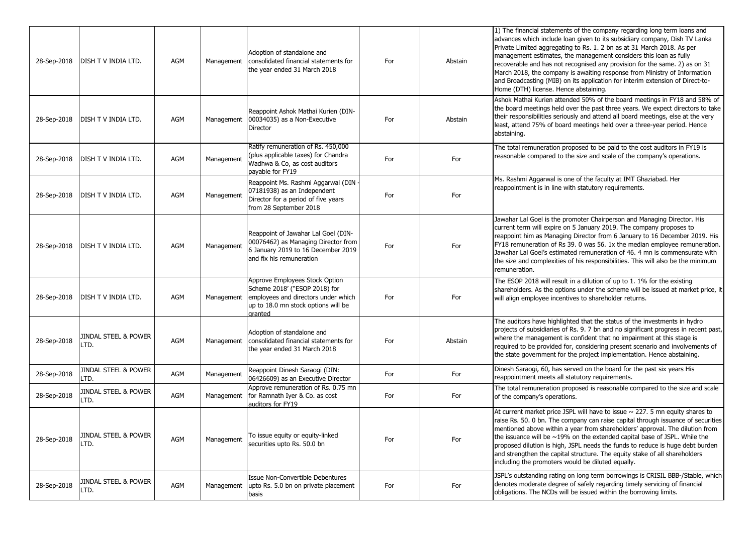| 28-Sep-2018 | DISH T V INDIA LTD. | AGM | Management | Adoption of standalone and consolidated financial statements for the year ended 31 March 2018 | For | Abstain | 1) The financial statements of the company regarding long term loans and advances which include loan given to its subsidiary company, Dish TV Lanka Private Limited aggregating to Rs. 1. 2 bn as at 31 March 2018. As per management estimates, the management considers this loan as fully recoverable and has not recognised any provision for the same. 2) as on 31 March 2018, the company is awaiting response from Ministry of Information and Broadcasting (MIB) on its application for interim extension of Direct-to-Home (DTH) license. Hence abstaining. |
|---|---|---|---|---|---|---|---|
| 28-Sep-2018 | DISH T V INDIA LTD. | AGM | Management | Reappoint Ashok Mathai Kurien (DIN-00034035) as a Non-Executive Director | For | Abstain | Ashok Mathai Kurien attended 50% of the board meetings in FY18 and 58% of the board meetings held over the past three years. We expect directors to take their responsibilities seriously and attend all board meetings, else at the very least, attend 75% of board meetings held over a three-year period. Hence abstaining. |
| 28-Sep-2018 | DISH T V INDIA LTD. | AGM | Management | Ratify remuneration of Rs. 450,000 (plus applicable taxes) for Chandra Wadhwa & Co, as cost auditors payable for FY19 | For | For | The total remuneration proposed to be paid to the cost auditors in FY19 is reasonable compared to the size and scale of the company's operations. |
| 28-Sep-2018 | DISH T V INDIA LTD. | AGM | Management | Reappoint Ms. Rashmi Aggarwal (DIN - 07181938) as an Independent Director for a period of five years from 28 September 2018 | For | For | Ms. Rashmi Aggarwal is one of the faculty at IMT Ghaziabad. Her reappointment is in line with statutory requirements. |
| 28-Sep-2018 | DISH T V INDIA LTD. | AGM | Management | Reappoint of Jawahar Lal Goel (DIN-00076462) as Managing Director from 6 January 2019 to 16 December 2019 and fix his remuneration | For | For | Jawahar Lal Goel is the promoter Chairperson and Managing Director. His current term will expire on 5 January 2019. The company proposes to reappoint him as Managing Director from 6 January to 16 December 2019. His FY18 remuneration of Rs 39. 0 was 56. 1x the median employee remuneration. Jawahar Lal Goel's estimated remuneration of 46. 4 mn is commensurate with the size and complexities of his responsibilities. This will also be the minimum remuneration. |
| 28-Sep-2018 | DISH T V INDIA LTD. | AGM | Management | Approve Employees Stock Option Scheme 2018' ("ESOP 2018) for employees and directors under which up to 18.0 mn stock options will be granted | For | For | The ESOP 2018 will result in a dilution of up to 1. 1% for the existing shareholders. As the options under the scheme will be issued at market price, it will align employee incentives to shareholder returns. |
| 28-Sep-2018 | JINDAL STEEL & POWER LTD. | AGM | Management | Adoption of standalone and consolidated financial statements for the year ended 31 March 2018 | For | Abstain | The auditors have highlighted that the status of the investments in hydro projects of subsidiaries of Rs. 9. 7 bn and no significant progress in recent past, where the management is confident that no impairment at this stage is required to be provided for, considering present scenario and involvements of the state government for the project implementation. Hence abstaining. |
| 28-Sep-2018 | JINDAL STEEL & POWER LTD. | AGM | Management | Reappoint Dinesh Saraogi (DIN: 06426609) as an Executive Director | For | For | Dinesh Saraogi, 60, has served on the board for the past six years His reappointment meets all statutory requirements. |
| 28-Sep-2018 | JINDAL STEEL & POWER LTD. | AGM | Management | Approve remuneration of Rs. 0.75 mn for Ramnath Iyer & Co. as cost auditors for FY19 | For | For | The total remuneration proposed is reasonable compared to the size and scale of the company's operations. |
| 28-Sep-2018 | JINDAL STEEL & POWER LTD. | AGM | Management | To issue equity or equity-linked securities upto Rs. 50.0 bn | For | For | At current market price JSPL will have to issue ~ 227. 5 mn equity shares to raise Rs. 50. 0 bn. The company can raise capital through issuance of securities mentioned above within a year from shareholders' approval. The dilution from the issuance will be ~19% on the extended capital base of JSPL. While the proposed dilution is high, JSPL needs the funds to reduce is huge debt burden and strengthen the capital structure. The equity stake of all shareholders including the promoters would be diluted equally. |
| 28-Sep-2018 | JINDAL STEEL & POWER LTD. | AGM | Management | Issue Non-Convertible Debentures upto Rs. 5.0 bn on private placement basis | For | For | JSPL's outstanding rating on long term borrowings is CRISIL BBB-/Stable, which denotes moderate degree of safely regarding timely servicing of financial obligations. The NCDs will be issued within the borrowing limits. |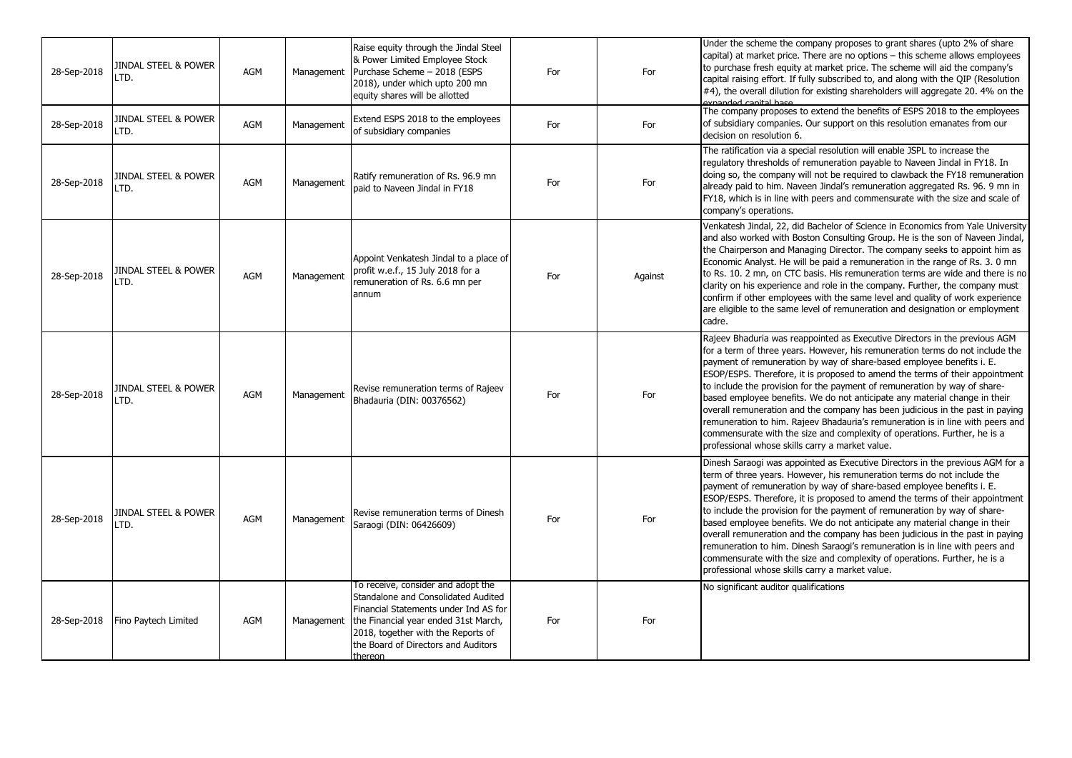| 28-Sep-2018 | JINDAL STEEL & POWER LTD. | AGM | Management | Raise equity through the Jindal Steel & Power Limited Employee Stock Purchase Scheme – 2018 (ESPS 2018), under which upto 200 mn equity shares will be allotted | For | For | Under the scheme the company proposes to grant shares (upto 2% of share capital) at market price. There are no options – this scheme allows employees to purchase fresh equity at market price. The scheme will aid the company's capital raising effort. If fully subscribed to, and along with the QIP (Resolution #4), the overall dilution for existing shareholders will aggregate 20. 4% on the expanded capital base |
|---|---|---|---|---|---|---|---|
| 28-Sep-2018 | JINDAL STEEL & POWER LTD. | AGM | Management | Extend ESPS 2018 to the employees of subsidiary companies | For | For | The company proposes to extend the benefits of ESPS 2018 to the employees of subsidiary companies. Our support on this resolution emanates from our decision on resolution 6. |
| 28-Sep-2018 | JINDAL STEEL & POWER LTD. | AGM | Management | Ratify remuneration of Rs. 96.9 mn paid to Naveen Jindal in FY18 | For | For | The ratification via a special resolution will enable JSPL to increase the regulatory thresholds of remuneration payable to Naveen Jindal in FY18. In doing so, the company will not be required to clawback the FY18 remuneration already paid to him. Naveen Jindal's remuneration aggregated Rs. 96. 9 mn in FY18, which is in line with peers and commensurate with the size and scale of company's operations. |
| 28-Sep-2018 | JINDAL STEEL & POWER LTD. | AGM | Management | Appoint Venkatesh Jindal to a place of profit w.e.f., 15 July 2018 for a remuneration of Rs. 6.6 mn per annum | For | Against | Venkatesh Jindal, 22, did Bachelor of Science in Economics from Yale University and also worked with Boston Consulting Group. He is the son of Naveen Jindal, the Chairperson and Managing Director. The company seeks to appoint him as Economic Analyst. He will be paid a remuneration in the range of Rs. 3. 0 mn to Rs. 10. 2 mn, on CTC basis. His remuneration terms are wide and there is no clarity on his experience and role in the company. Further, the company must confirm if other employees with the same level and quality of work experience are eligible to the same level of remuneration and designation or employment cadre. |
| 28-Sep-2018 | JINDAL STEEL & POWER LTD. | AGM | Management | Revise remuneration terms of Rajeev Bhadauria (DIN: 00376562) | For | For | Rajeev Bhaduria was reappointed as Executive Directors in the previous AGM for a term of three years. However, his remuneration terms do not include the payment of remuneration by way of share-based employee benefits i. E. ESOP/ESPS. Therefore, it is proposed to amend the terms of their appointment to include the provision for the payment of remuneration by way of share-based employee benefits. We do not anticipate any material change in their overall remuneration and the company has been judicious in the past in paying remuneration to him. Rajeev Bhadauria's remuneration is in line with peers and commensurate with the size and complexity of operations. Further, he is a professional whose skills carry a market value. |
| 28-Sep-2018 | JINDAL STEEL & POWER LTD. | AGM | Management | Revise remuneration terms of Dinesh Saraogi (DIN: 06426609) | For | For | Dinesh Saraogi was appointed as Executive Directors in the previous AGM for a term of three years. However, his remuneration terms do not include the payment of remuneration by way of share-based employee benefits i. E. ESOP/ESPS. Therefore, it is proposed to amend the terms of their appointment to include the provision for the payment of remuneration by way of share-based employee benefits. We do not anticipate any material change in their overall remuneration and the company has been judicious in the past in paying remuneration to him. Dinesh Saraogi's remuneration is in line with peers and commensurate with the size and complexity of operations. Further, he is a professional whose skills carry a market value. |
| 28-Sep-2018 | Fino Paytech Limited | AGM | Management | To receive, consider and adopt the Standalone and Consolidated Audited Financial Statements under Ind AS for the Financial year ended 31st March, 2018, together with the Reports of the Board of Directors and Auditors thereon | For | For | No significant auditor qualifications |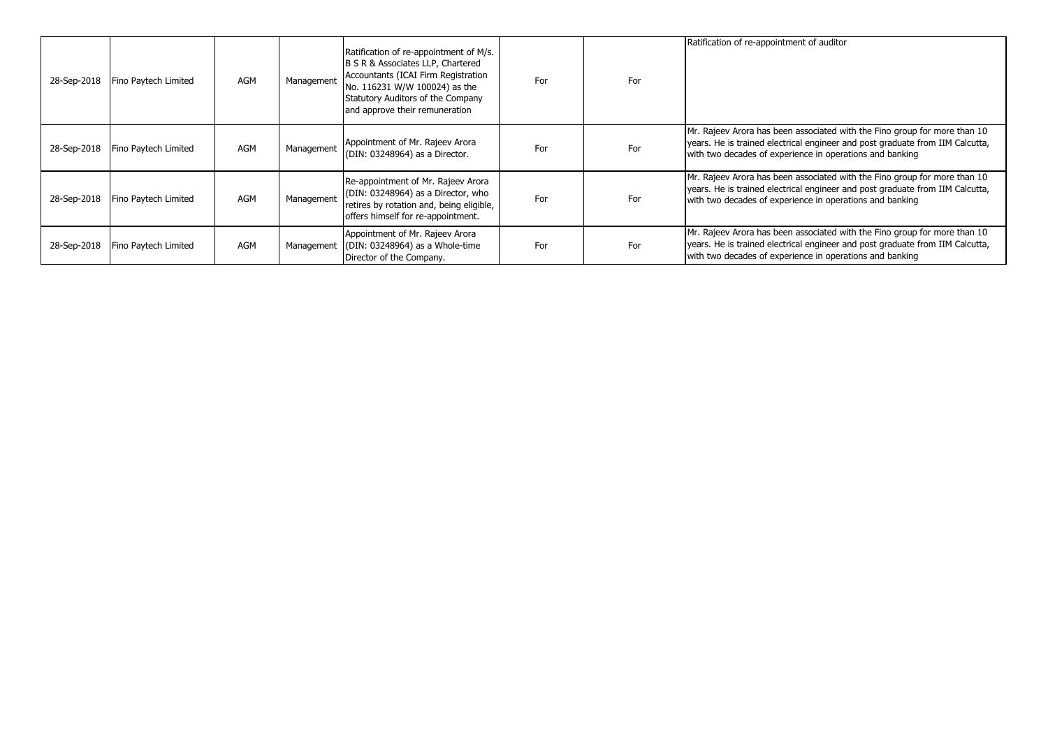| | | | | | | | |
|---|---|---|---|---|---|---|---|
| 28-Sep-2018 | Fino Paytech Limited | AGM | Management | Ratification of re-appointment of M/s. B S R & Associates LLP, Chartered Accountants (ICAI Firm Registration No. 116231 W/W 100024) as the Statutory Auditors of the Company and approve their remuneration | For | For | Ratification of re-appointment of auditor |
| 28-Sep-2018 | Fino Paytech Limited | AGM | Management | Appointment of Mr. Rajeev Arora (DIN: 03248964) as a Director. | For | For | Mr. Rajeev Arora has been associated with the Fino group for more than 10 years. He is trained electrical engineer and post graduate from IIM Calcutta, with two decades of experience in operations and banking |
| 28-Sep-2018 | Fino Paytech Limited | AGM | Management | Re-appointment of Mr. Rajeev Arora (DIN: 03248964) as a Director, who retires by rotation and, being eligible, offers himself for re-appointment. | For | For | Mr. Rajeev Arora has been associated with the Fino group for more than 10 years. He is trained electrical engineer and post graduate from IIM Calcutta, with two decades of experience in operations and banking |
| 28-Sep-2018 | Fino Paytech Limited | AGM | Management | Appointment of Mr. Rajeev Arora (DIN: 03248964) as a Whole-time Director of the Company. | For | For | Mr. Rajeev Arora has been associated with the Fino group for more than 10 years. He is trained electrical engineer and post graduate from IIM Calcutta, with two decades of experience in operations and banking |